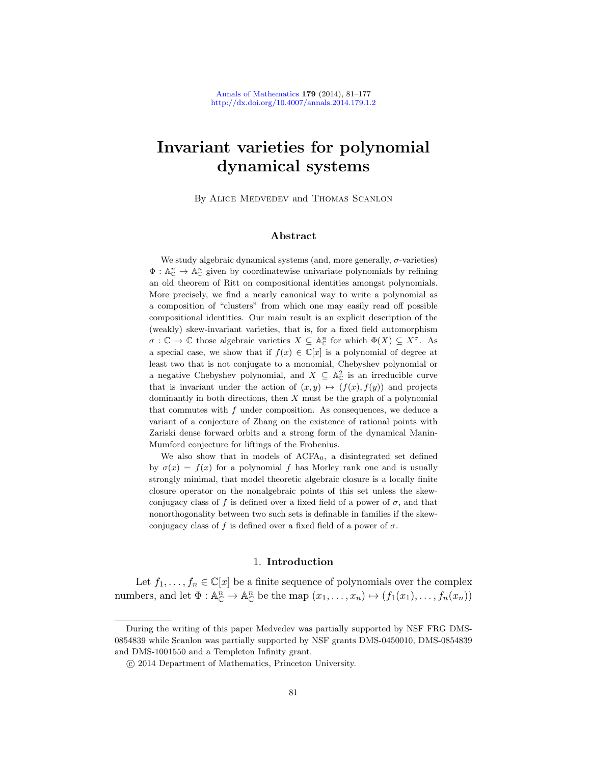# Invariant varieties for polynomial dynamical systems

By Alice Medvedev and Thomas Scanlon

## Abstract

We study algebraic dynamical systems (and, more generally, $\sigma$-varieties) $\Phi : \mathbb{A}^n_{\mathbb{C}} \to \mathbb{A}^n_{\mathbb{C}}$ given by coordinatewise univariate polynomials by refining an old theorem of Ritt on compositional identities amongst polynomials. More precisely, we find a nearly canonical way to write a polynomial as a composition of "clusters" from which one may easily read off possible compositional identities. Our main result is an explicit description of the (weakly) skew-invariant varieties, that is, for a fixed field automorphism $\sigma : \mathbb{C} \to \mathbb{C}$ those algebraic varieties $X \subseteq \mathbb{A}^n_{\mathbb{C}}$ for which $\Phi(X) \subseteq X^\sigma$. As a special case, we show that if $f(x) \in \mathbb{C}[x]$ is a polynomial of degree at least two that is not conjugate to a monomial, Chebyshev polynomial or a negative Chebyshev polynomial, and $X \subseteq \mathbb{A}^2_{\mathbb{C}}$ is an irreducible curve that is invariant under the action of $(x, y) \mapsto (f(x), f(y))$ and projects dominantly in both directions, then $X$ must be the graph of a polynomial that commutes with $f$ under composition. As consequences, we deduce a variant of a conjecture of Zhang on the existence of rational points with Zariski dense forward orbits and a strong form of the dynamical Manin-Mumford conjecture for liftings of the Frobenius.

We also show that in models of $\mathrm{ACFA}_0$, a disintegrated set defined by $\sigma(x) = f(x)$ for a polynomial $f$ has Morley rank one and is usually strongly minimal, that model theoretic algebraic closure is a locally finite closure operator on the nonalgebraic points of this set unless the skew-conjugacy class of $f$ is defined over a fixed field of a power of $\sigma$, and that nonorthogonality between two such sets is definable in families if the skew-conjugacy class of $f$ is defined over a fixed field of a power of $\sigma$.

## 1. Introduction

Let $f_1, \ldots, f_n \in \mathbb{C}[x]$ be a finite sequence of polynomials over the complex numbers, and let $\Phi : \mathbb{A}^n_{\mathbb{C}} \to \mathbb{A}^n_{\mathbb{C}}$ be the map $(x_1, \ldots, x_n) \mapsto (f_1(x_1), \ldots, f_n(x_n))$

---

During the writing of this paper Medvedev was partially supported by NSF FRG DMS-0854839 while Scanlon was partially supported by NSF grants DMS-0450010, DMS-0854839 and DMS-1001550 and a Templeton Infinity grant.

© 2014 Department of Mathematics, Princeton University.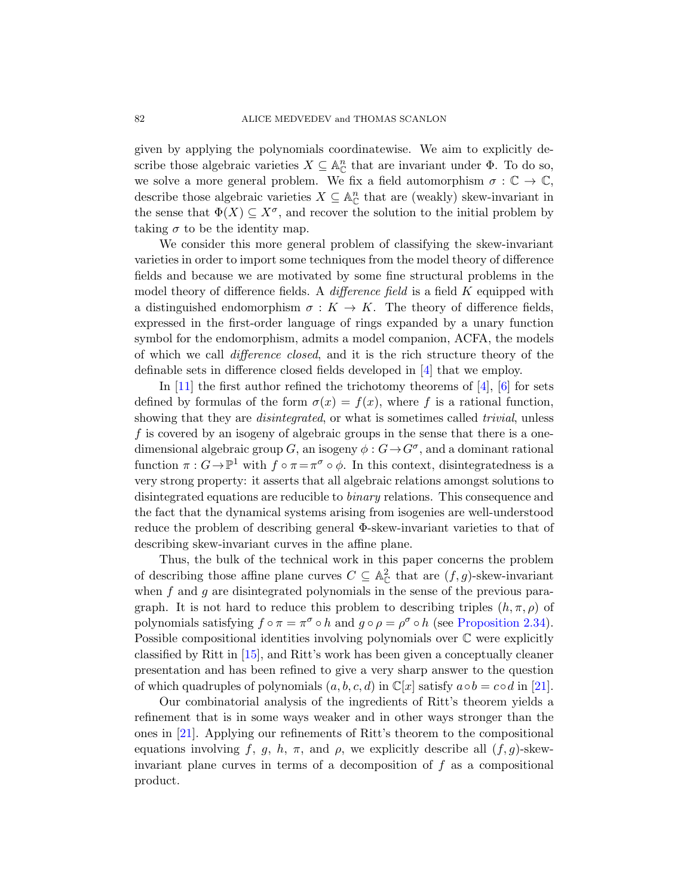given by applying the polynomials coordinatewise. We aim to explicitly describe those algebraic varieties $X \subseteq \mathbb{A}^n_{\mathbb{C}}$ that are invariant under $\Phi$. To do so, we solve a more general problem. We fix a field automorphism $\sigma : \mathbb{C} \to \mathbb{C}$, describe those algebraic varieties $X \subseteq \mathbb{A}^n_{\mathbb{C}}$ that are (weakly) skew-invariant in the sense that $\Phi(X) \subseteq X^\sigma$, and recover the solution to the initial problem by taking $\sigma$ to be the identity map.

We consider this more general problem of classifying the skew-invariant varieties in order to import some techniques from the model theory of difference fields and because we are motivated by some fine structural problems in the model theory of difference fields. A *difference field* is a field $K$ equipped with a distinguished endomorphism $\sigma : K \to K$. The theory of difference fields, expressed in the first-order language of rings expanded by a unary function symbol for the endomorphism, admits a model companion, ACFA, the models of which we call *difference closed*, and it is the rich structure theory of the definable sets in difference closed fields developed in [4] that we employ.

In [11] the first author refined the trichotomy theorems of [4], [6] for sets defined by formulas of the form $\sigma(x) = f(x)$, where $f$ is a rational function, showing that they are *disintegrated*, or what is sometimes called *trivial*, unless $f$ is covered by an isogeny of algebraic groups in the sense that there is a one-dimensional algebraic group $G$, an isogeny $\phi : G \to G^\sigma$, and a dominant rational function $\pi : G \to \mathbb{P}^1$ with $f \circ \pi = \pi^\sigma \circ \phi$. In this context, disintegratedness is a very strong property: it asserts that all algebraic relations amongst solutions to disintegrated equations are reducible to *binary* relations. This consequence and the fact that the dynamical systems arising from isogenies are well-understood reduce the problem of describing general $\Phi$-skew-invariant varieties to that of describing skew-invariant curves in the affine plane.

Thus, the bulk of the technical work in this paper concerns the problem of describing those affine plane curves $C \subseteq \mathbb{A}^2_{\mathbb{C}}$ that are $(f, g)$-skew-invariant when $f$ and $g$ are disintegrated polynomials in the sense of the previous paragraph. It is not hard to reduce this problem to describing triples $(h, \pi, \rho)$ of polynomials satisfying $f \circ \pi = \pi^\sigma \circ h$ and $g \circ \rho = \rho^\sigma \circ h$ (see Proposition 2.34). Possible compositional identities involving polynomials over $\mathbb{C}$ were explicitly classified by Ritt in [15], and Ritt's work has been given a conceptually cleaner presentation and has been refined to give a very sharp answer to the question of which quadruples of polynomials $(a, b, c, d)$ in $\mathbb{C}[x]$ satisfy $a \circ b = c \circ d$ in [21].

Our combinatorial analysis of the ingredients of Ritt's theorem yields a refinement that is in some ways weaker and in other ways stronger than the ones in [21]. Applying our refinements of Ritt's theorem to the compositional equations involving $f$, $g$, $h$, $\pi$, and $\rho$, we explicitly describe all $(f, g)$-skew-invariant plane curves in terms of a decomposition of $f$ as a compositional product.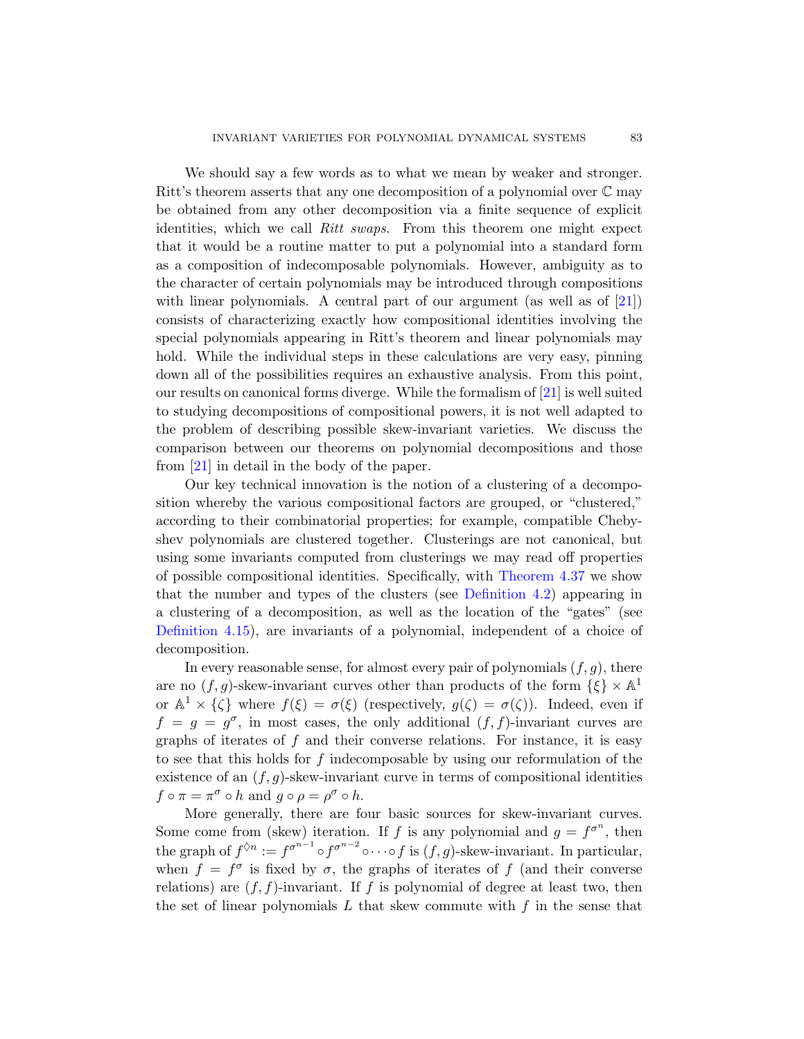We should say a few words as to what we mean by weaker and stronger. Ritt's theorem asserts that any one decomposition of a polynomial over $\mathbb{C}$ may be obtained from any other decomposition via a finite sequence of explicit identities, which we call *Ritt swaps*. From this theorem one might expect that it would be a routine matter to put a polynomial into a standard form as a composition of indecomposable polynomials. However, ambiguity as to the character of certain polynomials may be introduced through compositions with linear polynomials. A central part of our argument (as well as of [21]) consists of characterizing exactly how compositional identities involving the special polynomials appearing in Ritt's theorem and linear polynomials may hold. While the individual steps in these calculations are very easy, pinning down all of the possibilities requires an exhaustive analysis. From this point, our results on canonical forms diverge. While the formalism of [21] is well suited to studying decompositions of compositional powers, it is not well adapted to the problem of describing possible skew-invariant varieties. We discuss the comparison between our theorems on polynomial decompositions and those from [21] in detail in the body of the paper.

Our key technical innovation is the notion of a clustering of a decomposition whereby the various compositional factors are grouped, or "clustered," according to their combinatorial properties; for example, compatible Chebyshev polynomials are clustered together. Clusterings are not canonical, but using some invariants computed from clusterings we may read off properties of possible compositional identities. Specifically, with Theorem 4.37 we show that the number and types of the clusters (see Definition 4.2) appearing in a clustering of a decomposition, as well as the location of the "gates" (see Definition 4.15), are invariants of a polynomial, independent of a choice of decomposition.

In every reasonable sense, for almost every pair of polynomials $(f, g)$, there are no $(f, g)$-skew-invariant curves other than products of the form $\{\xi\} \times \mathbb{A}^1$ or $\mathbb{A}^1 \times \{\zeta\}$ where $f(\xi) = \sigma(\xi)$ (respectively, $g(\zeta) = \sigma(\zeta)$). Indeed, even if $f = g = g^\sigma$, in most cases, the only additional $(f, f)$-invariant curves are graphs of iterates of $f$ and their converse relations. For instance, it is easy to see that this holds for $f$ indecomposable by using our reformulation of the existence of an $(f, g)$-skew-invariant curve in terms of compositional identities $f \circ \pi = \pi^\sigma \circ h$ and $g \circ \rho = \rho^\sigma \circ h$.

More generally, there are four basic sources for skew-invariant curves. Some come from (skew) iteration. If $f$ is any polynomial and $g = f^{\sigma^n}$, then the graph of $f^{\lozenge n} := f^{\sigma^{n-1}} \circ f^{\sigma^{n-2}} \circ \cdots \circ f$ is $(f, g)$-skew-invariant. In particular, when $f = f^\sigma$ is fixed by $\sigma$, the graphs of iterates of $f$ (and their converse relations) are $(f, f)$-invariant. If $f$ is polynomial of degree at least two, then the set of linear polynomials $L$ that skew commute with $f$ in the sense that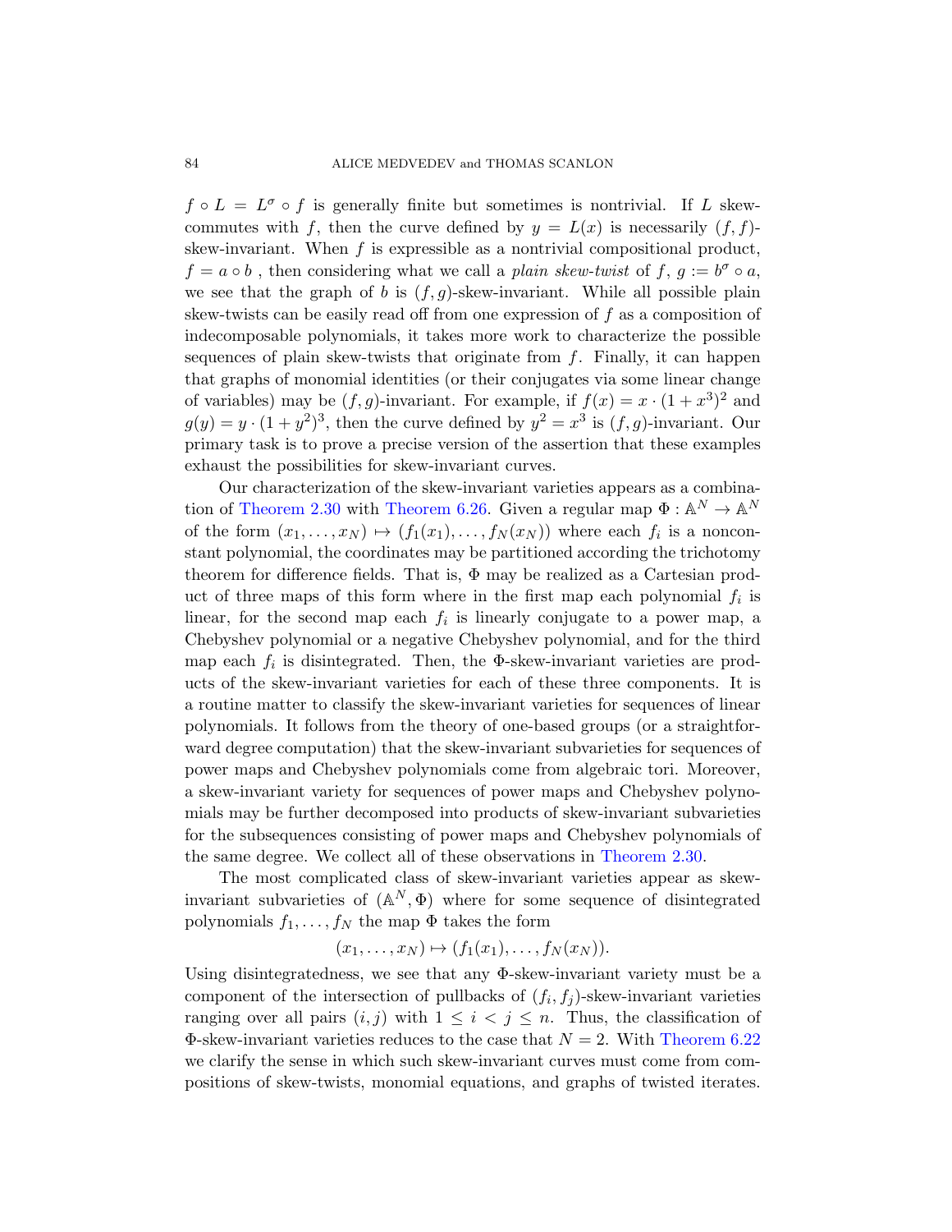$f \circ L = L^\sigma \circ f$ is generally finite but sometimes is nontrivial. If $L$ skew-commutes with $f$, then the curve defined by $y = L(x)$ is necessarily $(f, f)$-skew-invariant. When $f$ is expressible as a nontrivial compositional product, $f = a \circ b$ , then considering what we call a *plain skew-twist* of $f$, $g := b^\sigma \circ a$, we see that the graph of $b$ is $(f, g)$-skew-invariant. While all possible plain skew-twists can be easily read off from one expression of $f$ as a composition of indecomposable polynomials, it takes more work to characterize the possible sequences of plain skew-twists that originate from $f$. Finally, it can happen that graphs of monomial identities (or their conjugates via some linear change of variables) may be $(f, g)$-invariant. For example, if $f(x) = x \cdot (1 + x^3)^2$ and $g(y) = y \cdot (1 + y^2)^3$, then the curve defined by $y^2 = x^3$ is $(f, g)$-invariant. Our primary task is to prove a precise version of the assertion that these examples exhaust the possibilities for skew-invariant curves.

Our characterization of the skew-invariant varieties appears as a combination of Theorem 2.30 with Theorem 6.26. Given a regular map $\Phi : \mathbb{A}^N \to \mathbb{A}^N$ of the form $(x_1, \ldots, x_N) \mapsto (f_1(x_1), \ldots, f_N(x_N))$ where each $f_i$ is a nonconstant polynomial, the coordinates may be partitioned according the trichotomy theorem for difference fields. That is, $\Phi$ may be realized as a Cartesian product of three maps of this form where in the first map each polynomial $f_i$ is linear, for the second map each $f_i$ is linearly conjugate to a power map, a Chebyshev polynomial or a negative Chebyshev polynomial, and for the third map each $f_i$ is disintegrated. Then, the $\Phi$-skew-invariant varieties are products of the skew-invariant varieties for each of these three components. It is a routine matter to classify the skew-invariant varieties for sequences of linear polynomials. It follows from the theory of one-based groups (or a straightforward degree computation) that the skew-invariant subvarieties for sequences of power maps and Chebyshev polynomials come from algebraic tori. Moreover, a skew-invariant variety for sequences of power maps and Chebyshev polynomials may be further decomposed into products of skew-invariant subvarieties for the subsequences consisting of power maps and Chebyshev polynomials of the same degree. We collect all of these observations in Theorem 2.30.

The most complicated class of skew-invariant varieties appear as skew-invariant subvarieties of $(\mathbb{A}^N, \Phi)$ where for some sequence of disintegrated polynomials $f_1, \ldots, f_N$ the map $\Phi$ takes the form

$$(x_1, \ldots, x_N) \mapsto (f_1(x_1), \ldots, f_N(x_N)).$$

Using disintegratedness, we see that any $\Phi$-skew-invariant variety must be a component of the intersection of pullbacks of $(f_i, f_j)$-skew-invariant varieties ranging over all pairs $(i, j)$ with $1 \leq i < j \leq n$. Thus, the classification of $\Phi$-skew-invariant varieties reduces to the case that $N = 2$. With Theorem 6.22 we clarify the sense in which such skew-invariant curves must come from compositions of skew-twists, monomial equations, and graphs of twisted iterates.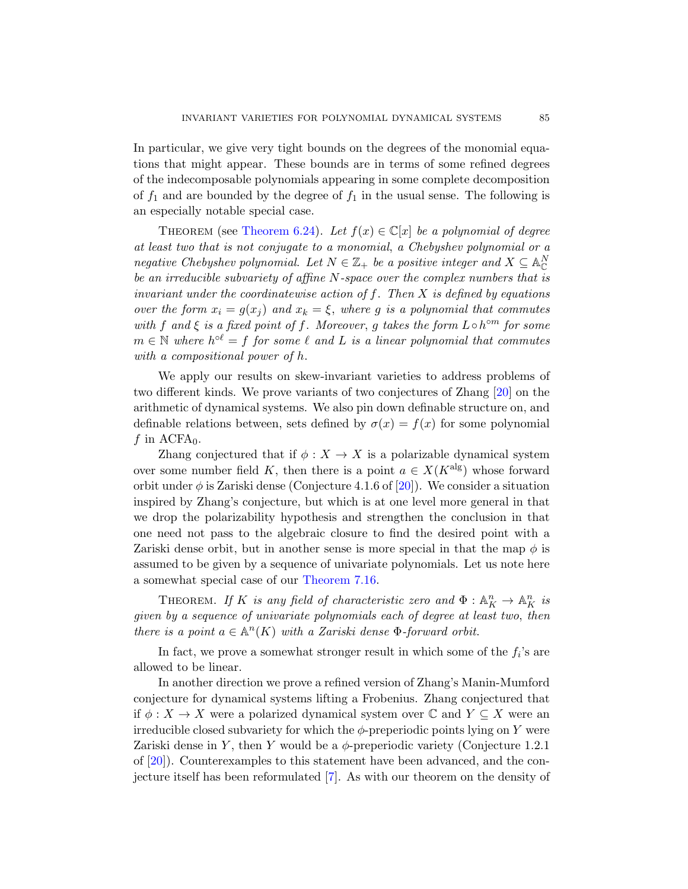In particular, we give very tight bounds on the degrees of the monomial equations that might appear. These bounds are in terms of some refined degrees of the indecomposable polynomials appearing in some complete decomposition of $f_1$ and are bounded by the degree of $f_1$ in the usual sense. The following is an especially notable special case.

Theorem (see Theorem 6.24). *Let $f(x) \in \mathbb{C}[x]$ be a polynomial of degree at least two that is not conjugate to a monomial, a Chebyshev polynomial or a negative Chebyshev polynomial. Let $N \in \mathbb{Z}_+$ be a positive integer and $X \subseteq \mathbb{A}^N_{\mathbb{C}}$ be an irreducible subvariety of affine $N$-space over the complex numbers that is invariant under the coordinatewise action of $f$. Then $X$ is defined by equations over the form $x_i = g(x_j)$ and $x_k = \xi$, where $g$ is a polynomial that commutes with $f$ and $\xi$ is a fixed point of $f$. Moreover, $g$ takes the form $L \circ h^{\circ m}$ for some $m \in \mathbb{N}$ where $h^{\circ \ell} = f$ for some $\ell$ and $L$ is a linear polynomial that commutes with a compositional power of $h$.*

We apply our results on skew-invariant varieties to address problems of two different kinds. We prove variants of two conjectures of Zhang [20] on the arithmetic of dynamical systems. We also pin down definable structure on, and definable relations between, sets defined by $\sigma(x) = f(x)$ for some polynomial $f$ in $\mathrm{ACFA}_0$.

Zhang conjectured that if $\phi : X \to X$ is a polarizable dynamical system over some number field $K$, then there is a point $a \in X(K^{\mathrm{alg}})$ whose forward orbit under $\phi$ is Zariski dense (Conjecture 4.1.6 of [20]). We consider a situation inspired by Zhang's conjecture, but which is at one level more general in that we drop the polarizability hypothesis and strengthen the conclusion in that one need not pass to the algebraic closure to find the desired point with a Zariski dense orbit, but in another sense is more special in that the map $\phi$ is assumed to be given by a sequence of univariate polynomials. Let us note here a somewhat special case of our Theorem 7.16.

Theorem. *If $K$ is any field of characteristic zero and $\Phi : \mathbb{A}^n_K \to \mathbb{A}^n_K$ is given by a sequence of univariate polynomials each of degree at least two, then there is a point $a \in \mathbb{A}^n(K)$ with a Zariski dense $\Phi$-forward orbit.*

In fact, we prove a somewhat stronger result in which some of the $f_i$'s are allowed to be linear.

In another direction we prove a refined version of Zhang's Manin-Mumford conjecture for dynamical systems lifting a Frobenius. Zhang conjectured that if $\phi : X \to X$ were a polarized dynamical system over $\mathbb{C}$ and $Y \subseteq X$ were an irreducible closed subvariety for which the $\phi$-preperiodic points lying on $Y$ were Zariski dense in $Y$, then $Y$ would be a $\phi$-preperiodic variety (Conjecture 1.2.1 of [20]). Counterexamples to this statement have been advanced, and the conjecture itself has been reformulated [7]. As with our theorem on the density of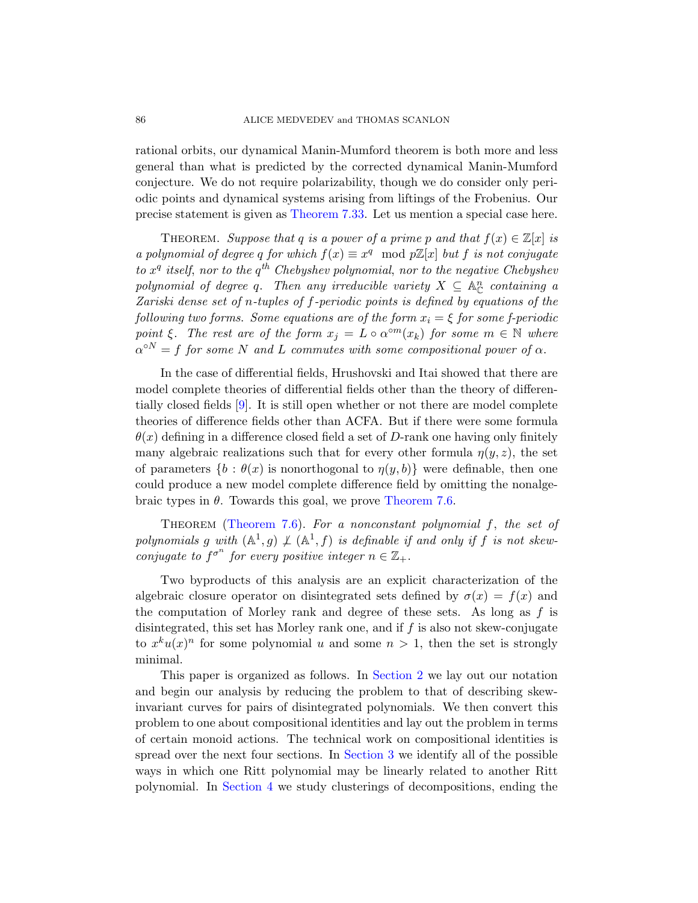rational orbits, our dynamical Manin-Mumford theorem is both more and less general than what is predicted by the corrected dynamical Manin-Mumford conjecture. We do not require polarizability, though we do consider only periodic points and dynamical systems arising from liftings of the Frobenius. Our precise statement is given as Theorem 7.33. Let us mention a special case here.

THEOREM. *Suppose that $q$ is a power of a prime $p$ and that $f(x) \in \mathbb{Z}[x]$ is a polynomial of degree $q$ for which $f(x) \equiv x^q \mod p\mathbb{Z}[x]$ but $f$ is not conjugate to $x^q$ itself, nor to the $q^{th}$ Chebyshev polynomial, nor to the negative Chebyshev polynomial of degree $q$. Then any irreducible variety $X \subseteq \mathbb{A}^n_{\mathbb{C}}$ containing a Zariski dense set of $n$-tuples of $f$-periodic points is defined by equations of the following two forms. Some equations are of the form $x_i = \xi$ for some $f$-periodic point $\xi$. The rest are of the form $x_j = L \circ \alpha^{\circ m}(x_k)$ for some $m \in \mathbb{N}$ where $\alpha^{\circ N} = f$ for some $N$ and $L$ commutes with some compositional power of $\alpha$.*

In the case of differential fields, Hrushovski and Itai showed that there are model complete theories of differential fields other than the theory of differentially closed fields [9]. It is still open whether or not there are model complete theories of difference fields other than ACFA. But if there were some formula $\theta(x)$ defining in a difference closed field a set of $D$-rank one having only finitely many algebraic realizations such that for every other formula $\eta(y, z)$, the set of parameters $\{b : \theta(x) \text{ is nonorthogonal to } \eta(y, b)\}$ were definable, then one could produce a new model complete difference field by omitting the nonalgebraic types in $\theta$. Towards this goal, we prove Theorem 7.6.

THEOREM (Theorem 7.6). *For a nonconstant polynomial $f$, the set of polynomials $g$ with $(\mathbb{A}^1, g) \not\perp (\mathbb{A}^1, f)$ is definable if and only if $f$ is not skew-conjugate to $f^{\sigma^n}$ for every positive integer $n \in \mathbb{Z}_+$.*

Two byproducts of this analysis are an explicit characterization of the algebraic closure operator on disintegrated sets defined by $\sigma(x) = f(x)$ and the computation of Morley rank and degree of these sets. As long as $f$ is disintegrated, this set has Morley rank one, and if $f$ is also not skew-conjugate to $x^k u(x)^n$ for some polynomial $u$ and some $n > 1$, then the set is strongly minimal.

This paper is organized as follows. In Section 2 we lay out our notation and begin our analysis by reducing the problem to that of describing skew-invariant curves for pairs of disintegrated polynomials. We then convert this problem to one about compositional identities and lay out the problem in terms of certain monoid actions. The technical work on compositional identities is spread over the next four sections. In Section 3 we identify all of the possible ways in which one Ritt polynomial may be linearly related to another Ritt polynomial. In Section 4 we study clusterings of decompositions, ending the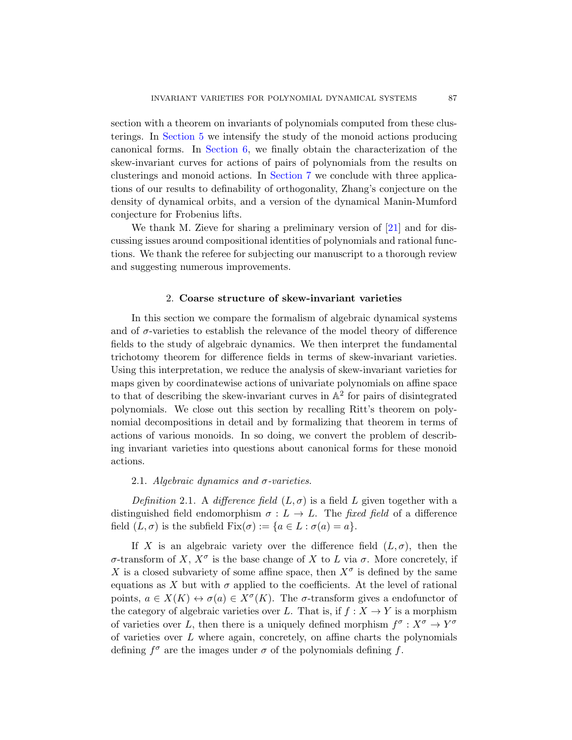section with a theorem on invariants of polynomials computed from these clusterings. In Section 5 we intensify the study of the monoid actions producing canonical forms. In Section 6, we finally obtain the characterization of the skew-invariant curves for actions of pairs of polynomials from the results on clusterings and monoid actions. In Section 7 we conclude with three applications of our results to definability of orthogonality, Zhang's conjecture on the density of dynamical orbits, and a version of the dynamical Manin-Mumford conjecture for Frobenius lifts.

We thank M. Zieve for sharing a preliminary version of [21] and for discussing issues around compositional identities of polynomials and rational functions. We thank the referee for subjecting our manuscript to a thorough review and suggesting numerous improvements.

## 2. Coarse structure of skew-invariant varieties

In this section we compare the formalism of algebraic dynamical systems and of $\sigma$-varieties to establish the relevance of the model theory of difference fields to the study of algebraic dynamics. We then interpret the fundamental trichotomy theorem for difference fields in terms of skew-invariant varieties. Using this interpretation, we reduce the analysis of skew-invariant varieties for maps given by coordinatewise actions of univariate polynomials on affine space to that of describing the skew-invariant curves in $\mathbb{A}^2$ for pairs of disintegrated polynomials. We close out this section by recalling Ritt's theorem on polynomial decompositions in detail and by formalizing that theorem in terms of actions of various monoids. In so doing, we convert the problem of describing invariant varieties into questions about canonical forms for these monoid actions.

### 2.1. *Algebraic dynamics and $\sigma$-varieties.*

*Definition* 2.1. A *difference field* $(L, \sigma)$ is a field $L$ given together with a distinguished field endomorphism $\sigma : L \to L$. The *fixed field* of a difference field $(L, \sigma)$ is the subfield $\text{Fix}(\sigma) := \{a \in L : \sigma(a) = a\}$.

If $X$ is an algebraic variety over the difference field $(L, \sigma)$, then the $\sigma$-transform of $X$, $X^\sigma$ is the base change of $X$ to $L$ via $\sigma$. More concretely, if $X$ is a closed subvariety of some affine space, then $X^\sigma$ is defined by the same equations as $X$ but with $\sigma$ applied to the coefficients. At the level of rational points, $a \in X(K) \leftrightarrow \sigma(a) \in X^\sigma(K)$. The $\sigma$-transform gives a endofunctor of the category of algebraic varieties over $L$. That is, if $f : X \to Y$ is a morphism of varieties over $L$, then there is a uniquely defined morphism $f^\sigma : X^\sigma \to Y^\sigma$ of varieties over $L$ where again, concretely, on affine charts the polynomials defining $f^\sigma$ are the images under $\sigma$ of the polynomials defining $f$.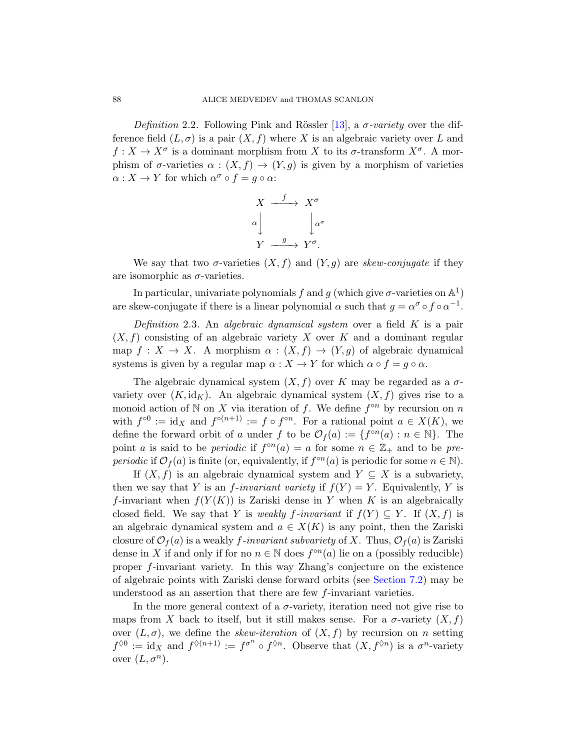*Definition* 2.2. Following Pink and Rössler [13], a *σ-variety* over the difference field $(L, \sigma)$ is a pair $(X, f)$ where $X$ is an algebraic variety over $L$ and $f : X \to X^\sigma$ is a dominant morphism from $X$ to its $\sigma$-transform $X^\sigma$. A morphism of $\sigma$-varieties $\alpha : (X, f) \to (Y, g)$ is given by a morphism of varieties $\alpha : X \to Y$ for which $\alpha^\sigma \circ f = g \circ \alpha$:

$$\begin{array}{ccc} X & \xrightarrow{f} & X^\sigma \\ \alpha \downarrow & & \downarrow \alpha^\sigma \\ Y & \xrightarrow{g} & Y^\sigma. \end{array}$$

We say that two $\sigma$-varieties $(X, f)$ and $(Y, g)$ are *skew-conjugate* if they are isomorphic as $\sigma$-varieties.

In particular, univariate polynomials $f$ and $g$ (which give $\sigma$-varieties on $\mathbb{A}^1$) are skew-conjugate if there is a linear polynomial $\alpha$ such that $g = \alpha^\sigma \circ f \circ \alpha^{-1}$.

*Definition* 2.3. An *algebraic dynamical system* over a field $K$ is a pair $(X, f)$ consisting of an algebraic variety $X$ over $K$ and a dominant regular map $f : X \to X$. A morphism $\alpha : (X, f) \to (Y, g)$ of algebraic dynamical systems is given by a regular map $\alpha : X \to Y$ for which $\alpha \circ f = g \circ \alpha$.

The algebraic dynamical system $(X, f)$ over $K$ may be regarded as a $\sigma$-variety over $(K, \mathrm{id}_K)$. An algebraic dynamical system $(X, f)$ gives rise to a monoid action of $\mathbb{N}$ on $X$ via iteration of $f$. We define $f^{\circ n}$ by recursion on $n$ with $f^{\circ 0} := \mathrm{id}_X$ and $f^{\circ(n+1)} := f \circ f^{\circ n}$. For a rational point $a \in X(K)$, we define the forward orbit of $a$ under $f$ to be $\mathcal{O}_f(a) := \{f^{\circ n}(a) : n \in \mathbb{N}\}$. The point $a$ is said to be *periodic* if $f^{\circ n}(a) = a$ for some $n \in \mathbb{Z}_+$ and to be *preperiodic* if $\mathcal{O}_f(a)$ is finite (or, equivalently, if $f^{\circ n}(a)$ is periodic for some $n \in \mathbb{N}$).

If $(X, f)$ is an algebraic dynamical system and $Y \subseteq X$ is a subvariety, then we say that $Y$ is an *f-invariant variety* if $f(Y) = Y$. Equivalently, $Y$ is $f$-invariant when $f(Y(K))$ is Zariski dense in $Y$ when $K$ is an algebraically closed field. We say that $Y$ is *weakly f-invariant* if $f(Y) \subseteq Y$. If $(X, f)$ is an algebraic dynamical system and $a \in X(K)$ is any point, then the Zariski closure of $\mathcal{O}_f(a)$ is a weakly *f-invariant subvariety* of $X$. Thus, $\mathcal{O}_f(a)$ is Zariski dense in $X$ if and only if for no $n \in \mathbb{N}$ does $f^{\circ n}(a)$ lie on a (possibly reducible) proper $f$-invariant variety. In this way Zhang's conjecture on the existence of algebraic points with Zariski dense forward orbits (see Section 7.2) may be understood as an assertion that there are few $f$-invariant varieties.

In the more general context of a $\sigma$-variety, iteration need not give rise to maps from $X$ back to itself, but it still makes sense. For a $\sigma$-variety $(X, f)$ over $(L, \sigma)$, we define the *skew-iteration* of $(X, f)$ by recursion on $n$ setting $f^{\lozenge 0} := \mathrm{id}_X$ and $f^{\lozenge(n+1)} := f^{\sigma^n} \circ f^{\lozenge n}$. Observe that $(X, f^{\lozenge n})$ is a $\sigma^n$-variety over $(L, \sigma^n)$.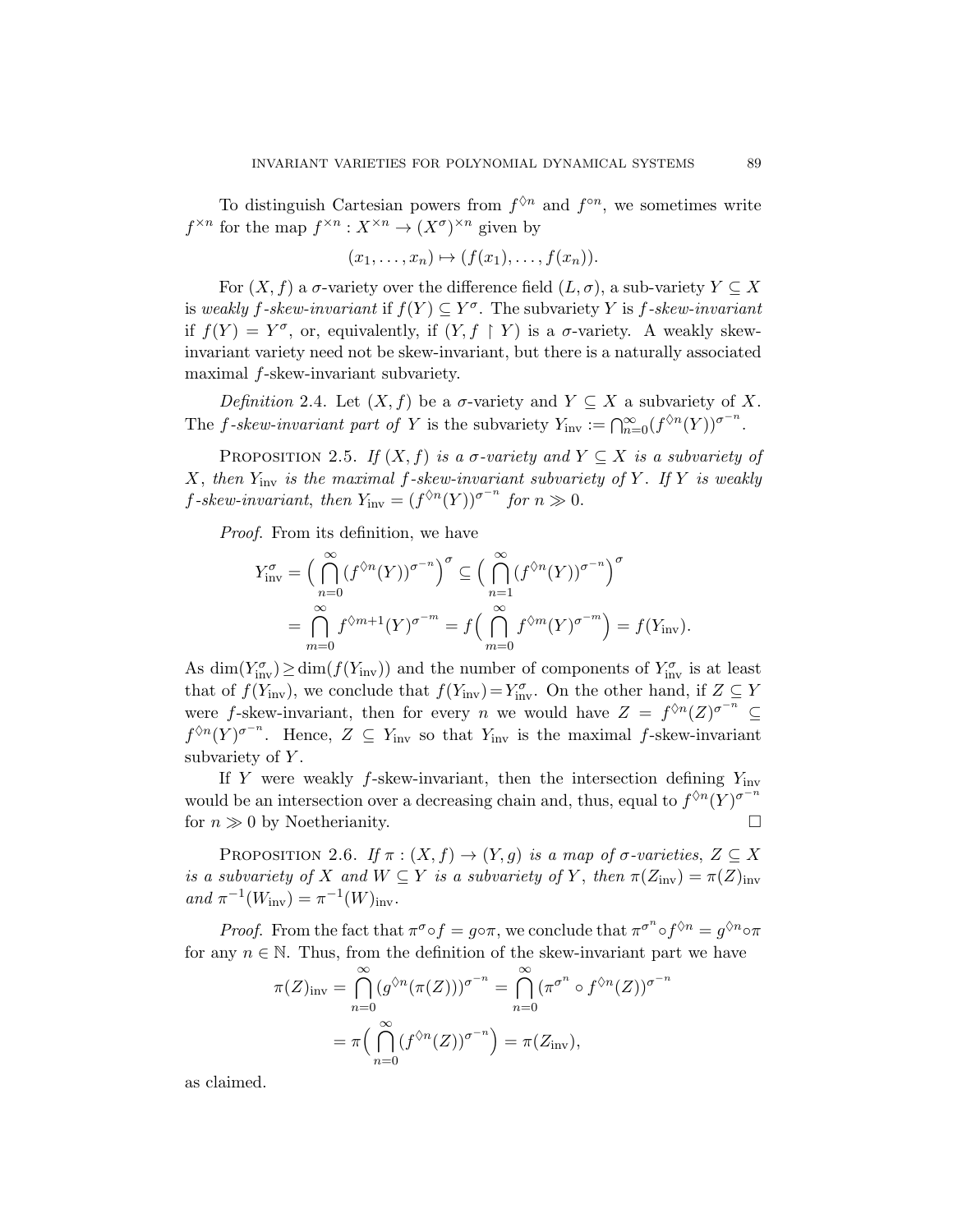To distinguish Cartesian powers from $f^{\lozenge n}$ and $f^{\circ n}$, we sometimes write $f^{\times n}$ for the map $f^{\times n} : X^{\times n} \to (X^\sigma)^{\times n}$ given by

$$(x_1, \dots, x_n) \mapsto (f(x_1), \dots, f(x_n)).$$

For $(X, f)$ a $\sigma$-variety over the difference field $(L, \sigma)$, a sub-variety $Y \subseteq X$ is *weakly $f$-skew-invariant* if $f(Y) \subseteq Y^\sigma$. The subvariety $Y$ is *$f$-skew-invariant* if $f(Y) = Y^\sigma$, or, equivalently, if $(Y, f \upharpoonright Y)$ is a $\sigma$-variety. A weakly skew-invariant variety need not be skew-invariant, but there is a naturally associated maximal $f$-skew-invariant subvariety.

*Definition* 2.4. Let $(X, f)$ be a $\sigma$-variety and $Y \subseteq X$ a subvariety of $X$. The *$f$-skew-invariant part of $Y$* is the subvariety $Y_{\mathrm{inv}} := \bigcap_{n=0}^\infty (f^{\lozenge n}(Y))^{\sigma^{-n}}$.

Proposition 2.5. *If $(X, f)$ is a $\sigma$-variety and $Y \subseteq X$ is a subvariety of $X$, then $Y_{\mathrm{inv}}$ is the maximal $f$-skew-invariant subvariety of $Y$. If $Y$ is weakly $f$-skew-invariant, then $Y_{\mathrm{inv}} = (f^{\lozenge n}(Y))^{\sigma^{-n}}$ for $n \gg 0$.*

*Proof.* From its definition, we have

$$\begin{aligned} Y_{\mathrm{inv}}^\sigma &= \Big( \bigcap_{n=0}^\infty (f^{\lozenge n}(Y))^{\sigma^{-n}} \Big)^\sigma \subseteq \Big( \bigcap_{n=1}^\infty (f^{\lozenge n}(Y))^{\sigma^{-n}} \Big)^\sigma \\ &= \bigcap_{m=0}^\infty f^{\lozenge m+1}(Y)^{\sigma^{-m}} = f\Big( \bigcap_{m=0}^\infty f^{\lozenge m}(Y)^{\sigma^{-m}} \Big) = f(Y_{\mathrm{inv}}). \end{aligned}$$

As $\dim(Y_{\mathrm{inv}}^\sigma) \geq \dim(f(Y_{\mathrm{inv}}))$ and the number of components of $Y_{\mathrm{inv}}^\sigma$ is at least that of $f(Y_{\mathrm{inv}})$, we conclude that $f(Y_{\mathrm{inv}}) = Y_{\mathrm{inv}}^\sigma$. On the other hand, if $Z \subseteq Y$ were $f$-skew-invariant, then for every $n$ we would have $Z = f^{\lozenge n}(Z)^{\sigma^{-n}} \subseteq f^{\lozenge n}(Y)^{\sigma^{-n}}$. Hence, $Z \subseteq Y_{\mathrm{inv}}$ so that $Y_{\mathrm{inv}}$ is the maximal $f$-skew-invariant subvariety of $Y$.

If $Y$ were weakly $f$-skew-invariant, then the intersection defining $Y_{\mathrm{inv}}$ would be an intersection over a decreasing chain and, thus, equal to $f^{\lozenge n}(Y)^{\sigma^{-n}}$ for $n \gg 0$ by Noetherianity. □

Proposition 2.6. *If $\pi : (X, f) \to (Y, g)$ is a map of $\sigma$-varieties, $Z \subseteq X$ is a subvariety of $X$ and $W \subseteq Y$ is a subvariety of $Y$, then $\pi(Z_{\mathrm{inv}}) = \pi(Z)_{\mathrm{inv}}$ and $\pi^{-1}(W_{\mathrm{inv}}) = \pi^{-1}(W)_{\mathrm{inv}}$.*

*Proof.* From the fact that $\pi^\sigma \circ f = g \circ \pi$, we conclude that $\pi^{\sigma^n} \circ f^{\lozenge n} = g^{\lozenge n} \circ \pi$ for any $n \in \mathbb{N}$. Thus, from the definition of the skew-invariant part we have

$$\begin{aligned} \pi(Z)_{\mathrm{inv}} &= \bigcap_{n=0}^\infty (g^{\lozenge n}(\pi(Z)))^{\sigma^{-n}} = \bigcap_{n=0}^\infty (\pi^{\sigma^n} \circ f^{\lozenge n}(Z))^{\sigma^{-n}} \\ &= \pi\Big( \bigcap_{n=0}^\infty (f^{\lozenge n}(Z))^{\sigma^{-n}} \Big) = \pi(Z_{\mathrm{inv}}), \end{aligned}$$

as claimed.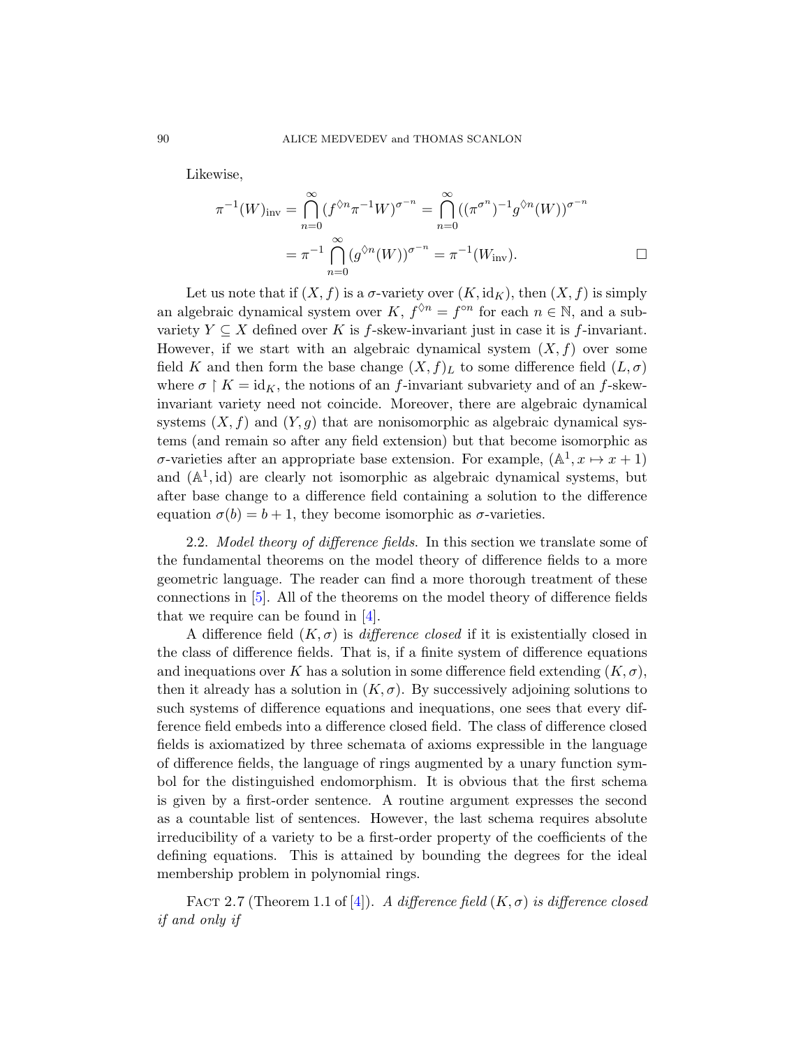Likewise,

$$\pi^{-1}(W)_{\text{inv}} = \bigcap_{n=0}^{\infty} (f^{\lozenge n} \pi^{-1} W)^{\sigma^{-n}} = \bigcap_{n=0}^{\infty} ((\pi^{\sigma^n})^{-1} g^{\lozenge n}(W))^{\sigma^{-n}}$$
$$= \pi^{-1} \bigcap_{n=0}^{\infty} (g^{\lozenge n}(W))^{\sigma^{-n}} = \pi^{-1}(W_{\text{inv}}). \qquad \square$$

Let us note that if $(X, f)$ is a $\sigma$-variety over $(K, \mathrm{id}_K)$, then $(X, f)$ is simply an algebraic dynamical system over $K$, $f^{\lozenge n} = f^{\circ n}$ for each $n \in \mathbb{N}$, and a subvariety $Y \subseteq X$ defined over $K$ is $f$-skew-invariant just in case it is $f$-invariant. However, if we start with an algebraic dynamical system $(X, f)$ over some field $K$ and then form the base change $(X, f)_L$ to some difference field $(L, \sigma)$ where $\sigma \restriction K = \mathrm{id}_K$, the notions of an $f$-invariant subvariety and of an $f$-skew-invariant variety need not coincide. Moreover, there are algebraic dynamical systems $(X, f)$ and $(Y, g)$ that are nonisomorphic as algebraic dynamical systems (and remain so after any field extension) but that become isomorphic as $\sigma$-varieties after an appropriate base extension. For example, $(\mathbb{A}^1, x \mapsto x + 1)$ and $(\mathbb{A}^1, \mathrm{id})$ are clearly not isomorphic as algebraic dynamical systems, but after base change to a difference field containing a solution to the difference equation $\sigma(b) = b + 1$, they become isomorphic as $\sigma$-varieties.

2.2. *Model theory of difference fields.* In this section we translate some of the fundamental theorems on the model theory of difference fields to a more geometric language. The reader can find a more thorough treatment of these connections in [5]. All of the theorems on the model theory of difference fields that we require can be found in [4].

A difference field $(K, \sigma)$ is *difference closed* if it is existentially closed in the class of difference fields. That is, if a finite system of difference equations and inequations over $K$ has a solution in some difference field extending $(K, \sigma)$, then it already has a solution in $(K, \sigma)$. By successively adjoining solutions to such systems of difference equations and inequations, one sees that every difference field embeds into a difference closed field. The class of difference closed fields is axiomatized by three schemata of axioms expressible in the language of difference fields, the language of rings augmented by a unary function symbol for the distinguished endomorphism. It is obvious that the first schema is given by a first-order sentence. A routine argument expresses the second as a countable list of sentences. However, the last schema requires absolute irreducibility of a variety to be a first-order property of the coefficients of the defining equations. This is attained by bounding the degrees for the ideal membership problem in polynomial rings.

Fact 2.7 (Theorem 1.1 of [4]). *A difference field $(K, \sigma)$ is difference closed if and only if*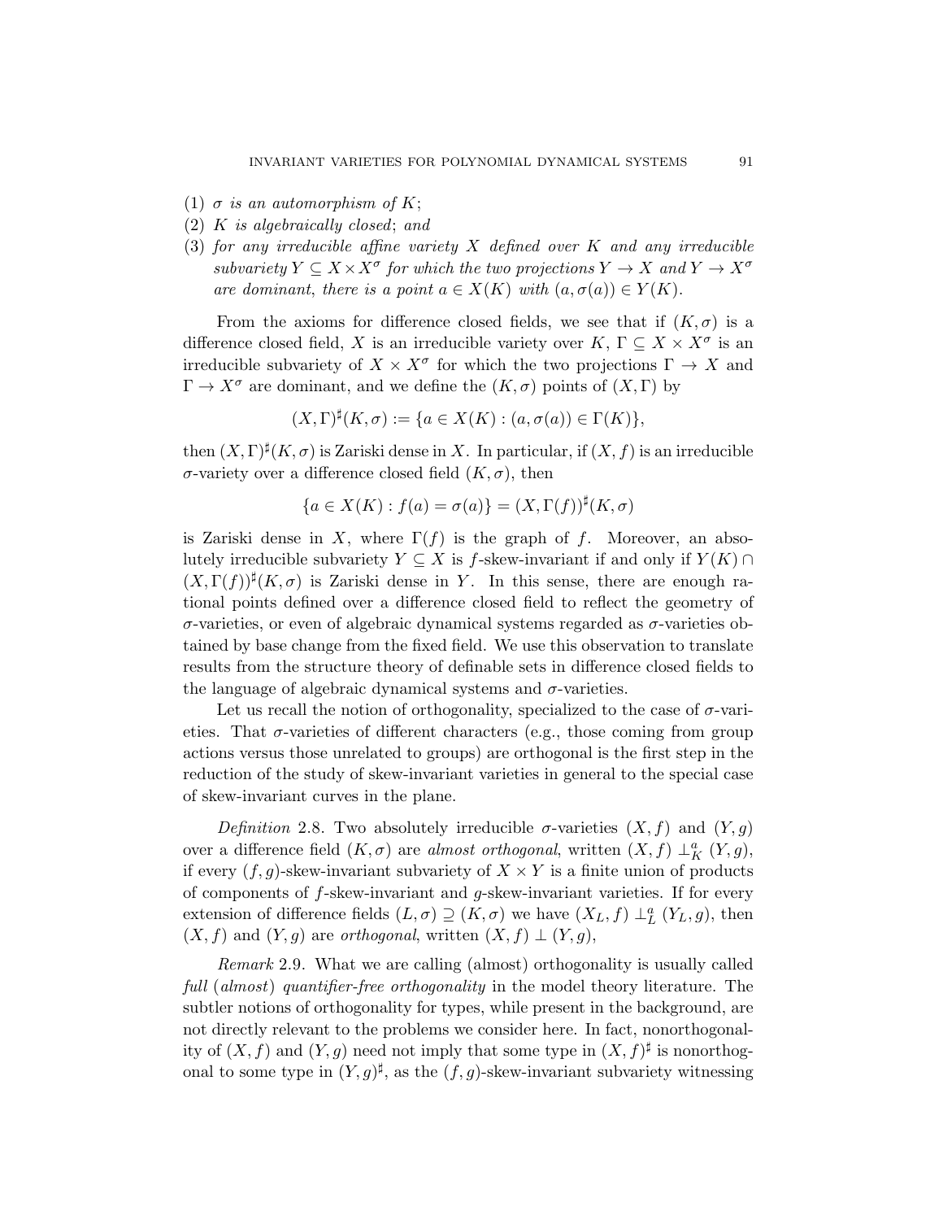(1) *$\sigma$ is an automorphism of $K$*;
(2) *$K$ is algebraically closed*; *and*
(3) *for any irreducible affine variety $X$ defined over $K$ and any irreducible subvariety $Y \subseteq X \times X^\sigma$ for which the two projections $Y \to X$ and $Y \to X^\sigma$ are dominant, there is a point $a \in X(K)$ with $(a, \sigma(a)) \in Y(K)$.*

From the axioms for difference closed fields, we see that if $(K, \sigma)$ is a difference closed field, $X$ is an irreducible variety over $K$, $\Gamma \subseteq X \times X^\sigma$ is an irreducible subvariety of $X \times X^\sigma$ for which the two projections $\Gamma \to X$ and $\Gamma \to X^\sigma$ are dominant, and we define the $(K, \sigma)$ points of $(X, \Gamma)$ by

$$(X, \Gamma)^\sharp(K, \sigma) := \{a \in X(K) : (a, \sigma(a)) \in \Gamma(K)\},$$

then $(X, \Gamma)^\sharp(K, \sigma)$ is Zariski dense in $X$. In particular, if $(X, f)$ is an irreducible $\sigma$-variety over a difference closed field $(K, \sigma)$, then

$$\{a \in X(K) : f(a) = \sigma(a)\} = (X, \Gamma(f))^\sharp(K, \sigma)$$

is Zariski dense in $X$, where $\Gamma(f)$ is the graph of $f$. Moreover, an absolutely irreducible subvariety $Y \subseteq X$ is $f$-skew-invariant if and only if $Y(K) \cap (X, \Gamma(f))^\sharp(K, \sigma)$ is Zariski dense in $Y$. In this sense, there are enough rational points defined over a difference closed field to reflect the geometry of $\sigma$-varieties, or even of algebraic dynamical systems regarded as $\sigma$-varieties obtained by base change from the fixed field. We use this observation to translate results from the structure theory of definable sets in difference closed fields to the language of algebraic dynamical systems and $\sigma$-varieties.

Let us recall the notion of orthogonality, specialized to the case of $\sigma$-varieties. That $\sigma$-varieties of different characters (e.g., those coming from group actions versus those unrelated to groups) are orthogonal is the first step in the reduction of the study of skew-invariant varieties in general to the special case of skew-invariant curves in the plane.

*Definition* 2.8. Two absolutely irreducible $\sigma$-varieties $(X, f)$ and $(Y, g)$ over a difference field $(K, \sigma)$ are *almost orthogonal*, written $(X, f) \perp_K^a (Y, g)$, if every $(f, g)$-skew-invariant subvariety of $X \times Y$ is a finite union of products of components of $f$-skew-invariant and $g$-skew-invariant varieties. If for every extension of difference fields $(L, \sigma) \supseteq (K, \sigma)$ we have $(X_L, f) \perp_L^a (Y_L, g)$, then $(X, f)$ and $(Y, g)$ are *orthogonal*, written $(X, f) \perp (Y, g)$,

*Remark* 2.9. What we are calling (almost) orthogonality is usually called *full* (*almost*) *quantifier-free orthogonality* in the model theory literature. The subtler notions of orthogonality for types, while present in the background, are not directly relevant to the problems we consider here. In fact, nonorthogonality of $(X, f)$ and $(Y, g)$ need not imply that some type in $(X, f)^\sharp$ is nonorthogonal to some type in $(Y, g)^\sharp$, as the $(f, g)$-skew-invariant subvariety witnessing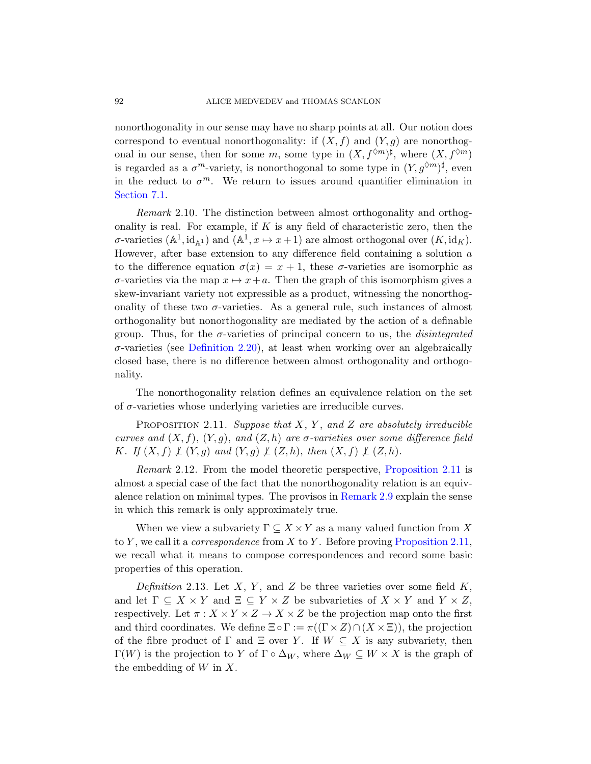nonorthogonality in our sense may have no sharp points at all. Our notion does correspond to eventual nonorthogonality: if $(X, f)$ and $(Y, g)$ are nonorthogonal in our sense, then for some $m$, some type in $(X, f^{\lozenge m})^\sharp$, where $(X, f^{\lozenge m})$ is regarded as a $\sigma^m$-variety, is nonorthogonal to some type in $(Y, g^{\lozenge m})^\sharp$, even in the reduct to $\sigma^m$. We return to issues around quantifier elimination in Section 7.1.

*Remark* 2.10. The distinction between almost orthogonality and orthogonality is real. For example, if $K$ is any field of characteristic zero, then the $\sigma$-varieties $(\mathbb{A}^1, \mathrm{id}_{\mathbb{A}^1})$ and $(\mathbb{A}^1, x \mapsto x + 1)$ are almost orthogonal over $(K, \mathrm{id}_K)$. However, after base extension to any difference field containing a solution $a$ to the difference equation $\sigma(x) = x + 1$, these $\sigma$-varieties are isomorphic as $\sigma$-varieties via the map $x \mapsto x + a$. Then the graph of this isomorphism gives a skew-invariant variety not expressible as a product, witnessing the nonorthogonality of these two $\sigma$-varieties. As a general rule, such instances of almost orthogonality but nonorthogonality are mediated by the action of a definable group. Thus, for the $\sigma$-varieties of principal concern to us, the *disintegrated* $\sigma$-varieties (see Definition 2.20), at least when working over an algebraically closed base, there is no difference between almost orthogonality and orthogonality.

The nonorthogonality relation defines an equivalence relation on the set of $\sigma$-varieties whose underlying varieties are irreducible curves.

PROPOSITION 2.11. *Suppose that $X$, $Y$, and $Z$ are absolutely irreducible curves and $(X, f)$, $(Y, g)$, and $(Z, h)$ are $\sigma$-varieties over some difference field $K$. If $(X, f) \not\perp (Y, g)$ and $(Y, g) \not\perp (Z, h)$, then $(X, f) \not\perp (Z, h)$.*

*Remark* 2.12. From the model theoretic perspective, Proposition 2.11 is almost a special case of the fact that the nonorthogonality relation is an equivalence relation on minimal types. The provisos in Remark 2.9 explain the sense in which this remark is only approximately true.

When we view a subvariety $\Gamma \subseteq X \times Y$ as a many valued function from $X$ to $Y$, we call it a *correspondence* from $X$ to $Y$. Before proving Proposition 2.11, we recall what it means to compose correspondences and record some basic properties of this operation.

*Definition* 2.13. Let $X$, $Y$, and $Z$ be three varieties over some field $K$, and let $\Gamma \subseteq X \times Y$ and $\Xi \subseteq Y \times Z$ be subvarieties of $X \times Y$ and $Y \times Z$, respectively. Let $\pi : X \times Y \times Z \to X \times Z$ be the projection map onto the first and third coordinates. We define $\Xi \circ \Gamma := \pi((\Gamma \times Z) \cap (X \times \Xi))$, the projection of the fibre product of $\Gamma$ and $\Xi$ over $Y$. If $W \subseteq X$ is any subvariety, then $\Gamma(W)$ is the projection to $Y$ of $\Gamma \circ \Delta_W$, where $\Delta_W \subseteq W \times X$ is the graph of the embedding of $W$ in $X$.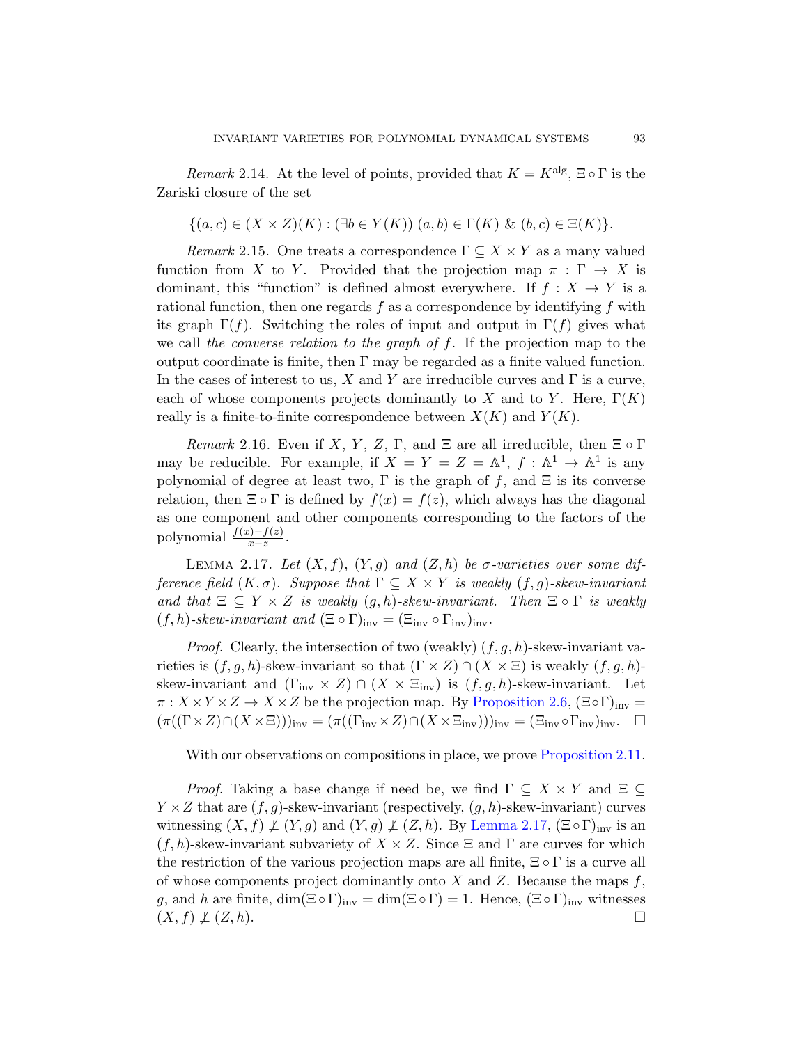*Remark* 2.14. At the level of points, provided that $K = K^{\text{alg}}$, $\Xi \circ \Gamma$ is the Zariski closure of the set

$$\{(a, c) \in (X \times Z)(K) : (\exists b \in Y(K))\ (a, b) \in \Gamma(K)\ \&\ (b, c) \in \Xi(K)\}.$$

*Remark* 2.15. One treats a correspondence $\Gamma \subseteq X \times Y$ as a many valued function from $X$ to $Y$. Provided that the projection map $\pi : \Gamma \to X$ is dominant, this "function" is defined almost everywhere. If $f : X \to Y$ is a rational function, then one regards $f$ as a correspondence by identifying $f$ with its graph $\Gamma(f)$. Switching the roles of input and output in $\Gamma(f)$ gives what we call *the converse relation to the graph of* $f$. If the projection map to the output coordinate is finite, then $\Gamma$ may be regarded as a finite valued function. In the cases of interest to us, $X$ and $Y$ are irreducible curves and $\Gamma$ is a curve, each of whose components projects dominantly to $X$ and to $Y$. Here, $\Gamma(K)$ really is a finite-to-finite correspondence between $X(K)$ and $Y(K)$.

*Remark* 2.16. Even if $X$, $Y$, $Z$, $\Gamma$, and $\Xi$ are all irreducible, then $\Xi \circ \Gamma$ may be reducible. For example, if $X = Y = Z = \mathbb{A}^1$, $f : \mathbb{A}^1 \to \mathbb{A}^1$ is any polynomial of degree at least two, $\Gamma$ is the graph of $f$, and $\Xi$ is its converse relation, then $\Xi \circ \Gamma$ is defined by $f(x) = f(z)$, which always has the diagonal as one component and other components corresponding to the factors of the polynomial $\frac{f(x)-f(z)}{x-z}$.

Lemma 2.17. *Let $(X, f)$, $(Y, g)$ and $(Z, h)$ be $\sigma$-varieties over some difference field $(K, \sigma)$. Suppose that $\Gamma \subseteq X \times Y$ is weakly $(f, g)$-skew-invariant and that $\Xi \subseteq Y \times Z$ is weakly $(g, h)$-skew-invariant. Then $\Xi \circ \Gamma$ is weakly $(f, h)$-skew-invariant and $(\Xi \circ \Gamma)_{\text{inv}} = (\Xi_{\text{inv}} \circ \Gamma_{\text{inv}})_{\text{inv}}$.*

*Proof.* Clearly, the intersection of two (weakly) $(f, g, h)$-skew-invariant varieties is $(f, g, h)$-skew-invariant so that $(\Gamma \times Z) \cap (X \times \Xi)$ is weakly $(f, g, h)$-skew-invariant and $(\Gamma_{\text{inv}} \times Z) \cap (X \times \Xi_{\text{inv}})$ is $(f, g, h)$-skew-invariant. Let $\pi : X \times Y \times Z \to X \times Z$ be the projection map. By Proposition 2.6, $(\Xi \circ \Gamma)_{\text{inv}} = (\pi((\Gamma \times Z) \cap (X \times \Xi)))_{\text{inv}} = (\pi((\Gamma_{\text{inv}} \times Z) \cap (X \times \Xi_{\text{inv}})))_{\text{inv}} = (\Xi_{\text{inv}} \circ \Gamma_{\text{inv}})_{\text{inv}}$. $\square$

With our observations on compositions in place, we prove Proposition 2.11.

*Proof.* Taking a base change if need be, we find $\Gamma \subseteq X \times Y$ and $\Xi \subseteq Y \times Z$ that are $(f, g)$-skew-invariant (respectively, $(g, h)$-skew-invariant) curves witnessing $(X, f) \not\perp (Y, g)$ and $(Y, g) \not\perp (Z, h)$. By Lemma 2.17, $(\Xi \circ \Gamma)_{\text{inv}}$ is an $(f, h)$-skew-invariant subvariety of $X \times Z$. Since $\Xi$ and $\Gamma$ are curves for which the restriction of the various projection maps are all finite, $\Xi \circ \Gamma$ is a curve all of whose components project dominantly onto $X$ and $Z$. Because the maps $f$, $g$, and $h$ are finite, $\dim(\Xi \circ \Gamma)_{\text{inv}} = \dim(\Xi \circ \Gamma) = 1$. Hence, $(\Xi \circ \Gamma)_{\text{inv}}$ witnesses $(X, f) \not\perp (Z, h)$. $\square$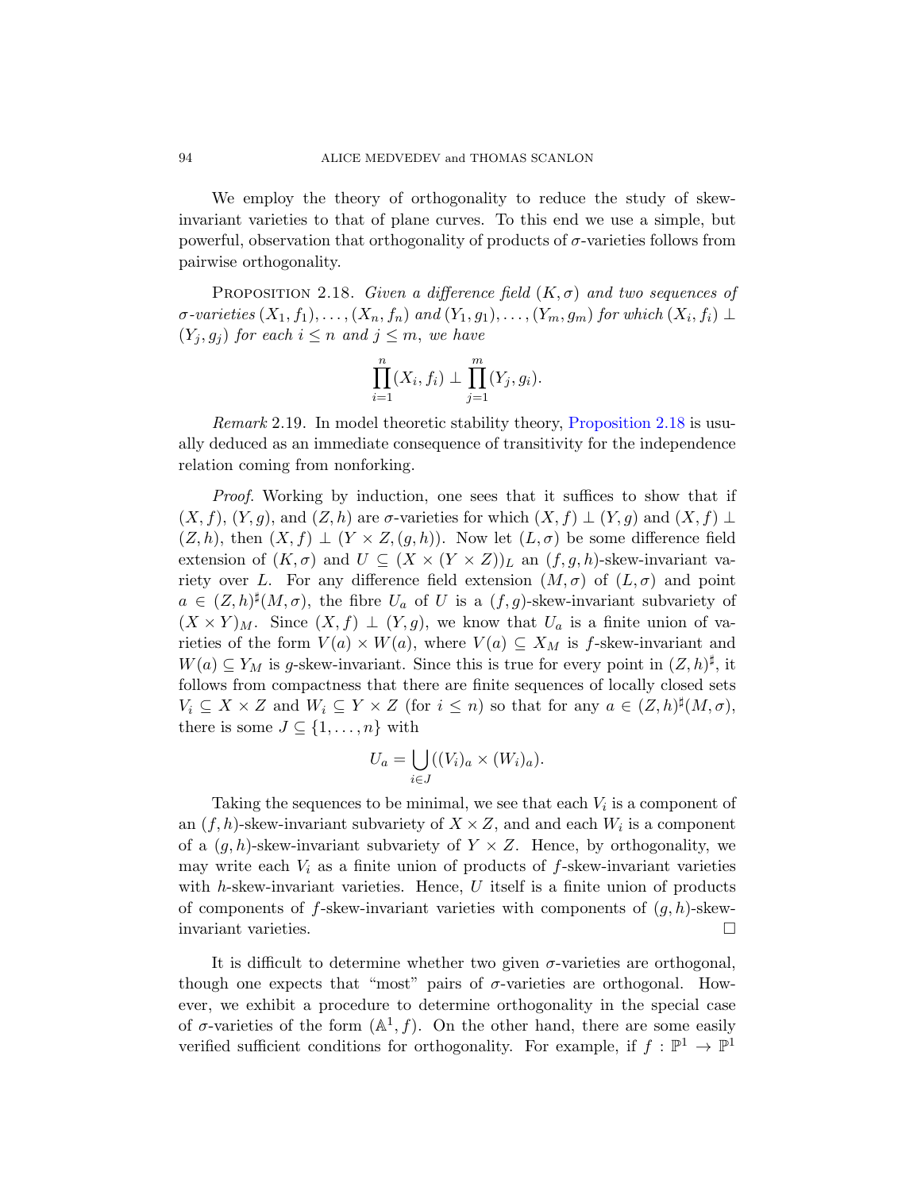We employ the theory of orthogonality to reduce the study of skew-invariant varieties to that of plane curves. To this end we use a simple, but powerful, observation that orthogonality of products of $\sigma$-varieties follows from pairwise orthogonality.

Proposition 2.18. *Given a difference field $(K, \sigma)$ and two sequences of $\sigma$-varieties $(X_1, f_1), \ldots, (X_n, f_n)$ and $(Y_1, g_1), \ldots, (Y_m, g_m)$ for which $(X_i, f_i) \perp (Y_j, g_j)$ for each $i \leq n$ and $j \leq m$, we have*

$$\prod_{i=1}^{n} (X_i, f_i) \perp \prod_{j=1}^{m} (Y_j, g_i).$$

*Remark* 2.19. In model theoretic stability theory, Proposition 2.18 is usually deduced as an immediate consequence of transitivity for the independence relation coming from nonforking.

*Proof.* Working by induction, one sees that it suffices to show that if $(X, f)$, $(Y, g)$, and $(Z, h)$ are $\sigma$-varieties for which $(X, f) \perp (Y, g)$ and $(X, f) \perp (Z, h)$, then $(X, f) \perp (Y \times Z, (g, h))$. Now let $(L, \sigma)$ be some difference field extension of $(K, \sigma)$ and $U \subseteq (X \times (Y \times Z))_L$ an $(f, g, h)$-skew-invariant variety over $L$. For any difference field extension $(M, \sigma)$ of $(L, \sigma)$ and point $a \in (Z, h)^\sharp(M, \sigma)$, the fibre $U_a$ of $U$ is a $(f, g)$-skew-invariant subvariety of $(X \times Y)_M$. Since $(X, f) \perp (Y, g)$, we know that $U_a$ is a finite union of varieties of the form $V(a) \times W(a)$, where $V(a) \subseteq X_M$ is $f$-skew-invariant and $W(a) \subseteq Y_M$ is $g$-skew-invariant. Since this is true for every point in $(Z, h)^\sharp$, it follows from compactness that there are finite sequences of locally closed sets $V_i \subseteq X \times Z$ and $W_i \subseteq Y \times Z$ (for $i \leq n$) so that for any $a \in (Z, h)^\sharp(M, \sigma)$, there is some $J \subseteq \{1, \ldots, n\}$ with

$$U_a = \bigcup_{i \in J} ((V_i)_a \times (W_i)_a).$$

Taking the sequences to be minimal, we see that each $V_i$ is a component of an $(f, h)$-skew-invariant subvariety of $X \times Z$, and and each $W_i$ is a component of a $(g, h)$-skew-invariant subvariety of $Y \times Z$. Hence, by orthogonality, we may write each $V_i$ as a finite union of products of $f$-skew-invariant varieties with $h$-skew-invariant varieties. Hence, $U$ itself is a finite union of products of components of $f$-skew-invariant varieties with components of $(g, h)$-skew-invariant varieties. $\square$

It is difficult to determine whether two given $\sigma$-varieties are orthogonal, though one expects that "most" pairs of $\sigma$-varieties are orthogonal. However, we exhibit a procedure to determine orthogonality in the special case of $\sigma$-varieties of the form $(\mathbb{A}^1, f)$. On the other hand, there are some easily verified sufficient conditions for orthogonality. For example, if $f : \mathbb{P}^1 \to \mathbb{P}^1$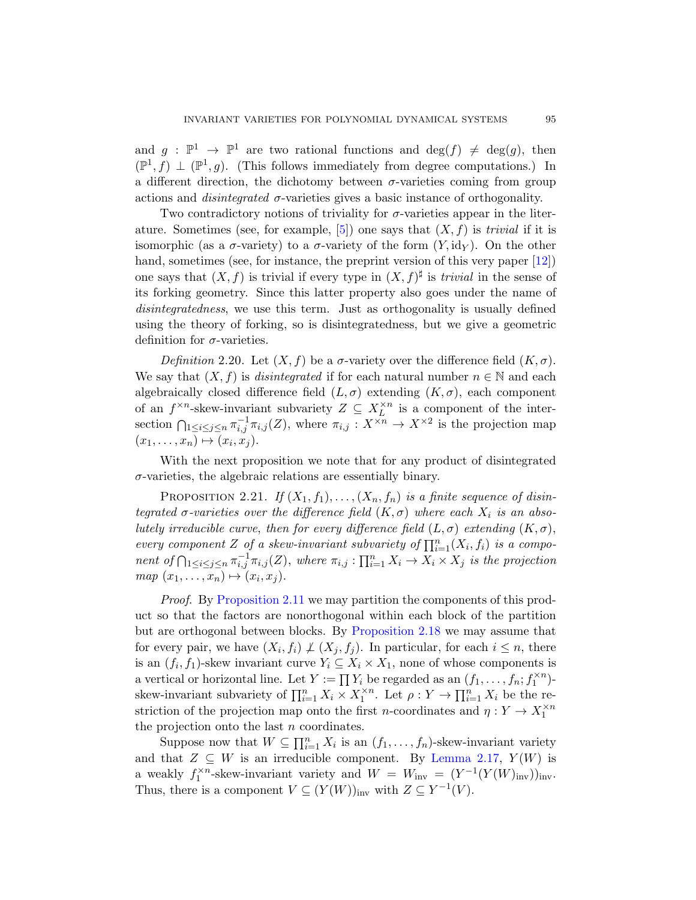and $g : \mathbb{P}^1 \to \mathbb{P}^1$ are two rational functions and $\deg(f) \neq \deg(g)$, then $(\mathbb{P}^1, f) \perp (\mathbb{P}^1, g)$. (This follows immediately from degree computations.) In a different direction, the dichotomy between $\sigma$-varieties coming from group actions and *disintegrated* $\sigma$-varieties gives a basic instance of orthogonality.

Two contradictory notions of triviality for $\sigma$-varieties appear in the literature. Sometimes (see, for example, [5]) one says that $(X, f)$ is *trivial* if it is isomorphic (as a $\sigma$-variety) to a $\sigma$-variety of the form $(Y, \mathrm{id}_Y)$. On the other hand, sometimes (see, for instance, the preprint version of this very paper [12]) one says that $(X, f)$ is trivial if every type in $(X, f)^\sharp$ is *trivial* in the sense of its forking geometry. Since this latter property also goes under the name of *disintegratedness*, we use this term. Just as orthogonality is usually defined using the theory of forking, so is disintegratedness, but we give a geometric definition for $\sigma$-varieties.

*Definition* 2.20. Let $(X, f)$ be a $\sigma$-variety over the difference field $(K, \sigma)$. We say that $(X, f)$ is *disintegrated* if for each natural number $n \in \mathbb{N}$ and each algebraically closed difference field $(L, \sigma)$ extending $(K, \sigma)$, each component of an $f^{\times n}$-skew-invariant subvariety $Z \subseteq X_L^{\times n}$ is a component of the intersection $\bigcap_{1 \leq i \leq j \leq n} \pi_{i,j}^{-1} \pi_{i,j}(Z)$, where $\pi_{i,j} : X^{\times n} \to X^{\times 2}$ is the projection map $(x_1, \ldots, x_n) \mapsto (x_i, x_j)$.

With the next proposition we note that for any product of disintegrated $\sigma$-varieties, the algebraic relations are essentially binary.

PROPOSITION 2.21. *If $(X_1, f_1), \ldots, (X_n, f_n)$ is a finite sequence of disintegrated $\sigma$-varieties over the difference field $(K, \sigma)$ where each $X_i$ is an absolutely irreducible curve, then for every difference field $(L, \sigma)$ extending $(K, \sigma)$, every component $Z$ of a skew-invariant subvariety of $\prod_{i=1}^n (X_i, f_i)$ is a component of $\bigcap_{1 \leq i \leq j \leq n} \pi_{i,j}^{-1} \pi_{i,j}(Z)$, where $\pi_{i,j} : \prod_{i=1}^n X_i \to X_i \times X_j$ is the projection map $(x_1, \ldots, x_n) \mapsto (x_i, x_j)$.*

*Proof.* By Proposition 2.11 we may partition the components of this product so that the factors are nonorthogonal within each block of the partition but are orthogonal between blocks. By Proposition 2.18 we may assume that for every pair, we have $(X_i, f_i) \not\perp (X_j, f_j)$. In particular, for each $i \leq n$, there is an $(f_i, f_1)$-skew invariant curve $Y_i \subseteq X_i \times X_1$, none of whose components is a vertical or horizontal line. Let $Y := \prod Y_i$ be regarded as an $(f_1, \ldots, f_n; f_1^{\times n})$-skew-invariant subvariety of $\prod_{i=1}^n X_i \times X_1^{\times n}$. Let $\rho : Y \to \prod_{i=1}^n X_i$ be the restriction of the projection map onto the first $n$-coordinates and $\eta : Y \to X_1^{\times n}$ the projection onto the last $n$ coordinates.

Suppose now that $W \subseteq \prod_{i=1}^n X_i$ is an $(f_1, \ldots, f_n)$-skew-invariant variety and that $Z \subseteq W$ is an irreducible component. By Lemma 2.17, $Y(W)$ is a weakly $f_1^{\times n}$-skew-invariant variety and $W = W_{\mathrm{inv}} = (Y^{-1}(Y(W)_{\mathrm{inv}}))_{\mathrm{inv}}$. Thus, there is a component $V \subseteq (Y(W))_{\mathrm{inv}}$ with $Z \subseteq Y^{-1}(V)$.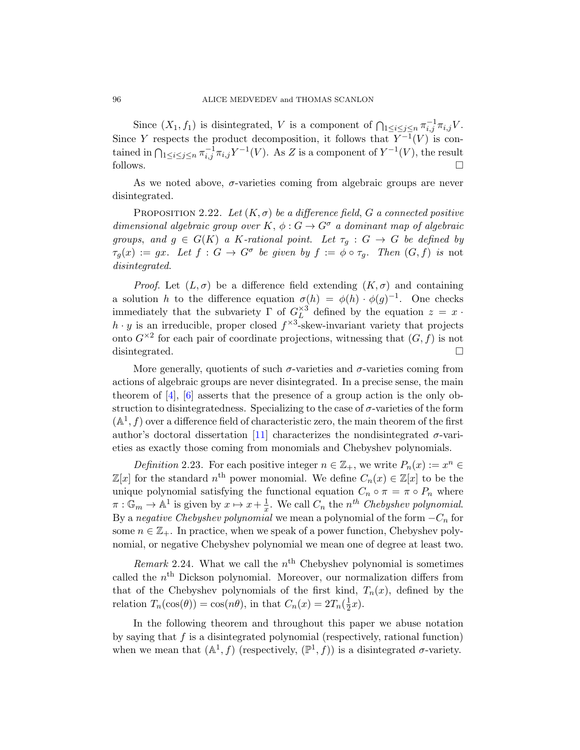Since $(X_1, f_1)$ is disintegrated, $V$ is a component of $\bigcap_{1 \leq i \leq j \leq n} \pi_{i,j}^{-1} \pi_{i,j} V$. Since $Y$ respects the product decomposition, it follows that $Y^{-1}(V)$ is contained in $\bigcap_{1 \leq i \leq j \leq n} \pi_{i,j}^{-1} \pi_{i,j} Y^{-1}(V)$. As $Z$ is a component of $Y^{-1}(V)$, the result follows. $\square$

As we noted above, $\sigma$-varieties coming from algebraic groups are never disintegrated.

Proposition 2.22. *Let $(K, \sigma)$ be a difference field, $G$ a connected positive dimensional algebraic group over $K$, $\phi : G \to G^\sigma$ a dominant map of algebraic groups, and $g \in G(K)$ a $K$-rational point. Let $\tau_g : G \to G$ be defined by $\tau_g(x) := gx$. Let $f : G \to G^\sigma$ be given by $f := \phi \circ \tau_g$. Then $(G, f)$ is* not *disintegrated.*

*Proof.* Let $(L, \sigma)$ be a difference field extending $(K, \sigma)$ and containing a solution $h$ to the difference equation $\sigma(h) = \phi(h) \cdot \phi(g)^{-1}$. One checks immediately that the subvariety $\Gamma$ of $G_L^{\times 3}$ defined by the equation $z = x \cdot h \cdot y$ is an irreducible, proper closed $f^{\times 3}$-skew-invariant variety that projects onto $G^{\times 2}$ for each pair of coordinate projections, witnessing that $(G, f)$ is not disintegrated. $\square$

More generally, quotients of such $\sigma$-varieties and $\sigma$-varieties coming from actions of algebraic groups are never disintegrated. In a precise sense, the main theorem of [4], [6] asserts that the presence of a group action is the only obstruction to disintegratedness. Specializing to the case of $\sigma$-varieties of the form $(\mathbb{A}^1, f)$ over a difference field of characteristic zero, the main theorem of the first author's doctoral dissertation [11] characterizes the nondisintegrated $\sigma$-varieties as exactly those coming from monomials and Chebyshev polynomials.

*Definition* 2.23. For each positive integer $n \in \mathbb{Z}_+$, we write $P_n(x) := x^n \in \mathbb{Z}[x]$ for the standard $n^{\text{th}}$ power monomial. We define $C_n(x) \in \mathbb{Z}[x]$ to be the unique polynomial satisfying the functional equation $C_n \circ \pi = \pi \circ P_n$ where $\pi : \mathbb{G}_m \to \mathbb{A}^1$ is given by $x \mapsto x + \frac{1}{x}$. We call $C_n$ the *$n^{th}$ Chebyshev polynomial*. By a *negative Chebyshev polynomial* we mean a polynomial of the form $-C_n$ for some $n \in \mathbb{Z}_+$. In practice, when we speak of a power function, Chebyshev polynomial, or negative Chebyshev polynomial we mean one of degree at least two.

*Remark* 2.24. What we call the $n^{\text{th}}$ Chebyshev polynomial is sometimes called the $n^{\text{th}}$ Dickson polynomial. Moreover, our normalization differs from that of the Chebyshev polynomials of the first kind, $T_n(x)$, defined by the relation $T_n(\cos(\theta)) = \cos(n\theta)$, in that $C_n(x) = 2T_n(\frac{1}{2}x)$.

In the following theorem and throughout this paper we abuse notation by saying that $f$ is a disintegrated polynomial (respectively, rational function) when we mean that $(\mathbb{A}^1, f)$ (respectively, $(\mathbb{P}^1, f)$) is a disintegrated $\sigma$-variety.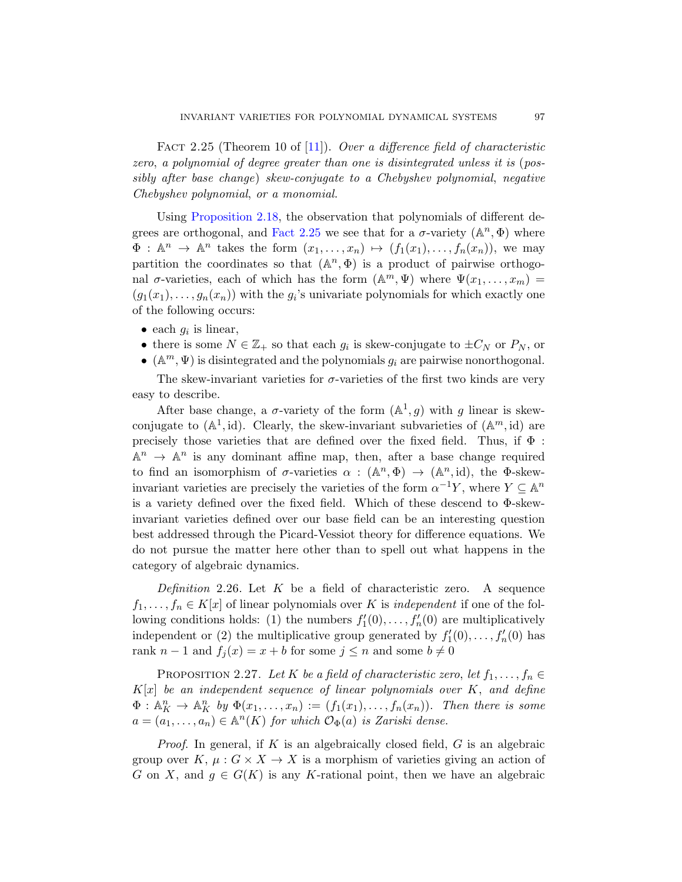Fact 2.25 (Theorem 10 of [11]). *Over a difference field of characteristic zero, a polynomial of degree greater than one is disintegrated unless it is (possibly after base change) skew-conjugate to a Chebyshev polynomial, negative Chebyshev polynomial, or a monomial.*

Using Proposition 2.18, the observation that polynomials of different degrees are orthogonal, and Fact 2.25 we see that for a $\sigma$-variety $(\mathbb{A}^n, \Phi)$ where $\Phi : \mathbb{A}^n \to \mathbb{A}^n$ takes the form $(x_1, \ldots, x_n) \mapsto (f_1(x_1), \ldots, f_n(x_n))$, we may partition the coordinates so that $(\mathbb{A}^n, \Phi)$ is a product of pairwise orthogonal $\sigma$-varieties, each of which has the form $(\mathbb{A}^m, \Psi)$ where $\Psi(x_1, \ldots, x_m) = (g_1(x_1), \ldots, g_n(x_n))$ with the $g_i$'s univariate polynomials for which exactly one of the following occurs:

- each $g_i$ is linear,
- there is some $N \in \mathbb{Z}_+$ so that each $g_i$ is skew-conjugate to $\pm C_N$ or $P_N$, or
- $(\mathbb{A}^m, \Psi)$ is disintegrated and the polynomials $g_i$ are pairwise nonorthogonal.

The skew-invariant varieties for $\sigma$-varieties of the first two kinds are very easy to describe.

After base change, a $\sigma$-variety of the form $(\mathbb{A}^1, g)$ with $g$ linear is skew-conjugate to $(\mathbb{A}^1, \mathrm{id})$. Clearly, the skew-invariant subvarieties of $(\mathbb{A}^m, \mathrm{id})$ are precisely those varieties that are defined over the fixed field. Thus, if $\Phi : \mathbb{A}^n \to \mathbb{A}^n$ is any dominant affine map, then, after a base change required to find an isomorphism of $\sigma$-varieties $\alpha : (\mathbb{A}^n, \Phi) \to (\mathbb{A}^n, \mathrm{id})$, the $\Phi$-skew-invariant varieties are precisely the varieties of the form $\alpha^{-1}Y$, where $Y \subseteq \mathbb{A}^n$ is a variety defined over the fixed field. Which of these descend to $\Phi$-skew-invariant varieties defined over our base field can be an interesting question best addressed through the Picard-Vessiot theory for difference equations. We do not pursue the matter here other than to spell out what happens in the category of algebraic dynamics.

*Definition* 2.26. Let $K$ be a field of characteristic zero. A sequence $f_1, \ldots, f_n \in K[x]$ of linear polynomials over $K$ is *independent* if one of the following conditions holds: (1) the numbers $f_1'(0), \ldots, f_n'(0)$ are multiplicatively independent or (2) the multiplicative group generated by $f_1'(0), \ldots, f_n'(0)$ has rank $n-1$ and $f_j(x) = x + b$ for some $j \leq n$ and some $b \neq 0$

Proposition 2.27. *Let $K$ be a field of characteristic zero, let $f_1, \ldots, f_n \in K[x]$ be an independent sequence of linear polynomials over $K$, and define $\Phi : \mathbb{A}^n_K \to \mathbb{A}^n_K$ by $\Phi(x_1, \ldots, x_n) := (f_1(x_1), \ldots, f_n(x_n))$. Then there is some $a = (a_1, \ldots, a_n) \in \mathbb{A}^n(K)$ for which $\mathcal{O}_\Phi(a)$ is Zariski dense.*

*Proof.* In general, if $K$ is an algebraically closed field, $G$ is an algebraic group over $K$, $\mu : G \times X \to X$ is a morphism of varieties giving an action of $G$ on $X$, and $g \in G(K)$ is any $K$-rational point, then we have an algebraic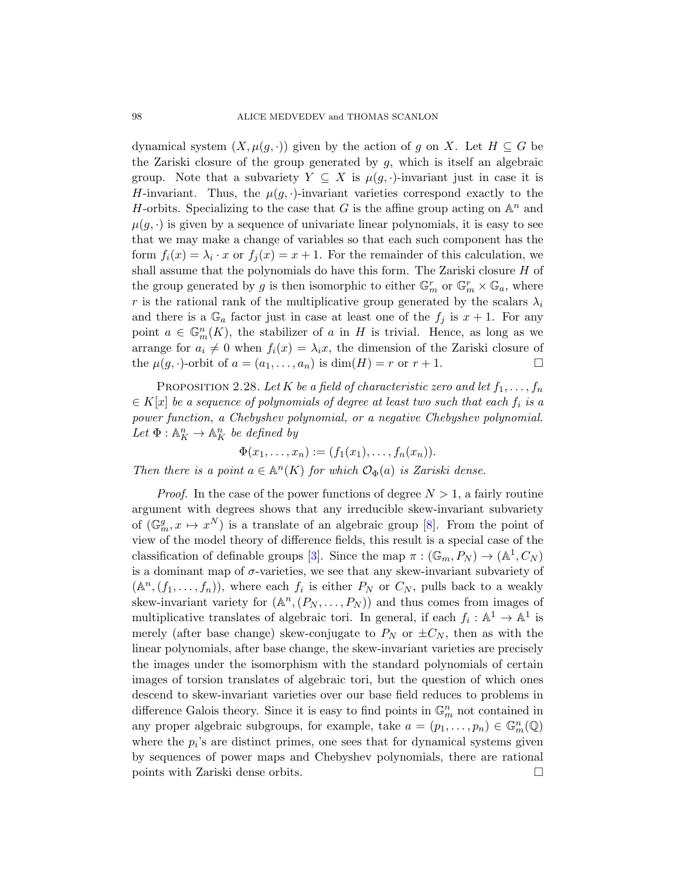dynamical system $(X, \mu(g, \cdot))$ given by the action of $g$ on $X$. Let $H \subseteq G$ be the Zariski closure of the group generated by $g$, which is itself an algebraic group. Note that a subvariety $Y \subseteq X$ is $\mu(g, \cdot)$-invariant just in case it is $H$-invariant. Thus, the $\mu(g, \cdot)$-invariant varieties correspond exactly to the $H$-orbits. Specializing to the case that $G$ is the affine group acting on $\mathbb{A}^n$ and $\mu(g, \cdot)$ is given by a sequence of univariate linear polynomials, it is easy to see that we may make a change of variables so that each such component has the form $f_i(x) = \lambda_i \cdot x$ or $f_j(x) = x + 1$. For the remainder of this calculation, we shall assume that the polynomials do have this form. The Zariski closure $H$ of the group generated by $g$ is then isomorphic to either $\mathbb{G}_m^r$ or $\mathbb{G}_m^r \times \mathbb{G}_a$, where $r$ is the rational rank of the multiplicative group generated by the scalars $\lambda_i$ and there is a $\mathbb{G}_a$ factor just in case at least one of the $f_j$ is $x + 1$. For any point $a \in \mathbb{G}_m^n(K)$, the stabilizer of $a$ in $H$ is trivial. Hence, as long as we arrange for $a_i \neq 0$ when $f_i(x) = \lambda_i x$, the dimension of the Zariski closure of the $\mu(g, \cdot)$-orbit of $a = (a_1, \dots, a_n)$ is $\dim(H) = r$ or $r + 1$. □

PROPOSITION 2.28. *Let $K$ be a field of characteristic zero and let $f_1, \dots, f_n \in K[x]$ be a sequence of polynomials of degree at least two such that each $f_i$ is a power function, a Chebyshev polynomial, or a negative Chebyshev polynomial. Let $\Phi : \mathbb{A}^n_K \to \mathbb{A}^n_K$ be defined by*

$$\Phi(x_1, \dots, x_n) := (f_1(x_1), \dots, f_n(x_n)).$$

*Then there is a point $a \in \mathbb{A}^n(K)$ for which $\mathcal{O}_\Phi(a)$ is Zariski dense.*

*Proof.* In the case of the power functions of degree $N > 1$, a fairly routine argument with degrees shows that any irreducible skew-invariant subvariety of $(\mathbb{G}_m^g, x \mapsto x^N)$ is a translate of an algebraic group [8]. From the point of view of the model theory of difference fields, this result is a special case of the classification of definable groups [3]. Since the map $\pi : (\mathbb{G}_m, P_N) \to (\mathbb{A}^1, C_N)$ is a dominant map of $\sigma$-varieties, we see that any skew-invariant subvariety of $(\mathbb{A}^n, (f_1, \dots, f_n))$, where each $f_i$ is either $P_N$ or $C_N$, pulls back to a weakly skew-invariant variety for $(\mathbb{A}^n, (P_N, \dots, P_N))$ and thus comes from images of multiplicative translates of algebraic tori. In general, if each $f_i : \mathbb{A}^1 \to \mathbb{A}^1$ is merely (after base change) skew-conjugate to $P_N$ or $\pm C_N$, then as with the linear polynomials, after base change, the skew-invariant varieties are precisely the images under the isomorphism with the standard polynomials of certain images of torsion translates of algebraic tori, but the question of which ones descend to skew-invariant varieties over our base field reduces to problems in difference Galois theory. Since it is easy to find points in $\mathbb{G}_m^n$ not contained in any proper algebraic subgroups, for example, take $a = (p_1, \dots, p_n) \in \mathbb{G}_m^n(\mathbb{Q})$ where the $p_i$'s are distinct primes, one sees that for dynamical systems given by sequences of power maps and Chebyshev polynomials, there are rational points with Zariski dense orbits. □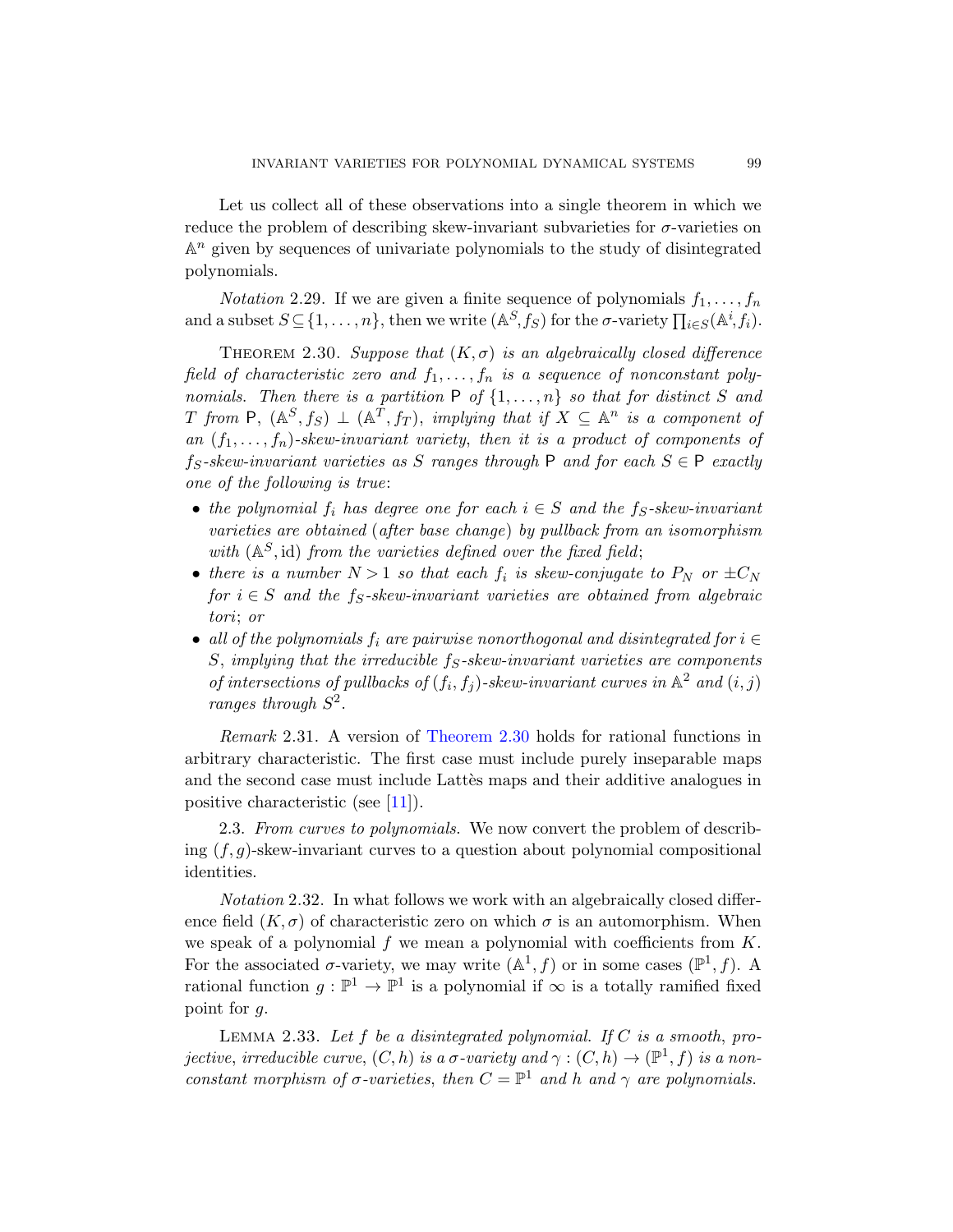Let us collect all of these observations into a single theorem in which we reduce the problem of describing skew-invariant subvarieties for $\sigma$-varieties on $\mathbb{A}^n$ given by sequences of univariate polynomials to the study of disintegrated polynomials.

*Notation* 2.29. If we are given a finite sequence of polynomials $f_1, \ldots, f_n$ and a subset $S \subseteq \{1, \ldots, n\}$, then we write $(\mathbb{A}^S, f_S)$ for the $\sigma$-variety $\prod_{i \in S} (\mathbb{A}^i, f_i)$.

THEOREM 2.30. *Suppose that $(K, \sigma)$ is an algebraically closed difference field of characteristic zero and $f_1, \ldots, f_n$ is a sequence of nonconstant polynomials. Then there is a partition $\mathsf{P}$ of $\{1, \ldots, n\}$ so that for distinct $S$ and $T$ from $\mathsf{P}$, $(\mathbb{A}^S, f_S) \perp (\mathbb{A}^T, f_T)$, implying that if $X \subseteq \mathbb{A}^n$ is a component of an $(f_1, \ldots, f_n)$-skew-invariant variety, then it is a product of components of $f_S$-skew-invariant varieties as $S$ ranges through $\mathsf{P}$ and for each $S \in \mathsf{P}$ exactly one of the following is true*:

- *the polynomial $f_i$ has degree one for each $i \in S$ and the $f_S$-skew-invariant varieties are obtained* (*after base change*) *by pullback from an isomorphism with $(\mathbb{A}^S, \mathrm{id})$ from the varieties defined over the fixed field*;
- *there is a number $N > 1$ so that each $f_i$ is skew-conjugate to $P_N$ or $\pm C_N$ for $i \in S$ and the $f_S$-skew-invariant varieties are obtained from algebraic tori*; *or*
- *all of the polynomials $f_i$ are pairwise nonorthogonal and disintegrated for $i \in S$, implying that the irreducible $f_S$-skew-invariant varieties are components of intersections of pullbacks of $(f_i, f_j)$-skew-invariant curves in $\mathbb{A}^2$ and $(i, j)$ ranges through $S^2$.*

*Remark* 2.31. A version of Theorem 2.30 holds for rational functions in arbitrary characteristic. The first case must include purely inseparable maps and the second case must include Lattès maps and their additive analogues in positive characteristic (see [11]).

2.3. *From curves to polynomials.* We now convert the problem of describing $(f, g)$-skew-invariant curves to a question about polynomial compositional identities.

*Notation* 2.32. In what follows we work with an algebraically closed difference field $(K, \sigma)$ of characteristic zero on which $\sigma$ is an automorphism. When we speak of a polynomial $f$ we mean a polynomial with coefficients from $K$. For the associated $\sigma$-variety, we may write $(\mathbb{A}^1, f)$ or in some cases $(\mathbb{P}^1, f)$. A rational function $g : \mathbb{P}^1 \to \mathbb{P}^1$ is a polynomial if $\infty$ is a totally ramified fixed point for $g$.

LEMMA 2.33. *Let $f$ be a disintegrated polynomial. If $C$ is a smooth, projective, irreducible curve, $(C, h)$ is a $\sigma$-variety and $\gamma : (C, h) \to (\mathbb{P}^1, f)$ is a nonconstant morphism of $\sigma$-varieties, then $C = \mathbb{P}^1$ and $h$ and $\gamma$ are polynomials.*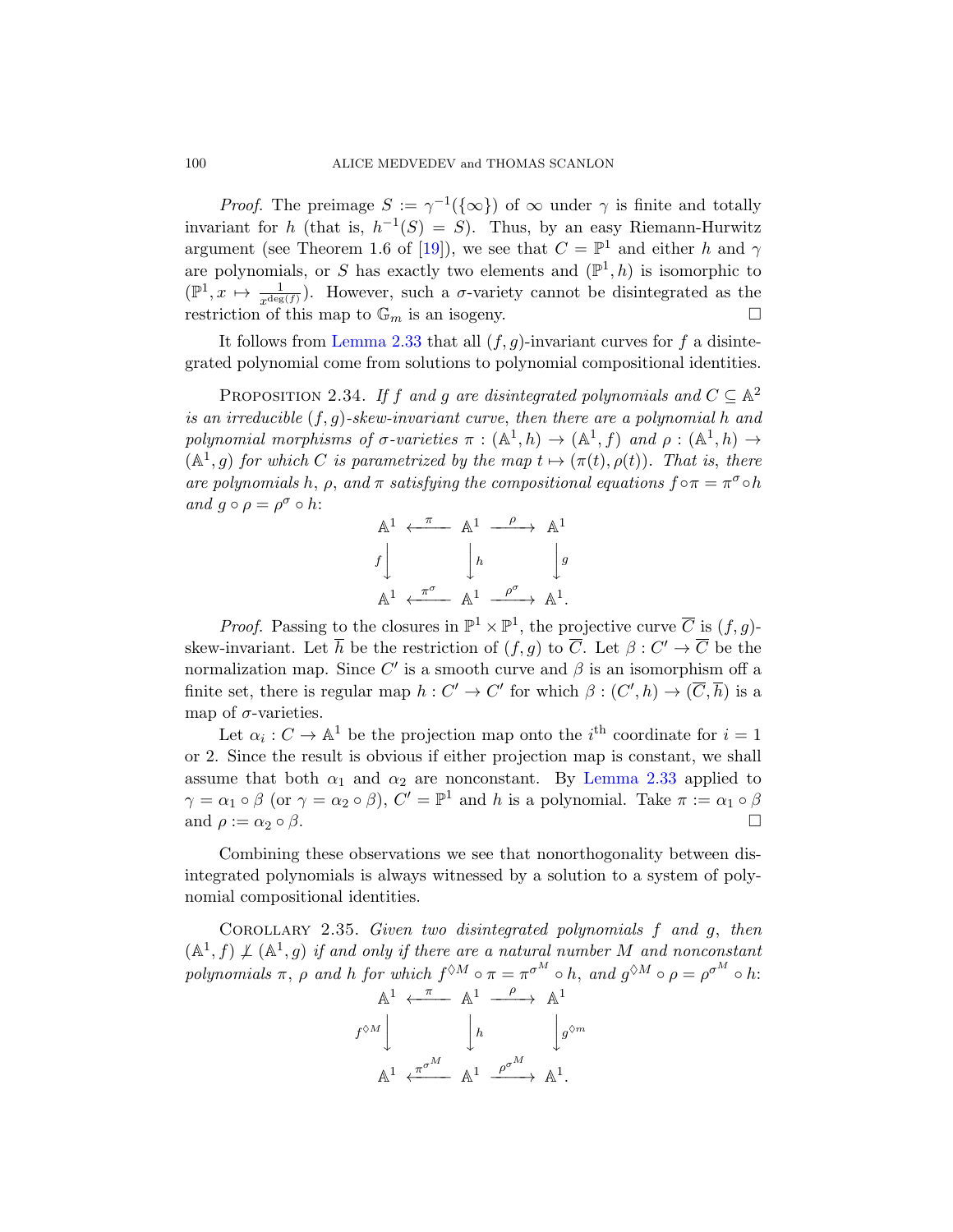*Proof.* The preimage $S := \gamma^{-1}(\{\infty\})$ of $\infty$ under $\gamma$ is finite and totally invariant for $h$ (that is, $h^{-1}(S) = S$). Thus, by an easy Riemann-Hurwitz argument (see Theorem 1.6 of [19]), we see that $C = \mathbb{P}^1$ and either $h$ and $\gamma$ are polynomials, or $S$ has exactly two elements and $(\mathbb{P}^1, h)$ is isomorphic to $(\mathbb{P}^1, x \mapsto \frac{1}{x^{\deg(f)}})$. However, such a $\sigma$-variety cannot be disintegrated as the restriction of this map to $\mathbb{G}_m$ is an isogeny. □

It follows from Lemma 2.33 that all $(f, g)$-invariant curves for $f$ a disintegrated polynomial come from solutions to polynomial compositional identities.

Proposition 2.34. *If $f$ and $g$ are disintegrated polynomials and $C \subseteq \mathbb{A}^2$ is an irreducible $(f, g)$-skew-invariant curve, then there are a polynomial $h$ and polynomial morphisms of $\sigma$-varieties $\pi : (\mathbb{A}^1, h) \to (\mathbb{A}^1, f)$ and $\rho : (\mathbb{A}^1, h) \to (\mathbb{A}^1, g)$ for which $C$ is parametrized by the map $t \mapsto (\pi(t), \rho(t))$. That is, there are polynomials $h$, $\rho$, and $\pi$ satisfying the compositional equations $f \circ \pi = \pi^\sigma \circ h$ and $g \circ \rho = \rho^\sigma \circ h$:*

$$\begin{array}{ccccc} \mathbb{A}^1 & \xleftarrow{\pi} & \mathbb{A}^1 & \xrightarrow{\rho} & \mathbb{A}^1 \\ {\scriptstyle f}\downarrow & & \downarrow{\scriptstyle h} & & \downarrow{\scriptstyle g} \\ \mathbb{A}^1 & \xleftarrow{\pi^\sigma} & \mathbb{A}^1 & \xrightarrow{\rho^\sigma} & \mathbb{A}^1. \end{array}$$

*Proof.* Passing to the closures in $\mathbb{P}^1 \times \mathbb{P}^1$, the projective curve $\overline{C}$ is $(f, g)$-skew-invariant. Let $\overline{h}$ be the restriction of $(f, g)$ to $\overline{C}$. Let $\beta : C' \to \overline{C}$ be the normalization map. Since $C'$ is a smooth curve and $\beta$ is an isomorphism off a finite set, there is regular map $h : C' \to C'$ for which $\beta : (C', h) \to (\overline{C}, \overline{h})$ is a map of $\sigma$-varieties.

Let $\alpha_i : C \to \mathbb{A}^1$ be the projection map onto the $i^{\text{th}}$ coordinate for $i = 1$ or 2. Since the result is obvious if either projection map is constant, we shall assume that both $\alpha_1$ and $\alpha_2$ are nonconstant. By Lemma 2.33 applied to $\gamma = \alpha_1 \circ \beta$ (or $\gamma = \alpha_2 \circ \beta$), $C' = \mathbb{P}^1$ and $h$ is a polynomial. Take $\pi := \alpha_1 \circ \beta$ and $\rho := \alpha_2 \circ \beta$. □

Combining these observations we see that nonorthogonality between disintegrated polynomials is always witnessed by a solution to a system of polynomial compositional identities.

Corollary 2.35. *Given two disintegrated polynomials $f$ and $g$, then $(\mathbb{A}^1, f) \not\perp (\mathbb{A}^1, g)$ if and only if there are a natural number $M$ and nonconstant polynomials $\pi$, $\rho$ and $h$ for which $f^{\lozenge M} \circ \pi = \pi^{\sigma^M} \circ h$, and $g^{\lozenge M} \circ \rho = \rho^{\sigma^M} \circ h$:*

$$\begin{array}{ccccc} \mathbb{A}^1 & \xleftarrow{\pi} & \mathbb{A}^1 & \xrightarrow{\rho} & \mathbb{A}^1 \\ {\scriptstyle f^{\lozenge M}}\downarrow & & \downarrow{\scriptstyle h} & & \downarrow{\scriptstyle g^{\lozenge m}} \\ \mathbb{A}^1 & \xleftarrow{\pi^{\sigma^M}} & \mathbb{A}^1 & \xrightarrow{\rho^{\sigma^M}} & \mathbb{A}^1. \end{array}$$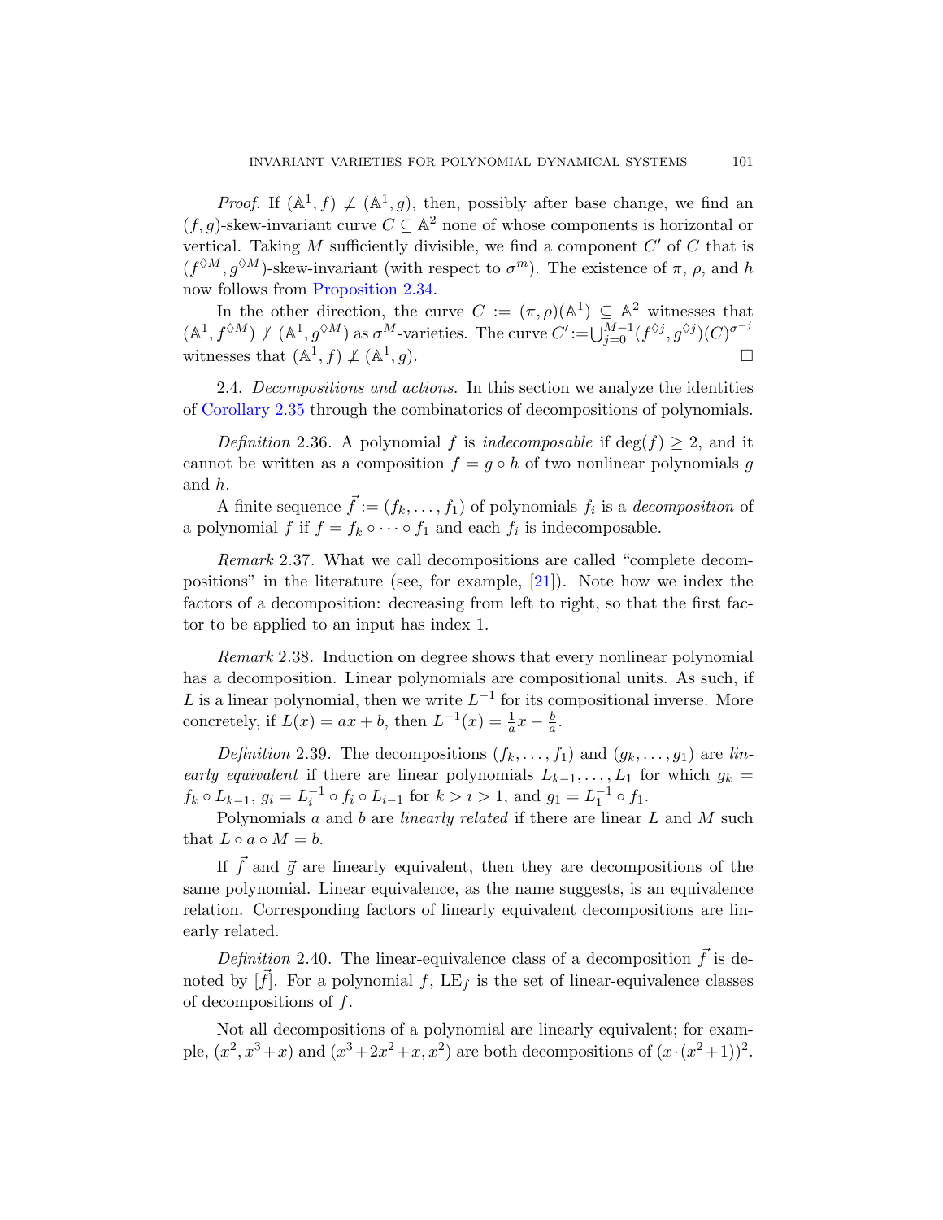*Proof.* If $(\mathbb{A}^1, f) \not\perp (\mathbb{A}^1, g)$, then, possibly after base change, we find an $(f, g)$-skew-invariant curve $C \subseteq \mathbb{A}^2$ none of whose components is horizontal or vertical. Taking $M$ sufficiently divisible, we find a component $C'$ of $C$ that is $(f^{\lozenge M}, g^{\lozenge M})$-skew-invariant (with respect to $\sigma^m$). The existence of $\pi$, $\rho$, and $h$ now follows from Proposition 2.34.

In the other direction, the curve $C := (\pi, \rho)(\mathbb{A}^1) \subseteq \mathbb{A}^2$ witnesses that $(\mathbb{A}^1, f^{\lozenge M}) \not\perp (\mathbb{A}^1, g^{\lozenge M})$ as $\sigma^M$-varieties. The curve $C' := \bigcup_{j=0}^{M-1} (f^{\lozenge j}, g^{\lozenge j})(C)^{\sigma^{-j}}$ witnesses that $(\mathbb{A}^1, f) \not\perp (\mathbb{A}^1, g)$. □

2.4. *Decompositions and actions.* In this section we analyze the identities of Corollary 2.35 through the combinatorics of decompositions of polynomials.

*Definition* 2.36. A polynomial $f$ is *indecomposable* if $\deg(f) \geq 2$, and it cannot be written as a composition $f = g \circ h$ of two nonlinear polynomials $g$ and $h$.

A finite sequence $\vec{f} := (f_k, \ldots, f_1)$ of polynomials $f_i$ is a *decomposition* of a polynomial $f$ if $f = f_k \circ \cdots \circ f_1$ and each $f_i$ is indecomposable.

*Remark* 2.37. What we call decompositions are called "complete decompositions" in the literature (see, for example, [21]). Note how we index the factors of a decomposition: decreasing from left to right, so that the first factor to be applied to an input has index 1.

*Remark* 2.38. Induction on degree shows that every nonlinear polynomial has a decomposition. Linear polynomials are compositional units. As such, if $L$ is a linear polynomial, then we write $L^{-1}$ for its compositional inverse. More concretely, if $L(x) = ax + b$, then $L^{-1}(x) = \frac{1}{a}x - \frac{b}{a}$.

*Definition* 2.39. The decompositions $(f_k, \ldots, f_1)$ and $(g_k, \ldots, g_1)$ are *linearly equivalent* if there are linear polynomials $L_{k-1}, \ldots, L_1$ for which $g_k = f_k \circ L_{k-1}$, $g_i = L_i^{-1} \circ f_i \circ L_{i-1}$ for $k > i > 1$, and $g_1 = L_1^{-1} \circ f_1$.

Polynomials $a$ and $b$ are *linearly related* if there are linear $L$ and $M$ such that $L \circ a \circ M = b$.

If $\vec{f}$ and $\vec{g}$ are linearly equivalent, then they are decompositions of the same polynomial. Linear equivalence, as the name suggests, is an equivalence relation. Corresponding factors of linearly equivalent decompositions are linearly related.

*Definition* 2.40. The linear-equivalence class of a decomposition $\vec{f}$ is denoted by $[\vec{f}]$. For a polynomial $f$, $\mathrm{LE}_f$ is the set of linear-equivalence classes of decompositions of $f$.

Not all decompositions of a polynomial are linearly equivalent; for example, $(x^2, x^3+x)$ and $(x^3+2x^2+x, x^2)$ are both decompositions of $(x \cdot (x^2+1))^2$.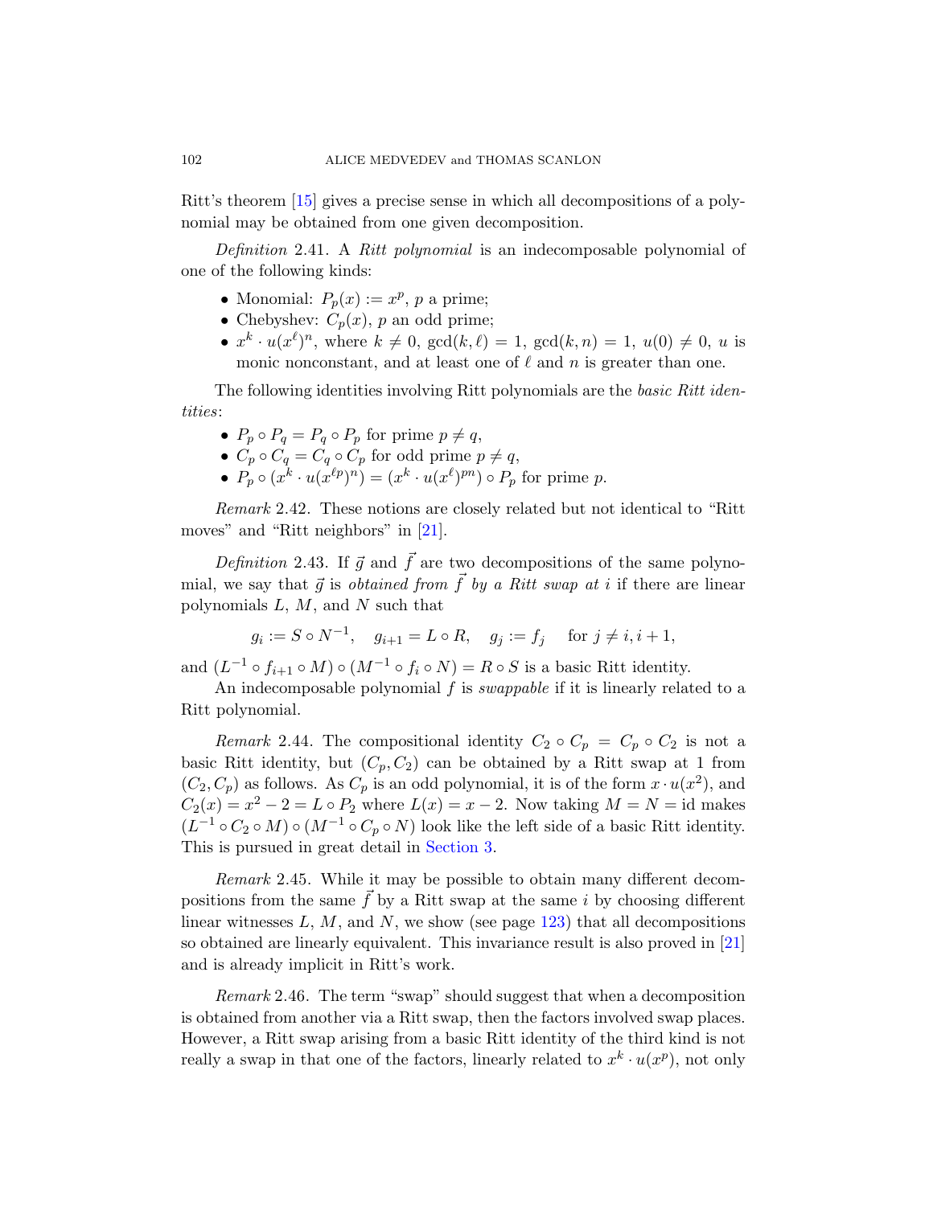Ritt's theorem [15] gives a precise sense in which all decompositions of a polynomial may be obtained from one given decomposition.

*Definition* 2.41. A *Ritt polynomial* is an indecomposable polynomial of one of the following kinds:

- Monomial: $P_p(x) := x^p$, $p$ a prime;
- Chebyshev: $C_p(x)$, $p$ an odd prime;
- $x^k \cdot u(x^\ell)^n$, where $k \neq 0$, $\gcd(k, \ell) = 1$, $\gcd(k, n) = 1$, $u(0) \neq 0$, $u$ is monic nonconstant, and at least one of $\ell$ and $n$ is greater than one.

The following identities involving Ritt polynomials are the *basic Ritt identities*:

- $P_p \circ P_q = P_q \circ P_p$ for prime $p \neq q$,
- $C_p \circ C_q = C_q \circ C_p$ for odd prime $p \neq q$,
- $P_p \circ (x^k \cdot u(x^{\ell p})^n) = (x^k \cdot u(x^\ell)^{pn}) \circ P_p$ for prime $p$.

*Remark* 2.42. These notions are closely related but not identical to "Ritt moves" and "Ritt neighbors" in [21].

*Definition* 2.43. If $\vec{g}$ and $\vec{f}$ are two decompositions of the same polynomial, we say that $\vec{g}$ is *obtained from* $\vec{f}$ *by a Ritt swap at* $i$ if there are linear polynomials $L$, $M$, and $N$ such that

$$g_i := S \circ N^{-1}, \quad g_{i+1} = L \circ R, \quad g_j := f_j \quad \text{for } j \neq i, i+1,$$

and $(L^{-1} \circ f_{i+1} \circ M) \circ (M^{-1} \circ f_i \circ N) = R \circ S$ is a basic Ritt identity.

An indecomposable polynomial $f$ is *swappable* if it is linearly related to a Ritt polynomial.

*Remark* 2.44. The compositional identity $C_2 \circ C_p = C_p \circ C_2$ is not a basic Ritt identity, but $(C_p, C_2)$ can be obtained by a Ritt swap at 1 from $(C_2, C_p)$ as follows. As $C_p$ is an odd polynomial, it is of the form $x \cdot u(x^2)$, and $C_2(x) = x^2 - 2 = L \circ P_2$ where $L(x) = x - 2$. Now taking $M = N = \mathrm{id}$ makes $(L^{-1} \circ C_2 \circ M) \circ (M^{-1} \circ C_p \circ N)$ look like the left side of a basic Ritt identity. This is pursued in great detail in Section 3.

*Remark* 2.45. While it may be possible to obtain many different decompositions from the same $\vec{f}$ by a Ritt swap at the same $i$ by choosing different linear witnesses $L$, $M$, and $N$, we show (see page 123) that all decompositions so obtained are linearly equivalent. This invariance result is also proved in [21] and is already implicit in Ritt's work.

*Remark* 2.46. The term "swap" should suggest that when a decomposition is obtained from another via a Ritt swap, then the factors involved swap places. However, a Ritt swap arising from a basic Ritt identity of the third kind is not really a swap in that one of the factors, linearly related to $x^k \cdot u(x^p)$, not only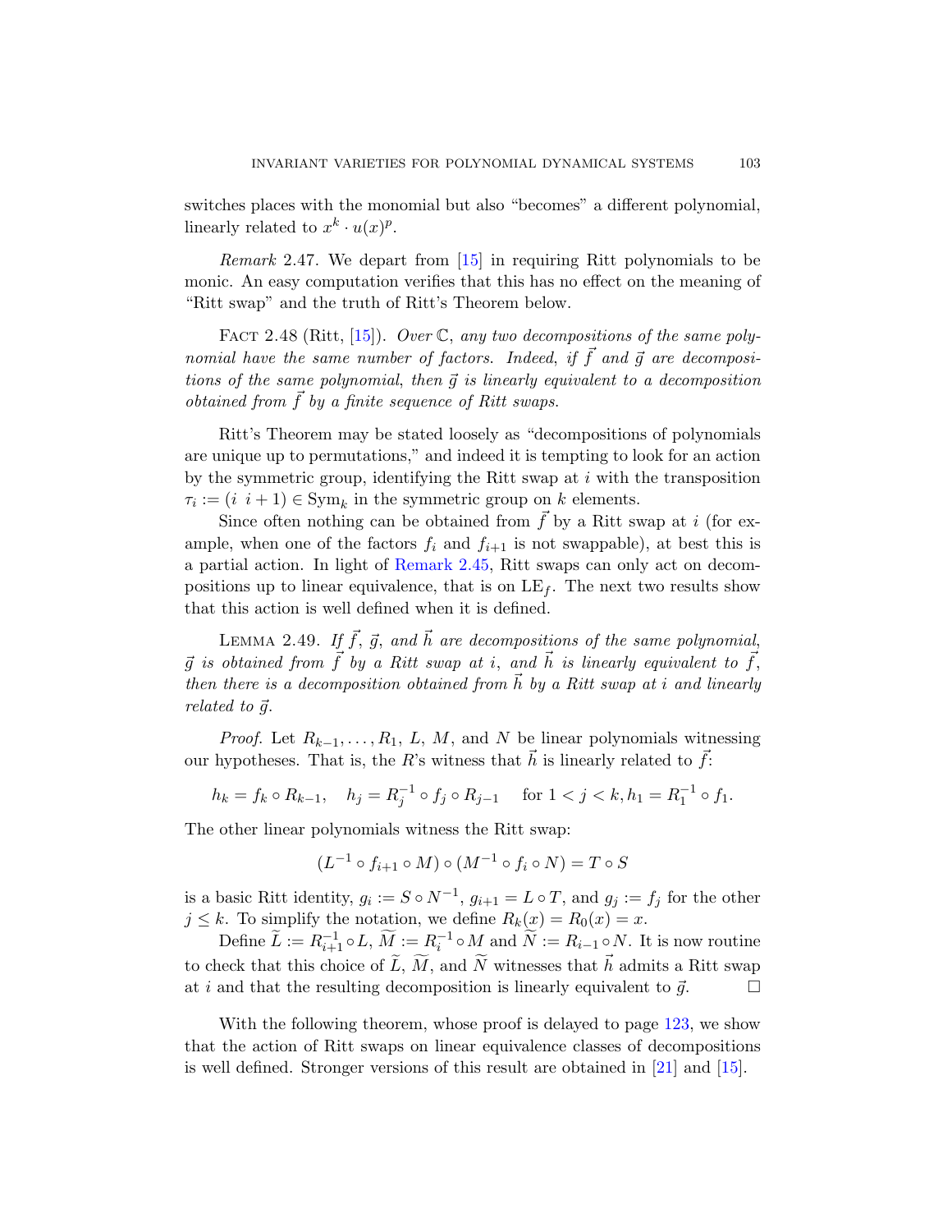switches places with the monomial but also "becomes" a different polynomial, linearly related to $x^k \cdot u(x)^p$.

*Remark* 2.47. We depart from [15] in requiring Ritt polynomials to be monic. An easy computation verifies that this has no effect on the meaning of "Ritt swap" and the truth of Ritt's Theorem below.

Fact 2.48 (Ritt, [15]). *Over $\mathbb{C}$, any two decompositions of the same polynomial have the same number of factors. Indeed, if $\vec{f}$ and $\vec{g}$ are decompositions of the same polynomial, then $\vec{g}$ is linearly equivalent to a decomposition obtained from $\vec{f}$ by a finite sequence of Ritt swaps.*

Ritt's Theorem may be stated loosely as "decompositions of polynomials are unique up to permutations," and indeed it is tempting to look for an action by the symmetric group, identifying the Ritt swap at $i$ with the transposition $\tau_i := (i \;\; i+1) \in \mathrm{Sym}_k$ in the symmetric group on $k$ elements.

Since often nothing can be obtained from $\vec{f}$ by a Ritt swap at $i$ (for example, when one of the factors $f_i$ and $f_{i+1}$ is not swappable), at best this is a partial action. In light of Remark 2.45, Ritt swaps can only act on decompositions up to linear equivalence, that is on $\mathrm{LE}_f$. The next two results show that this action is well defined when it is defined.

Lemma 2.49. *If $\vec{f}$, $\vec{g}$, and $\vec{h}$ are decompositions of the same polynomial, $\vec{g}$ is obtained from $\vec{f}$ by a Ritt swap at $i$, and $\vec{h}$ is linearly equivalent to $\vec{f}$, then there is a decomposition obtained from $\vec{h}$ by a Ritt swap at $i$ and linearly related to $\vec{g}$.*

*Proof.* Let $R_{k-1}, \ldots, R_1$, $L$, $M$, and $N$ be linear polynomials witnessing our hypotheses. That is, the $R$'s witness that $\vec{h}$ is linearly related to $\vec{f}$:

$$h_k = f_k \circ R_{k-1}, \quad h_j = R_j^{-1} \circ f_j \circ R_{j-1} \quad \text{for } 1 < j < k, h_1 = R_1^{-1} \circ f_1.$$

The other linear polynomials witness the Ritt swap:

$$(L^{-1} \circ f_{i+1} \circ M) \circ (M^{-1} \circ f_i \circ N) = T \circ S$$

is a basic Ritt identity, $g_i := S \circ N^{-1}$, $g_{i+1} = L \circ T$, and $g_j := f_j$ for the other $j \leq k$. To simplify the notation, we define $R_k(x) = R_0(x) = x$.

Define $\widetilde{L} := R_{i+1}^{-1} \circ L$, $\widetilde{M} := R_i^{-1} \circ M$ and $\widetilde{N} := R_{i-1} \circ N$. It is now routine to check that this choice of $\widetilde{L}$, $\widetilde{M}$, and $\widetilde{N}$ witnesses that $\vec{h}$ admits a Ritt swap at $i$ and that the resulting decomposition is linearly equivalent to $\vec{g}$. $\square$

With the following theorem, whose proof is delayed to page 123, we show that the action of Ritt swaps on linear equivalence classes of decompositions is well defined. Stronger versions of this result are obtained in [21] and [15].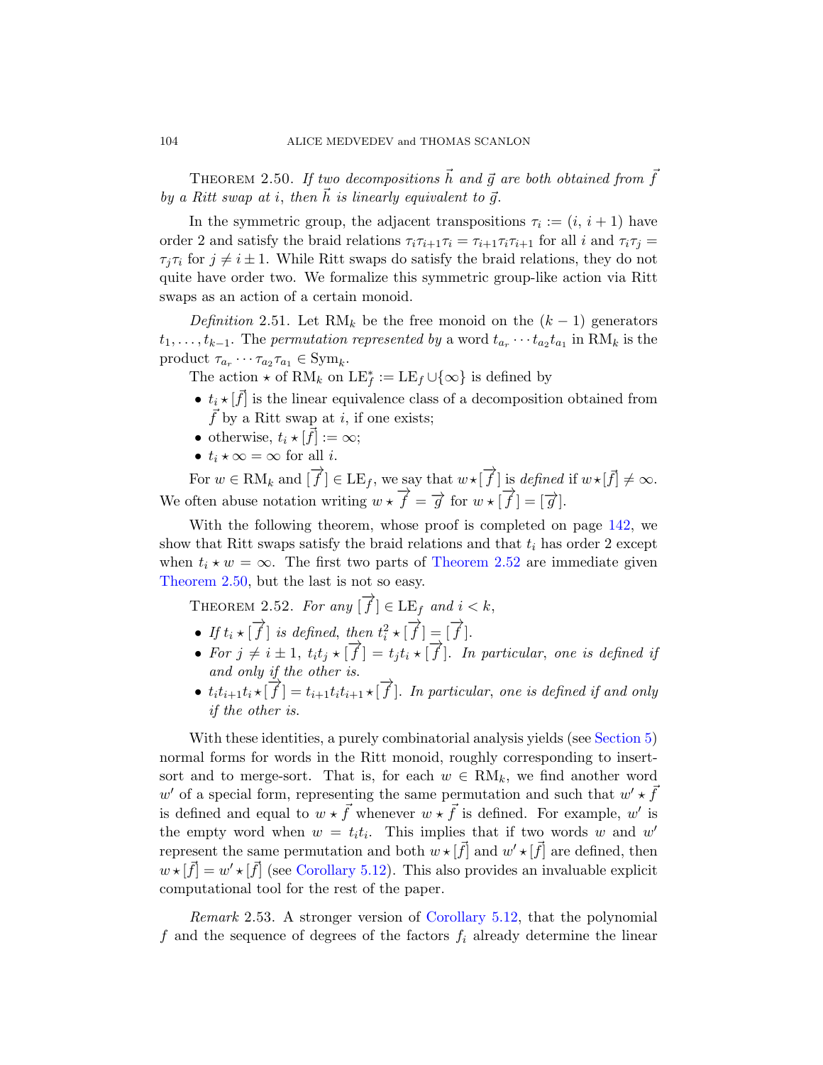THEOREM 2.50. *If two decompositions $\vec{h}$ and $\vec{g}$ are both obtained from $\vec{f}$ by a Ritt swap at $i$, then $\vec{h}$ is linearly equivalent to $\vec{g}$.*

In the symmetric group, the adjacent transpositions $\tau_i := (i,\, i+1)$ have order 2 and satisfy the braid relations $\tau_i \tau_{i+1} \tau_i = \tau_{i+1} \tau_i \tau_{i+1}$ for all $i$ and $\tau_i \tau_j = \tau_j \tau_i$ for $j \neq i \pm 1$. While Ritt swaps do satisfy the braid relations, they do not quite have order two. We formalize this symmetric group-like action via Ritt swaps as an action of a certain monoid.

*Definition* 2.51. Let $\mathrm{RM}_k$ be the free monoid on the $(k-1)$ generators $t_1, \ldots, t_{k-1}$. The *permutation represented by* a word $t_{a_r} \cdots t_{a_2} t_{a_1}$ in $\mathrm{RM}_k$ is the product $\tau_{a_r} \cdots \tau_{a_2} \tau_{a_1} \in \mathrm{Sym}_k$.

The action $\star$ of $\mathrm{RM}_k$ on $\mathrm{LE}_f^* := \mathrm{LE}_f \cup \{\infty\}$ is defined by

- $t_i \star [\vec{f}]$ is the linear equivalence class of a decomposition obtained from $\vec{f}$ by a Ritt swap at $i$, if one exists;
- otherwise, $t_i \star [\vec{f}] := \infty$;
- $t_i \star \infty = \infty$ for all $i$.

For $w \in \mathrm{RM}_k$ and $[\overrightarrow{f}] \in \mathrm{LE}_f$, we say that $w \star [\overrightarrow{f}]$ is *defined* if $w \star [\vec{f}] \neq \infty$. We often abuse notation writing $w \star \overrightarrow{f} = \overrightarrow{g}$ for $w \star [\overrightarrow{f}] = [\overrightarrow{g}]$.

With the following theorem, whose proof is completed on page 142, we show that Ritt swaps satisfy the braid relations and that $t_i$ has order 2 except when $t_i \star w = \infty$. The first two parts of Theorem 2.52 are immediate given Theorem 2.50, but the last is not so easy.

THEOREM 2.52. *For any $[\overrightarrow{f}] \in \mathrm{LE}_f$ and $i < k$,*

- *If $t_i \star [\overrightarrow{f}]$ is defined, then $t_i^2 \star [\overrightarrow{f}] = [\overrightarrow{f}]$.*
- *For $j \neq i \pm 1$, $t_i t_j \star [\overrightarrow{f}] = t_j t_i \star [\overrightarrow{f}]$. In particular, one is defined if and only if the other is.*
- *$t_i t_{i+1} t_i \star [\overrightarrow{f}] = t_{i+1} t_i t_{i+1} \star [\overrightarrow{f}]$. In particular, one is defined if and only if the other is.*

With these identities, a purely combinatorial analysis yields (see Section 5) normal forms for words in the Ritt monoid, roughly corresponding to insert-sort and to merge-sort. That is, for each $w \in \mathrm{RM}_k$, we find another word $w'$ of a special form, representing the same permutation and such that $w' \star \vec{f}$ is defined and equal to $w \star \vec{f}$ whenever $w \star \vec{f}$ is defined. For example, $w'$ is the empty word when $w = t_i t_i$. This implies that if two words $w$ and $w'$ represent the same permutation and both $w \star [\vec{f}]$ and $w' \star [\vec{f}]$ are defined, then $w \star [\vec{f}] = w' \star [\vec{f}]$ (see Corollary 5.12). This also provides an invaluable explicit computational tool for the rest of the paper.

*Remark* 2.53. A stronger version of Corollary 5.12, that the polynomial $f$ and the sequence of degrees of the factors $f_i$ already determine the linear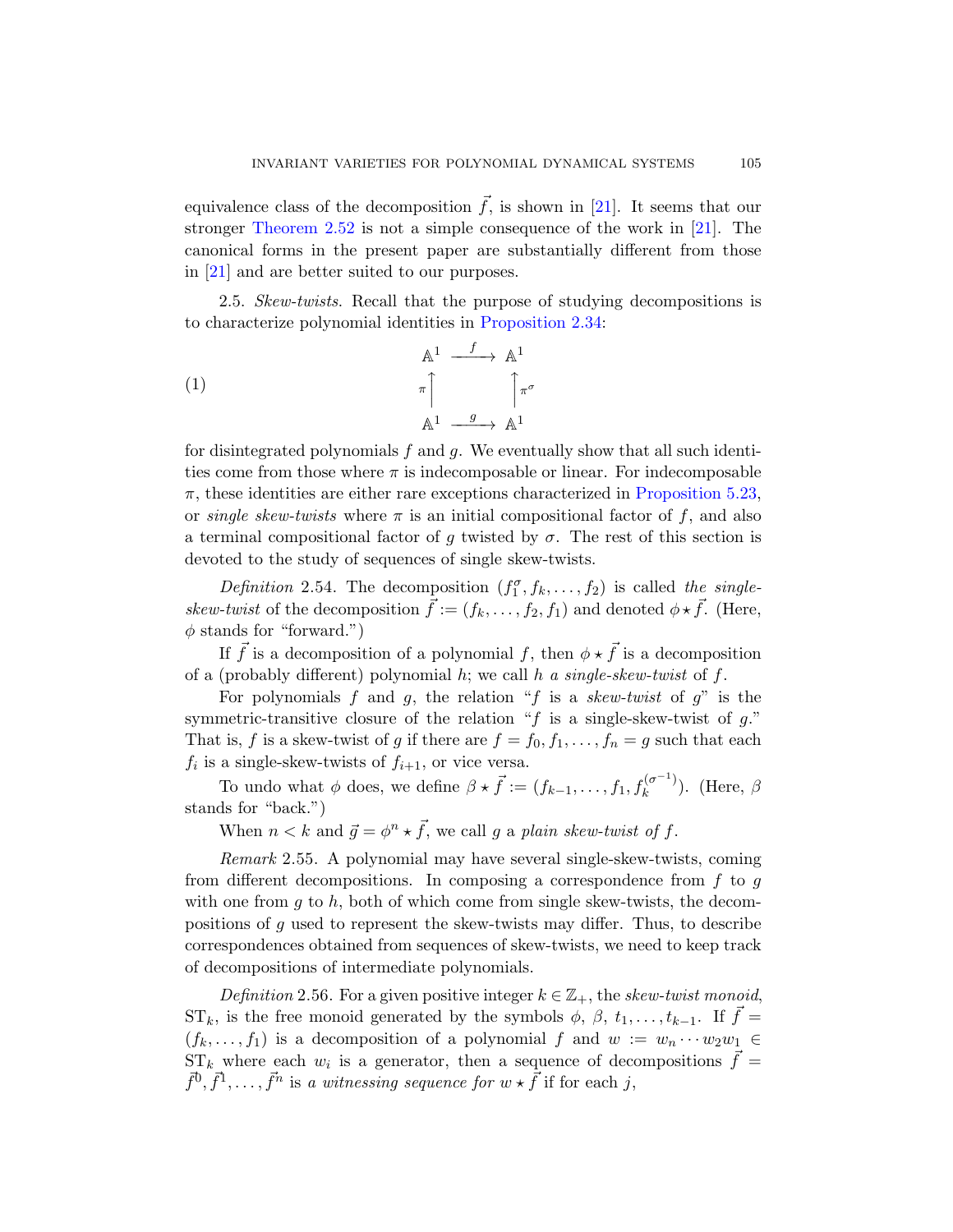equivalence class of the decomposition $\vec{f}$, is shown in [21]. It seems that our stronger Theorem 2.52 is not a simple consequence of the work in [21]. The canonical forms in the present paper are substantially different from those in [21] and are better suited to our purposes.

2.5. *Skew-twists.* Recall that the purpose of studying decompositions is to characterize polynomial identities in Proposition 2.34:

$$
\begin{array}{ccc}
\mathbb{A}^1 & \xrightarrow{\quad f \quad} & \mathbb{A}^1 \\
{\scriptstyle \pi}\uparrow & & \uparrow{\scriptstyle \pi^\sigma} \\
\mathbb{A}^1 & \xrightarrow{\quad g \quad} & \mathbb{A}^1
\end{array}
\tag{1}
$$

for disintegrated polynomials $f$ and $g$. We eventually show that all such identities come from those where $\pi$ is indecomposable or linear. For indecomposable $\pi$, these identities are either rare exceptions characterized in Proposition 5.23, or *single skew-twists* where $\pi$ is an initial compositional factor of $f$, and also a terminal compositional factor of $g$ twisted by $\sigma$. The rest of this section is devoted to the study of sequences of single skew-twists.

*Definition* 2.54. The decomposition $(f_1^\sigma, f_k, \ldots, f_2)$ is called *the single-skew-twist* of the decomposition $\vec{f} := (f_k, \ldots, f_2, f_1)$ and denoted $\phi \star \vec{f}$. (Here, $\phi$ stands for "forward.")

If $\vec{f}$ is a decomposition of a polynomial $f$, then $\phi \star \vec{f}$ is a decomposition of a (probably different) polynomial $h$; we call $h$ *a single-skew-twist* of $f$.

For polynomials $f$ and $g$, the relation "$f$ is a *skew-twist* of $g$" is the symmetric-transitive closure of the relation "$f$ is a single-skew-twist of $g$." That is, $f$ is a skew-twist of $g$ if there are $f = f_0, f_1, \ldots, f_n = g$ such that each $f_i$ is a single-skew-twists of $f_{i+1}$, or vice versa.

To undo what $\phi$ does, we define $\beta \star \vec{f} := (f_{k-1}, \ldots, f_1, f_k^{(\sigma^{-1})})$. (Here, $\beta$ stands for "back.")

When $n < k$ and $\vec{g} = \phi^n \star \vec{f}$, we call $g$ a *plain skew-twist of* $f$.

*Remark* 2.55. A polynomial may have several single-skew-twists, coming from different decompositions. In composing a correspondence from $f$ to $g$ with one from $g$ to $h$, both of which come from single skew-twists, the decompositions of $g$ used to represent the skew-twists may differ. Thus, to describe correspondences obtained from sequences of skew-twists, we need to keep track of decompositions of intermediate polynomials.

*Definition* 2.56. For a given positive integer $k \in \mathbb{Z}_+$, the *skew-twist monoid*, $\mathrm{ST}_k$, is the free monoid generated by the symbols $\phi$, $\beta$, $t_1, \ldots, t_{k-1}$. If $\vec{f} = (f_k, \ldots, f_1)$ is a decomposition of a polynomial $f$ and $w := w_n \cdots w_2 w_1 \in \mathrm{ST}_k$ where each $w_i$ is a generator, then a sequence of decompositions $\vec{f} = \vec{f}^0, \vec{f}^1, \ldots, \vec{f}^n$ is *a witnessing sequence for* $w \star \vec{f}$ if for each $j$,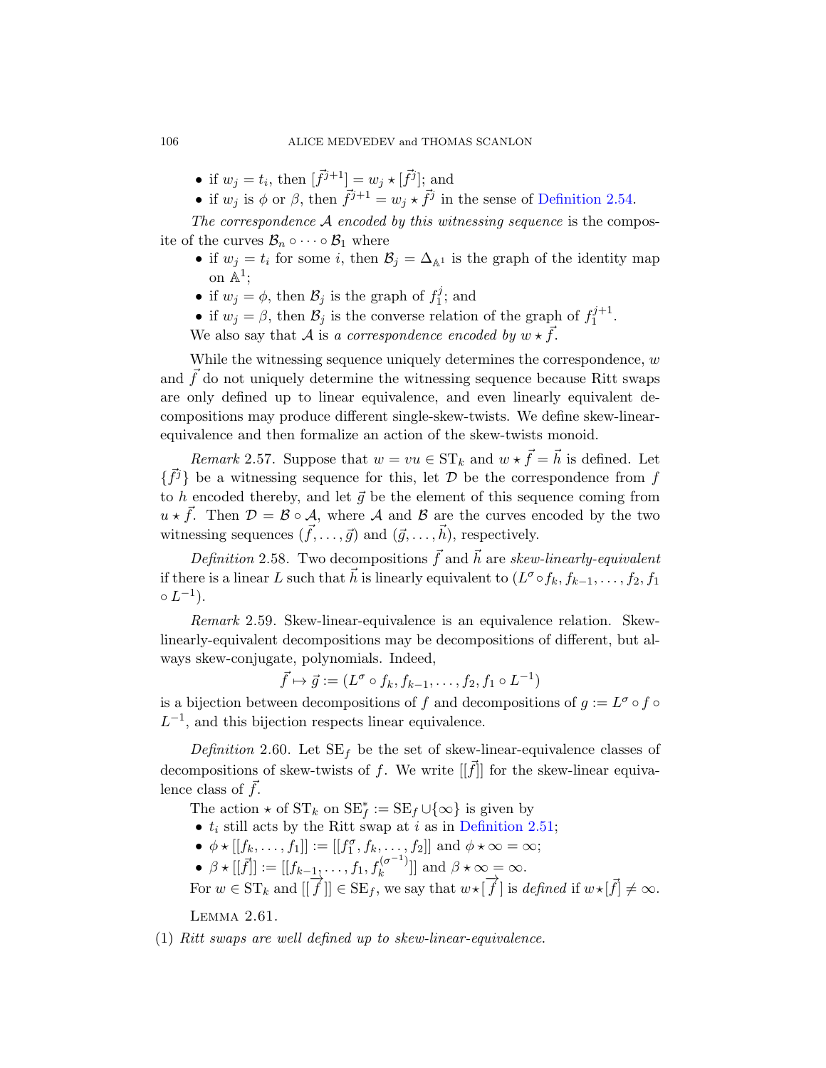- if $w_j = t_i$, then $[\vec{f}^{j+1}] = w_j \star [\vec{f}^j]$; and
- if $w_j$ is $\phi$ or $\beta$, then $\vec{f}^{j+1} = w_j \star \vec{f}^j$ in the sense of Definition 2.54.

*The correspondence $\mathcal{A}$ encoded by this witnessing sequence* is the composite of the curves $\mathcal{B}_n \circ \cdots \circ \mathcal{B}_1$ where

- if $w_j = t_i$ for some $i$, then $\mathcal{B}_j = \Delta_{\mathbb{A}^1}$ is the graph of the identity map on $\mathbb{A}^1$;
- if $w_j = \phi$, then $\mathcal{B}_j$ is the graph of $f_1^j$; and
- if $w_j = \beta$, then $\mathcal{B}_j$ is the converse relation of the graph of $f_1^{j+1}$.

We also say that $\mathcal{A}$ is *a correspondence encoded by $w \star \vec{f}$.*

While the witnessing sequence uniquely determines the correspondence, $w$ and $\vec{f}$ do not uniquely determine the witnessing sequence because Ritt swaps are only defined up to linear equivalence, and even linearly equivalent decompositions may produce different single-skew-twists. We define skew-linear-equivalence and then formalize an action of the skew-twists monoid.

*Remark* 2.57. Suppose that $w = vu \in \mathrm{ST}_k$ and $w \star \vec{f} = \vec{h}$ is defined. Let $\{\vec{f}^j\}$ be a witnessing sequence for this, let $\mathcal{D}$ be the correspondence from $f$ to $h$ encoded thereby, and let $\vec{g}$ be the element of this sequence coming from $u \star \vec{f}$. Then $\mathcal{D} = \mathcal{B} \circ \mathcal{A}$, where $\mathcal{A}$ and $\mathcal{B}$ are the curves encoded by the two witnessing sequences $(\vec{f}, \ldots, \vec{g})$ and $(\vec{g}, \ldots, \vec{h})$, respectively.

*Definition* 2.58. Two decompositions $\vec{f}$ and $\vec{h}$ are *skew-linearly-equivalent* if there is a linear $L$ such that $\vec{h}$ is linearly equivalent to $(L^\sigma \circ f_k, f_{k-1}, \ldots, f_2, f_1 \circ L^{-1})$.

*Remark* 2.59. Skew-linear-equivalence is an equivalence relation. Skew-linearly-equivalent decompositions may be decompositions of different, but always skew-conjugate, polynomials. Indeed,

$$\vec{f} \mapsto \vec{g} := (L^\sigma \circ f_k, f_{k-1}, \ldots, f_2, f_1 \circ L^{-1})$$

is a bijection between decompositions of $f$ and decompositions of $g := L^\sigma \circ f \circ L^{-1}$, and this bijection respects linear equivalence.

*Definition* 2.60. Let $\mathrm{SE}_f$ be the set of skew-linear-equivalence classes of decompositions of skew-twists of $f$. We write $[[\vec{f}]]$ for the skew-linear equivalence class of $\vec{f}$.

The action $\star$ of $\mathrm{ST}_k$ on $\mathrm{SE}_f^* := \mathrm{SE}_f \cup \{\infty\}$ is given by

- $t_i$ still acts by the Ritt swap at $i$ as in Definition 2.51;
- $\phi \star [[f_k, \ldots, f_1]] := [[f_1^\sigma, f_k, \ldots, f_2]]$ and $\phi \star \infty = \infty$;
- $\beta \star [[\vec{f}]] := [[f_{k-1}, \ldots, f_1, f_k^{(\sigma^{-1})}]]$ and $\beta \star \infty = \infty$.

For $w \in \mathrm{ST}_k$ and $[[\vec{f}]] \in \mathrm{SE}_f$, we say that $w \star [\vec{f}]$ is *defined* if $w \star [\vec{f}] \neq \infty$.

LEMMA 2.61.

(1) *Ritt swaps are well defined up to skew-linear-equivalence.*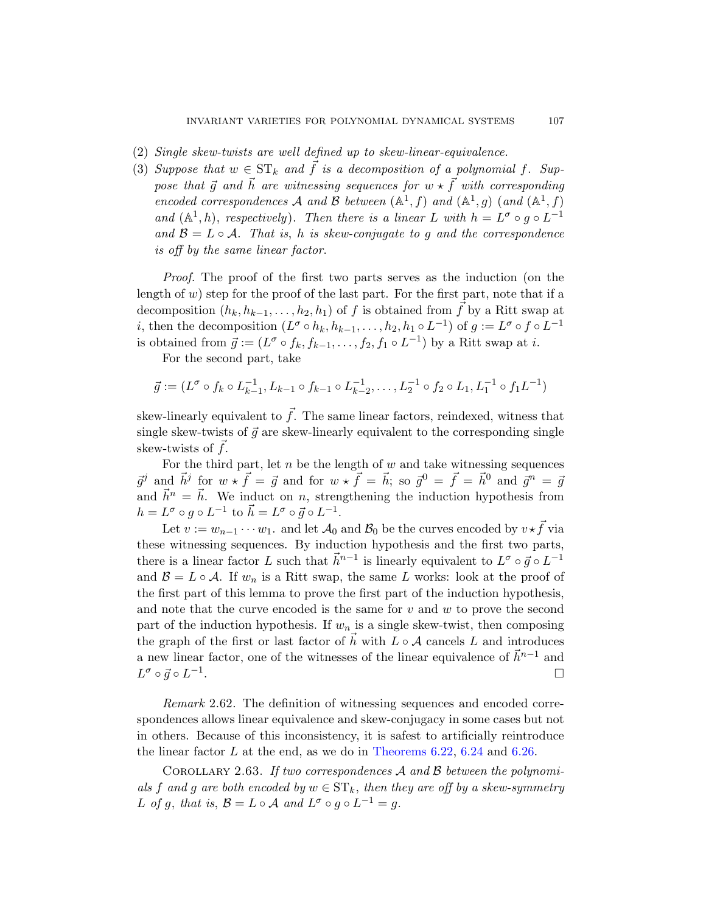(2) *Single skew-twists are well defined up to skew-linear-equivalence.*
(3) *Suppose that $w \in \mathrm{ST}_k$ and $\vec{f}$ is a decomposition of a polynomial $f$. Suppose that $\vec{g}$ and $\vec{h}$ are witnessing sequences for $w \star \vec{f}$ with corresponding encoded correspondences $\mathcal{A}$ and $\mathcal{B}$ between $(\mathbb{A}^1, f)$ and $(\mathbb{A}^1, g)$ (and $(\mathbb{A}^1, f)$ and $(\mathbb{A}^1, h)$, respectively). Then there is a linear $L$ with $h = L^\sigma \circ g \circ L^{-1}$ and $\mathcal{B} = L \circ \mathcal{A}$. That is, $h$ is skew-conjugate to $g$ and the correspondence is off by the same linear factor.*

*Proof.* The proof of the first two parts serves as the induction (on the length of $w$) step for the proof of the last part. For the first part, note that if a decomposition $(h_k, h_{k-1}, \ldots, h_2, h_1)$ of $f$ is obtained from $\vec{f}$ by a Ritt swap at $i$, then the decomposition $(L^\sigma \circ h_k, h_{k-1}, \ldots, h_2, h_1 \circ L^{-1})$ of $g := L^\sigma \circ f \circ L^{-1}$ is obtained from $\vec{g} := (L^\sigma \circ f_k, f_{k-1}, \ldots, f_2, f_1 \circ L^{-1})$ by a Ritt swap at $i$.

For the second part, take

$$\vec{g} := (L^\sigma \circ f_k \circ L_{k-1}^{-1}, L_{k-1} \circ f_{k-1} \circ L_{k-2}^{-1}, \ldots, L_2^{-1} \circ f_2 \circ L_1, L_1^{-1} \circ f_1 L^{-1})$$

skew-linearly equivalent to $\vec{f}$. The same linear factors, reindexed, witness that single skew-twists of $\vec{g}$ are skew-linearly equivalent to the corresponding single skew-twists of $\vec{f}$.

For the third part, let $n$ be the length of $w$ and take witnessing sequences $\vec{g}^j$ and $\vec{h}^j$ for $w \star \vec{f} = \vec{g}$ and for $w \star \vec{f} = \vec{h}$; so $\vec{g}^0 = \vec{f} = \vec{h}^0$ and $\vec{g}^n = \vec{g}$ and $\vec{h}^n = \vec{h}$. We induct on $n$, strengthening the induction hypothesis from $h = L^\sigma \circ g \circ L^{-1}$ to $\vec{h} = L^\sigma \circ \vec{g} \circ L^{-1}$.

Let $v := w_{n-1} \cdots w_1$. and let $\mathcal{A}_0$ and $\mathcal{B}_0$ be the curves encoded by $v \star \vec{f}$ via these witnessing sequences. By induction hypothesis and the first two parts, there is a linear factor $L$ such that $\vec{h}^{n-1}$ is linearly equivalent to $L^\sigma \circ \vec{g} \circ L^{-1}$ and $\mathcal{B} = L \circ \mathcal{A}$. If $w_n$ is a Ritt swap, the same $L$ works: look at the proof of the first part of this lemma to prove the first part of the induction hypothesis, and note that the curve encoded is the same for $v$ and $w$ to prove the second part of the induction hypothesis. If $w_n$ is a single skew-twist, then composing the graph of the first or last factor of $\vec{h}$ with $L \circ \mathcal{A}$ cancels $L$ and introduces a new linear factor, one of the witnesses of the linear equivalence of $\vec{h}^{n-1}$ and $L^\sigma \circ \vec{g} \circ L^{-1}$. □

*Remark* 2.62. The definition of witnessing sequences and encoded correspondences allows linear equivalence and skew-conjugacy in some cases but not in others. Because of this inconsistency, it is safest to artificially reintroduce the linear factor $L$ at the end, as we do in Theorems 6.22, 6.24 and 6.26.

COROLLARY 2.63. *If two correspondences $\mathcal{A}$ and $\mathcal{B}$ between the polynomials $f$ and $g$ are both encoded by $w \in \mathrm{ST}_k$, then they are off by a skew-symmetry $L$ of $g$, that is, $\mathcal{B} = L \circ \mathcal{A}$ and $L^\sigma \circ g \circ L^{-1} = g$.*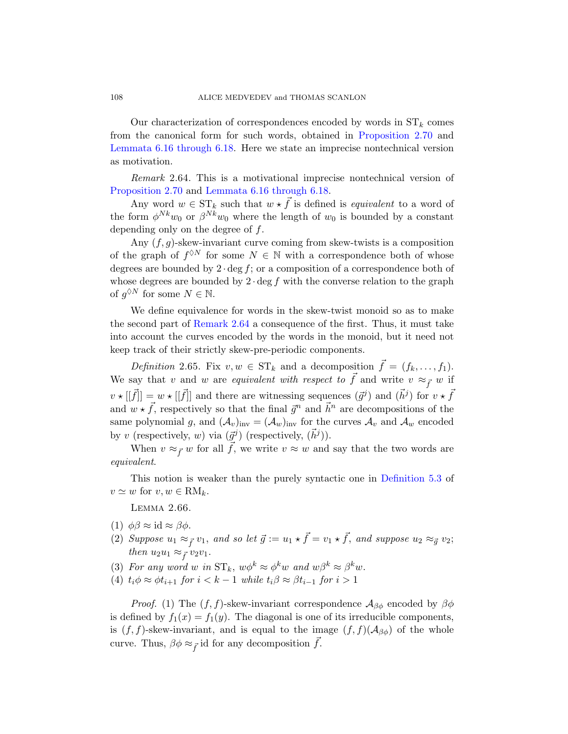Our characterization of correspondences encoded by words in $\mathrm{ST}_k$ comes from the canonical form for such words, obtained in Proposition 2.70 and Lemmata 6.16 through 6.18. Here we state an imprecise nontechnical version as motivation.

*Remark* 2.64. This is a motivational imprecise nontechnical version of Proposition 2.70 and Lemmata 6.16 through 6.18.

Any word $w \in \mathrm{ST}_k$ such that $w \star \vec{f}$ is defined is *equivalent* to a word of the form $\phi^{Nk} w_0$ or $\beta^{Nk} w_0$ where the length of $w_0$ is bounded by a constant depending only on the degree of $f$.

Any $(f, g)$-skew-invariant curve coming from skew-twists is a composition of the graph of $f^{\lozenge N}$ for some $N \in \mathbb{N}$ with a correspondence both of whose degrees are bounded by $2 \cdot \deg f$; or a composition of a correspondence both of whose degrees are bounded by $2 \cdot \deg f$ with the converse relation to the graph of $g^{\lozenge N}$ for some $N \in \mathbb{N}$.

We define equivalence for words in the skew-twist monoid so as to make the second part of Remark 2.64 a consequence of the first. Thus, it must take into account the curves encoded by the words in the monoid, but it need not keep track of their strictly skew-pre-periodic components.

*Definition* 2.65. Fix $v, w \in \mathrm{ST}_k$ and a decomposition $\vec{f} = (f_k, \ldots, f_1)$. We say that $v$ and $w$ are *equivalent with respect to* $\vec{f}$ and write $v \approx_{\vec{f}} w$ if $v \star [[\vec{f}]] = w \star [[\vec{f}]]$ and there are witnessing sequences $(\vec{g}^j)$ and $(\vec{h}^j)$ for $v \star \vec{f}$ and $w \star \vec{f}$, respectively so that the final $\vec{g}^n$ and $\vec{h}^n$ are decompositions of the same polynomial $g$, and $(\mathcal{A}_v)_{\mathrm{inv}} = (\mathcal{A}_w)_{\mathrm{inv}}$ for the curves $\mathcal{A}_v$ and $\mathcal{A}_w$ encoded by $v$ (respectively, $w$) via $(\vec{g}^j)$ (respectively, $(\vec{h}^j)$).

When $v \approx_{\vec{f}} w$ for all $\vec{f}$, we write $v \approx w$ and say that the two words are *equivalent*.

This notion is weaker than the purely syntactic one in Definition 5.3 of $v \simeq w$ for $v, w \in \mathrm{RM}_k$.

Lemma 2.66.

(1) $\phi\beta \approx \mathrm{id} \approx \beta\phi$.

(2) *Suppose* $u_1 \approx_{\vec{f}} v_1$, *and so let* $\vec{g} := u_1 \star \vec{f} = v_1 \star \vec{f}$, *and suppose* $u_2 \approx_{\vec{g}} v_2$; *then* $u_2 u_1 \approx_{\vec{f}} v_2 v_1$.

(3) *For any word* $w$ *in* $\mathrm{ST}_k$, $w\phi^k \approx \phi^k w$ *and* $w\beta^k \approx \beta^k w$.

(4) $t_i \phi \approx \phi t_{i+1}$ *for* $i < k-1$ *while* $t_i \beta \approx \beta t_{i-1}$ *for* $i > 1$

*Proof.* (1) The $(f, f)$-skew-invariant correspondence $\mathcal{A}_{\beta\phi}$ encoded by $\beta\phi$ is defined by $f_1(x) = f_1(y)$. The diagonal is one of its irreducible components, is $(f, f)$-skew-invariant, and is equal to the image $(f, f)(\mathcal{A}_{\beta\phi})$ of the whole curve. Thus, $\beta\phi \approx_{\vec{f}} \mathrm{id}$ for any decomposition $\vec{f}$.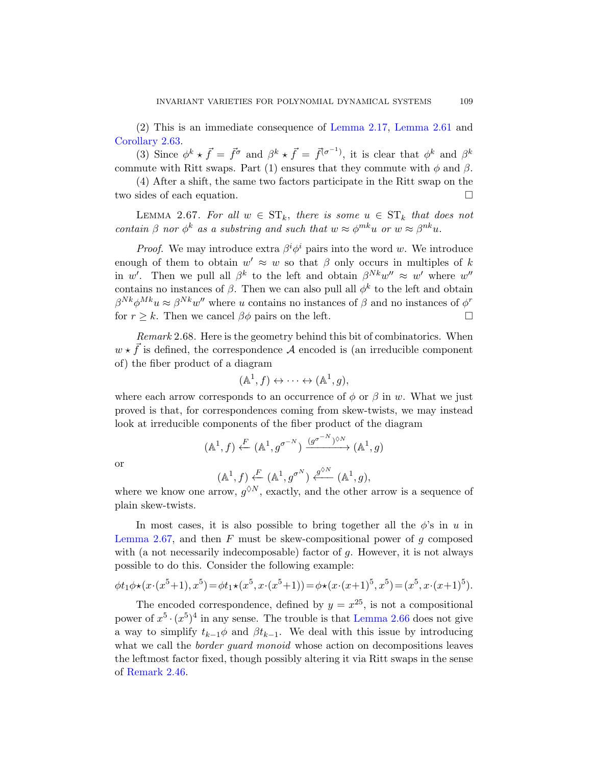(2) This is an immediate consequence of Lemma 2.17, Lemma 2.61 and Corollary 2.63.

(3) Since $\phi^k \star \vec{f} = \vec{f}^\sigma$ and $\beta^k \star \vec{f} = \vec{f}^{(\sigma^{-1})}$, it is clear that $\phi^k$ and $\beta^k$ commute with Ritt swaps. Part (1) ensures that they commute with $\phi$ and $\beta$.

(4) After a shift, the same two factors participate in the Ritt swap on the two sides of each equation. □

Lemma 2.67. *For all $w \in \mathrm{ST}_k$, there is some $u \in \mathrm{ST}_k$ that does not contain $\beta$ nor $\phi^k$ as a substring and such that $w \approx \phi^{mk} u$ or $w \approx \beta^{nk} u$.*

*Proof*. We may introduce extra $\beta^i \phi^i$ pairs into the word $w$. We introduce enough of them to obtain $w' \approx w$ so that $\beta$ only occurs in multiples of $k$ in $w'$. Then we pull all $\beta^k$ to the left and obtain $\beta^{Nk} w'' \approx w'$ where $w''$ contains no instances of $\beta$. Then we can also pull all $\phi^k$ to the left and obtain $\beta^{Nk}\phi^{Mk} u \approx \beta^{Nk} w''$ where $u$ contains no instances of $\beta$ and no instances of $\phi^r$ for $r \geq k$. Then we cancel $\beta\phi$ pairs on the left. □

*Remark* 2.68. Here is the geometry behind this bit of combinatorics. When $w \star \vec{f}$ is defined, the correspondence $\mathcal{A}$ encoded is (an irreducible component of) the fiber product of a diagram

$$(\mathbb{A}^1, f) \leftrightarrow \cdots \leftrightarrow (\mathbb{A}^1, g),$$

where each arrow corresponds to an occurrence of $\phi$ or $\beta$ in $w$. What we just proved is that, for correspondences coming from skew-twists, we may instead look at irreducible components of the fiber product of the diagram

$$(\mathbb{A}^1, f) \xleftarrow{F} (\mathbb{A}^1, g^{\sigma^{-N}}) \xrightarrow{(g^{\sigma^{-N}})^{\Diamond N}} (\mathbb{A}^1, g)$$

or

$$(\mathbb{A}^1, f) \xleftarrow{F} (\mathbb{A}^1, g^{\sigma^{N}}) \xleftarrow{g^{\Diamond N}} (\mathbb{A}^1, g),$$

where we know one arrow, $g^{\Diamond N}$, exactly, and the other arrow is a sequence of plain skew-twists.

In most cases, it is also possible to bring together all the $\phi$'s in $u$ in Lemma 2.67, and then $F$ must be skew-compositional power of $g$ composed with (a not necessarily indecomposable) factor of $g$. However, it is not always possible to do this. Consider the following example:

$$\phi t_1 \phi \star (x\cdot(x^5+1), x^5) = \phi t_1 \star (x^5, x\cdot(x^5+1)) = \phi \star (x\cdot(x+1)^5, x^5) = (x^5, x\cdot(x+1)^5).$$

The encoded correspondence, defined by $y = x^{25}$, is not a compositional power of $x^5 \cdot (x^5)^4$ in any sense. The trouble is that Lemma 2.66 does not give a way to simplify $t_{k-1}\phi$ and $\beta t_{k-1}$. We deal with this issue by introducing what we call the *border guard monoid* whose action on decompositions leaves the leftmost factor fixed, though possibly altering it via Ritt swaps in the sense of Remark 2.46.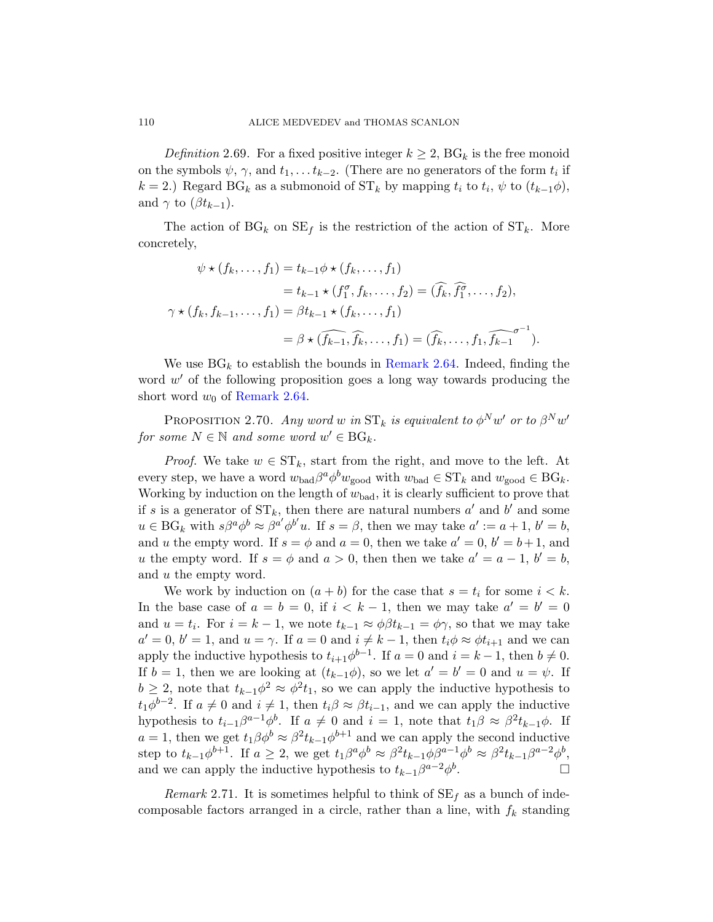*Definition* 2.69. For a fixed positive integer $k \geq 2$, $\mathrm{BG}_k$ is the free monoid on the symbols $\psi$, $\gamma$, and $t_1, \ldots t_{k-2}$. (There are no generators of the form $t_i$ if $k = 2$.) Regard $\mathrm{BG}_k$ as a submonoid of $\mathrm{ST}_k$ by mapping $t_i$ to $t_i$, $\psi$ to $(t_{k-1}\phi)$, and $\gamma$ to $(\beta t_{k-1})$.

The action of $\mathrm{BG}_k$ on $\mathrm{SE}_f$ is the restriction of the action of $\mathrm{ST}_k$. More concretely,

$$
\begin{aligned}
\psi \star (f_k, \ldots, f_1) &= t_{k-1}\phi \star (f_k, \ldots, f_1) \\
&= t_{k-1} \star (f_1^{\sigma}, f_k, \ldots, f_2) = (\widehat{f_k}, \widehat{f_1^{\sigma}}, \ldots, f_2), \\
\gamma \star (f_k, f_{k-1}, \ldots, f_1) &= \beta t_{k-1} \star (f_k, \ldots, f_1) \\
&= \beta \star (\widehat{f_{k-1}}, \widehat{f_k}, \ldots, f_1) = (\widehat{f_k}, \ldots, f_1, \widehat{f_{k-1}}^{\sigma^{-1}}).
\end{aligned}
$$

We use $\mathrm{BG}_k$ to establish the bounds in Remark 2.64. Indeed, finding the word $w'$ of the following proposition goes a long way towards producing the short word $w_0$ of Remark 2.64.

PROPOSITION 2.70. *Any word $w$ in $\mathrm{ST}_k$ is equivalent to $\phi^N w'$ or to $\beta^N w'$ for some $N \in \mathbb{N}$ and some word $w' \in \mathrm{BG}_k$.*

*Proof.* We take $w \in \mathrm{ST}_k$, start from the right, and move to the left. At every step, we have a word $w_{\text{bad}}\beta^a\phi^b w_{\text{good}}$ with $w_{\text{bad}} \in \mathrm{ST}_k$ and $w_{\text{good}} \in \mathrm{BG}_k$. Working by induction on the length of $w_{\text{bad}}$, it is clearly sufficient to prove that if $s$ is a generator of $\mathrm{ST}_k$, then there are natural numbers $a'$ and $b'$ and some $u \in \mathrm{BG}_k$ with $s\beta^a\phi^b \approx \beta^{a'}\phi^{b'}u$. If $s = \beta$, then we may take $a' := a+1$, $b' = b$, and $u$ the empty word. If $s = \phi$ and $a = 0$, then we take $a' = 0$, $b' = b+1$, and $u$ the empty word. If $s = \phi$ and $a > 0$, then then we take $a' = a-1$, $b' = b$, and $u$ the empty word.

We work by induction on $(a+b)$ for the case that $s = t_i$ for some $i < k$. In the base case of $a = b = 0$, if $i < k-1$, then we may take $a' = b' = 0$ and $u = t_i$. For $i = k-1$, we note $t_{k-1} \approx \phi\beta t_{k-1} = \phi\gamma$, so that we may take $a' = 0$, $b' = 1$, and $u = \gamma$. If $a = 0$ and $i \neq k-1$, then $t_i\phi \approx \phi t_{i+1}$ and we can apply the inductive hypothesis to $t_{i+1}\phi^{b-1}$. If $a = 0$ and $i = k-1$, then $b \neq 0$. If $b = 1$, then we are looking at $(t_{k-1}\phi)$, so we let $a' = b' = 0$ and $u = \psi$. If $b \geq 2$, note that $t_{k-1}\phi^2 \approx \phi^2 t_1$, so we can apply the inductive hypothesis to $t_1\phi^{b-2}$. If $a \neq 0$ and $i \neq 1$, then $t_i\beta \approx \beta t_{i-1}$, and we can apply the inductive hypothesis to $t_{i-1}\beta^{a-1}\phi^b$. If $a \neq 0$ and $i = 1$, note that $t_1\beta \approx \beta^2 t_{k-1}\phi$. If $a = 1$, then we get $t_1\beta\phi^b \approx \beta^2 t_{k-1}\phi^{b+1}$ and we can apply the second inductive step to $t_{k-1}\phi^{b+1}$. If $a \geq 2$, we get $t_1\beta^a\phi^b \approx \beta^2 t_{k-1}\phi\beta^{a-1}\phi^b \approx \beta^2 t_{k-1}\beta^{a-2}\phi^b$, and we can apply the inductive hypothesis to $t_{k-1}\beta^{a-2}\phi^b$. $\square$

*Remark* 2.71. It is sometimes helpful to think of $\mathrm{SE}_f$ as a bunch of indecomposable factors arranged in a circle, rather than a line, with $f_k$ standing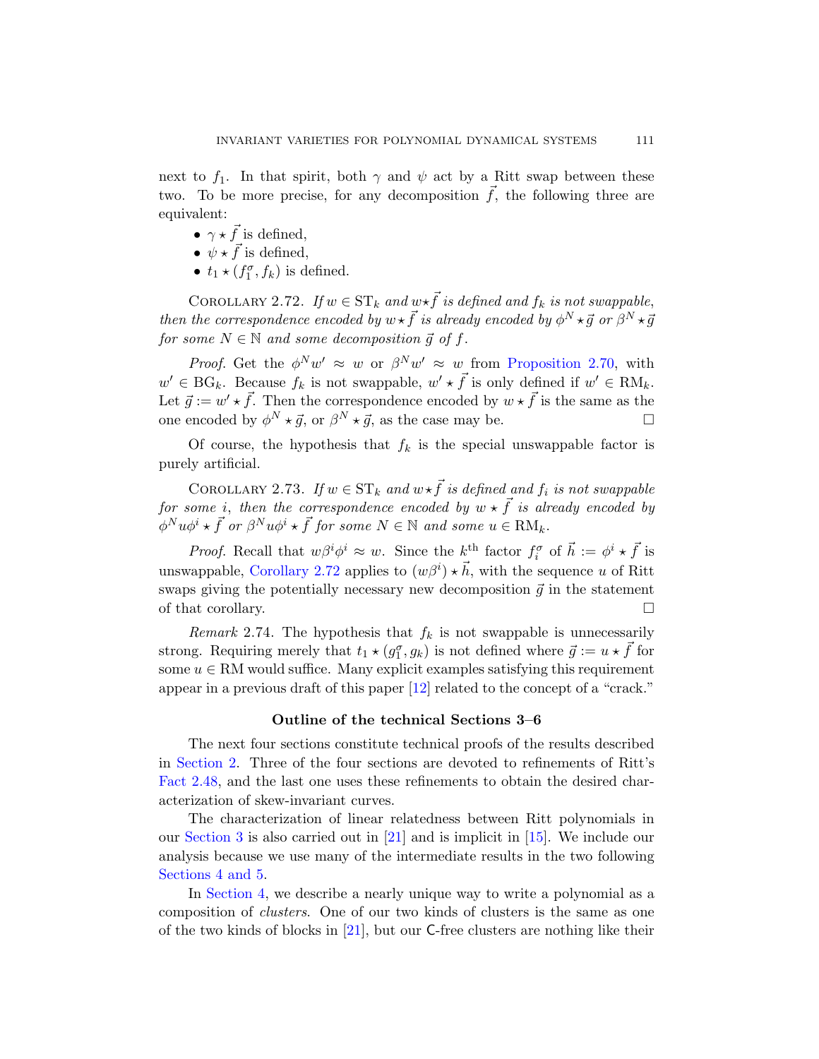next to $f_1$. In that spirit, both $\gamma$ and $\psi$ act by a Ritt swap between these two. To be more precise, for any decomposition $\vec{f}$, the following three are equivalent:

- $\gamma \star \vec{f}$ is defined,
- $\psi \star \vec{f}$ is defined,
- $t_1 \star (f_1^\sigma, f_k)$ is defined.

Corollary 2.72. *If $w \in \mathrm{ST}_k$ and $w \star \vec{f}$ is defined and $f_k$ is not swappable, then the correspondence encoded by $w \star \vec{f}$ is already encoded by $\phi^N \star \vec{g}$ or $\beta^N \star \vec{g}$ for some $N \in \mathbb{N}$ and some decomposition $\vec{g}$ of $f$.*

*Proof.* Get the $\phi^N w' \approx w$ or $\beta^N w' \approx w$ from Proposition 2.70, with $w' \in \mathrm{BG}_k$. Because $f_k$ is not swappable, $w' \star \vec{f}$ is only defined if $w' \in \mathrm{RM}_k$. Let $\vec{g} := w' \star \vec{f}$. Then the correspondence encoded by $w \star \vec{f}$ is the same as the one encoded by $\phi^N \star \vec{g}$, or $\beta^N \star \vec{g}$, as the case may be. ☐

Of course, the hypothesis that $f_k$ is the special unswappable factor is purely artificial.

Corollary 2.73. *If $w \in \mathrm{ST}_k$ and $w \star \vec{f}$ is defined and $f_i$ is not swappable for some $i$, then the correspondence encoded by $w \star \vec{f}$ is already encoded by $\phi^N u \phi^i \star \vec{f}$ or $\beta^N u \phi^i \star \vec{f}$ for some $N \in \mathbb{N}$ and some $u \in \mathrm{RM}_k$.*

*Proof.* Recall that $w\beta^i\phi^i \approx w$. Since the $k^{\text{th}}$ factor $f_i^\sigma$ of $\vec{h} := \phi^i \star \vec{f}$ is unswappable, Corollary 2.72 applies to $(w\beta^i) \star \vec{h}$, with the sequence $u$ of Ritt swaps giving the potentially necessary new decomposition $\vec{g}$ in the statement of that corollary. ☐

*Remark* 2.74. The hypothesis that $f_k$ is not swappable is unnecessarily strong. Requiring merely that $t_1 \star (g_1^\sigma, g_k)$ is not defined where $\vec{g} := u \star \vec{f}$ for some $u \in \mathrm{RM}$ would suffice. Many explicit examples satisfying this requirement appear in a previous draft of this paper [12] related to the concept of a "crack."

**Outline of the technical Sections 3–6**

The next four sections constitute technical proofs of the results described in Section 2. Three of the four sections are devoted to refinements of Ritt's Fact 2.48, and the last one uses these refinements to obtain the desired characterization of skew-invariant curves.

The characterization of linear relatedness between Ritt polynomials in our Section 3 is also carried out in [21] and is implicit in [15]. We include our analysis because we use many of the intermediate results in the two following Sections 4 and 5.

In Section 4, we describe a nearly unique way to write a polynomial as a composition of *clusters*. One of our two kinds of clusters is the same as one of the two kinds of blocks in [21], but our C-free clusters are nothing like their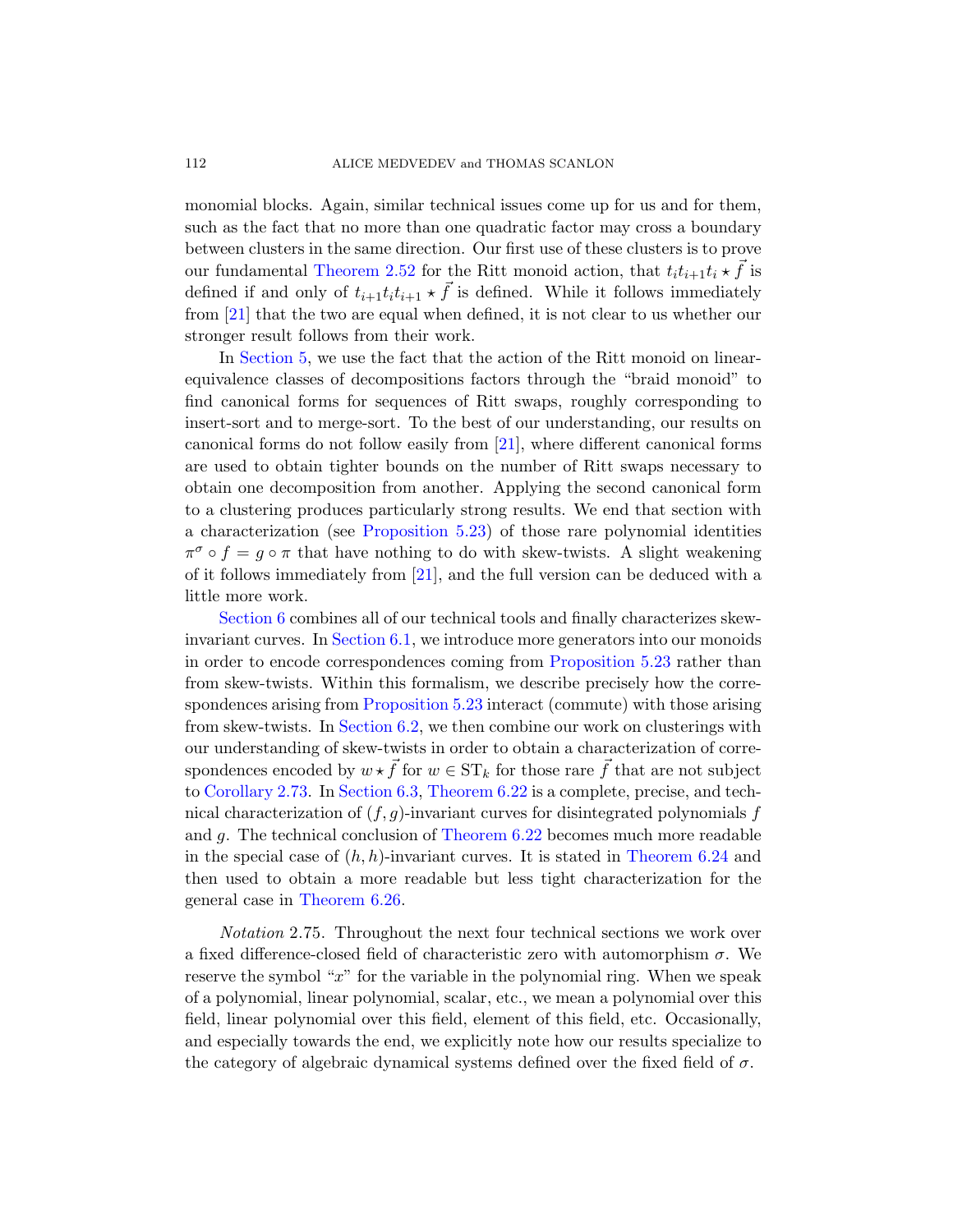monomial blocks. Again, similar technical issues come up for us and for them, such as the fact that no more than one quadratic factor may cross a boundary between clusters in the same direction. Our first use of these clusters is to prove our fundamental Theorem 2.52 for the Ritt monoid action, that $t_i t_{i+1} t_i \star \vec{f}$ is defined if and only of $t_{i+1} t_i t_{i+1} \star \vec{f}$ is defined. While it follows immediately from [21] that the two are equal when defined, it is not clear to us whether our stronger result follows from their work.

In Section 5, we use the fact that the action of the Ritt monoid on linear-equivalence classes of decompositions factors through the "braid monoid" to find canonical forms for sequences of Ritt swaps, roughly corresponding to insert-sort and to merge-sort. To the best of our understanding, our results on canonical forms do not follow easily from [21], where different canonical forms are used to obtain tighter bounds on the number of Ritt swaps necessary to obtain one decomposition from another. Applying the second canonical form to a clustering produces particularly strong results. We end that section with a characterization (see Proposition 5.23) of those rare polynomial identities $\pi^\sigma \circ f = g \circ \pi$ that have nothing to do with skew-twists. A slight weakening of it follows immediately from [21], and the full version can be deduced with a little more work.

Section 6 combines all of our technical tools and finally characterizes skew-invariant curves. In Section 6.1, we introduce more generators into our monoids in order to encode correspondences coming from Proposition 5.23 rather than from skew-twists. Within this formalism, we describe precisely how the correspondences arising from Proposition 5.23 interact (commute) with those arising from skew-twists. In Section 6.2, we then combine our work on clusterings with our understanding of skew-twists in order to obtain a characterization of correspondences encoded by $w \star \vec{f}$ for $w \in \mathrm{ST}_k$ for those rare $\vec{f}$ that are not subject to Corollary 2.73. In Section 6.3, Theorem 6.22 is a complete, precise, and technical characterization of $(f, g)$-invariant curves for disintegrated polynomials $f$ and $g$. The technical conclusion of Theorem 6.22 becomes much more readable in the special case of $(h, h)$-invariant curves. It is stated in Theorem 6.24 and then used to obtain a more readable but less tight characterization for the general case in Theorem 6.26.

*Notation* 2.75. Throughout the next four technical sections we work over a fixed difference-closed field of characteristic zero with automorphism $\sigma$. We reserve the symbol "$x$" for the variable in the polynomial ring. When we speak of a polynomial, linear polynomial, scalar, etc., we mean a polynomial over this field, linear polynomial over this field, element of this field, etc. Occasionally, and especially towards the end, we explicitly note how our results specialize to the category of algebraic dynamical systems defined over the fixed field of $\sigma$.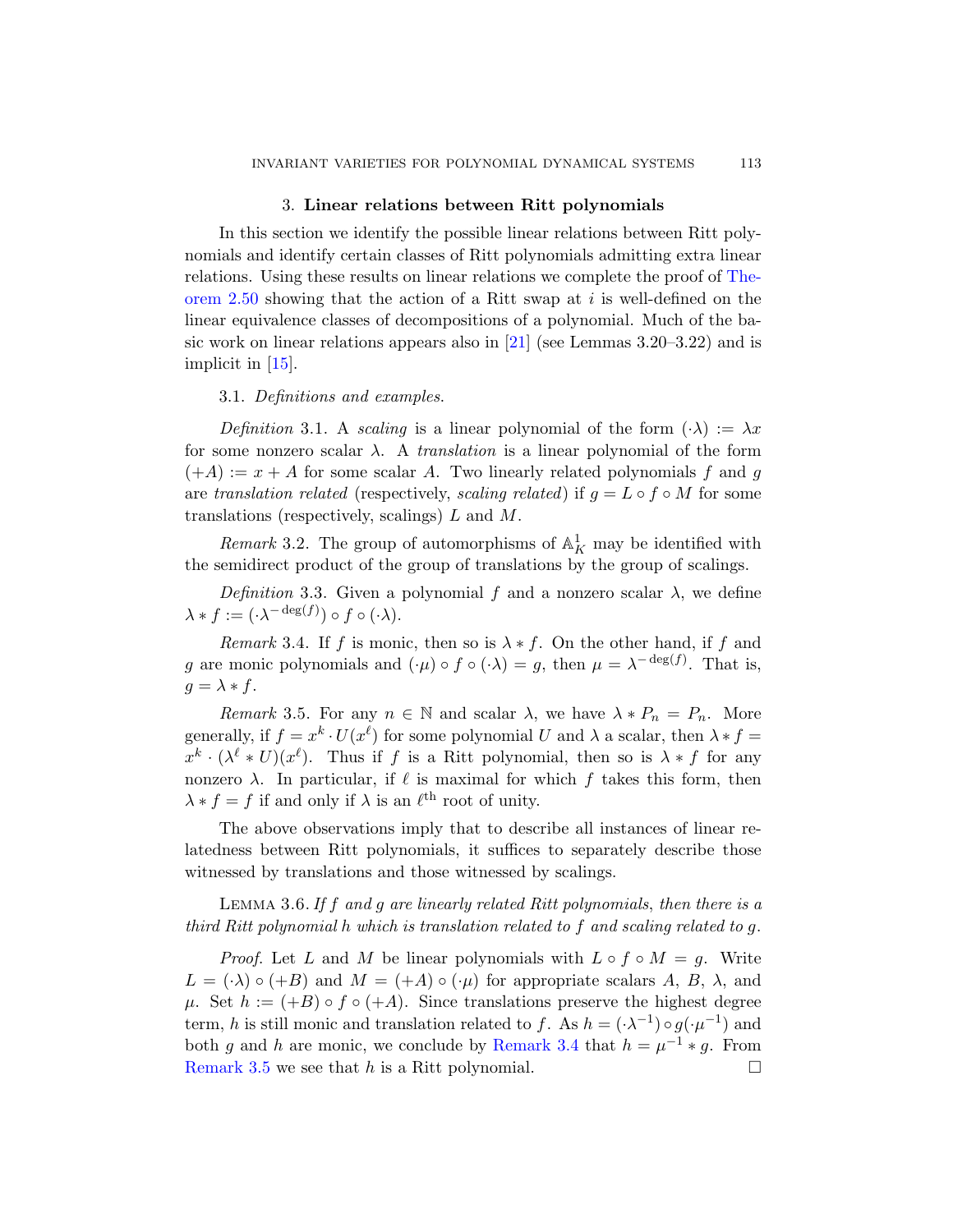## 3. Linear relations between Ritt polynomials

In this section we identify the possible linear relations between Ritt polynomials and identify certain classes of Ritt polynomials admitting extra linear relations. Using these results on linear relations we complete the proof of Theorem 2.50 showing that the action of a Ritt swap at $i$ is well-defined on the linear equivalence classes of decompositions of a polynomial. Much of the basic work on linear relations appears also in [21] (see Lemmas 3.20–3.22) and is implicit in [15].

### 3.1. *Definitions and examples.*

*Definition* 3.1. A *scaling* is a linear polynomial of the form $(\cdot\lambda) := \lambda x$ for some nonzero scalar $\lambda$. A *translation* is a linear polynomial of the form $(+A) := x + A$ for some scalar $A$. Two linearly related polynomials $f$ and $g$ are *translation related* (respectively, *scaling related*) if $g = L \circ f \circ M$ for some translations (respectively, scalings) $L$ and $M$.

*Remark* 3.2. The group of automorphisms of $\mathbb{A}^1_K$ may be identified with the semidirect product of the group of translations by the group of scalings.

*Definition* 3.3. Given a polynomial $f$ and a nonzero scalar $\lambda$, we define $\lambda * f := (\cdot\lambda^{-\deg(f)}) \circ f \circ (\cdot\lambda)$.

*Remark* 3.4. If $f$ is monic, then so is $\lambda * f$. On the other hand, if $f$ and $g$ are monic polynomials and $(\cdot\mu) \circ f \circ (\cdot\lambda) = g$, then $\mu = \lambda^{-\deg(f)}$. That is, $g = \lambda * f$.

*Remark* 3.5. For any $n \in \mathbb{N}$ and scalar $\lambda$, we have $\lambda * P_n = P_n$. More generally, if $f = x^k \cdot U(x^\ell)$ for some polynomial $U$ and $\lambda$ a scalar, then $\lambda * f = x^k \cdot (\lambda^\ell * U)(x^\ell)$. Thus if $f$ is a Ritt polynomial, then so is $\lambda * f$ for any nonzero $\lambda$. In particular, if $\ell$ is maximal for which $f$ takes this form, then $\lambda * f = f$ if and only if $\lambda$ is an $\ell^{\text{th}}$ root of unity.

The above observations imply that to describe all instances of linear relatedness between Ritt polynomials, it suffices to separately describe those witnessed by translations and those witnessed by scalings.

Lemma 3.6. *If $f$ and $g$ are linearly related Ritt polynomials, then there is a third Ritt polynomial $h$ which is translation related to $f$ and scaling related to $g$.*

*Proof.* Let $L$ and $M$ be linear polynomials with $L \circ f \circ M = g$. Write $L = (\cdot\lambda) \circ (+B)$ and $M = (+A) \circ (\cdot\mu)$ for appropriate scalars $A$, $B$, $\lambda$, and $\mu$. Set $h := (+B) \circ f \circ (+A)$. Since translations preserve the highest degree term, $h$ is still monic and translation related to $f$. As $h = (\cdot\lambda^{-1}) \circ g(\cdot\mu^{-1})$ and both $g$ and $h$ are monic, we conclude by Remark 3.4 that $h = \mu^{-1} * g$. From Remark 3.5 we see that $h$ is a Ritt polynomial. □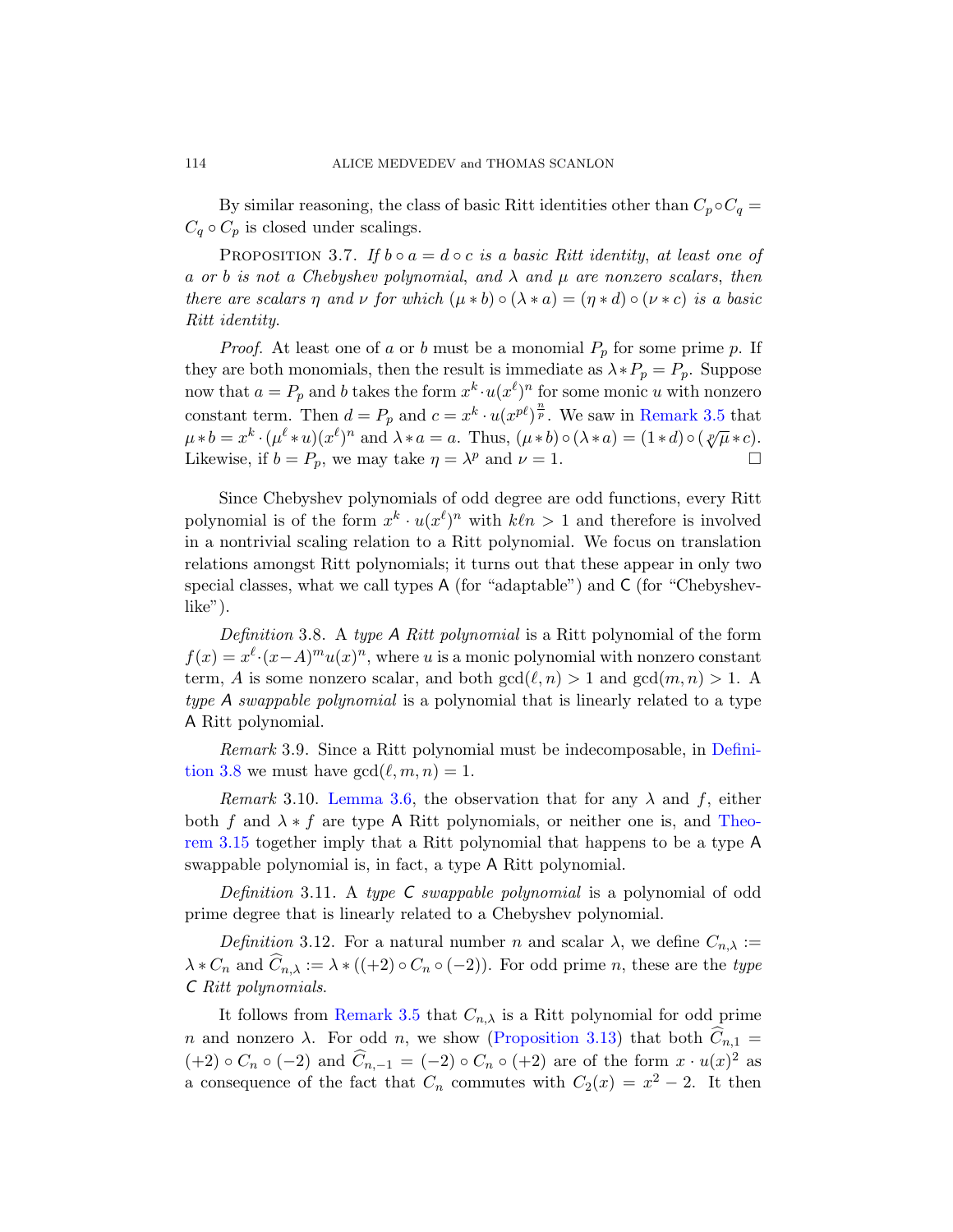By similar reasoning, the class of basic Ritt identities other than $C_p \circ C_q = C_q \circ C_p$ is closed under scalings.

PROPOSITION 3.7. *If $b \circ a = d \circ c$ is a basic Ritt identity, at least one of $a$ or $b$ is not a Chebyshev polynomial, and $\lambda$ and $\mu$ are nonzero scalars, then there are scalars $\eta$ and $\nu$ for which $(\mu * b) \circ (\lambda * a) = (\eta * d) \circ (\nu * c)$ is a basic Ritt identity.*

*Proof.* At least one of $a$ or $b$ must be a monomial $P_p$ for some prime $p$. If they are both monomials, then the result is immediate as $\lambda * P_p = P_p$. Suppose now that $a = P_p$ and $b$ takes the form $x^k \cdot u(x^\ell)^n$ for some monic $u$ with nonzero constant term. Then $d = P_p$ and $c = x^k \cdot u(x^{p\ell})^{\frac{n}{p}}$. We saw in Remark 3.5 that $\mu * b = x^k \cdot (\mu^\ell * u)(x^\ell)^n$ and $\lambda * a = a$. Thus, $(\mu * b) \circ (\lambda * a) = (1 * d) \circ (\sqrt[p]{\mu} * c)$. Likewise, if $b = P_p$, we may take $\eta = \lambda^p$ and $\nu = 1$. $\square$

Since Chebyshev polynomials of odd degree are odd functions, every Ritt polynomial is of the form $x^k \cdot u(x^\ell)^n$ with $k\ell n > 1$ and therefore is involved in a nontrivial scaling relation to a Ritt polynomial. We focus on translation relations amongst Ritt polynomials; it turns out that these appear in only two special classes, what we call types $\mathsf{A}$ (for "adaptable") and $\mathsf{C}$ (for "Chebyshev-like").

*Definition* 3.8. A *type $\mathsf{A}$ Ritt polynomial* is a Ritt polynomial of the form $f(x) = x^\ell \cdot (x - A)^m u(x)^n$, where $u$ is a monic polynomial with nonzero constant term, $A$ is some nonzero scalar, and both $\gcd(\ell, n) > 1$ and $\gcd(m, n) > 1$. A *type $\mathsf{A}$ swappable polynomial* is a polynomial that is linearly related to a type $\mathsf{A}$ Ritt polynomial.

*Remark* 3.9. Since a Ritt polynomial must be indecomposable, in Definition 3.8 we must have $\gcd(\ell, m, n) = 1$.

*Remark* 3.10. Lemma 3.6, the observation that for any $\lambda$ and $f$, either both $f$ and $\lambda * f$ are type $\mathsf{A}$ Ritt polynomials, or neither one is, and Theorem 3.15 together imply that a Ritt polynomial that happens to be a type $\mathsf{A}$ swappable polynomial is, in fact, a type $\mathsf{A}$ Ritt polynomial.

*Definition* 3.11. A *type $\mathsf{C}$ swappable polynomial* is a polynomial of odd prime degree that is linearly related to a Chebyshev polynomial.

*Definition* 3.12. For a natural number $n$ and scalar $\lambda$, we define $C_{n,\lambda} := \lambda * C_n$ and $\widehat{C}_{n,\lambda} := \lambda * ((+2) \circ C_n \circ (-2))$. For odd prime $n$, these are the *type $\mathsf{C}$ Ritt polynomials*.

It follows from Remark 3.5 that $C_{n,\lambda}$ is a Ritt polynomial for odd prime $n$ and nonzero $\lambda$. For odd $n$, we show (Proposition 3.13) that both $\widehat{C}_{n,1} = (+2) \circ C_n \circ (-2)$ and $\widehat{C}_{n,-1} = (-2) \circ C_n \circ (+2)$ are of the form $x \cdot u(x)^2$ as a consequence of the fact that $C_n$ commutes with $C_2(x) = x^2 - 2$. It then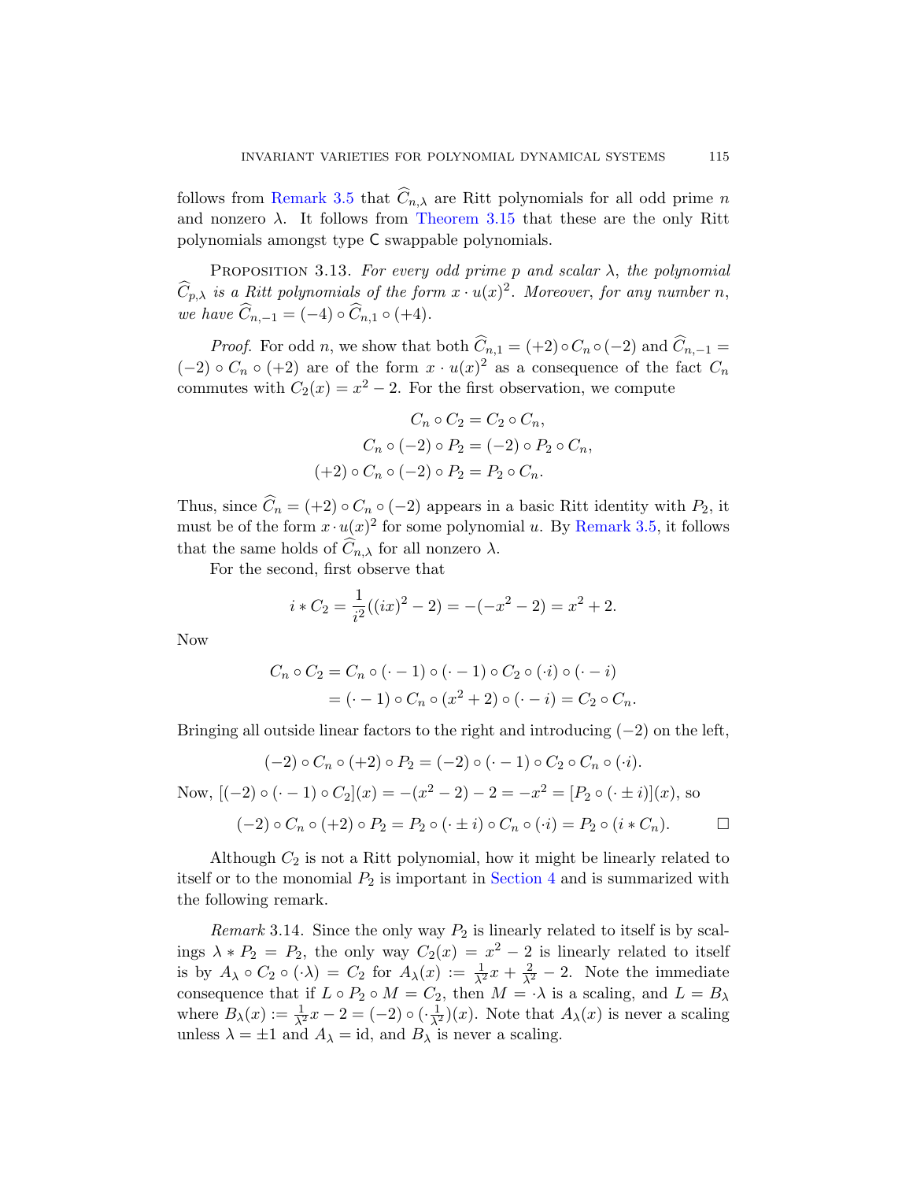follows from Remark 3.5 that $\widehat{C}_{n,\lambda}$ are Ritt polynomials for all odd prime $n$ and nonzero $\lambda$. It follows from Theorem 3.15 that these are the only Ritt polynomials amongst type $\mathsf{C}$ swappable polynomials.

Proposition 3.13. *For every odd prime $p$ and scalar $\lambda$, the polynomial $\widehat{C}_{p,\lambda}$ is a Ritt polynomials of the form $x \cdot u(x)^2$. Moreover, for any number $n$, we have $\widehat{C}_{n,-1} = (-4) \circ \widehat{C}_{n,1} \circ (+4)$.*

*Proof.* For odd $n$, we show that both $\widehat{C}_{n,1} = (+2) \circ C_n \circ (-2)$ and $\widehat{C}_{n,-1} = (-2) \circ C_n \circ (+2)$ are of the form $x \cdot u(x)^2$ as a consequence of the fact $C_n$ commutes with $C_2(x) = x^2 - 2$. For the first observation, we compute

$$C_n \circ C_2 = C_2 \circ C_n,$$
$$C_n \circ (-2) \circ P_2 = (-2) \circ P_2 \circ C_n,$$
$$(+2) \circ C_n \circ (-2) \circ P_2 = P_2 \circ C_n.$$

Thus, since $\widehat{C}_n = (+2) \circ C_n \circ (-2)$ appears in a basic Ritt identity with $P_2$, it must be of the form $x \cdot u(x)^2$ for some polynomial $u$. By Remark 3.5, it follows that the same holds of $\widehat{C}_{n,\lambda}$ for all nonzero $\lambda$.

For the second, first observe that

$$i * C_2 = \frac{1}{i^2}((ix)^2 - 2) = -(-x^2 - 2) = x^2 + 2.$$

Now

$$\begin{aligned} C_n \circ C_2 &= C_n \circ (\cdot - 1) \circ (\cdot - 1) \circ C_2 \circ (\cdot i) \circ (\cdot - i) \\ &= (\cdot - 1) \circ C_n \circ (x^2 + 2) \circ (\cdot - i) = C_2 \circ C_n. \end{aligned}$$

Bringing all outside linear factors to the right and introducing $(-2)$ on the left,

$$(-2) \circ C_n \circ (+2) \circ P_2 = (-2) \circ (\cdot - 1) \circ C_2 \circ C_n \circ (\cdot i).$$

Now, $[(-2) \circ (\cdot - 1) \circ C_2](x) = -(x^2 - 2) - 2 = -x^2 = [P_2 \circ (\cdot \pm i)](x)$, so

$$(-2) \circ C_n \circ (+2) \circ P_2 = P_2 \circ (\cdot \pm i) \circ C_n \circ (\cdot i) = P_2 \circ (i * C_n). \qquad \square$$

Although $C_2$ is not a Ritt polynomial, how it might be linearly related to itself or to the monomial $P_2$ is important in Section 4 and is summarized with the following remark.

*Remark* 3.14. Since the only way $P_2$ is linearly related to itself is by scalings $\lambda * P_2 = P_2$, the only way $C_2(x) = x^2 - 2$ is linearly related to itself is by $A_\lambda \circ C_2 \circ (\cdot\lambda) = C_2$ for $A_\lambda(x) := \frac{1}{\lambda^2}x + \frac{2}{\lambda^2} - 2$. Note the immediate consequence that if $L \circ P_2 \circ M = C_2$, then $M = \cdot\lambda$ is a scaling, and $L = B_\lambda$ where $B_\lambda(x) := \frac{1}{\lambda^2}x - 2 = (-2) \circ (\cdot\frac{1}{\lambda^2})(x)$. Note that $A_\lambda(x)$ is never a scaling unless $\lambda = \pm 1$ and $A_\lambda = \mathrm{id}$, and $B_\lambda$ is never a scaling.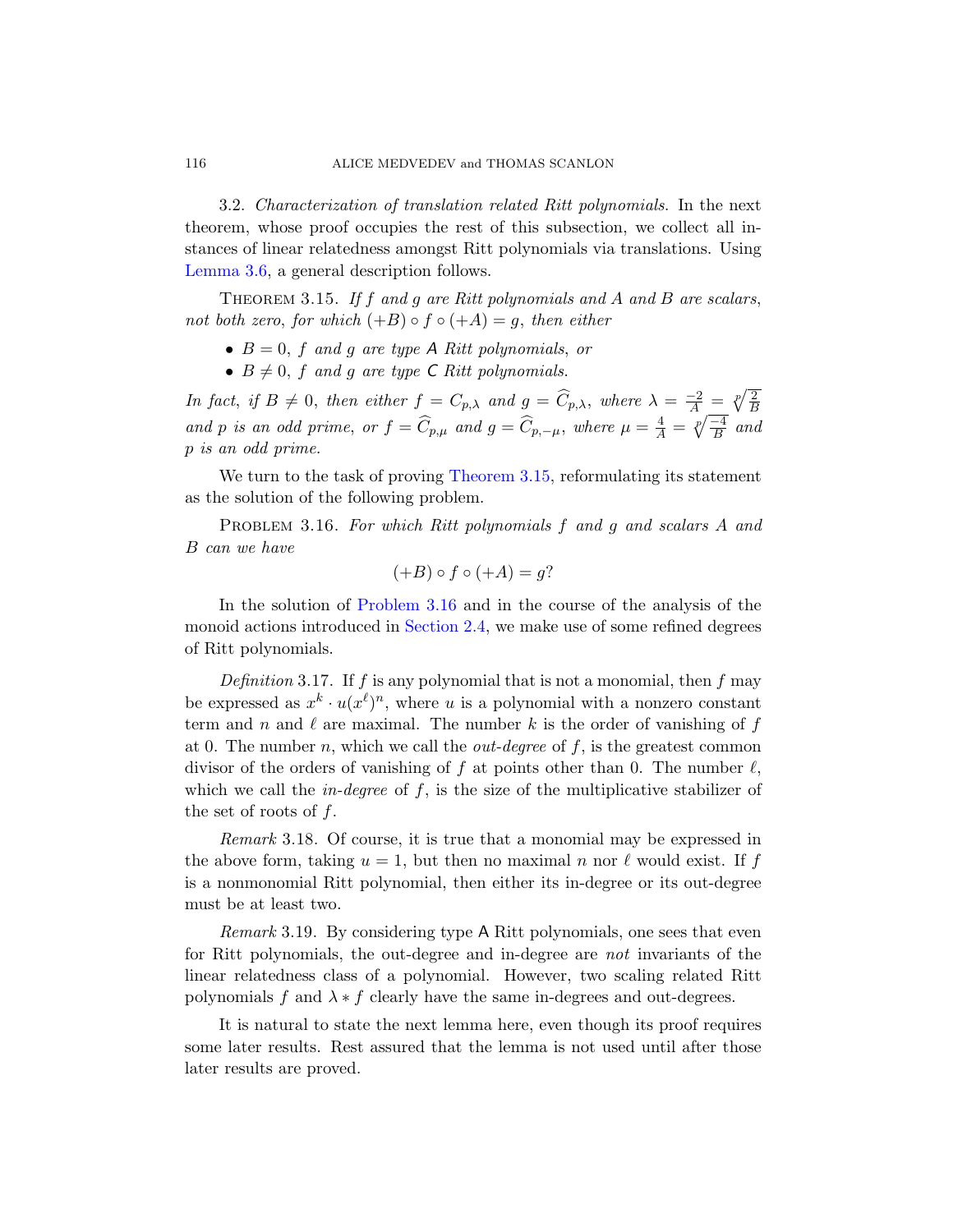3.2. *Characterization of translation related Ritt polynomials.* In the next theorem, whose proof occupies the rest of this subsection, we collect all instances of linear relatedness amongst Ritt polynomials via translations. Using Lemma 3.6, a general description follows.

THEOREM 3.15. *If $f$ and $g$ are Ritt polynomials and $A$ and $B$ are scalars, not both zero, for which $(+B) \circ f \circ (+A) = g$, then either*

- *$B = 0$, $f$ and $g$ are type $\mathsf{A}$ Ritt polynomials, or*
- *$B \neq 0$, $f$ and $g$ are type $\mathsf{C}$ Ritt polynomials.*

*In fact, if $B \neq 0$, then either $f = C_{p,\lambda}$ and $g = \widehat{C}_{p,\lambda}$, where $\lambda = \frac{-2}{A} = \sqrt[p]{\frac{2}{B}}$ and $p$ is an odd prime, or $f = \widehat{C}_{p,\mu}$ and $g = \widehat{C}_{p,-\mu}$, where $\mu = \frac{4}{A} = \sqrt[p]{\frac{-4}{B}}$ and $p$ is an odd prime.*

We turn to the task of proving Theorem 3.15, reformulating its statement as the solution of the following problem.

PROBLEM 3.16. *For which Ritt polynomials $f$ and $g$ and scalars $A$ and $B$ can we have*

$$(+B) \circ f \circ (+A) = g?$$

In the solution of Problem 3.16 and in the course of the analysis of the monoid actions introduced in Section 2.4, we make use of some refined degrees of Ritt polynomials.

*Definition* 3.17. If $f$ is any polynomial that is not a monomial, then $f$ may be expressed as $x^k \cdot u(x^\ell)^n$, where $u$ is a polynomial with a nonzero constant term and $n$ and $\ell$ are maximal. The number $k$ is the order of vanishing of $f$ at 0. The number $n$, which we call the *out-degree* of $f$, is the greatest common divisor of the orders of vanishing of $f$ at points other than 0. The number $\ell$, which we call the *in-degree* of $f$, is the size of the multiplicative stabilizer of the set of roots of $f$.

*Remark* 3.18. Of course, it is true that a monomial may be expressed in the above form, taking $u = 1$, but then no maximal $n$ nor $\ell$ would exist. If $f$ is a nonmonomial Ritt polynomial, then either its in-degree or its out-degree must be at least two.

*Remark* 3.19. By considering type $\mathsf{A}$ Ritt polynomials, one sees that even for Ritt polynomials, the out-degree and in-degree are *not* invariants of the linear relatedness class of a polynomial. However, two scaling related Ritt polynomials $f$ and $\lambda * f$ clearly have the same in-degrees and out-degrees.

It is natural to state the next lemma here, even though its proof requires some later results. Rest assured that the lemma is not used until after those later results are proved.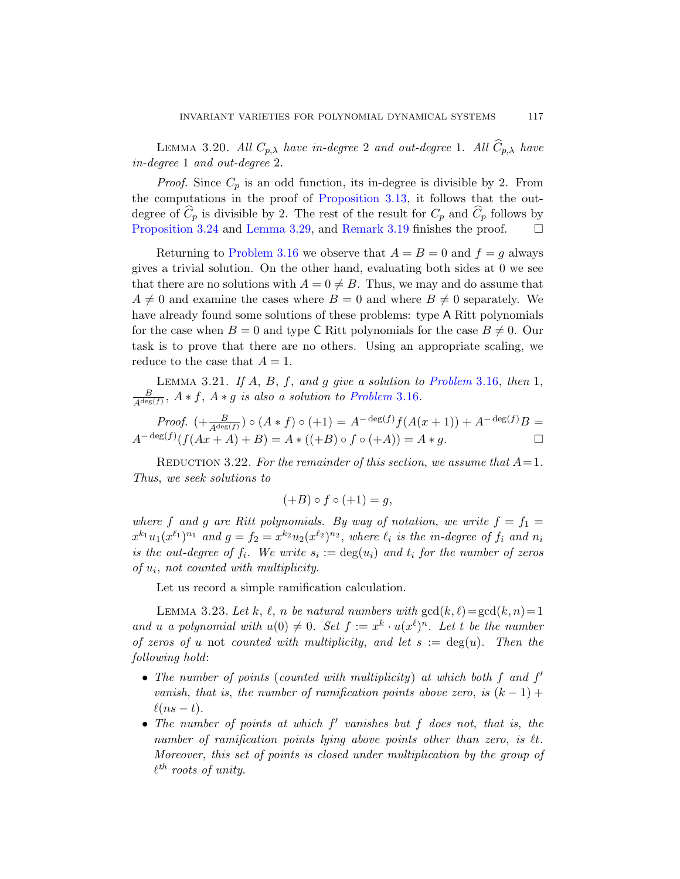Lemma 3.20. *All $C_{p,\lambda}$ have in-degree* 2 *and out-degree* 1. *All $\widehat{C}_{p,\lambda}$ have in-degree* 1 *and out-degree* 2.

*Proof.* Since $C_p$ is an odd function, its in-degree is divisible by 2. From the computations in the proof of Proposition 3.13, it follows that the out-degree of $\widehat{C}_p$ is divisible by 2. The rest of the result for $C_p$ and $\widehat{C}_p$ follows by Proposition 3.24 and Lemma 3.29, and Remark 3.19 finishes the proof. $\square$

Returning to Problem 3.16 we observe that $A = B = 0$ and $f = g$ always gives a trivial solution. On the other hand, evaluating both sides at 0 we see that there are no solutions with $A = 0 \neq B$. Thus, we may and do assume that $A \neq 0$ and examine the cases where $B = 0$ and where $B \neq 0$ separately. We have already found some solutions of these problems: type $\mathsf{A}$ Ritt polynomials for the case when $B = 0$ and type $\mathsf{C}$ Ritt polynomials for the case $B \neq 0$. Our task is to prove that there are no others. Using an appropriate scaling, we reduce to the case that $A = 1$.

Lemma 3.21. *If $A$, $B$, $f$, and $g$ give a solution to Problem* 3.16, *then* 1, $\frac{B}{A^{\deg(f)}}$, $A * f$, $A * g$ *is also a solution to Problem* 3.16.

*Proof.* $(+\frac{B}{A^{\deg(f)}}) \circ (A * f) \circ (+1) = A^{-\deg(f)} f(A(x+1)) + A^{-\deg(f)} B = A^{-\deg(f)}(f(Ax + A) + B) = A * ((+B) \circ f \circ (+A)) = A * g.$ $\square$

Reduction 3.22. *For the remainder of this section, we assume that $A = 1$. Thus, we seek solutions to*

$$(+B) \circ f \circ (+1) = g,$$

*where $f$ and $g$ are Ritt polynomials. By way of notation, we write $f = f_1 = x^{k_1} u_1(x^{\ell_1})^{n_1}$ and $g = f_2 = x^{k_2} u_2(x^{\ell_2})^{n_2}$, where $\ell_i$ is the in-degree of $f_i$ and $n_i$ is the out-degree of $f_i$. We write $s_i := \deg(u_i)$ and $t_i$ for the number of zeros of $u_i$, not counted with multiplicity.*

Let us record a simple ramification calculation.

Lemma 3.23. *Let $k$, $\ell$, $n$ be natural numbers with $\gcd(k, \ell) = \gcd(k, n) = 1$ and $u$ a polynomial with $u(0) \neq 0$. Set $f := x^k \cdot u(x^\ell)^n$. Let $t$ be the number of zeros of $u$* not *counted with multiplicity, and let $s := \deg(u)$. Then the following hold*:

- *The number of points* (*counted with multiplicity*) *at which both $f$ and $f'$ vanish, that is, the number of ramification points above zero, is $(k-1) + \ell(ns - t)$.*
- *The number of points at which $f'$ vanishes but $f$ does not, that is, the number of ramification points lying above points other than zero, is $\ell t$. Moreover, this set of points is closed under multiplication by the group of $\ell^{th}$ roots of unity.*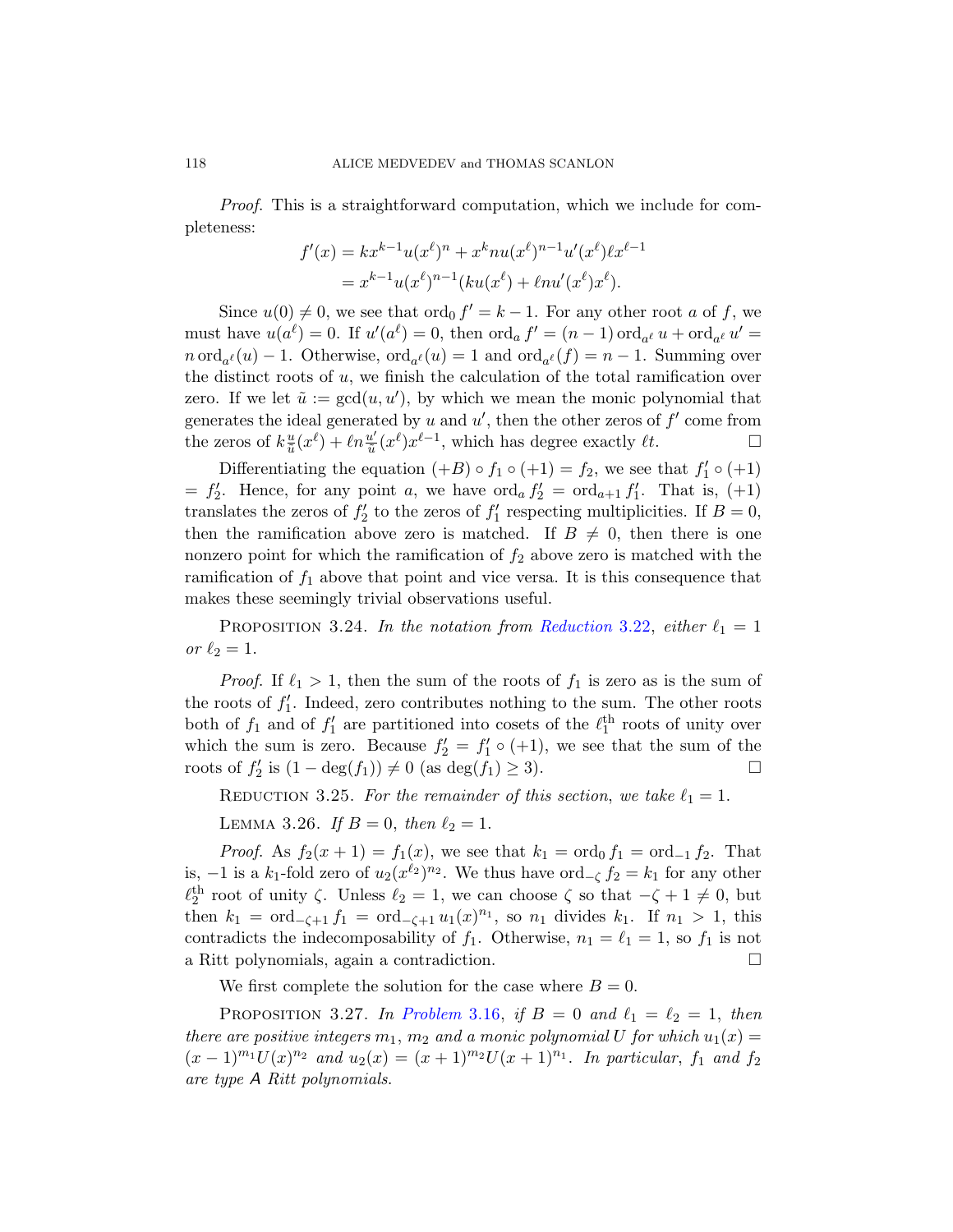*Proof.* This is a straightforward computation, which we include for completeness:

$$
\begin{aligned}
f'(x) &= kx^{k-1}u(x^\ell)^n + x^k nu(x^\ell)^{n-1}u'(x^\ell)\ell x^{\ell-1} \\
&= x^{k-1}u(x^\ell)^{n-1}(ku(x^\ell) + \ell nu'(x^\ell)x^\ell).
\end{aligned}
$$

Since $u(0) \neq 0$, we see that $\operatorname{ord}_0 f' = k-1$. For any other root $a$ of $f$, we must have $u(a^\ell) = 0$. If $u'(a^\ell) = 0$, then $\operatorname{ord}_a f' = (n-1)\operatorname{ord}_{a^\ell} u + \operatorname{ord}_{a^\ell} u' = n \operatorname{ord}_{a^\ell}(u) - 1$. Otherwise, $\operatorname{ord}_{a^\ell}(u) = 1$ and $\operatorname{ord}_{a^\ell}(f) = n-1$. Summing over the distinct roots of $u$, we finish the calculation of the total ramification over zero. If we let $\tilde{u} := \gcd(u, u')$, by which we mean the monic polynomial that generates the ideal generated by $u$ and $u'$, then the other zeros of $f'$ come from the zeros of $k\frac{u}{\tilde{u}}(x^\ell) + \ell n \frac{u'}{\tilde{u}}(x^\ell)x^{\ell-1}$, which has degree exactly $\ell t$. ☐

Differentiating the equation $(+B) \circ f_1 \circ (+1) = f_2$, we see that $f_1' \circ (+1) = f_2'$. Hence, for any point $a$, we have $\operatorname{ord}_a f_2' = \operatorname{ord}_{a+1} f_1'$. That is, $(+1)$ translates the zeros of $f_2'$ to the zeros of $f_1'$ respecting multiplicities. If $B = 0$, then the ramification above zero is matched. If $B \neq 0$, then there is one nonzero point for which the ramification of $f_2$ above zero is matched with the ramification of $f_1$ above that point and vice versa. It is this consequence that makes these seemingly trivial observations useful.

Proposition 3.24. *In the notation from Reduction 3.22, either $\ell_1 = 1$ or $\ell_2 = 1$.*

*Proof.* If $\ell_1 > 1$, then the sum of the roots of $f_1$ is zero as is the sum of the roots of $f_1'$. Indeed, zero contributes nothing to the sum. The other roots both of $f_1$ and of $f_1'$ are partitioned into cosets of the $\ell_1^{\text{th}}$ roots of unity over which the sum is zero. Because $f_2' = f_1' \circ (+1)$, we see that the sum of the roots of $f_2'$ is $(1 - \deg(f_1)) \neq 0$ (as $\deg(f_1) \geq 3$). ☐

Reduction 3.25. *For the remainder of this section, we take $\ell_1 = 1$.*

Lemma 3.26. *If $B = 0$, then $\ell_2 = 1$.*

*Proof.* As $f_2(x+1) = f_1(x)$, we see that $k_1 = \operatorname{ord}_0 f_1 = \operatorname{ord}_{-1} f_2$. That is, $-1$ is a $k_1$-fold zero of $u_2(x^{\ell_2})^{n_2}$. We thus have $\operatorname{ord}_{-\zeta} f_2 = k_1$ for any other $\ell_2^{\text{th}}$ root of unity $\zeta$. Unless $\ell_2 = 1$, we can choose $\zeta$ so that $-\zeta + 1 \neq 0$, but then $k_1 = \operatorname{ord}_{-\zeta+1} f_1 = \operatorname{ord}_{-\zeta+1} u_1(x)^{n_1}$, so $n_1$ divides $k_1$. If $n_1 > 1$, this contradicts the indecomposability of $f_1$. Otherwise, $n_1 = \ell_1 = 1$, so $f_1$ is not a Ritt polynomials, again a contradiction. ☐

We first complete the solution for the case where $B = 0$.

Proposition 3.27. *In Problem 3.16, if $B = 0$ and $\ell_1 = \ell_2 = 1$, then there are positive integers $m_1$, $m_2$ and a monic polynomial $U$ for which $u_1(x) = (x-1)^{m_1}U(x)^{n_2}$ and $u_2(x) = (x+1)^{m_2}U(x+1)^{n_1}$. In particular, $f_1$ and $f_2$ are type A Ritt polynomials.*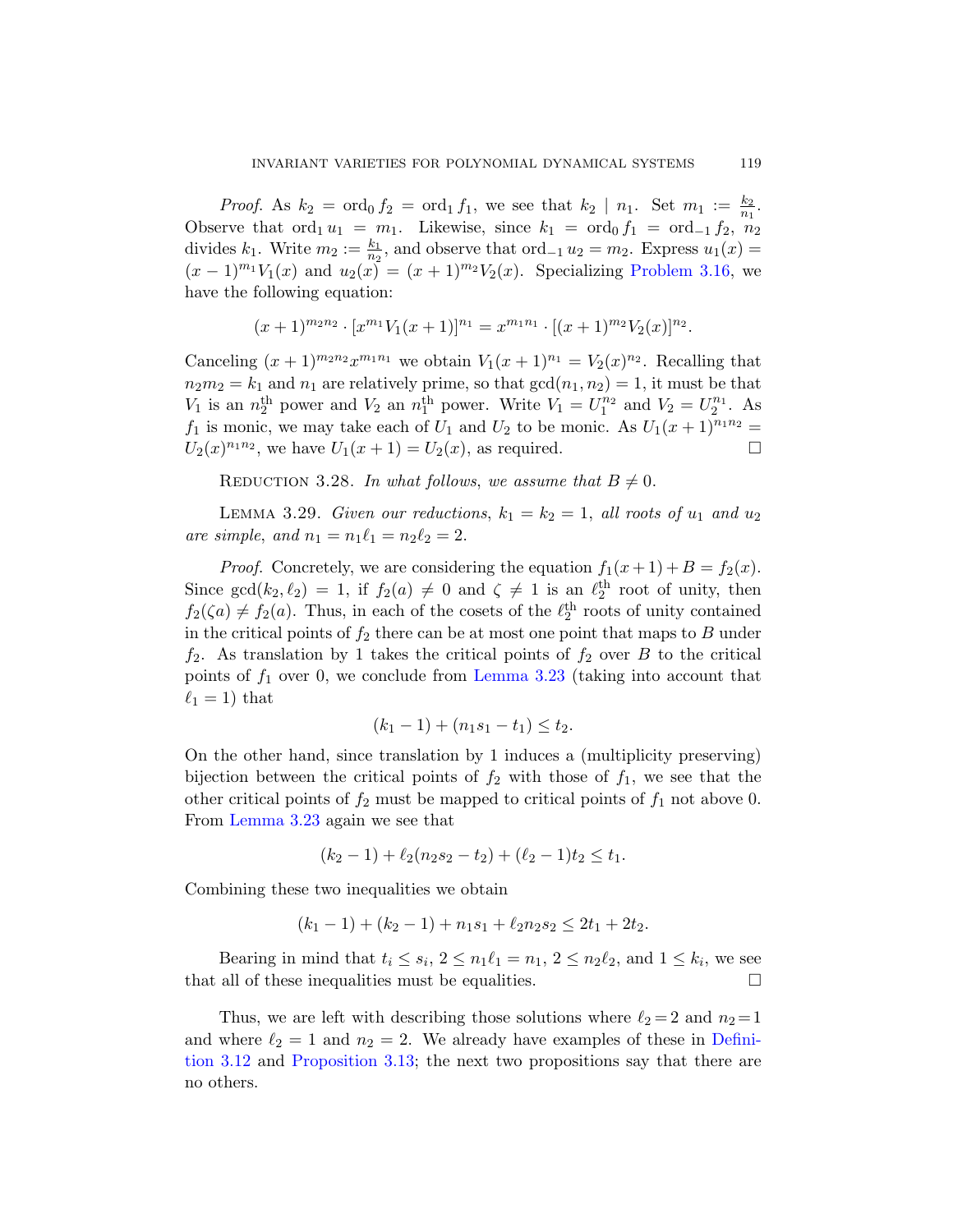*Proof.* As $k_2 = \mathrm{ord}_0 f_2 = \mathrm{ord}_1 f_1$, we see that $k_2 \mid n_1$. Set $m_1 := \frac{k_2}{n_1}$. Observe that $\mathrm{ord}_1 u_1 = m_1$. Likewise, since $k_1 = \mathrm{ord}_0 f_1 = \mathrm{ord}_{-1} f_2$, $n_2$ divides $k_1$. Write $m_2 := \frac{k_1}{n_2}$, and observe that $\mathrm{ord}_{-1} u_2 = m_2$. Express $u_1(x) = (x-1)^{m_1} V_1(x)$ and $u_2(x) = (x+1)^{m_2} V_2(x)$. Specializing Problem 3.16, we have the following equation:

$$(x+1)^{m_2 n_2} \cdot [x^{m_1} V_1(x+1)]^{n_1} = x^{m_1 n_1} \cdot [(x+1)^{m_2} V_2(x)]^{n_2}.$$

Canceling $(x+1)^{m_2 n_2} x^{m_1 n_1}$ we obtain $V_1(x+1)^{n_1} = V_2(x)^{n_2}$. Recalling that $n_2 m_2 = k_1$ and $n_1$ are relatively prime, so that $\gcd(n_1, n_2) = 1$, it must be that $V_1$ is an $n_2^{\text{th}}$ power and $V_2$ an $n_1^{\text{th}}$ power. Write $V_1 = U_1^{n_2}$ and $V_2 = U_2^{n_1}$. As $f_1$ is monic, we may take each of $U_1$ and $U_2$ to be monic. As $U_1(x+1)^{n_1 n_2} = U_2(x)^{n_1 n_2}$, we have $U_1(x+1) = U_2(x)$, as required. $\square$

Reduction 3.28. *In what follows, we assume that $B \neq 0$.*

Lemma 3.29. *Given our reductions, $k_1 = k_2 = 1$, all roots of $u_1$ and $u_2$ are simple, and $n_1 = n_1 \ell_1 = n_2 \ell_2 = 2$.*

*Proof.* Concretely, we are considering the equation $f_1(x+1) + B = f_2(x)$. Since $\gcd(k_2, \ell_2) = 1$, if $f_2(a) \neq 0$ and $\zeta \neq 1$ is an $\ell_2^{\text{th}}$ root of unity, then $f_2(\zeta a) \neq f_2(a)$. Thus, in each of the cosets of the $\ell_2^{\text{th}}$ roots of unity contained in the critical points of $f_2$ there can be at most one point that maps to $B$ under $f_2$. As translation by 1 takes the critical points of $f_2$ over $B$ to the critical points of $f_1$ over 0, we conclude from Lemma 3.23 (taking into account that $\ell_1 = 1$) that

$$(k_1 - 1) + (n_1 s_1 - t_1) \leq t_2.$$

On the other hand, since translation by 1 induces a (multiplicity preserving) bijection between the critical points of $f_2$ with those of $f_1$, we see that the other critical points of $f_2$ must be mapped to critical points of $f_1$ not above 0. From Lemma 3.23 again we see that

$$(k_2 - 1) + \ell_2(n_2 s_2 - t_2) + (\ell_2 - 1) t_2 \leq t_1.$$

Combining these two inequalities we obtain

$$(k_1 - 1) + (k_2 - 1) + n_1 s_1 + \ell_2 n_2 s_2 \leq 2t_1 + 2t_2.$$

Bearing in mind that $t_i \leq s_i$, $2 \leq n_1 \ell_1 = n_1$, $2 \leq n_2 \ell_2$, and $1 \leq k_i$, we see that all of these inequalities must be equalities. $\square$

Thus, we are left with describing those solutions where $\ell_2 = 2$ and $n_2 = 1$ and where $\ell_2 = 1$ and $n_2 = 2$. We already have examples of these in Definition 3.12 and Proposition 3.13; the next two propositions say that there are no others.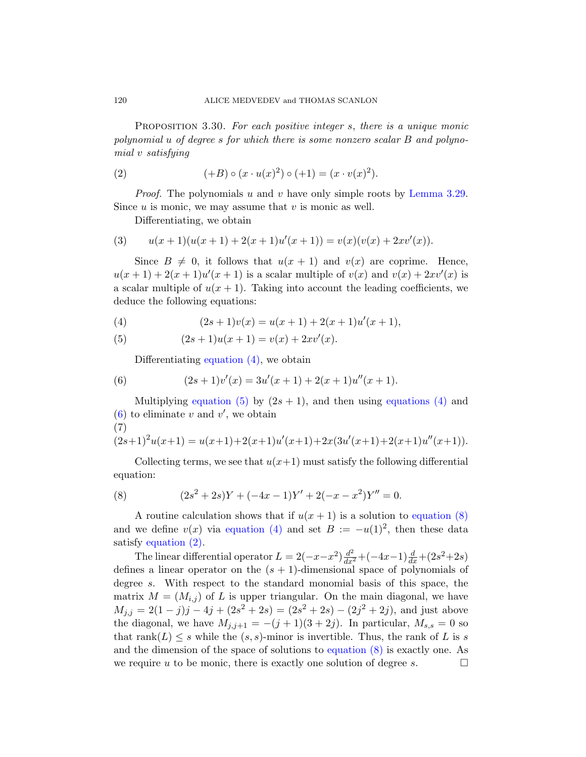Proposition 3.30. *For each positive integer $s$, there is a unique monic polynomial $u$ of degree $s$ for which there is some nonzero scalar $B$ and polynomial $v$ satisfying*

$$(+B) \circ (x \cdot u(x)^2) \circ (+1) = (x \cdot v(x)^2). \tag{2}$$

*Proof.* The polynomials $u$ and $v$ have only simple roots by Lemma 3.29. Since $u$ is monic, we may assume that $v$ is monic as well.

Differentiating, we obtain

$$u(x+1)(u(x+1) + 2(x+1)u'(x+1)) = v(x)(v(x) + 2xv'(x)). \tag{3}$$

Since $B \neq 0$, it follows that $u(x+1)$ and $v(x)$ are coprime. Hence, $u(x+1) + 2(x+1)u'(x+1)$ is a scalar multiple of $v(x)$ and $v(x) + 2xv'(x)$ is a scalar multiple of $u(x+1)$. Taking into account the leading coefficients, we deduce the following equations:

$$(2s+1)v(x) = u(x+1) + 2(x+1)u'(x+1), \tag{4}$$

$$(2s+1)u(x+1) = v(x) + 2xv'(x). \tag{5}$$

Differentiating equation (4), we obtain

$$(2s+1)v'(x) = 3u'(x+1) + 2(x+1)u''(x+1). \tag{6}$$

Multiplying equation (5) by $(2s+1)$, and then using equations (4) and (6) to eliminate $v$ and $v'$, we obtain

$$(2s+1)^2 u(x+1) = u(x+1) + 2(x+1)u'(x+1) + 2x(3u'(x+1) + 2(x+1)u''(x+1)). \tag{7}$$

Collecting terms, we see that $u(x+1)$ must satisfy the following differential equation:

$$(2s^2 + 2s)Y + (-4x - 1)Y' + 2(-x - x^2)Y'' = 0. \tag{8}$$

A routine calculation shows that if $u(x+1)$ is a solution to equation (8) and we define $v(x)$ via equation (4) and set $B := -u(1)^2$, then these data satisfy equation (2).

The linear differential operator $L = 2(-x-x^2)\frac{d^2}{dx^2} + (-4x-1)\frac{d}{dx} + (2s^2+2s)$ defines a linear operator on the $(s+1)$-dimensional space of polynomials of degree $s$. With respect to the standard monomial basis of this space, the matrix $M = (M_{i,j})$ of $L$ is upper triangular. On the main diagonal, we have $M_{j,j} = 2(1-j)j - 4j + (2s^2 + 2s) = (2s^2 + 2s) - (2j^2 + 2j)$, and just above the diagonal, we have $M_{j,j+1} = -(j+1)(3+2j)$. In particular, $M_{s,s} = 0$ so that $\text{rank}(L) \leq s$ while the $(s,s)$-minor is invertible. Thus, the rank of $L$ is $s$ and the dimension of the space of solutions to equation (8) is exactly one. As we require $u$ to be monic, there is exactly one solution of degree $s$. $\square$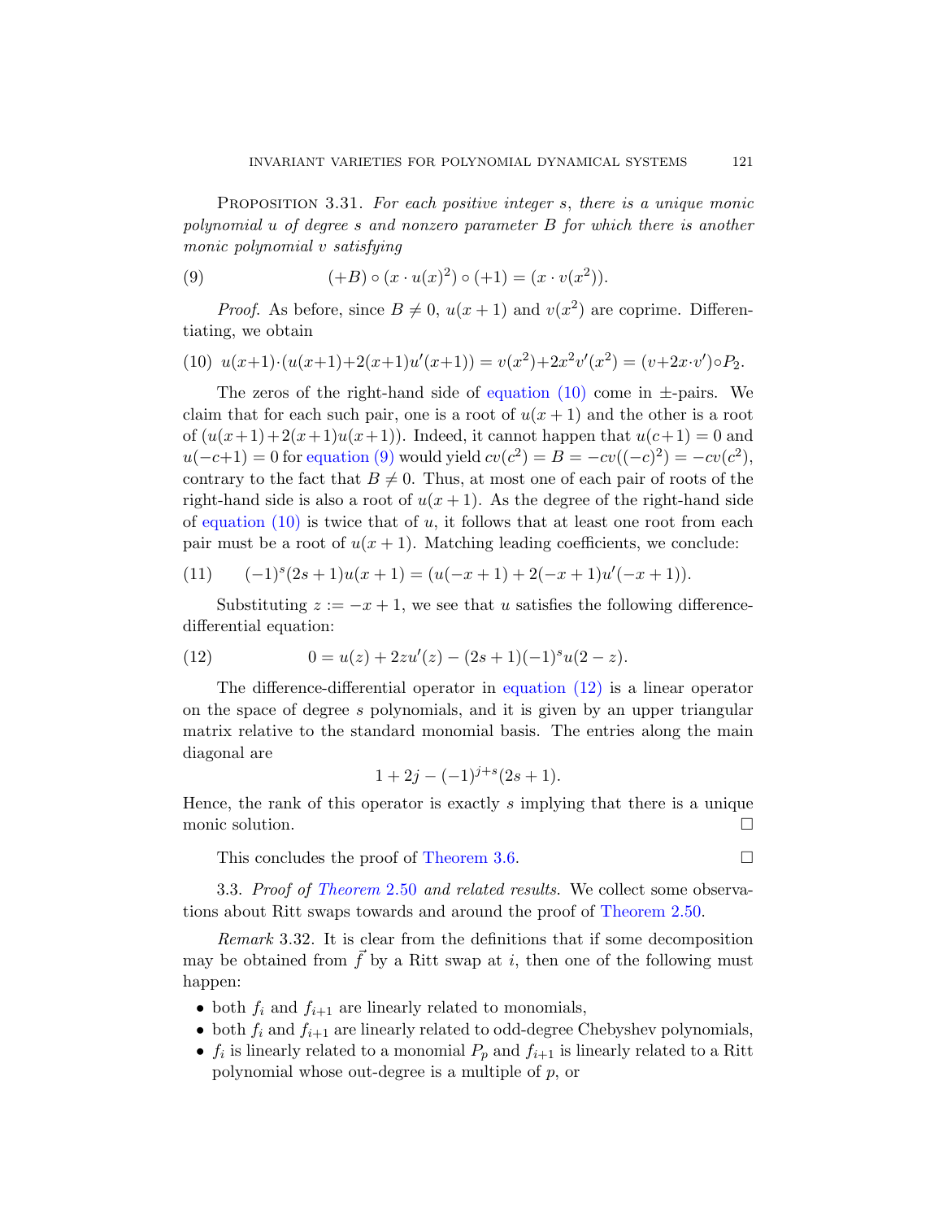Proposition 3.31. *For each positive integer $s$, there is a unique monic polynomial $u$ of degree $s$ and nonzero parameter $B$ for which there is another monic polynomial $v$ satisfying*

$$(+B) \circ (x \cdot u(x)^2) \circ (+1) = (x \cdot v(x^2)). \tag{9}$$

*Proof.* As before, since $B \neq 0$, $u(x+1)$ and $v(x^2)$ are coprime. Differentiating, we obtain

$$u(x+1) \cdot (u(x+1) + 2(x+1)u'(x+1)) = v(x^2) + 2x^2 v'(x^2) = (v + 2x \cdot v') \circ P_2. \tag{10}$$

The zeros of the right-hand side of equation (10) come in $\pm$-pairs. We claim that for each such pair, one is a root of $u(x+1)$ and the other is a root of $(u(x+1) + 2(x+1)u(x+1))$. Indeed, it cannot happen that $u(c+1) = 0$ and $u(-c+1) = 0$ for equation (9) would yield $cv(c^2) = B = -cv((-c)^2) = -cv(c^2)$, contrary to the fact that $B \neq 0$. Thus, at most one of each pair of roots of the right-hand side is also a root of $u(x+1)$. As the degree of the right-hand side of equation (10) is twice that of $u$, it follows that at least one root from each pair must be a root of $u(x+1)$. Matching leading coefficients, we conclude:

$$(-1)^s (2s+1) u(x+1) = (u(-x+1) + 2(-x+1)u'(-x+1)). \tag{11}$$

Substituting $z := -x + 1$, we see that $u$ satisfies the following difference-differential equation:

$$0 = u(z) + 2zu'(z) - (2s+1)(-1)^s u(2-z). \tag{12}$$

The difference-differential operator in equation (12) is a linear operator on the space of degree $s$ polynomials, and it is given by an upper triangular matrix relative to the standard monomial basis. The entries along the main diagonal are

$$1 + 2j - (-1)^{j+s}(2s+1).$$

Hence, the rank of this operator is exactly $s$ implying that there is a unique monic solution. □

This concludes the proof of Theorem 3.6. □

3.3. *Proof of Theorem 2.50 and related results.* We collect some observations about Ritt swaps towards and around the proof of Theorem 2.50.

*Remark* 3.32. It is clear from the definitions that if some decomposition may be obtained from $\vec{f}$ by a Ritt swap at $i$, then one of the following must happen:

- both $f_i$ and $f_{i+1}$ are linearly related to monomials,
- both $f_i$ and $f_{i+1}$ are linearly related to odd-degree Chebyshev polynomials,
- $f_i$ is linearly related to a monomial $P_p$ and $f_{i+1}$ is linearly related to a Ritt polynomial whose out-degree is a multiple of $p$, or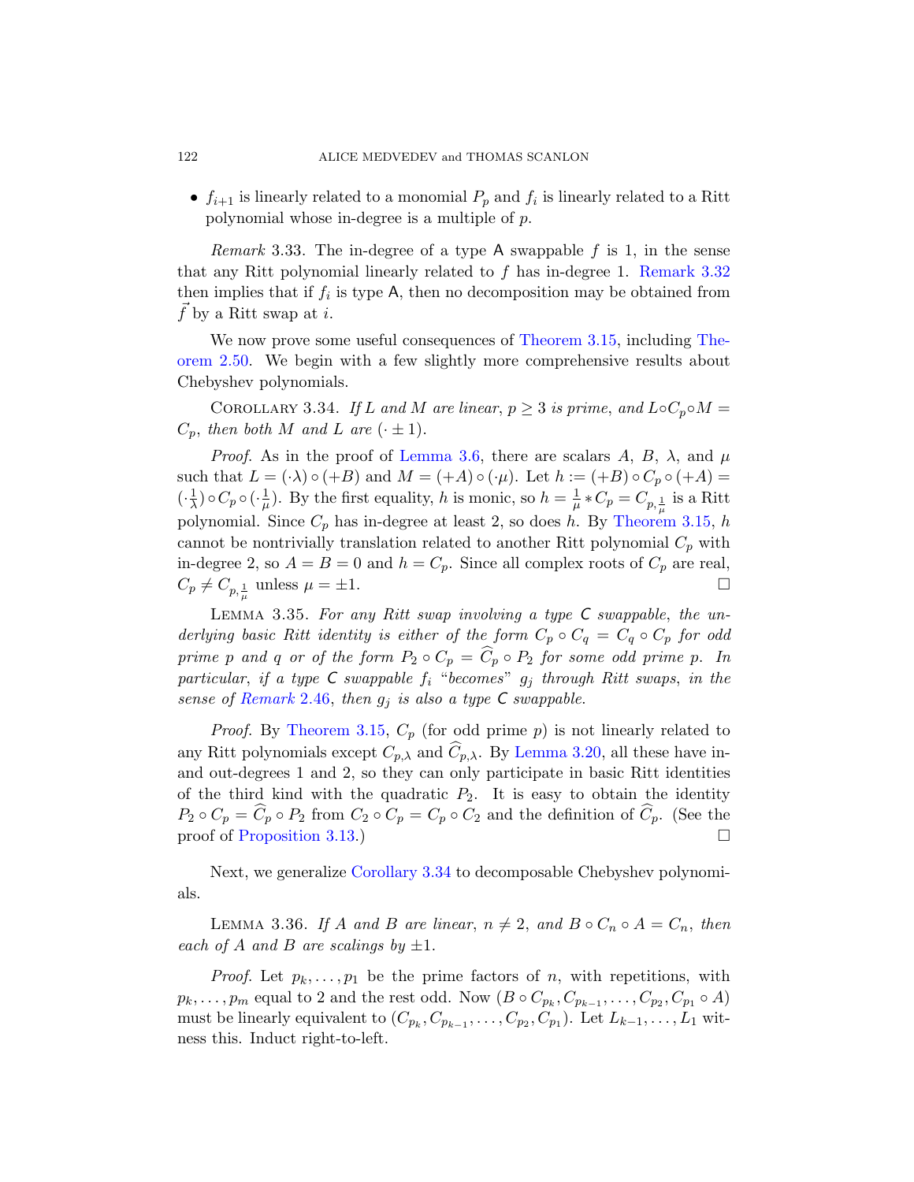- $f_{i+1}$ is linearly related to a monomial $P_p$ and $f_i$ is linearly related to a Ritt polynomial whose in-degree is a multiple of $p$.

*Remark* 3.33. The in-degree of a type $\mathsf{A}$ swappable $f$ is 1, in the sense that any Ritt polynomial linearly related to $f$ has in-degree 1. Remark 3.32 then implies that if $f_i$ is type $\mathsf{A}$, then no decomposition may be obtained from $\vec{f}$ by a Ritt swap at $i$.

We now prove some useful consequences of Theorem 3.15, including Theorem 2.50. We begin with a few slightly more comprehensive results about Chebyshev polynomials.

Corollary 3.34. *If $L$ and $M$ are linear, $p \geq 3$ is prime, and $L \circ C_p \circ M = C_p$, then both $M$ and $L$ are $(\cdot \pm 1)$.*

*Proof.* As in the proof of Lemma 3.6, there are scalars $A$, $B$, $\lambda$, and $\mu$ such that $L = (\cdot\lambda) \circ (+B)$ and $M = (+A) \circ (\cdot\mu)$. Let $h := (+B) \circ C_p \circ (+A) = (\cdot\frac{1}{\lambda}) \circ C_p \circ (\cdot\frac{1}{\mu})$. By the first equality, $h$ is monic, so $h = \frac{1}{\mu} * C_p = C_{p,\frac{1}{\mu}}$ is a Ritt polynomial. Since $C_p$ has in-degree at least 2, so does $h$. By Theorem 3.15, $h$ cannot be nontrivially translation related to another Ritt polynomial $C_p$ with in-degree 2, so $A = B = 0$ and $h = C_p$. Since all complex roots of $C_p$ are real, $C_p \neq C_{p,\frac{1}{\mu}}$ unless $\mu = \pm 1$. $\square$

Lemma 3.35. *For any Ritt swap involving a type $\mathsf{C}$ swappable, the underlying basic Ritt identity is either of the form $C_p \circ C_q = C_q \circ C_p$ for odd prime $p$ and $q$ or of the form $P_2 \circ C_p = \widehat{C}_p \circ P_2$ for some odd prime $p$. In particular, if a type $\mathsf{C}$ swappable $f_i$ "becomes" $g_j$ through Ritt swaps, in the sense of Remark 2.46, then $g_j$ is also a type $\mathsf{C}$ swappable.*

*Proof.* By Theorem 3.15, $C_p$ (for odd prime $p$) is not linearly related to any Ritt polynomials except $C_{p,\lambda}$ and $\widehat{C}_{p,\lambda}$. By Lemma 3.20, all these have in- and out-degrees 1 and 2, so they can only participate in basic Ritt identities of the third kind with the quadratic $P_2$. It is easy to obtain the identity $P_2 \circ C_p = \widehat{C}_p \circ P_2$ from $C_2 \circ C_p = C_p \circ C_2$ and the definition of $\widehat{C}_p$. (See the proof of Proposition 3.13.) $\square$

Next, we generalize Corollary 3.34 to decomposable Chebyshev polynomials.

Lemma 3.36. *If $A$ and $B$ are linear, $n \neq 2$, and $B \circ C_n \circ A = C_n$, then each of $A$ and $B$ are scalings by $\pm 1$.*

*Proof.* Let $p_k, \ldots, p_1$ be the prime factors of $n$, with repetitions, with $p_k, \ldots, p_m$ equal to 2 and the rest odd. Now $(B \circ C_{p_k}, C_{p_{k-1}}, \ldots, C_{p_2}, C_{p_1} \circ A)$ must be linearly equivalent to $(C_{p_k}, C_{p_{k-1}}, \ldots, C_{p_2}, C_{p_1})$. Let $L_{k-1}, \ldots, L_1$ witness this. Induct right-to-left.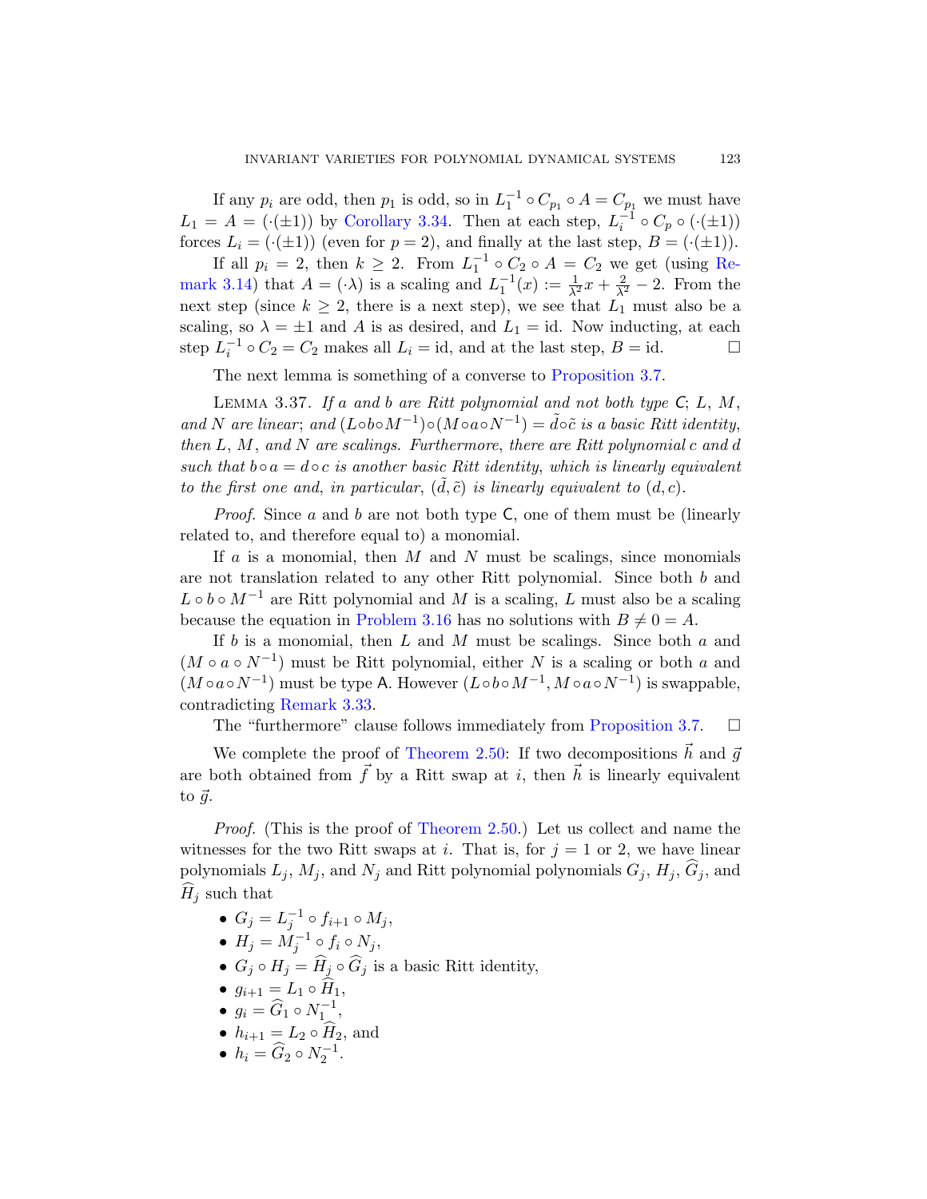If any $p_i$ are odd, then $p_1$ is odd, so in $L_1^{-1} \circ C_{p_1} \circ A = C_{p_1}$ we must have $L_1 = A = (\cdot(\pm 1))$ by Corollary 3.34. Then at each step, $L_i^{-1} \circ C_p \circ (\cdot(\pm 1))$ forces $L_i = (\cdot(\pm 1))$ (even for $p = 2$), and finally at the last step, $B = (\cdot(\pm 1))$.

If all $p_i = 2$, then $k \geq 2$. From $L_1^{-1} \circ C_2 \circ A = C_2$ we get (using Remark 3.14) that $A = (\cdot\lambda)$ is a scaling and $L_1^{-1}(x) := \frac{1}{\lambda^2}x + \frac{2}{\lambda^2} - 2$. From the next step (since $k \geq 2$, there is a next step), we see that $L_1$ must also be a scaling, so $\lambda = \pm 1$ and $A$ is as desired, and $L_1 = \mathrm{id}$. Now inducting, at each step $L_i^{-1} \circ C_2 = C_2$ makes all $L_i = \mathrm{id}$, and at the last step, $B = \mathrm{id}$. $\square$

The next lemma is something of a converse to Proposition 3.7.

Lemma 3.37. *If $a$ and $b$ are Ritt polynomial and not both type $\mathsf{C}$; $L$, $M$, and $N$ are linear; and $(L \circ b \circ M^{-1}) \circ (M \circ a \circ N^{-1}) = \tilde{d} \circ \tilde{c}$ is a basic Ritt identity, then $L$, $M$, and $N$ are scalings. Furthermore, there are Ritt polynomial $c$ and $d$ such that $b \circ a = d \circ c$ is another basic Ritt identity, which is linearly equivalent to the first one and, in particular, $(\tilde{d}, \tilde{c})$ is linearly equivalent to $(d, c)$.*

*Proof.* Since $a$ and $b$ are not both type $\mathsf{C}$, one of them must be (linearly related to, and therefore equal to) a monomial.

If $a$ is a monomial, then $M$ and $N$ must be scalings, since monomials are not translation related to any other Ritt polynomial. Since both $b$ and $L \circ b \circ M^{-1}$ are Ritt polynomial and $M$ is a scaling, $L$ must also be a scaling because the equation in Problem 3.16 has no solutions with $B \neq 0 = A$.

If $b$ is a monomial, then $L$ and $M$ must be scalings. Since both $a$ and $(M \circ a \circ N^{-1})$ must be Ritt polynomial, either $N$ is a scaling or both $a$ and $(M \circ a \circ N^{-1})$ must be type $\mathsf{A}$. However $(L \circ b \circ M^{-1}, M \circ a \circ N^{-1})$ is swappable, contradicting Remark 3.33.

The "furthermore" clause follows immediately from Proposition 3.7. $\square$

We complete the proof of Theorem 2.50: If two decompositions $\vec{h}$ and $\vec{g}$ are both obtained from $\vec{f}$ by a Ritt swap at $i$, then $\vec{h}$ is linearly equivalent to $\vec{g}$.

*Proof.* (This is the proof of Theorem 2.50.) Let us collect and name the witnesses for the two Ritt swaps at $i$. That is, for $j = 1$ or 2, we have linear polynomials $L_j$, $M_j$, and $N_j$ and Ritt polynomial polynomials $G_j$, $H_j$, $\widehat{G}_j$, and $\widehat{H}_j$ such that

- $G_j = L_j^{-1} \circ f_{i+1} \circ M_j$,
- $H_j = M_j^{-1} \circ f_i \circ N_j$,
- $G_j \circ H_j = \widehat{H}_j \circ \widehat{G}_j$ is a basic Ritt identity,
- $g_{i+1} = L_1 \circ \widehat{H}_1$,
- $g_i = \widehat{G}_1 \circ N_1^{-1}$,
- $h_{i+1} = L_2 \circ \widehat{H}_2$, and
- $h_i = \widehat{G}_2 \circ N_2^{-1}$.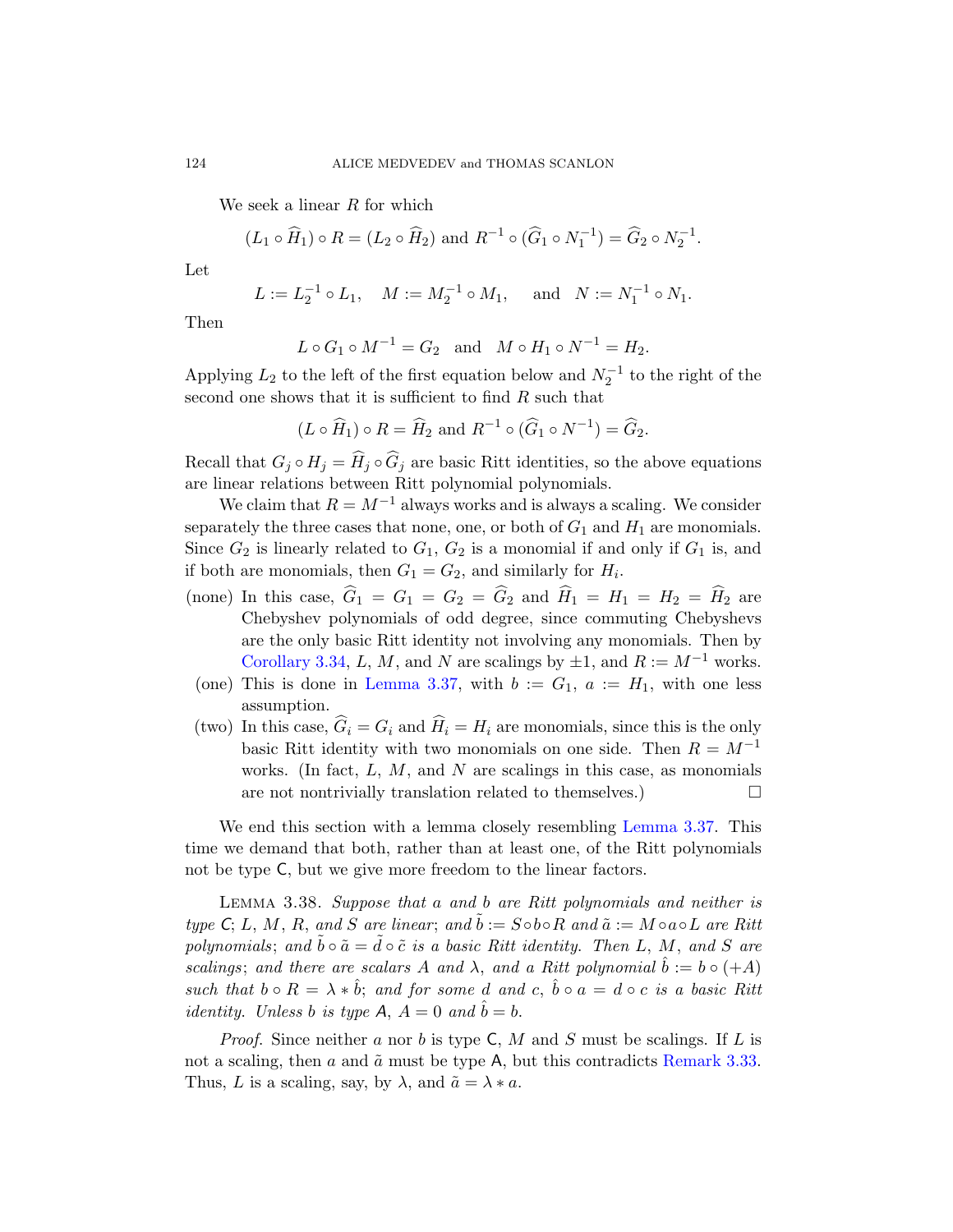We seek a linear $R$ for which

$$(L_1 \circ \widehat{H}_1) \circ R = (L_2 \circ \widehat{H}_2) \text{ and } R^{-1} \circ (\widehat{G}_1 \circ N_1^{-1}) = \widehat{G}_2 \circ N_2^{-1}.$$

Let

$$L := L_2^{-1} \circ L_1, \quad M := M_2^{-1} \circ M_1, \quad \text{and} \quad N := N_1^{-1} \circ N_1.$$

Then

$$L \circ G_1 \circ M^{-1} = G_2 \quad \text{and} \quad M \circ H_1 \circ N^{-1} = H_2.$$

Applying $L_2$ to the left of the first equation below and $N_2^{-1}$ to the right of the second one shows that it is sufficient to find $R$ such that

$$(L \circ \widehat{H}_1) \circ R = \widehat{H}_2 \text{ and } R^{-1} \circ (\widehat{G}_1 \circ N^{-1}) = \widehat{G}_2.$$

Recall that $G_j \circ H_j = \widehat{H}_j \circ \widehat{G}_j$ are basic Ritt identities, so the above equations are linear relations between Ritt polynomial polynomials.

We claim that $R = M^{-1}$ always works and is always a scaling. We consider separately the three cases that none, one, or both of $G_1$ and $H_1$ are monomials. Since $G_2$ is linearly related to $G_1$, $G_2$ is a monomial if and only if $G_1$ is, and if both are monomials, then $G_1 = G_2$, and similarly for $H_i$.

- (none) In this case, $\widehat{G}_1 = G_1 = G_2 = \widehat{G}_2$ and $\widehat{H}_1 = H_1 = H_2 = \widehat{H}_2$ are Chebyshev polynomials of odd degree, since commuting Chebyshevs are the only basic Ritt identity not involving any monomials. Then by Corollary 3.34, $L$, $M$, and $N$ are scalings by $\pm 1$, and $R := M^{-1}$ works.
- (one) This is done in Lemma 3.37, with $b := G_1$, $a := H_1$, with one less assumption.
- (two) In this case, $\widehat{G}_i = G_i$ and $\widehat{H}_i = H_i$ are monomials, since this is the only basic Ritt identity with two monomials on one side. Then $R = M^{-1}$ works. (In fact, $L$, $M$, and $N$ are scalings in this case, as monomials are not nontrivially translation related to themselves.) □

We end this section with a lemma closely resembling Lemma 3.37. This time we demand that both, rather than at least one, of the Ritt polynomials not be type $\mathsf{C}$, but we give more freedom to the linear factors.

Lemma 3.38. *Suppose that $a$ and $b$ are Ritt polynomials and neither is type $\mathsf{C}$; $L$, $M$, $R$, and $S$ are linear; and $\tilde{b} := S \circ b \circ R$ and $\tilde{a} := M \circ a \circ L$ are Ritt polynomials; and $\tilde{b} \circ \tilde{a} = \tilde{d} \circ \tilde{c}$ is a basic Ritt identity. Then $L$, $M$, and $S$ are scalings; and there are scalars $A$ and $\lambda$, and a Ritt polynomial $\hat{b} := b \circ (+A)$ such that $b \circ R = \lambda * \hat{b}$; and for some $d$ and $c$, $\hat{b} \circ a = d \circ c$ is a basic Ritt identity. Unless $b$ is type $\mathsf{A}$, $A = 0$ and $\hat{b} = b$.*

*Proof.* Since neither $a$ nor $b$ is type $\mathsf{C}$, $M$ and $S$ must be scalings. If $L$ is not a scaling, then $a$ and $\tilde{a}$ must be type $\mathsf{A}$, but this contradicts Remark 3.33. Thus, $L$ is a scaling, say, by $\lambda$, and $\tilde{a} = \lambda * a$.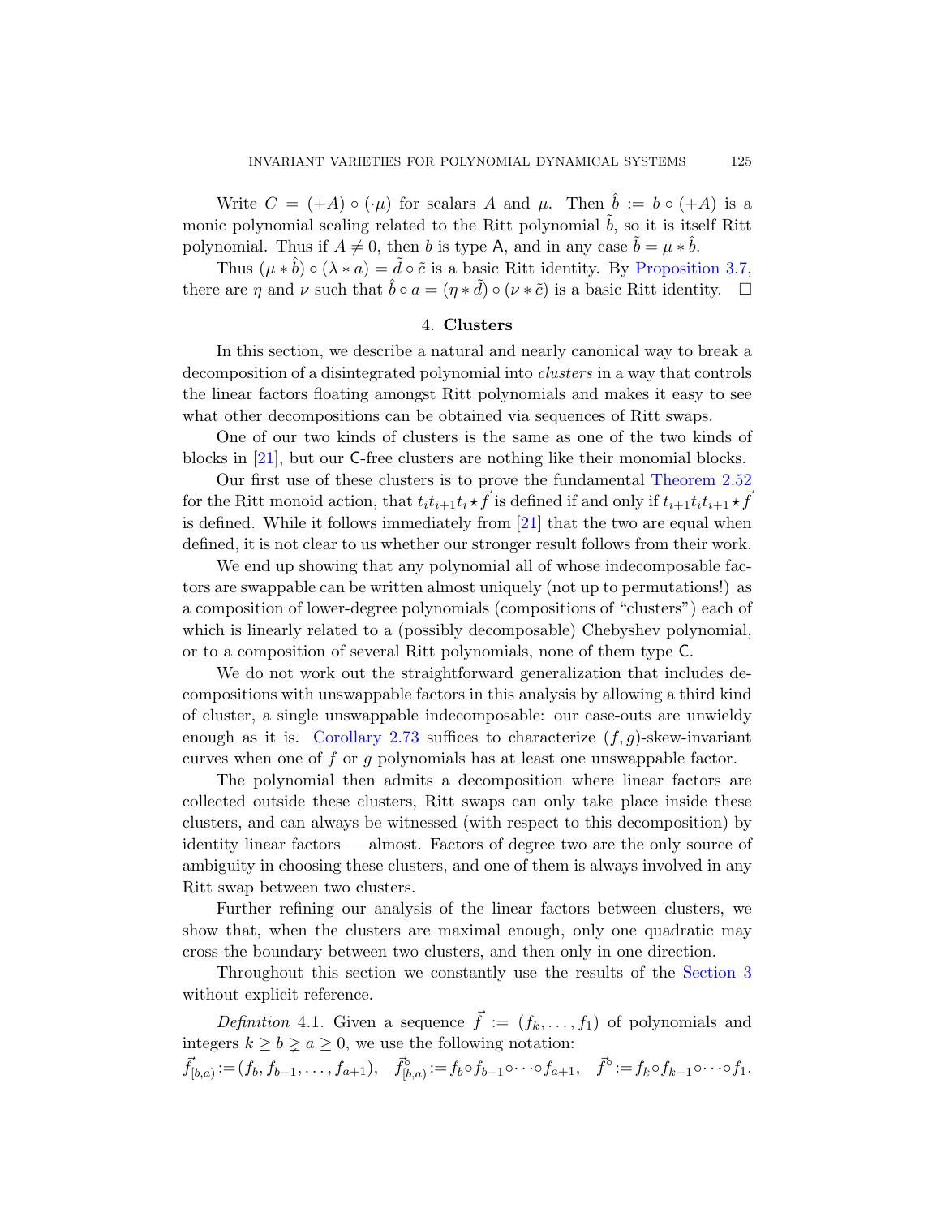Write $C = (+A) \circ (\cdot\mu)$ for scalars $A$ and $\mu$. Then $\hat{b} := b \circ (+A)$ is a monic polynomial scaling related to the Ritt polynomial $\tilde{b}$, so it is itself Ritt polynomial. Thus if $A \neq 0$, then $b$ is type $\mathsf{A}$, and in any case $\tilde{b} = \mu * \hat{b}$.

Thus $(\mu * \hat{b}) \circ (\lambda * a) = \tilde{d} \circ \tilde{c}$ is a basic Ritt identity. By Proposition 3.7, there are $\eta$ and $\nu$ such that $\hat{b} \circ a = (\eta * \tilde{d}) \circ (\nu * \tilde{c})$ is a basic Ritt identity. □

## 4. Clusters

In this section, we describe a natural and nearly canonical way to break a decomposition of a disintegrated polynomial into *clusters* in a way that controls the linear factors floating amongst Ritt polynomials and makes it easy to see what other decompositions can be obtained via sequences of Ritt swaps.

One of our two kinds of clusters is the same as one of the two kinds of blocks in [21], but our $\mathsf{C}$-free clusters are nothing like their monomial blocks.

Our first use of these clusters is to prove the fundamental Theorem 2.52 for the Ritt monoid action, that $t_i t_{i+1} t_i \star \vec{f}$ is defined if and only if $t_{i+1} t_i t_{i+1} \star \vec{f}$ is defined. While it follows immediately from [21] that the two are equal when defined, it is not clear to us whether our stronger result follows from their work.

We end up showing that any polynomial all of whose indecomposable factors are swappable can be written almost uniquely (not up to permutations!) as a composition of lower-degree polynomials (compositions of "clusters") each of which is linearly related to a (possibly decomposable) Chebyshev polynomial, or to a composition of several Ritt polynomials, none of them type $\mathsf{C}$.

We do not work out the straightforward generalization that includes decompositions with unswappable factors in this analysis by allowing a third kind of cluster, a single unswappable indecomposable: our case-outs are unwieldy enough as it is. Corollary 2.73 suffices to characterize $(f, g)$-skew-invariant curves when one of $f$ or $g$ polynomials has at least one unswappable factor.

The polynomial then admits a decomposition where linear factors are collected outside these clusters, Ritt swaps can only take place inside these clusters, and can always be witnessed (with respect to this decomposition) by identity linear factors — almost. Factors of degree two are the only source of ambiguity in choosing these clusters, and one of them is always involved in any Ritt swap between two clusters.

Further refining our analysis of the linear factors between clusters, we show that, when the clusters are maximal enough, only one quadratic may cross the boundary between two clusters, and then only in one direction.

Throughout this section we constantly use the results of the Section 3 without explicit reference.

*Definition* 4.1. Given a sequence $\vec{f} := (f_k, \dots, f_1)$ of polynomials and integers $k \geq b \gneq a \geq 0$, we use the following notation:

$$\vec{f}_{[b,a)} := (f_b, f_{b-1}, \dots, f_{a+1}), \quad \vec{f}^{\circ}_{[b,a)} := f_b \circ f_{b-1} \circ \cdots \circ f_{a+1}, \quad \vec{f}^{\circ} := f_k \circ f_{k-1} \circ \cdots \circ f_1.$$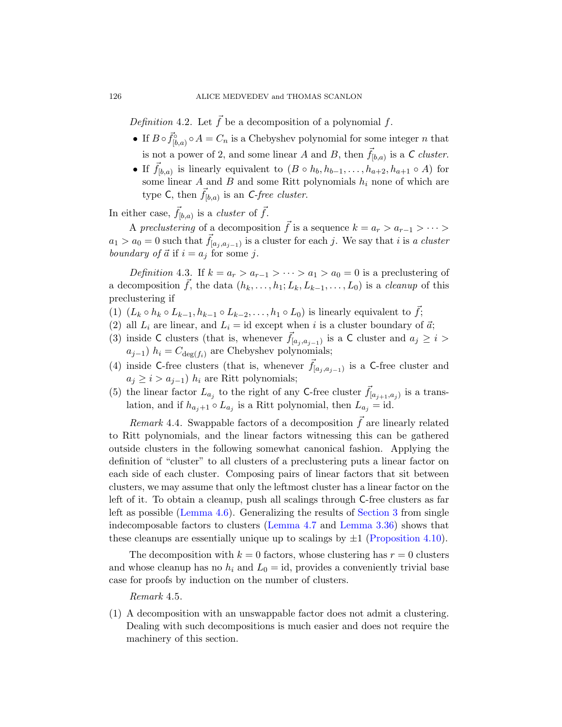*Definition* 4.2. Let $\vec{f}$ be a decomposition of a polynomial $f$.

- If $B \circ \vec{f}^{\circ}_{[b,a)} \circ A = C_n$ is a Chebyshev polynomial for some integer $n$ that is not a power of 2, and some linear $A$ and $B$, then $\vec{f}_{[b,a)}$ is a *C cluster*.
- If $\vec{f}_{[b,a)}$ is linearly equivalent to $(B \circ h_b, h_{b-1}, \dots, h_{a+2}, h_{a+1} \circ A)$ for some linear $A$ and $B$ and some Ritt polynomials $h_i$ none of which are type C, then $\vec{f}_{[b,a)}$ is an *C-free cluster*.

In either case, $\vec{f}_{[b,a)}$ is a *cluster* of $\vec{f}$.

A *preclustering* of a decomposition $\vec{f}$ is a sequence $k = a_r > a_{r-1} > \cdots > a_1 > a_0 = 0$ such that $\vec{f}_{[a_j, a_{j-1})}$ is a cluster for each $j$. We say that $i$ is *a cluster boundary of* $\vec{a}$ if $i = a_j$ for some $j$.

*Definition* 4.3. If $k = a_r > a_{r-1} > \cdots > a_1 > a_0 = 0$ is a preclustering of a decomposition $\vec{f}$, the data $(h_k, \dots, h_1; L_k, L_{k-1}, \dots, L_0)$ is a *cleanup* of this preclustering if

(1) $(L_k \circ h_k \circ L_{k-1}, h_{k-1} \circ L_{k-2}, \dots, h_1 \circ L_0)$ is linearly equivalent to $\vec{f}$;
(2) all $L_i$ are linear, and $L_i = \mathrm{id}$ except when $i$ is a cluster boundary of $\vec{a}$;
(3) inside C clusters (that is, whenever $\vec{f}_{[a_j, a_{j-1})}$ is a C cluster and $a_j \geq i > a_{j-1}$) $h_i = C_{\deg(f_i)}$ are Chebyshev polynomials;
(4) inside C-free clusters (that is, whenever $\vec{f}_{[a_j, a_{j-1})}$ is a C-free cluster and $a_j \geq i > a_{j-1}$) $h_i$ are Ritt polynomials;
(5) the linear factor $L_{a_j}$ to the right of any C-free cluster $\vec{f}_{[a_{j+1}, a_j)}$ is a translation, and if $h_{a_j+1} \circ L_{a_j}$ is a Ritt polynomial, then $L_{a_j} = \mathrm{id}$.

*Remark* 4.4. Swappable factors of a decomposition $\vec{f}$ are linearly related to Ritt polynomials, and the linear factors witnessing this can be gathered outside clusters in the following somewhat canonical fashion. Applying the definition of "cluster" to all clusters of a preclustering puts a linear factor on each side of each cluster. Composing pairs of linear factors that sit between clusters, we may assume that only the leftmost cluster has a linear factor on the left of it. To obtain a cleanup, push all scalings through C-free clusters as far left as possible (Lemma 4.6). Generalizing the results of Section 3 from single indecomposable factors to clusters (Lemma 4.7 and Lemma 3.36) shows that these cleanups are essentially unique up to scalings by $\pm 1$ (Proposition 4.10).

The decomposition with $k = 0$ factors, whose clustering has $r = 0$ clusters and whose cleanup has no $h_i$ and $L_0 = \mathrm{id}$, provides a conveniently trivial base case for proofs by induction on the number of clusters.

*Remark* 4.5.

(1) A decomposition with an unswappable factor does not admit a clustering. Dealing with such decompositions is much easier and does not require the machinery of this section.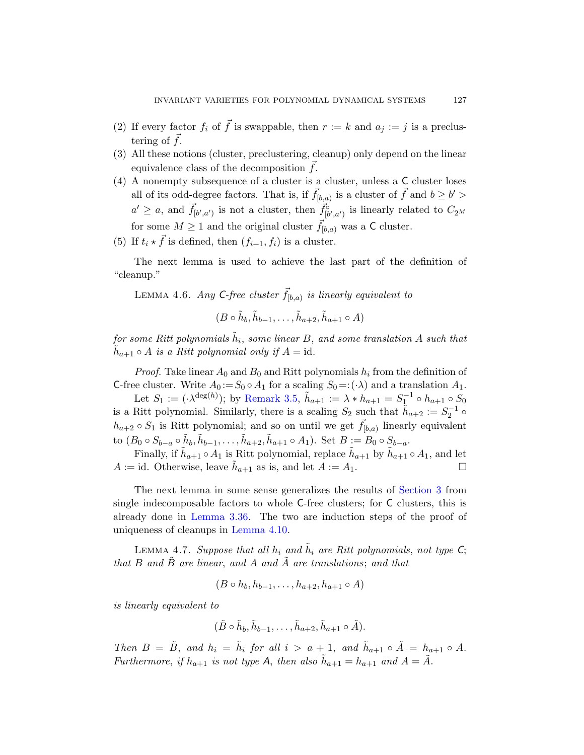(2) If every factor $f_i$ of $\vec{f}$ is swappable, then $r := k$ and $a_j := j$ is a preclustering of $\vec{f}$.
(3) All these notions (cluster, preclustering, cleanup) only depend on the linear equivalence class of the decomposition $\vec{f}$.
(4) A nonempty subsequence of a cluster is a cluster, unless a C cluster loses all of its odd-degree factors. That is, if $\vec{f}_{[b,a)}$ is a cluster of $\vec{f}$ and $b \geq b' > a' \geq a$, and $\vec{f}_{[b',a')}$ is not a cluster, then $\vec{f}^{\circ}_{[b',a')}$ is linearly related to $C_{2^M}$ for some $M \geq 1$ and the original cluster $\vec{f}_{[b,a)}$ was a C cluster.
(5) If $t_i \star \vec{f}$ is defined, then $(f_{i+1}, f_i)$ is a cluster.

The next lemma is used to achieve the last part of the definition of "cleanup."

LEMMA 4.6. *Any C-free cluster $\vec{f}_{[b,a)}$ is linearly equivalent to*

$$(B \circ \tilde{h}_b, \tilde{h}_{b-1}, \ldots, \tilde{h}_{a+2}, \tilde{h}_{a+1} \circ A)$$

*for some Ritt polynomials $\tilde{h}_i$, some linear $B$, and some translation $A$ such that $\tilde{h}_{a+1} \circ A$ is a Ritt polynomial only if $A = \mathrm{id}$.*

*Proof.* Take linear $A_0$ and $B_0$ and Ritt polynomials $h_i$ from the definition of C-free cluster. Write $A_0 := S_0 \circ A_1$ for a scaling $S_0 =: (\cdot\lambda)$ and a translation $A_1$.

Let $S_1 := (\cdot\lambda^{\deg(h)})$; by Remark 3.5, $\tilde{h}_{a+1} := \lambda * h_{a+1} = S_1^{-1} \circ h_{a+1} \circ S_0$ is a Ritt polynomial. Similarly, there is a scaling $S_2$ such that $\tilde{h}_{a+2} := S_2^{-1} \circ h_{a+2} \circ S_1$ is Ritt polynomial; and so on until we get $\vec{f}_{[b,a)}$ linearly equivalent to $(B_0 \circ S_{b-a} \circ \tilde{h}_b, \tilde{h}_{b-1}, \ldots, \tilde{h}_{a+2}, \tilde{h}_{a+1} \circ A_1)$. Set $B := B_0 \circ S_{b-a}$.

Finally, if $\tilde{h}_{a+1} \circ A_1$ is Ritt polynomial, replace $\tilde{h}_{a+1}$ by $\tilde{h}_{a+1} \circ A_1$, and let $A := \mathrm{id}$. Otherwise, leave $\tilde{h}_{a+1}$ as is, and let $A := A_1$. ☐

The next lemma in some sense generalizes the results of Section 3 from single indecomposable factors to whole C-free clusters; for C clusters, this is already done in Lemma 3.36. The two are induction steps of the proof of uniqueness of cleanups in Lemma 4.10.

LEMMA 4.7. *Suppose that all $h_i$ and $\tilde{h}_i$ are Ritt polynomials, not type C; that $B$ and $\tilde{B}$ are linear, and $A$ and $\tilde{A}$ are translations; and that*

$$(B \circ h_b, h_{b-1}, \ldots, h_{a+2}, h_{a+1} \circ A)$$

*is linearly equivalent to*

$$(\tilde{B} \circ \tilde{h}_b, \tilde{h}_{b-1}, \ldots, \tilde{h}_{a+2}, \tilde{h}_{a+1} \circ \tilde{A}).$$

*Then $B = \tilde{B}$, and $h_i = \tilde{h}_i$ for all $i > a+1$, and $\tilde{h}_{a+1} \circ \tilde{A} = h_{a+1} \circ A$. Furthermore, if $h_{a+1}$ is not type A, then also $\tilde{h}_{a+1} = h_{a+1}$ and $A = \tilde{A}$.*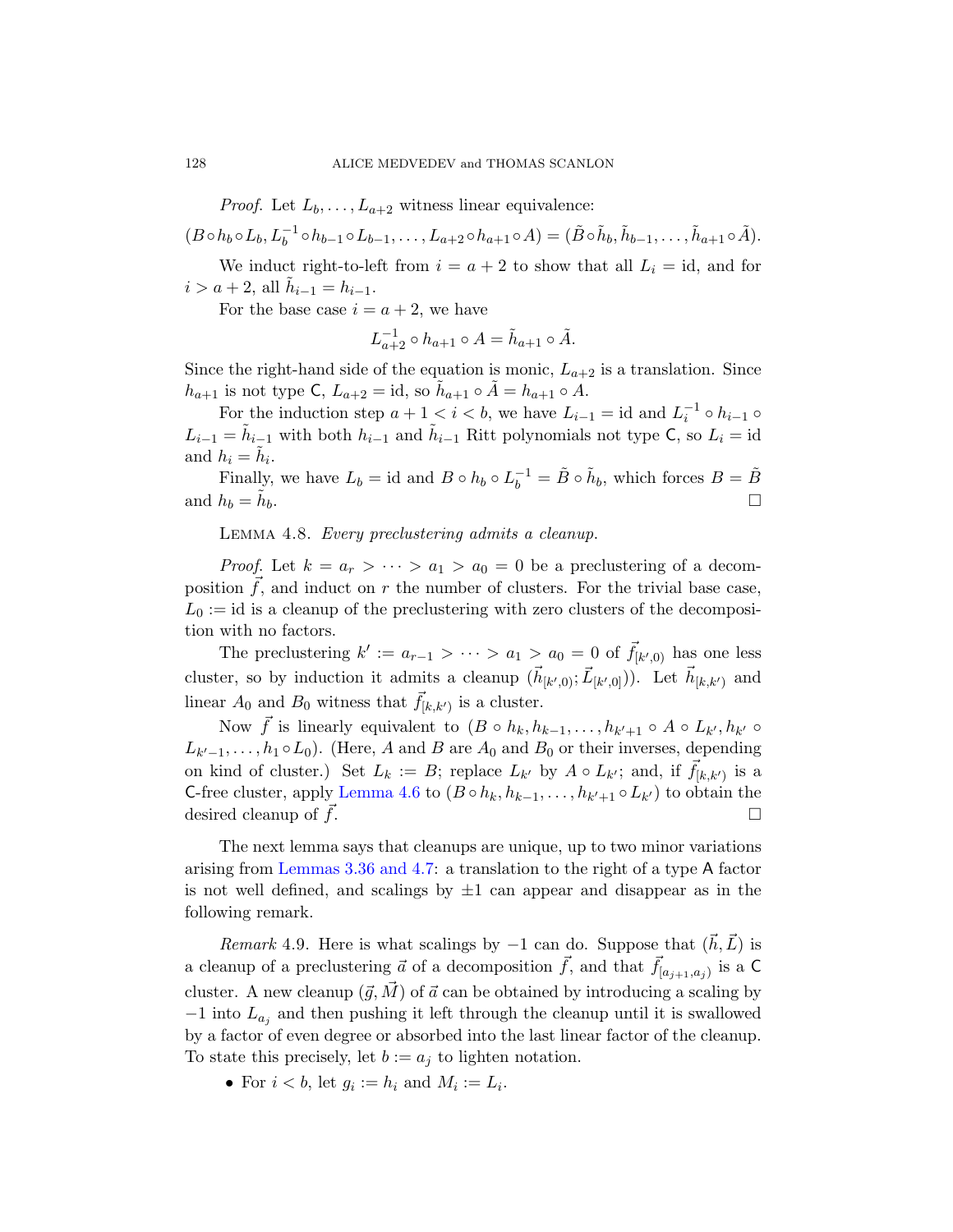*Proof.* Let $L_b, \ldots, L_{a+2}$ witness linear equivalence:

$$(B \circ h_b \circ L_b, L_b^{-1} \circ h_{b-1} \circ L_{b-1}, \ldots, L_{a+2} \circ h_{a+1} \circ A) = (\tilde{B} \circ \tilde{h}_b, \tilde{h}_{b-1}, \ldots, \tilde{h}_{a+1} \circ \tilde{A}).$$

We induct right-to-left from $i = a+2$ to show that all $L_i = \mathrm{id}$, and for $i > a+2$, all $\tilde{h}_{i-1} = h_{i-1}$.

For the base case $i = a+2$, we have

$$L_{a+2}^{-1} \circ h_{a+1} \circ A = \tilde{h}_{a+1} \circ \tilde{A}.$$

Since the right-hand side of the equation is monic, $L_{a+2}$ is a translation. Since $h_{a+1}$ is not type $\mathsf{C}$, $L_{a+2} = \mathrm{id}$, so $\tilde{h}_{a+1} \circ \tilde{A} = h_{a+1} \circ A$.

For the induction step $a+1 < i < b$, we have $L_{i-1} = \mathrm{id}$ and $L_i^{-1} \circ h_{i-1} \circ L_{i-1} = \tilde{h}_{i-1}$ with both $h_{i-1}$ and $\tilde{h}_{i-1}$ Ritt polynomials not type $\mathsf{C}$, so $L_i = \mathrm{id}$ and $h_i = \tilde{h}_i$.

Finally, we have $L_b = \mathrm{id}$ and $B \circ h_b \circ L_b^{-1} = \tilde{B} \circ \tilde{h}_b$, which forces $B = \tilde{B}$ and $h_b = \tilde{h}_b$. $\square$

Lemma 4.8. *Every preclustering admits a cleanup.*

*Proof.* Let $k = a_r > \cdots > a_1 > a_0 = 0$ be a preclustering of a decomposition $\vec{f}$, and induct on $r$ the number of clusters. For the trivial base case, $L_0 := \mathrm{id}$ is a cleanup of the preclustering with zero clusters of the decomposition with no factors.

The preclustering $k' := a_{r-1} > \cdots > a_1 > a_0 = 0$ of $\vec{f}_{[k',0)}$ has one less cluster, so by induction it admits a cleanup $(\vec{h}_{[k',0)}; \vec{L}_{[k',0]})$). Let $\vec{h}_{[k,k')}$ and linear $A_0$ and $B_0$ witness that $\vec{f}_{[k,k')}$ is a cluster.

Now $\vec{f}$ is linearly equivalent to $(B \circ h_k, h_{k-1}, \ldots, h_{k'+1} \circ A \circ L_{k'}, h_{k'} \circ L_{k'-1}, \ldots, h_1 \circ L_0)$. (Here, $A$ and $B$ are $A_0$ and $B_0$ or their inverses, depending on kind of cluster.) Set $L_k := B$; replace $L_{k'}$ by $A \circ L_{k'}$; and, if $\vec{f}_{[k,k')}$ is a $\mathsf{C}$-free cluster, apply Lemma 4.6 to $(B \circ h_k, h_{k-1}, \ldots, h_{k'+1} \circ L_{k'})$ to obtain the desired cleanup of $\vec{f}$. $\square$

The next lemma says that cleanups are unique, up to two minor variations arising from Lemmas 3.36 and 4.7: a translation to the right of a type $\mathsf{A}$ factor is not well defined, and scalings by $\pm 1$ can appear and disappear as in the following remark.

*Remark* 4.9. Here is what scalings by $-1$ can do. Suppose that $(\vec{h}, \vec{L})$ is a cleanup of a preclustering $\vec{a}$ of a decomposition $\vec{f}$, and that $\vec{f}_{[a_{j+1}, a_j)}$ is a $\mathsf{C}$ cluster. A new cleanup $(\vec{g}, \vec{M})$ of $\vec{a}$ can be obtained by introducing a scaling by $-1$ into $L_{a_j}$ and then pushing it left through the cleanup until it is swallowed by a factor of even degree or absorbed into the last linear factor of the cleanup. To state this precisely, let $b := a_j$ to lighten notation.

- For $i < b$, let $g_i := h_i$ and $M_i := L_i$.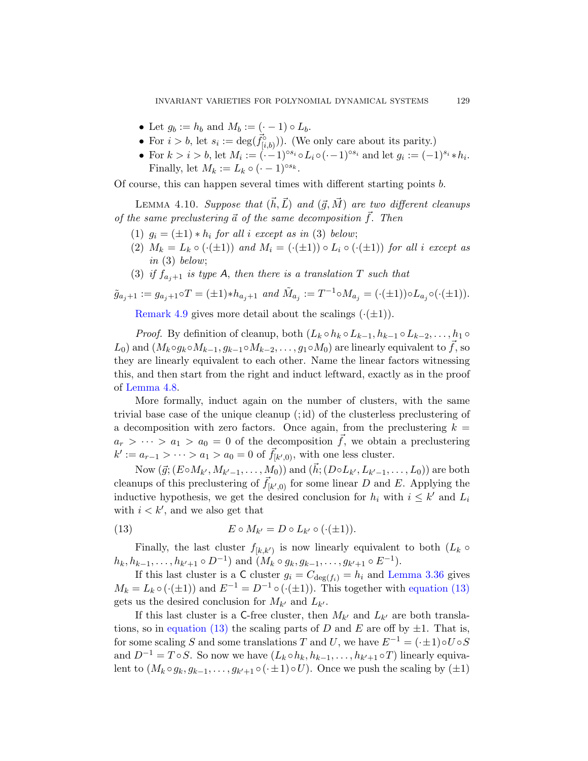- Let $g_b := h_b$ and $M_b := (\cdot - 1) \circ L_b$.
- For $i > b$, let $s_i := \deg(\vec{f}^{\circ}_{[i,b)})$. (We only care about its parity.)
- For $k > i > b$, let $M_i := (\cdot -1)^{\circ s_i} \circ L_i \circ (\cdot -1)^{\circ s_i}$ and let $g_i := (-1)^{s_i} * h_i$. Finally, let $M_k := L_k \circ (\cdot - 1)^{\circ s_k}$.

Of course, this can happen several times with different starting points $b$.

Lemma 4.10. *Suppose that $(\vec{h}, \vec{L})$ and $(\vec{g}, \vec{M})$ are two different cleanups of the same preclustering $\vec{a}$ of the same decomposition $\vec{f}$. Then*

(1) *$g_i = (\pm 1) * h_i$ for all $i$ except as in (3) below;*
(2) *$M_k = L_k \circ (\cdot(\pm 1))$ and $M_i = (\cdot(\pm 1)) \circ L_i \circ (\cdot(\pm 1))$ for all $i$ except as in (3) below;*
(3) *if $f_{a_j+1}$ is type $\mathsf{A}$, then there is a translation $T$ such that*

$$\tilde{g}_{a_j+1} := g_{a_j+1} \circ T = (\pm 1) * h_{a_j+1} \text{ and } \tilde{M}_{a_j} := T^{-1} \circ M_{a_j} = (\cdot(\pm 1)) \circ L_{a_j} \circ (\cdot(\pm 1)).$$

Remark 4.9 gives more detail about the scalings $(\cdot(\pm 1))$.

*Proof.* By definition of cleanup, both $(L_k \circ h_k \circ L_{k-1}, h_{k-1} \circ L_{k-2}, \ldots, h_1 \circ L_0)$ and $(M_k \circ g_k \circ M_{k-1}, g_{k-1} \circ M_{k-2}, \ldots, g_1 \circ M_0)$ are linearly equivalent to $\vec{f}$, so they are linearly equivalent to each other. Name the linear factors witnessing this, and then start from the right and induct leftward, exactly as in the proof of Lemma 4.8.

More formally, induct again on the number of clusters, with the same trivial base case of the unique cleanup $(; \mathrm{id})$ of the clusterless preclustering of a decomposition with zero factors. Once again, from the preclustering $k = a_r > \cdots > a_1 > a_0 = 0$ of the decomposition $\vec{f}$, we obtain a preclustering $k' := a_{r-1} > \cdots > a_1 > a_0 = 0$ of $\vec{f}_{[k',0)}$, with one less cluster.

Now $(\vec{g}; (E \circ M_{k'}, M_{k'-1}, \ldots, M_0))$ and $(\vec{h}; (D \circ L_{k'}, L_{k'-1}, \ldots, L_0))$ are both cleanups of this preclustering of $\vec{f}_{[k',0)}$ for some linear $D$ and $E$. Applying the inductive hypothesis, we get the desired conclusion for $h_i$ with $i \leq k'$ and $L_i$ with $i < k'$, and we also get that

$$E \circ M_{k'} = D \circ L_{k'} \circ (\cdot(\pm 1)). \tag{13}$$

Finally, the last cluster $f_{[k,k')}$ is now linearly equivalent to both $(L_k \circ h_k, h_{k-1}, \ldots, h_{k'+1} \circ D^{-1})$ and $(M_k \circ g_k, g_{k-1}, \ldots, g_{k'+1} \circ E^{-1})$.

If this last cluster is a $\mathsf{C}$ cluster $g_i = C_{\deg(f_i)} = h_i$ and Lemma 3.36 gives $M_k = L_k \circ (\cdot(\pm 1))$ and $E^{-1} = D^{-1} \circ (\cdot(\pm 1))$. This together with equation (13) gets us the desired conclusion for $M_{k'}$ and $L_{k'}$.

If this last cluster is a $\mathsf{C}$-free cluster, then $M_{k'}$ and $L_{k'}$ are both translations, so in equation (13) the scaling parts of $D$ and $E$ are off by $\pm 1$. That is, for some scaling $S$ and some translations $T$ and $U$, we have $E^{-1} = (\cdot \pm 1) \circ U \circ S$ and $D^{-1} = T \circ S$. So now we have $(L_k \circ h_k, h_{k-1}, \ldots, h_{k'+1} \circ T)$ linearly equivalent to $(M_k \circ g_k, g_{k-1}, \ldots, g_{k'+1} \circ (\cdot \pm 1) \circ U)$. Once we push the scaling by $(\pm 1)$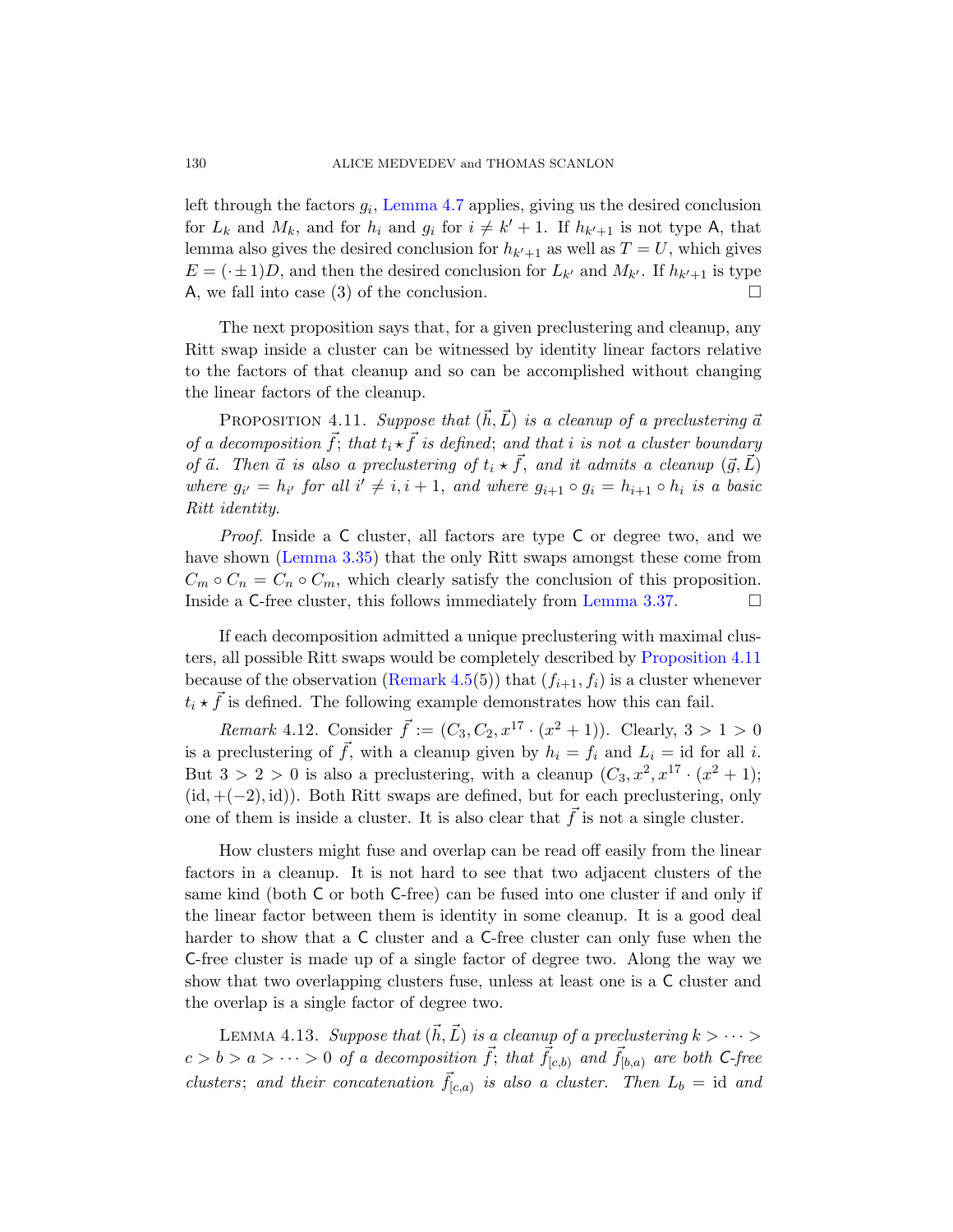left through the factors $g_i$, Lemma 4.7 applies, giving us the desired conclusion for $L_k$ and $M_k$, and for $h_i$ and $g_i$ for $i \neq k'+1$. If $h_{k'+1}$ is not type $\mathsf{A}$, that lemma also gives the desired conclusion for $h_{k'+1}$ as well as $T = U$, which gives $E = (\cdot \pm 1)D$, and then the desired conclusion for $L_{k'}$ and $M_{k'}$. If $h_{k'+1}$ is type $\mathsf{A}$, we fall into case (3) of the conclusion. $\square$

The next proposition says that, for a given preclustering and cleanup, any Ritt swap inside a cluster can be witnessed by identity linear factors relative to the factors of that cleanup and so can be accomplished without changing the linear factors of the cleanup.

Proposition 4.11. *Suppose that $(\vec{h}, \vec{L})$ is a cleanup of a preclustering $\vec{a}$ of a decomposition $\vec{f}$; that $t_i \star \vec{f}$ is defined; and that $i$ is not a cluster boundary of $\vec{a}$. Then $\vec{a}$ is also a preclustering of $t_i \star \vec{f}$, and it admits a cleanup $(\vec{g}, \vec{L})$ where $g_{i'} = h_{i'}$ for all $i' \neq i, i+1$, and where $g_{i+1} \circ g_i = h_{i+1} \circ h_i$ is a basic Ritt identity.*

*Proof.* Inside a $\mathsf{C}$ cluster, all factors are type $\mathsf{C}$ or degree two, and we have shown (Lemma 3.35) that the only Ritt swaps amongst these come from $C_m \circ C_n = C_n \circ C_m$, which clearly satisfy the conclusion of this proposition. Inside a $\mathsf{C}$-free cluster, this follows immediately from Lemma 3.37. $\square$

If each decomposition admitted a unique preclustering with maximal clusters, all possible Ritt swaps would be completely described by Proposition 4.11 because of the observation (Remark 4.5(5)) that $(f_{i+1}, f_i)$ is a cluster whenever $t_i \star \vec{f}$ is defined. The following example demonstrates how this can fail.

*Remark* 4.12. Consider $\vec{f} := (C_3, C_2, x^{17} \cdot (x^2+1))$. Clearly, $3 > 1 > 0$ is a preclustering of $\vec{f}$, with a cleanup given by $h_i = f_i$ and $L_i = \mathrm{id}$ for all $i$. But $3 > 2 > 0$ is also a preclustering, with a cleanup $(C_3, x^2, x^{17} \cdot (x^2+1); (\mathrm{id}, +(-2), \mathrm{id}))$. Both Ritt swaps are defined, but for each preclustering, only one of them is inside a cluster. It is also clear that $\vec{f}$ is not a single cluster.

How clusters might fuse and overlap can be read off easily from the linear factors in a cleanup. It is not hard to see that two adjacent clusters of the same kind (both $\mathsf{C}$ or both $\mathsf{C}$-free) can be fused into one cluster if and only if the linear factor between them is identity in some cleanup. It is a good deal harder to show that a $\mathsf{C}$ cluster and a $\mathsf{C}$-free cluster can only fuse when the $\mathsf{C}$-free cluster is made up of a single factor of degree two. Along the way we show that two overlapping clusters fuse, unless at least one is a $\mathsf{C}$ cluster and the overlap is a single factor of degree two.

Lemma 4.13. *Suppose that $(\vec{h}, \vec{L})$ is a cleanup of a preclustering $k > \cdots > c > b > a > \cdots > 0$ of a decomposition $\vec{f}$; that $\vec{f}_{[c,b)}$ and $\vec{f}_{[b,a)}$ are both $\mathsf{C}$-free clusters; and their concatenation $\vec{f}_{[c,a)}$ is also a cluster. Then $L_b = \mathrm{id}$ and*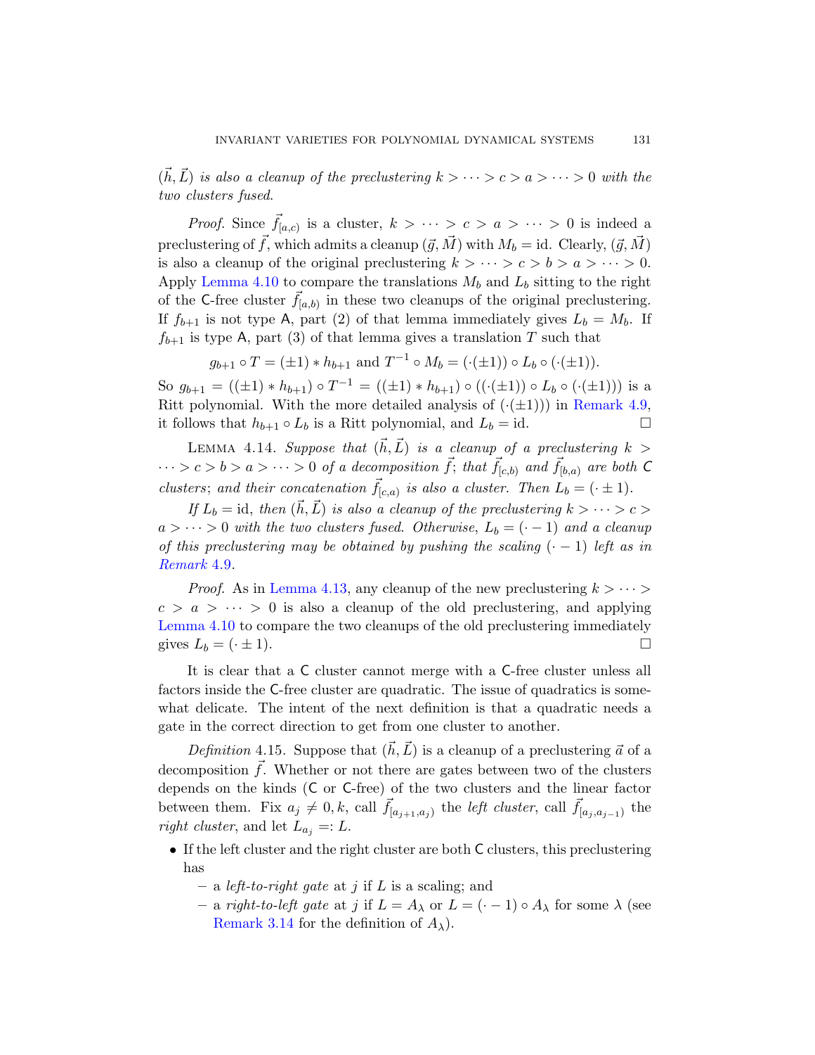$(\vec{h}, \vec{L})$ *is also a cleanup of the preclustering* $k > \cdots > c > a > \cdots > 0$ *with the two clusters fused.*

*Proof.* Since $\vec{f}_{[a,c)}$ is a cluster, $k > \cdots > c > a > \cdots > 0$ is indeed a preclustering of $\vec{f}$, which admits a cleanup $(\vec{g}, \vec{M})$ with $M_b = \mathrm{id}$. Clearly, $(\vec{g}, \vec{M})$ is also a cleanup of the original preclustering $k > \cdots > c > b > a > \cdots > 0$. Apply Lemma 4.10 to compare the translations $M_b$ and $L_b$ sitting to the right of the $\mathsf{C}$-free cluster $\vec{f}_{[a,b)}$ in these two cleanups of the original preclustering. If $f_{b+1}$ is not type $\mathsf{A}$, part (2) of that lemma immediately gives $L_b = M_b$. If $f_{b+1}$ is type $\mathsf{A}$, part (3) of that lemma gives a translation $T$ such that

$$g_{b+1} \circ T = (\pm 1) * h_{b+1} \text{ and } T^{-1} \circ M_b = (\cdot(\pm 1)) \circ L_b \circ (\cdot(\pm 1)).$$

So $g_{b+1} = ((\pm 1) * h_{b+1}) \circ T^{-1} = ((\pm 1) * h_{b+1}) \circ ((\cdot(\pm 1)) \circ L_b \circ (\cdot(\pm 1)))$ is a Ritt polynomial. With the more detailed analysis of $(\cdot(\pm 1)))$ in Remark 4.9, it follows that $h_{b+1} \circ L_b$ is a Ritt polynomial, and $L_b = \mathrm{id}$. □

LEMMA 4.14. *Suppose that* $(\vec{h}, \vec{L})$ *is a cleanup of a preclustering* $k > \cdots > c > b > a > \cdots > 0$ *of a decomposition* $\vec{f}$*; that* $\vec{f}_{[c,b)}$ *and* $\vec{f}_{[b,a)}$ *are both* $\mathsf{C}$ *clusters; and their concatenation* $\vec{f}_{[c,a)}$ *is also a cluster. Then* $L_b = (\cdot \pm 1)$*.*

*If* $L_b = \mathrm{id}$*, then* $(\vec{h}, \vec{L})$ *is also a cleanup of the preclustering* $k > \cdots > c > a > \cdots > 0$ *with the two clusters fused. Otherwise,* $L_b = (\cdot - 1)$ *and a cleanup of this preclustering may be obtained by pushing the scaling* $(\cdot - 1)$ *left as in Remark 4.9.*

*Proof.* As in Lemma 4.13, any cleanup of the new preclustering $k > \cdots > c > a > \cdots > 0$ is also a cleanup of the old preclustering, and applying Lemma 4.10 to compare the two cleanups of the old preclustering immediately gives $L_b = (\cdot \pm 1)$. □

It is clear that a $\mathsf{C}$ cluster cannot merge with a $\mathsf{C}$-free cluster unless all factors inside the $\mathsf{C}$-free cluster are quadratic. The issue of quadratics is somewhat delicate. The intent of the next definition is that a quadratic needs a gate in the correct direction to get from one cluster to another.

*Definition* 4.15. Suppose that $(\vec{h}, \vec{L})$ is a cleanup of a preclustering $\vec{a}$ of a decomposition $\vec{f}$. Whether or not there are gates between two of the clusters depends on the kinds ($\mathsf{C}$ or $\mathsf{C}$-free) of the two clusters and the linear factor between them. Fix $a_j \neq 0, k$, call $\vec{f}_{[a_{j+1}, a_j)}$ the *left cluster*, call $\vec{f}_{[a_j, a_{j-1})}$ the *right cluster*, and let $L_{a_j} =: L$.

- If the left cluster and the right cluster are both $\mathsf{C}$ clusters, this preclustering has
  - a *left-to-right gate* at $j$ if $L$ is a scaling; and
  - a *right-to-left gate* at $j$ if $L = A_\lambda$ or $L = (\cdot - 1) \circ A_\lambda$ for some $\lambda$ (see Remark 3.14 for the definition of $A_\lambda$).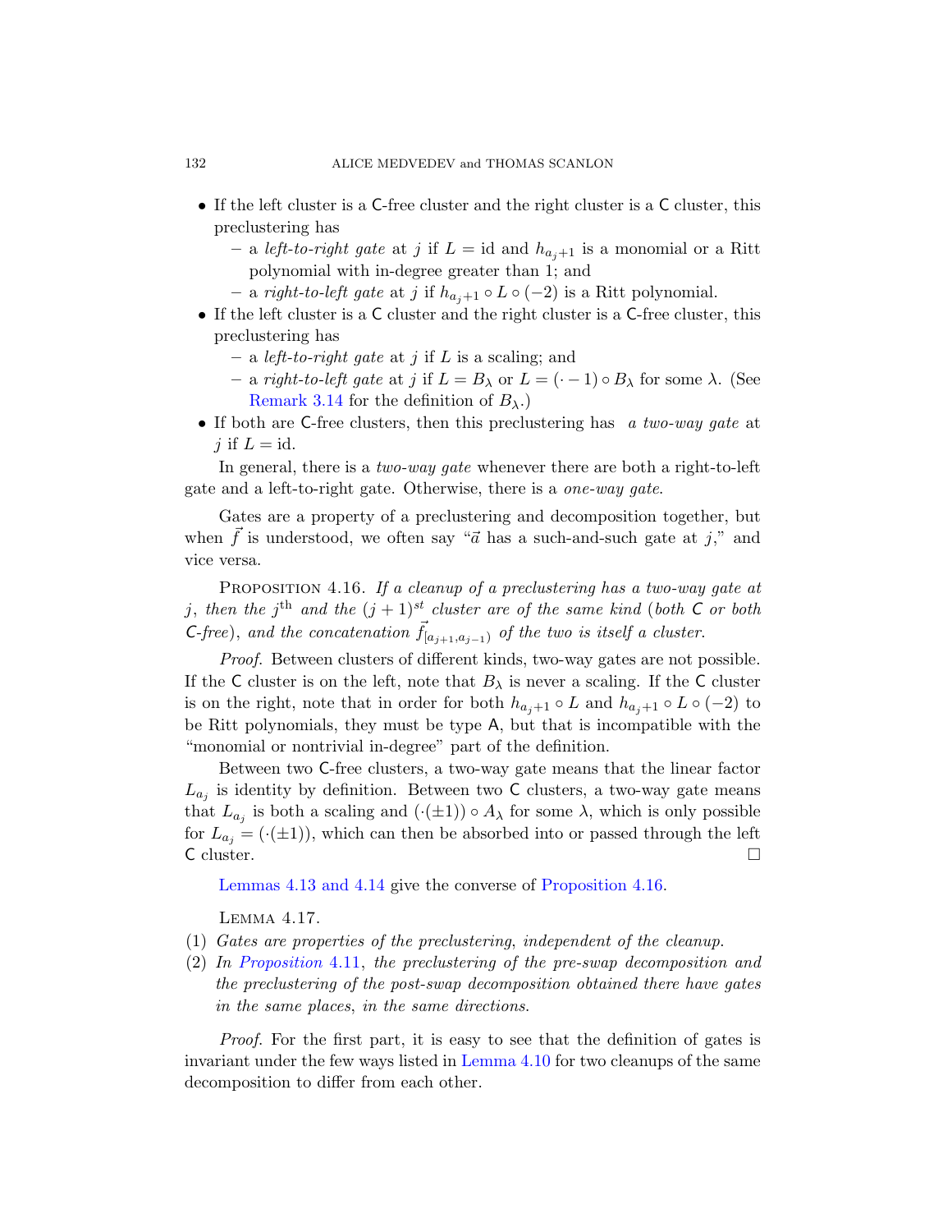- If the left cluster is a C-free cluster and the right cluster is a C cluster, this preclustering has
  - a *left-to-right gate* at $j$ if $L = \text{id}$ and $h_{a_j+1}$ is a monomial or a Ritt polynomial with in-degree greater than 1; and
  - a *right-to-left gate* at $j$ if $h_{a_j+1} \circ L \circ (-2)$ is a Ritt polynomial.
- If the left cluster is a C cluster and the right cluster is a C-free cluster, this preclustering has
  - a *left-to-right gate* at $j$ if $L$ is a scaling; and
  - a *right-to-left gate* at $j$ if $L = B_\lambda$ or $L = (\cdot - 1) \circ B_\lambda$ for some $\lambda$. (See Remark 3.14 for the definition of $B_\lambda$.)
- If both are C-free clusters, then this preclustering has *a two-way gate* at $j$ if $L = \text{id}$.

In general, there is a *two-way gate* whenever there are both a right-to-left gate and a left-to-right gate. Otherwise, there is a *one-way gate*.

Gates are a property of a preclustering and decomposition together, but when $\vec{f}$ is understood, we often say "$\vec{a}$ has a such-and-such gate at $j$," and vice versa.

Proposition 4.16. *If a cleanup of a preclustering has a two-way gate at $j$, then the $j^{\text{th}}$ and the $(j+1)^{st}$ cluster are of the same kind (both C or both C-free), and the concatenation $\vec{f}_{[a_{j+1}, a_{j-1})}$ of the two is itself a cluster.*

*Proof.* Between clusters of different kinds, two-way gates are not possible. If the C cluster is on the left, note that $B_\lambda$ is never a scaling. If the C cluster is on the right, note that in order for both $h_{a_j+1} \circ L$ and $h_{a_j+1} \circ L \circ (-2)$ to be Ritt polynomials, they must be type A, but that is incompatible with the "monomial or nontrivial in-degree" part of the definition.

Between two C-free clusters, a two-way gate means that the linear factor $L_{a_j}$ is identity by definition. Between two C clusters, a two-way gate means that $L_{a_j}$ is both a scaling and $(\cdot(\pm 1)) \circ A_\lambda$ for some $\lambda$, which is only possible for $L_{a_j} = (\cdot(\pm 1))$, which can then be absorbed into or passed through the left C cluster. $\square$

Lemmas 4.13 and 4.14 give the converse of Proposition 4.16.

Lemma 4.17.

(1) *Gates are properties of the preclustering, independent of the cleanup.*

(2) *In Proposition 4.11, the preclustering of the pre-swap decomposition and the preclustering of the post-swap decomposition obtained there have gates in the same places, in the same directions.*

*Proof.* For the first part, it is easy to see that the definition of gates is invariant under the few ways listed in Lemma 4.10 for two cleanups of the same decomposition to differ from each other.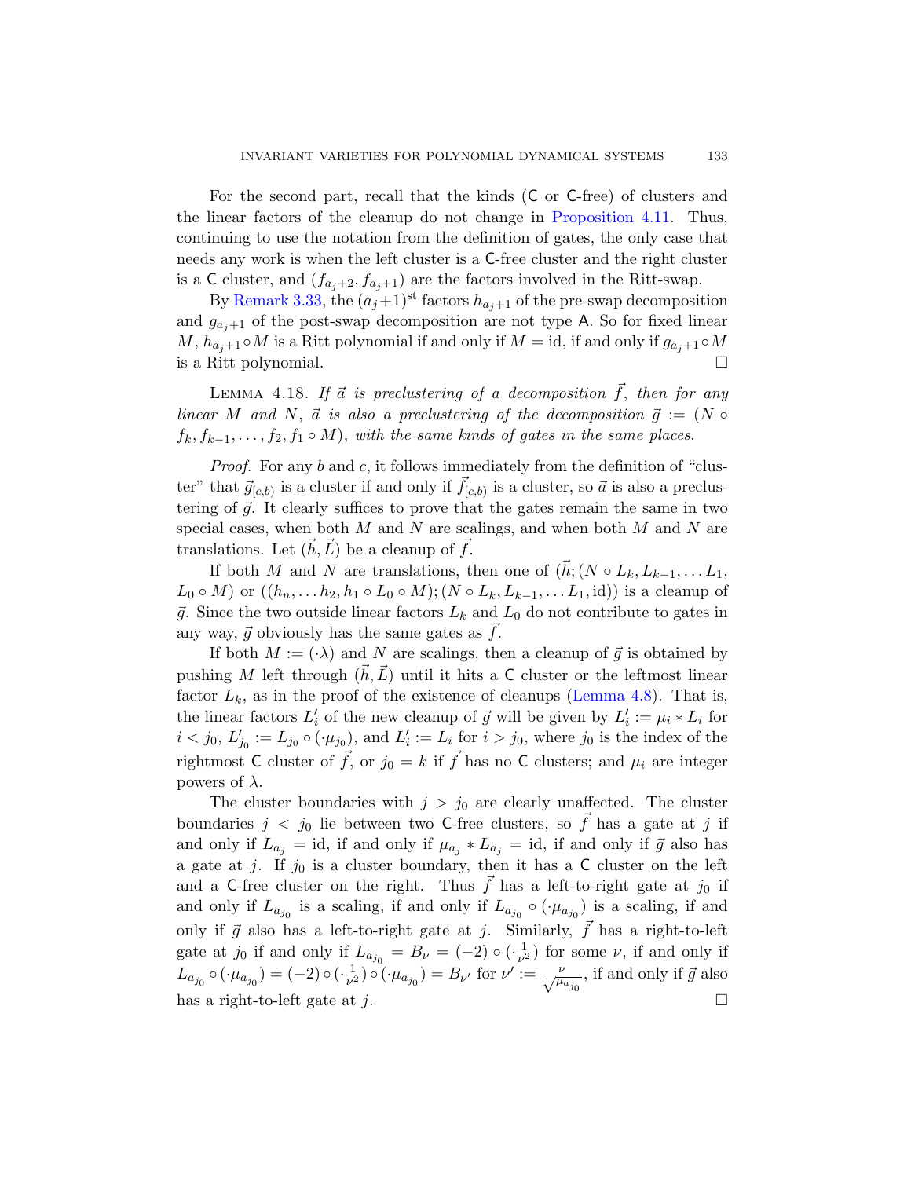For the second part, recall that the kinds (C or C-free) of clusters and the linear factors of the cleanup do not change in Proposition 4.11. Thus, continuing to use the notation from the definition of gates, the only case that needs any work is when the left cluster is a C-free cluster and the right cluster is a C cluster, and $(f_{a_j+2}, f_{a_j+1})$ are the factors involved in the Ritt-swap.

By Remark 3.33, the $(a_j+1)^{\text{st}}$ factors $h_{a_j+1}$ of the pre-swap decomposition and $g_{a_j+1}$ of the post-swap decomposition are not type A. So for fixed linear $M$, $h_{a_j+1} \circ M$ is a Ritt polynomial if and only if $M = \text{id}$, if and only if $g_{a_j+1} \circ M$ is a Ritt polynomial. □

Lemma 4.18. *If $\vec{a}$ is preclustering of a decomposition $\vec{f}$, then for any linear $M$ and $N$, $\vec{a}$ is also a preclustering of the decomposition $\vec{g} := (N \circ f_k, f_{k-1}, \ldots, f_2, f_1 \circ M)$, with the same kinds of gates in the same places.*

*Proof.* For any $b$ and $c$, it follows immediately from the definition of "cluster" that $\vec{g}_{[c,b)}$ is a cluster if and only if $\vec{f}_{[c,b)}$ is a cluster, so $\vec{a}$ is also a preclustering of $\vec{g}$. It clearly suffices to prove that the gates remain the same in two special cases, when both $M$ and $N$ are scalings, and when both $M$ and $N$ are translations. Let $(\vec{h}, \vec{L})$ be a cleanup of $\vec{f}$.

If both $M$ and $N$ are translations, then one of $(\vec{h}; (N \circ L_k, L_{k-1}, \ldots L_1, L_0 \circ M)$ or $((h_n, \ldots h_2, h_1 \circ L_0 \circ M); (N \circ L_k, L_{k-1}, \ldots L_1, \text{id}))$ is a cleanup of $\vec{g}$. Since the two outside linear factors $L_k$ and $L_0$ do not contribute to gates in any way, $\vec{g}$ obviously has the same gates as $\vec{f}$.

If both $M := (\cdot\lambda)$ and $N$ are scalings, then a cleanup of $\vec{g}$ is obtained by pushing $M$ left through $(\vec{h}, \vec{L})$ until it hits a C cluster or the leftmost linear factor $L_k$, as in the proof of the existence of cleanups (Lemma 4.8). That is, the linear factors $L'_i$ of the new cleanup of $\vec{g}$ will be given by $L'_i := \mu_i * L_i$ for $i < j_0$, $L'_{j_0} := L_{j_0} \circ (\cdot\mu_{j_0})$, and $L'_i := L_i$ for $i > j_0$, where $j_0$ is the index of the rightmost C cluster of $\vec{f}$, or $j_0 = k$ if $\vec{f}$ has no C clusters; and $\mu_i$ are integer powers of $\lambda$.

The cluster boundaries with $j > j_0$ are clearly unaffected. The cluster boundaries $j < j_0$ lie between two C-free clusters, so $\vec{f}$ has a gate at $j$ if and only if $L_{a_j} = \text{id}$, if and only if $\mu_{a_j} * L_{a_j} = \text{id}$, if and only if $\vec{g}$ also has a gate at $j$. If $j_0$ is a cluster boundary, then it has a C cluster on the left and a C-free cluster on the right. Thus $\vec{f}$ has a left-to-right gate at $j_0$ if and only if $L_{a_{j_0}}$ is a scaling, if and only if $L_{a_{j_0}} \circ (\cdot\mu_{a_{j_0}})$ is a scaling, if and only if $\vec{g}$ also has a left-to-right gate at $j$. Similarly, $\vec{f}$ has a right-to-left gate at $j_0$ if and only if $L_{a_{j_0}} = B_\nu = (-2) \circ (\cdot\frac{1}{\nu^2})$ for some $\nu$, if and only if $L_{a_{j_0}} \circ (\cdot\mu_{a_{j_0}}) = (-2) \circ (\cdot\frac{1}{\nu^2}) \circ (\cdot\mu_{a_{j_0}}) = B_{\nu'}$ for $\nu' := \frac{\nu}{\sqrt{\mu_{a_{j_0}}}}$, if and only if $\vec{g}$ also has a right-to-left gate at $j$. □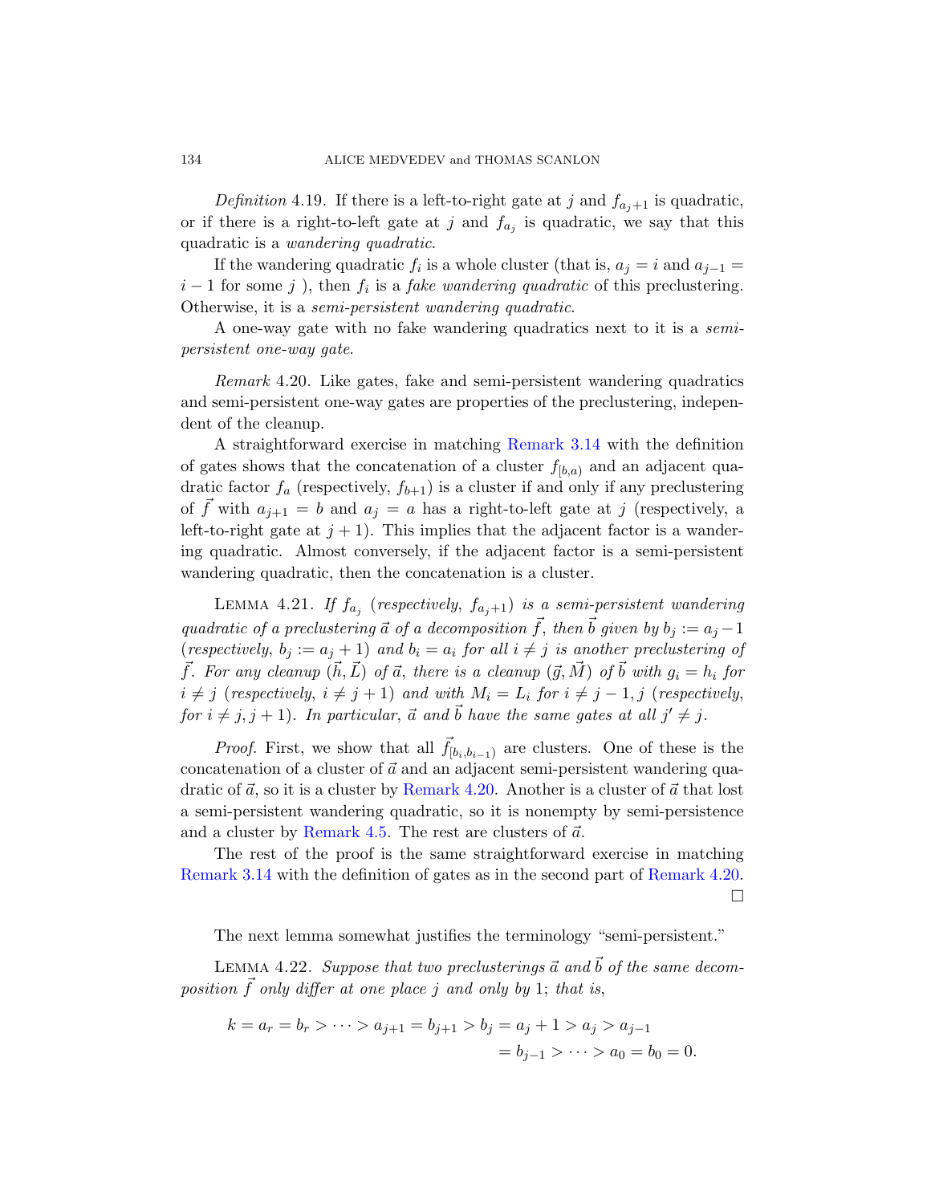*Definition* 4.19. If there is a left-to-right gate at $j$ and $f_{a_j+1}$ is quadratic, or if there is a right-to-left gate at $j$ and $f_{a_j}$ is quadratic, we say that this quadratic is a *wandering quadratic*.

If the wandering quadratic $f_i$ is a whole cluster (that is, $a_j = i$ and $a_{j-1} = i-1$ for some $j$ ), then $f_i$ is a *fake wandering quadratic* of this preclustering. Otherwise, it is a *semi-persistent wandering quadratic*.

A one-way gate with no fake wandering quadratics next to it is a *semi-persistent one-way gate*.

*Remark* 4.20. Like gates, fake and semi-persistent wandering quadratics and semi-persistent one-way gates are properties of the preclustering, independent of the cleanup.

A straightforward exercise in matching Remark 3.14 with the definition of gates shows that the concatenation of a cluster $f_{[b,a)}$ and an adjacent quadratic factor $f_a$ (respectively, $f_{b+1}$) is a cluster if and only if any preclustering of $\vec{f}$ with $a_{j+1} = b$ and $a_j = a$ has a right-to-left gate at $j$ (respectively, a left-to-right gate at $j+1$). This implies that the adjacent factor is a wandering quadratic. Almost conversely, if the adjacent factor is a semi-persistent wandering quadratic, then the concatenation is a cluster.

Lemma 4.21. *If $f_{a_j}$ (respectively, $f_{a_j+1}$) is a semi-persistent wandering quadratic of a preclustering $\vec{a}$ of a decomposition $\vec{f}$, then $\vec{b}$ given by $b_j := a_j - 1$ (respectively, $b_j := a_j + 1$) and $b_i = a_i$ for all $i \neq j$ is another preclustering of $\vec{f}$. For any cleanup $(\vec{h}, \vec{L})$ of $\vec{a}$, there is a cleanup $(\vec{g}, \vec{M})$ of $\vec{b}$ with $g_i = h_i$ for $i \neq j$ (respectively, $i \neq j+1$) and with $M_i = L_i$ for $i \neq j-1, j$ (respectively, for $i \neq j, j+1$). In particular, $\vec{a}$ and $\vec{b}$ have the same gates at all $j' \neq j$.*

*Proof.* First, we show that all $\vec{f}_{[b_i, b_{i-1})}$ are clusters. One of these is the concatenation of a cluster of $\vec{a}$ and an adjacent semi-persistent wandering quadratic of $\vec{a}$, so it is a cluster by Remark 4.20. Another is a cluster of $\vec{a}$ that lost a semi-persistent wandering quadratic, so it is nonempty by semi-persistence and a cluster by Remark 4.5. The rest are clusters of $\vec{a}$.

The rest of the proof is the same straightforward exercise in matching Remark 3.14 with the definition of gates as in the second part of Remark 4.20. $\square$

The next lemma somewhat justifies the terminology "semi-persistent."

Lemma 4.22. *Suppose that two preclusterings $\vec{a}$ and $\vec{b}$ of the same decomposition $\vec{f}$ only differ at one place $j$ and only by 1; that is,*

$$k = a_r = b_r > \cdots > a_{j+1} = b_{j+1} > b_j = a_j + 1 > a_j > a_{j-1} = b_{j-1} > \cdots > a_0 = b_0 = 0.$$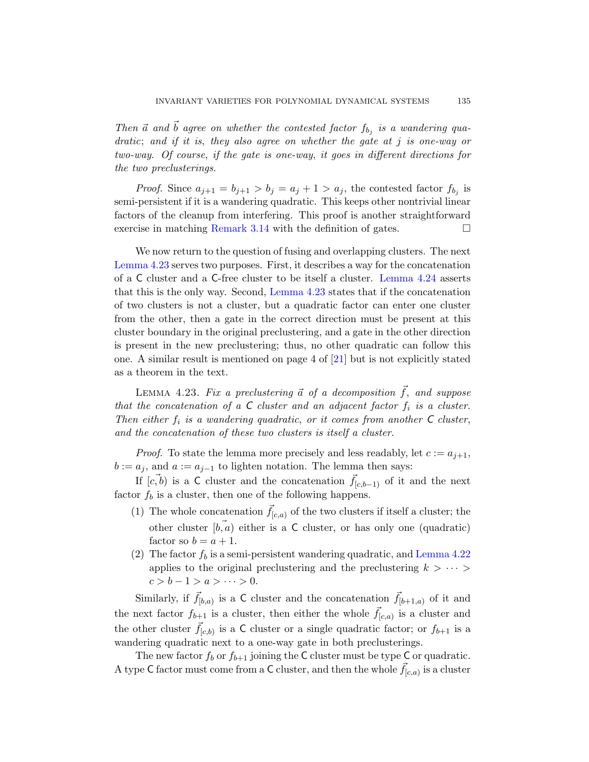*Then $\vec{a}$ and $\vec{b}$ agree on whether the contested factor $f_{b_j}$ is a wandering quadratic; and if it is, they also agree on whether the gate at $j$ is one-way or two-way. Of course, if the gate is one-way, it goes in different directions for the two preclusterings.*

*Proof.* Since $a_{j+1} = b_{j+1} > b_j = a_j + 1 > a_j$, the contested factor $f_{b_j}$ is semi-persistent if it is a wandering quadratic. This keeps other nontrivial linear factors of the cleanup from interfering. This proof is another straightforward exercise in matching Remark 3.14 with the definition of gates. □

We now return to the question of fusing and overlapping clusters. The next Lemma 4.23 serves two purposes. First, it describes a way for the concatenation of a C cluster and a C-free cluster to be itself a cluster. Lemma 4.24 asserts that this is the only way. Second, Lemma 4.23 states that if the concatenation of two clusters is not a cluster, but a quadratic factor can enter one cluster from the other, then a gate in the correct direction must be present at this cluster boundary in the original preclustering, and a gate in the other direction is present in the new preclustering; thus, no other quadratic can follow this one. A similar result is mentioned on page 4 of [21] but is not explicitly stated as a theorem in the text.

LEMMA 4.23. *Fix a preclustering $\vec{a}$ of a decomposition $\vec{f}$, and suppose that the concatenation of a C cluster and an adjacent factor $f_i$ is a cluster. Then either $f_i$ is a wandering quadratic, or it comes from another C cluster, and the concatenation of these two clusters is itself a cluster.*

*Proof.* To state the lemma more precisely and less readably, let $c := a_{j+1}$, $b := a_j$, and $a := a_{j-1}$ to lighten notation. The lemma then says:

If $[\vec{c,b})$ is a C cluster and the concatenation $\vec{f}_{[c,b-1)}$ of it and the next factor $f_b$ is a cluster, then one of the following happens.

1. The whole concatenation $\vec{f}_{[c,a)}$ of the two clusters if itself a cluster; the other cluster $[\vec{b,a})$ either is a C cluster, or has only one (quadratic) factor so $b = a + 1$.
2. The factor $f_b$ is a semi-persistent wandering quadratic, and Lemma 4.22 applies to the original preclustering and the preclustering $k > \cdots > c > b - 1 > a > \cdots > 0$.

Similarly, if $\vec{f}_{[b,a)}$ is a C cluster and the concatenation $\vec{f}_{[b+1,a)}$ of it and the next factor $f_{b+1}$ is a cluster, then either the whole $\vec{f}_{[c,a)}$ is a cluster and the other cluster $\vec{f}_{[c,b)}$ is a C cluster or a single quadratic factor; or $f_{b+1}$ is a wandering quadratic next to a one-way gate in both preclusterings.

The new factor $f_b$ or $f_{b+1}$ joining the C cluster must be type C or quadratic. A type C factor must come from a C cluster, and then the whole $\vec{f}_{[c,a)}$ is a cluster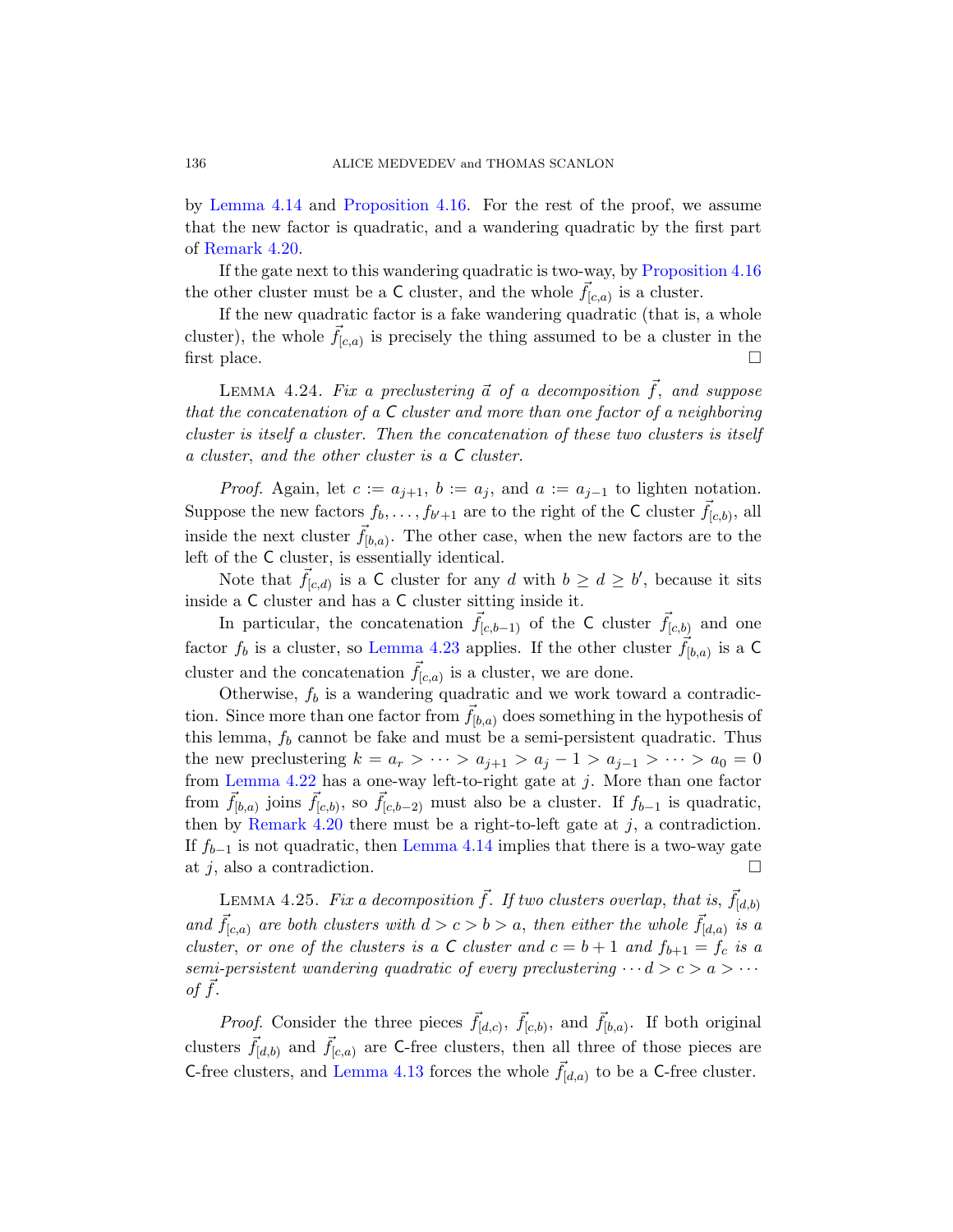by Lemma 4.14 and Proposition 4.16. For the rest of the proof, we assume that the new factor is quadratic, and a wandering quadratic by the first part of Remark 4.20.

If the gate next to this wandering quadratic is two-way, by Proposition 4.16 the other cluster must be a $\mathsf{C}$ cluster, and the whole $\vec{f}_{[c,a)}$ is a cluster.

If the new quadratic factor is a fake wandering quadratic (that is, a whole cluster), the whole $\vec{f}_{[c,a)}$ is precisely the thing assumed to be a cluster in the first place. ◻

LEMMA 4.24. *Fix a preclustering $\vec{a}$ of a decomposition $\vec{f}$, and suppose that the concatenation of a $\mathsf{C}$ cluster and more than one factor of a neighboring cluster is itself a cluster. Then the concatenation of these two clusters is itself a cluster, and the other cluster is a $\mathsf{C}$ cluster.*

*Proof.* Again, let $c := a_{j+1}$, $b := a_j$, and $a := a_{j-1}$ to lighten notation. Suppose the new factors $f_b, \ldots, f_{b'+1}$ are to the right of the $\mathsf{C}$ cluster $\vec{f}_{[c,b)}$, all inside the next cluster $\vec{f}_{[b,a)}$. The other case, when the new factors are to the left of the $\mathsf{C}$ cluster, is essentially identical.

Note that $\vec{f}_{[c,d)}$ is a $\mathsf{C}$ cluster for any $d$ with $b \geq d \geq b'$, because it sits inside a $\mathsf{C}$ cluster and has a $\mathsf{C}$ cluster sitting inside it.

In particular, the concatenation $\vec{f}_{[c,b-1)}$ of the $\mathsf{C}$ cluster $\vec{f}_{[c,b)}$ and one factor $f_b$ is a cluster, so Lemma 4.23 applies. If the other cluster $\vec{f}_{[b,a)}$ is a $\mathsf{C}$ cluster and the concatenation $\vec{f}_{[c,a)}$ is a cluster, we are done.

Otherwise, $f_b$ is a wandering quadratic and we work toward a contradiction. Since more than one factor from $\vec{f}_{[b,a)}$ does something in the hypothesis of this lemma, $f_b$ cannot be fake and must be a semi-persistent quadratic. Thus the new preclustering $k = a_r > \cdots > a_{j+1} > a_j - 1 > a_{j-1} > \cdots > a_0 = 0$ from Lemma 4.22 has a one-way left-to-right gate at $j$. More than one factor from $\vec{f}_{[b,a)}$ joins $\vec{f}_{[c,b)}$, so $\vec{f}_{[c,b-2)}$ must also be a cluster. If $f_{b-1}$ is quadratic, then by Remark 4.20 there must be a right-to-left gate at $j$, a contradiction. If $f_{b-1}$ is not quadratic, then Lemma 4.14 implies that there is a two-way gate at $j$, also a contradiction. ◻

LEMMA 4.25. *Fix a decomposition $\vec{f}$. If two clusters overlap, that is, $\vec{f}_{[d,b)}$ and $\vec{f}_{[c,a)}$ are both clusters with $d > c > b > a$, then either the whole $\vec{f}_{[d,a)}$ is a cluster, or one of the clusters is a $\mathsf{C}$ cluster and $c = b + 1$ and $f_{b+1} = f_c$ is a semi-persistent wandering quadratic of every preclustering $\cdots d > c > a > \cdots$ of $\vec{f}$.*

*Proof.* Consider the three pieces $\vec{f}_{[d,c)}$, $\vec{f}_{[c,b)}$, and $\vec{f}_{[b,a)}$. If both original clusters $\vec{f}_{[d,b)}$ and $\vec{f}_{[c,a)}$ are $\mathsf{C}$-free clusters, then all three of those pieces are $\mathsf{C}$-free clusters, and Lemma 4.13 forces the whole $\vec{f}_{[d,a)}$ to be a $\mathsf{C}$-free cluster.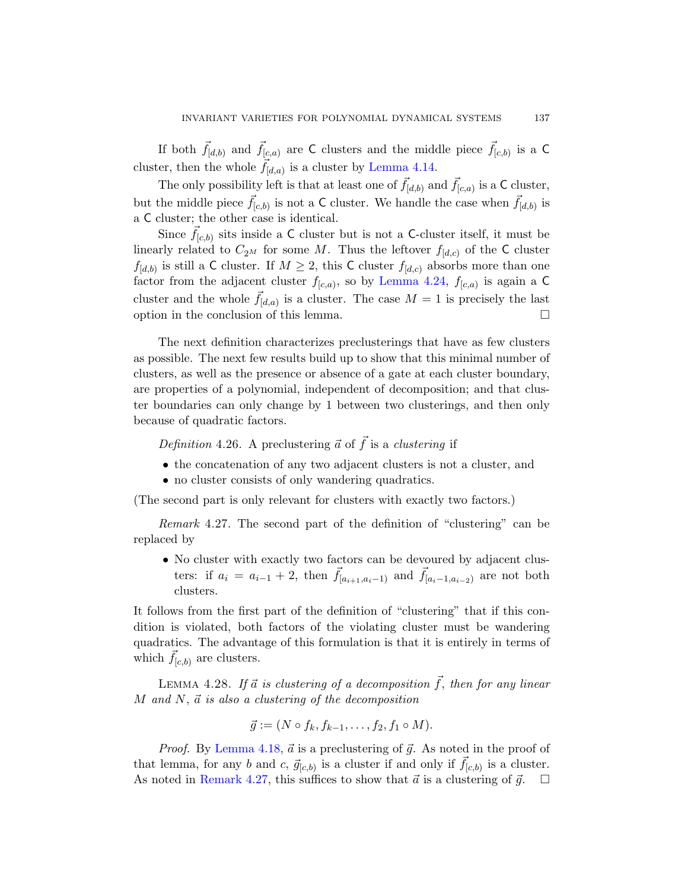If both $\vec{f}_{[d,b)}$ and $\vec{f}_{[c,a)}$ are $\mathsf{C}$ clusters and the middle piece $\vec{f}_{[c,b)}$ is a $\mathsf{C}$ cluster, then the whole $\vec{f}_{[d,a)}$ is a cluster by Lemma 4.14.

The only possibility left is that at least one of $\vec{f}_{[d,b)}$ and $\vec{f}_{[c,a)}$ is a $\mathsf{C}$ cluster, but the middle piece $\vec{f}_{[c,b)}$ is not a $\mathsf{C}$ cluster. We handle the case when $\vec{f}_{[d,b)}$ is a $\mathsf{C}$ cluster; the other case is identical.

Since $\vec{f}_{[c,b)}$ sits inside a $\mathsf{C}$ cluster but is not a $\mathsf{C}$-cluster itself, it must be linearly related to $C_{2^M}$ for some $M$. Thus the leftover $f_{[d,c)}$ of the $\mathsf{C}$ cluster $f_{[d,b)}$ is still a $\mathsf{C}$ cluster. If $M \geq 2$, this $\mathsf{C}$ cluster $f_{[d,c)}$ absorbs more than one factor from the adjacent cluster $f_{[c,a)}$, so by Lemma 4.24, $f_{[c,a)}$ is again a $\mathsf{C}$ cluster and the whole $\vec{f}_{[d,a)}$ is a cluster. The case $M = 1$ is precisely the last option in the conclusion of this lemma. □

The next definition characterizes preclusterings that have as few clusters as possible. The next few results build up to show that this minimal number of clusters, as well as the presence or absence of a gate at each cluster boundary, are properties of a polynomial, independent of decomposition; and that cluster boundaries can only change by 1 between two clusterings, and then only because of quadratic factors.

*Definition* 4.26. A preclustering $\vec{a}$ of $\vec{f}$ is a *clustering* if

- the concatenation of any two adjacent clusters is not a cluster, and
- no cluster consists of only wandering quadratics.

(The second part is only relevant for clusters with exactly two factors.)

*Remark* 4.27. The second part of the definition of "clustering" can be replaced by

- No cluster with exactly two factors can be devoured by adjacent clusters: if $a_i = a_{i-1} + 2$, then $\vec{f}_{[a_{i+1}, a_i - 1)}$ and $\vec{f}_{[a_i - 1, a_{i-2})}$ are not both clusters.

It follows from the first part of the definition of "clustering" that if this condition is violated, both factors of the violating cluster must be wandering quadratics. The advantage of this formulation is that it is entirely in terms of which $\vec{f}_{[c,b)}$ are clusters.

Lemma 4.28. *If $\vec{a}$ is clustering of a decomposition $\vec{f}$, then for any linear $M$ and $N$, $\vec{a}$ is also a clustering of the decomposition*

$$\vec{g} := (N \circ f_k, f_{k-1}, \ldots, f_2, f_1 \circ M).$$

*Proof.* By Lemma 4.18, $\vec{a}$ is a preclustering of $\vec{g}$. As noted in the proof of that lemma, for any $b$ and $c$, $\vec{g}_{[c,b)}$ is a cluster if and only if $\vec{f}_{[c,b)}$ is a cluster. As noted in Remark 4.27, this suffices to show that $\vec{a}$ is a clustering of $\vec{g}$. □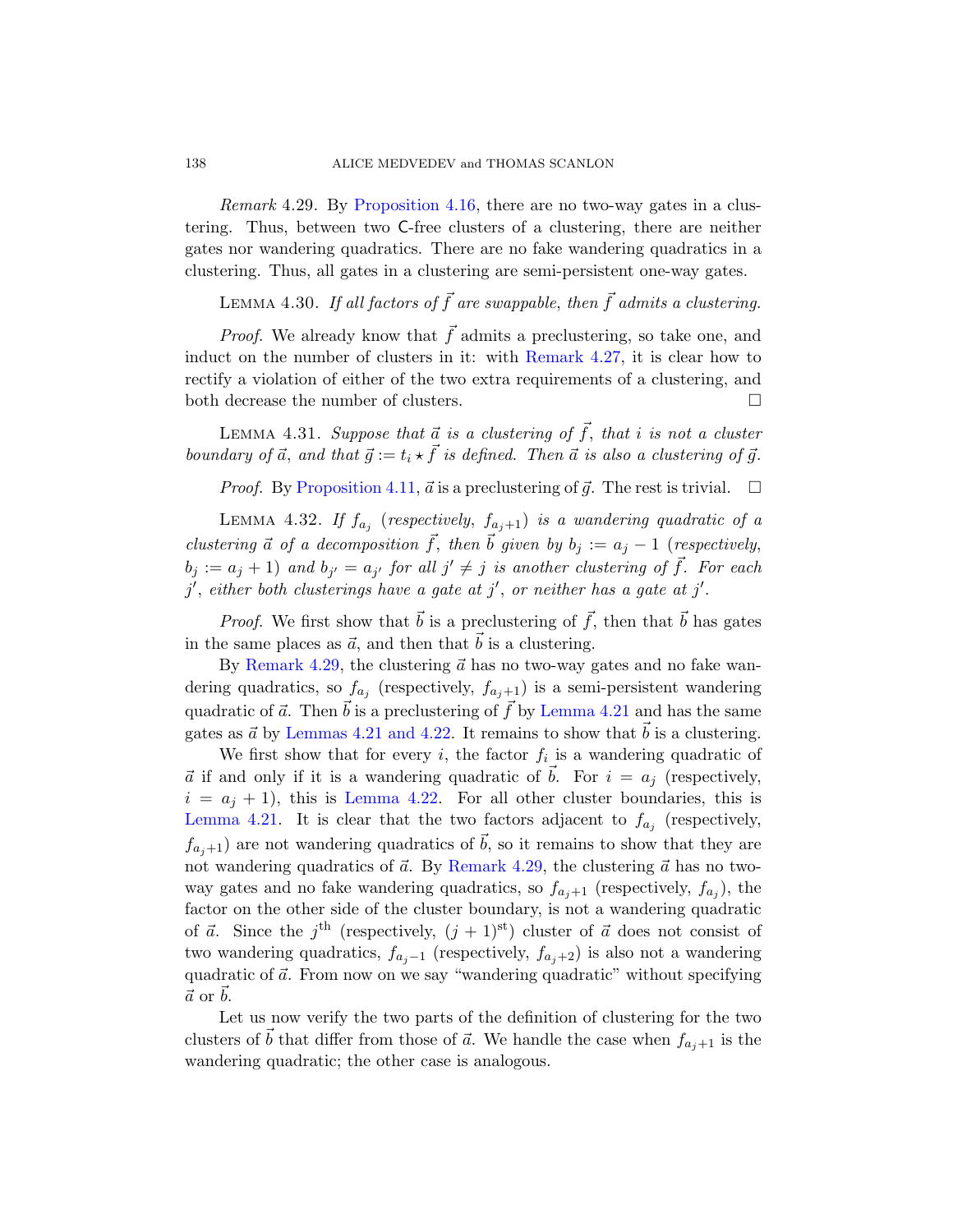*Remark* 4.29. By Proposition 4.16, there are no two-way gates in a clustering. Thus, between two $\mathsf{C}$-free clusters of a clustering, there are neither gates nor wandering quadratics. There are no fake wandering quadratics in a clustering. Thus, all gates in a clustering are semi-persistent one-way gates.

LEMMA 4.30. *If all factors of $\vec{f}$ are swappable, then $\vec{f}$ admits a clustering.*

*Proof.* We already know that $\vec{f}$ admits a preclustering, so take one, and induct on the number of clusters in it: with Remark 4.27, it is clear how to rectify a violation of either of the two extra requirements of a clustering, and both decrease the number of clusters. □

LEMMA 4.31. *Suppose that $\vec{a}$ is a clustering of $\vec{f}$, that $i$ is not a cluster boundary of $\vec{a}$, and that $\vec{g} := t_i \star \vec{f}$ is defined. Then $\vec{a}$ is also a clustering of $\vec{g}$.*

*Proof.* By Proposition 4.11, $\vec{a}$ is a preclustering of $\vec{g}$. The rest is trivial. □

LEMMA 4.32. *If $f_{a_j}$ (respectively, $f_{a_j+1}$) is a wandering quadratic of a clustering $\vec{a}$ of a decomposition $\vec{f}$, then $\vec{b}$ given by $b_j := a_j - 1$ (respectively, $b_j := a_j + 1$) and $b_{j'} = a_{j'}$ for all $j' \neq j$ is another clustering of $\vec{f}$. For each $j'$, either both clusterings have a gate at $j'$, or neither has a gate at $j'$.*

*Proof.* We first show that $\vec{b}$ is a preclustering of $\vec{f}$, then that $\vec{b}$ has gates in the same places as $\vec{a}$, and then that $\vec{b}$ is a clustering.

By Remark 4.29, the clustering $\vec{a}$ has no two-way gates and no fake wandering quadratics, so $f_{a_j}$ (respectively, $f_{a_j+1}$) is a semi-persistent wandering quadratic of $\vec{a}$. Then $\vec{b}$ is a preclustering of $\vec{f}$ by Lemma 4.21 and has the same gates as $\vec{a}$ by Lemmas 4.21 and 4.22. It remains to show that $\vec{b}$ is a clustering.

We first show that for every $i$, the factor $f_i$ is a wandering quadratic of $\vec{a}$ if and only if it is a wandering quadratic of $\vec{b}$. For $i = a_j$ (respectively, $i = a_j + 1$), this is Lemma 4.22. For all other cluster boundaries, this is Lemma 4.21. It is clear that the two factors adjacent to $f_{a_j}$ (respectively, $f_{a_j+1}$) are not wandering quadratics of $\vec{b}$, so it remains to show that they are not wandering quadratics of $\vec{a}$. By Remark 4.29, the clustering $\vec{a}$ has no two-way gates and no fake wandering quadratics, so $f_{a_j+1}$ (respectively, $f_{a_j}$), the factor on the other side of the cluster boundary, is not a wandering quadratic of $\vec{a}$. Since the $j^{\text{th}}$ (respectively, $(j+1)^{\text{st}}$) cluster of $\vec{a}$ does not consist of two wandering quadratics, $f_{a_j-1}$ (respectively, $f_{a_j+2}$) is also not a wandering quadratic of $\vec{a}$. From now on we say "wandering quadratic" without specifying $\vec{a}$ or $\vec{b}$.

Let us now verify the two parts of the definition of clustering for the two clusters of $\vec{b}$ that differ from those of $\vec{a}$. We handle the case when $f_{a_j+1}$ is the wandering quadratic; the other case is analogous.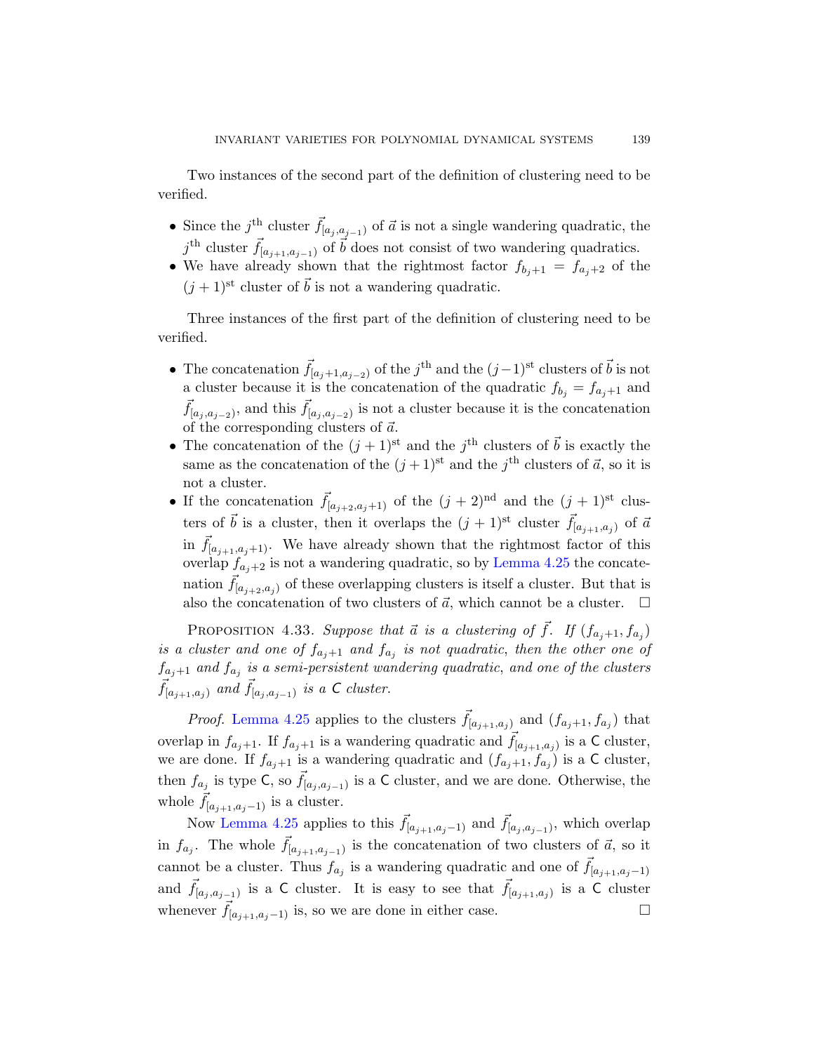Two instances of the second part of the definition of clustering need to be verified.

- Since the $j^{\text{th}}$ cluster $\vec{f}_{[a_j,a_{j-1})}$ of $\vec{a}$ is not a single wandering quadratic, the $j^{\text{th}}$ cluster $\vec{f}_{[a_j+1,a_{j-1})}$ of $\vec{b}$ does not consist of two wandering quadratics.
- We have already shown that the rightmost factor $f_{b_j+1} = f_{a_j+2}$ of the $(j+1)^{\text{st}}$ cluster of $\vec{b}$ is not a wandering quadratic.

Three instances of the first part of the definition of clustering need to be verified.

- The concatenation $\vec{f}_{[a_j+1,a_{j-2})}$ of the $j^{\text{th}}$ and the $(j-1)^{\text{st}}$ clusters of $\vec{b}$ is not a cluster because it is the concatenation of the quadratic $f_{b_j} = f_{a_j+1}$ and $\vec{f}_{[a_j,a_{j-2})}$, and this $\vec{f}_{[a_j,a_{j-2})}$ is not a cluster because it is the concatenation of the corresponding clusters of $\vec{a}$.
- The concatenation of the $(j+1)^{\text{st}}$ and the $j^{\text{th}}$ clusters of $\vec{b}$ is exactly the same as the concatenation of the $(j+1)^{\text{st}}$ and the $j^{\text{th}}$ clusters of $\vec{a}$, so it is not a cluster.
- If the concatenation $\vec{f}_{[a_{j+2},a_j+1)}$ of the $(j+2)^{\text{nd}}$ and the $(j+1)^{\text{st}}$ clusters of $\vec{b}$ is a cluster, then it overlaps the $(j+1)^{\text{st}}$ cluster $\vec{f}_{[a_{j+1},a_j)}$ of $\vec{a}$ in $\vec{f}_{[a_{j+1},a_j+1)}$. We have already shown that the rightmost factor of this overlap $f_{a_j+2}$ is not a wandering quadratic, so by Lemma 4.25 the concatenation $\vec{f}_{[a_{j+2},a_j)}$ of these overlapping clusters is itself a cluster. But that is also the concatenation of two clusters of $\vec{a}$, which cannot be a cluster. $\square$

PROPOSITION 4.33. *Suppose that $\vec{a}$ is a clustering of $\vec{f}$. If $(f_{a_j+1}, f_{a_j})$ is a cluster and one of $f_{a_j+1}$ and $f_{a_j}$ is not quadratic, then the other one of $f_{a_j+1}$ and $f_{a_j}$ is a semi-persistent wandering quadratic, and one of the clusters $\vec{f}_{[a_{j+1},a_j)}$ and $\vec{f}_{[a_j,a_{j-1})}$ is a* $\mathsf{C}$ *cluster.*

*Proof.* Lemma 4.25 applies to the clusters $\vec{f}_{[a_{j+1},a_j)}$ and $(f_{a_j+1}, f_{a_j})$ that overlap in $f_{a_j+1}$. If $f_{a_j+1}$ is a wandering quadratic and $\vec{f}_{[a_{j+1},a_j)}$ is a $\mathsf{C}$ cluster, we are done. If $f_{a_j+1}$ is a wandering quadratic and $(f_{a_j+1}, f_{a_j})$ is a $\mathsf{C}$ cluster, then $f_{a_j}$ is type $\mathsf{C}$, so $\vec{f}_{[a_j,a_{j-1})}$ is a $\mathsf{C}$ cluster, and we are done. Otherwise, the whole $\vec{f}_{[a_{j+1},a_j-1)}$ is a cluster.

Now Lemma 4.25 applies to this $\vec{f}_{[a_{j+1},a_j-1)}$ and $\vec{f}_{[a_j,a_{j-1})}$, which overlap in $f_{a_j}$. The whole $\vec{f}_{[a_{j+1},a_{j-1})}$ is the concatenation of two clusters of $\vec{a}$, so it cannot be a cluster. Thus $f_{a_j}$ is a wandering quadratic and one of $\vec{f}_{[a_{j+1},a_j-1)}$ and $\vec{f}_{[a_j,a_{j-1})}$ is a $\mathsf{C}$ cluster. It is easy to see that $\vec{f}_{[a_{j+1},a_j)}$ is a $\mathsf{C}$ cluster whenever $\vec{f}_{[a_{j+1},a_j-1)}$ is, so we are done in either case. $\square$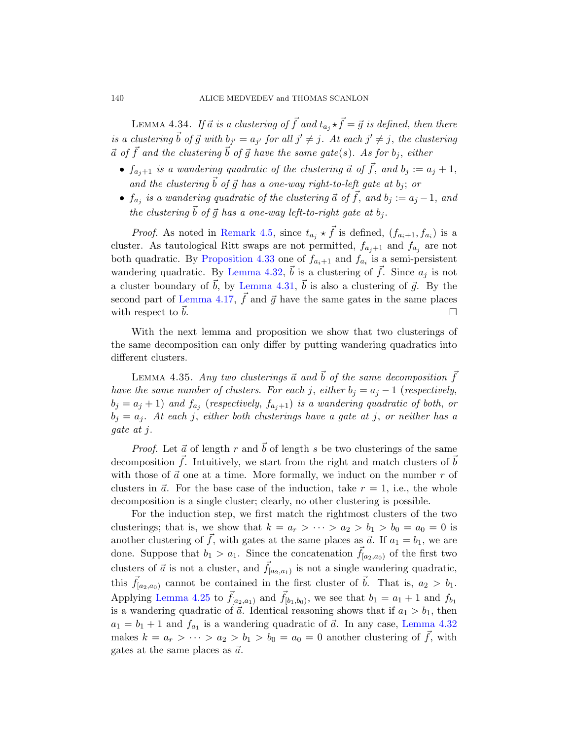LEMMA 4.34. *If $\vec{a}$ is a clustering of $\vec{f}$ and $t_{a_j} \star \vec{f} = \vec{g}$ is defined, then there is a clustering $\vec{b}$ of $\vec{g}$ with $b_{j'} = a_{j'}$ for all $j' \neq j$. At each $j' \neq j$, the clustering $\vec{a}$ of $\vec{f}$ and the clustering $\vec{b}$ of $\vec{g}$ have the same gate(s). As for $b_j$, either*

- *$f_{a_j+1}$ is a wandering quadratic of the clustering $\vec{a}$ of $\vec{f}$, and $b_j := a_j + 1$, and the clustering $\vec{b}$ of $\vec{g}$ has a one-way right-to-left gate at $b_j$; or*
- *$f_{a_j}$ is a wandering quadratic of the clustering $\vec{a}$ of $\vec{f}$, and $b_j := a_j - 1$, and the clustering $\vec{b}$ of $\vec{g}$ has a one-way left-to-right gate at $b_j$.*

*Proof.* As noted in Remark 4.5, since $t_{a_j} \star \vec{f}$ is defined, $(f_{a_i+1}, f_{a_i})$ is a cluster. As tautological Ritt swaps are not permitted, $f_{a_j+1}$ and $f_{a_j}$ are not both quadratic. By Proposition 4.33 one of $f_{a_i+1}$ and $f_{a_i}$ is a semi-persistent wandering quadratic. By Lemma 4.32, $\vec{b}$ is a clustering of $\vec{f}$. Since $a_j$ is not a cluster boundary of $\vec{b}$, by Lemma 4.31, $\vec{b}$ is also a clustering of $\vec{g}$. By the second part of Lemma 4.17, $\vec{f}$ and $\vec{g}$ have the same gates in the same places with respect to $\vec{b}$. □

With the next lemma and proposition we show that two clusterings of the same decomposition can only differ by putting wandering quadratics into different clusters.

LEMMA 4.35. *Any two clusterings $\vec{a}$ and $\vec{b}$ of the same decomposition $\vec{f}$ have the same number of clusters. For each $j$, either $b_j = a_j - 1$ (respectively, $b_j = a_j + 1$) and $f_{a_j}$ (respectively, $f_{a_j+1}$) is a wandering quadratic of both, or $b_j = a_j$. At each $j$, either both clusterings have a gate at $j$, or neither has a gate at $j$.*

*Proof.* Let $\vec{a}$ of length $r$ and $\vec{b}$ of length $s$ be two clusterings of the same decomposition $\vec{f}$. Intuitively, we start from the right and match clusters of $\vec{b}$ with those of $\vec{a}$ one at a time. More formally, we induct on the number $r$ of clusters in $\vec{a}$. For the base case of the induction, take $r = 1$, i.e., the whole decomposition is a single cluster; clearly, no other clustering is possible.

For the induction step, we first match the rightmost clusters of the two clusterings; that is, we show that $k = a_r > \cdots > a_2 > b_1 > b_0 = a_0 = 0$ is another clustering of $\vec{f}$, with gates at the same places as $\vec{a}$. If $a_1 = b_1$, we are done. Suppose that $b_1 > a_1$. Since the concatenation $\vec{f}_{[a_2,a_0)}$ of the first two clusters of $\vec{a}$ is not a cluster, and $\vec{f}_{[a_2,a_1)}$ is not a single wandering quadratic, this $\vec{f}_{[a_2,a_0)}$ cannot be contained in the first cluster of $\vec{b}$. That is, $a_2 > b_1$. Applying Lemma 4.25 to $\vec{f}_{[a_2,a_1)}$ and $\vec{f}_{[b_1,b_0)}$, we see that $b_1 = a_1 + 1$ and $f_{b_1}$ is a wandering quadratic of $\vec{a}$. Identical reasoning shows that if $a_1 > b_1$, then $a_1 = b_1 + 1$ and $f_{a_1}$ is a wandering quadratic of $\vec{a}$. In any case, Lemma 4.32 makes $k = a_r > \cdots > a_2 > b_1 > b_0 = a_0 = 0$ another clustering of $\vec{f}$, with gates at the same places as $\vec{a}$.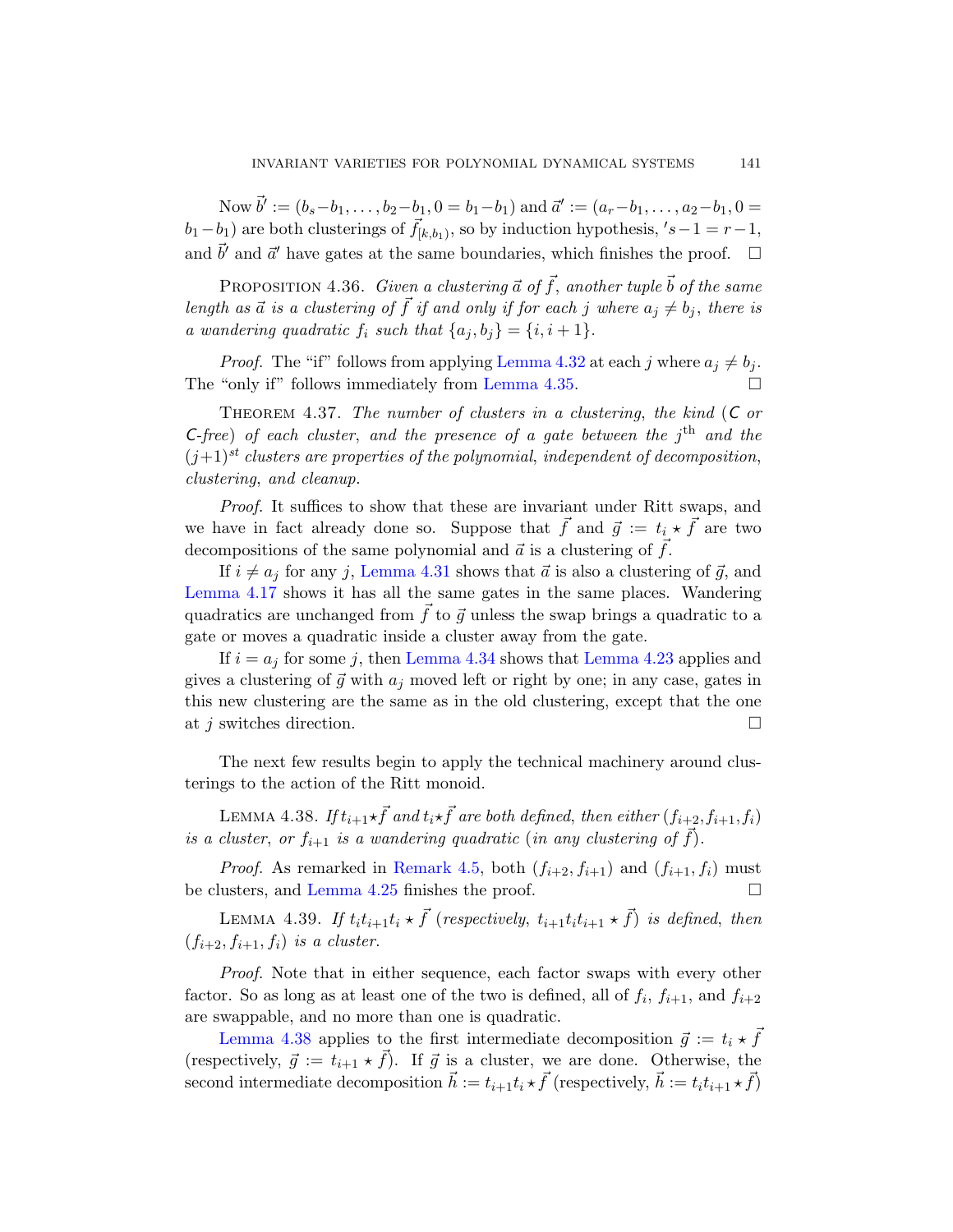Now $\vec{b}' := (b_s - b_1, \ldots, b_2 - b_1, 0 = b_1 - b_1)$ and $\vec{a}' := (a_r - b_1, \ldots, a_2 - b_1, 0 = b_1 - b_1)$ are both clusterings of $\vec{f}_{[k,b_1)}$, so by induction hypothesis, $'s - 1 = r - 1$, and $\vec{b}'$ and $\vec{a}'$ have gates at the same boundaries, which finishes the proof. $\square$

PROPOSITION 4.36. *Given a clustering $\vec{a}$ of $\vec{f}$, another tuple $\vec{b}$ of the same length as $\vec{a}$ is a clustering of $\vec{f}$ if and only if for each $j$ where $a_j \neq b_j$, there is a wandering quadratic $f_i$ such that $\{a_j, b_j\} = \{i, i+1\}$.*

*Proof.* The "if" follows from applying Lemma 4.32 at each $j$ where $a_j \neq b_j$. The "only if" follows immediately from Lemma 4.35. $\square$

THEOREM 4.37. *The number of clusters in a clustering, the kind ($\mathsf{C}$ or $\mathsf{C}$-free) of each cluster, and the presence of a gate between the $j^{\text{th}}$ and the $(j+1)^{st}$ clusters are properties of the polynomial, independent of decomposition, clustering, and cleanup.*

*Proof.* It suffices to show that these are invariant under Ritt swaps, and we have in fact already done so. Suppose that $\vec{f}$ and $\vec{g} := t_i \star \vec{f}$ are two decompositions of the same polynomial and $\vec{a}$ is a clustering of $\vec{f}$.

If $i \neq a_j$ for any $j$, Lemma 4.31 shows that $\vec{a}$ is also a clustering of $\vec{g}$, and Lemma 4.17 shows it has all the same gates in the same places. Wandering quadratics are unchanged from $\vec{f}$ to $\vec{g}$ unless the swap brings a quadratic to a gate or moves a quadratic inside a cluster away from the gate.

If $i = a_j$ for some $j$, then Lemma 4.34 shows that Lemma 4.23 applies and gives a clustering of $\vec{g}$ with $a_j$ moved left or right by one; in any case, gates in this new clustering are the same as in the old clustering, except that the one at $j$ switches direction. $\square$

The next few results begin to apply the technical machinery around clusterings to the action of the Ritt monoid.

LEMMA 4.38. *If $t_{i+1} \star \vec{f}$ and $t_i \star \vec{f}$ are both defined, then either $(f_{i+2}, f_{i+1}, f_i)$ is a cluster, or $f_{i+1}$ is a wandering quadratic (in any clustering of $\vec{f}$).*

*Proof.* As remarked in Remark 4.5, both $(f_{i+2}, f_{i+1})$ and $(f_{i+1}, f_i)$ must be clusters, and Lemma 4.25 finishes the proof. $\square$

LEMMA 4.39. *If $t_i t_{i+1} t_i \star \vec{f}$ (respectively, $t_{i+1} t_i t_{i+1} \star \vec{f}$) is defined, then $(f_{i+2}, f_{i+1}, f_i)$ is a cluster.*

*Proof.* Note that in either sequence, each factor swaps with every other factor. So as long as at least one of the two is defined, all of $f_i$, $f_{i+1}$, and $f_{i+2}$ are swappable, and no more than one is quadratic.

Lemma 4.38 applies to the first intermediate decomposition $\vec{g} := t_i \star \vec{f}$ (respectively, $\vec{g} := t_{i+1} \star \vec{f}$). If $\vec{g}$ is a cluster, we are done. Otherwise, the second intermediate decomposition $\vec{h} := t_{i+1} t_i \star \vec{f}$ (respectively, $\vec{h} := t_i t_{i+1} \star \vec{f}$)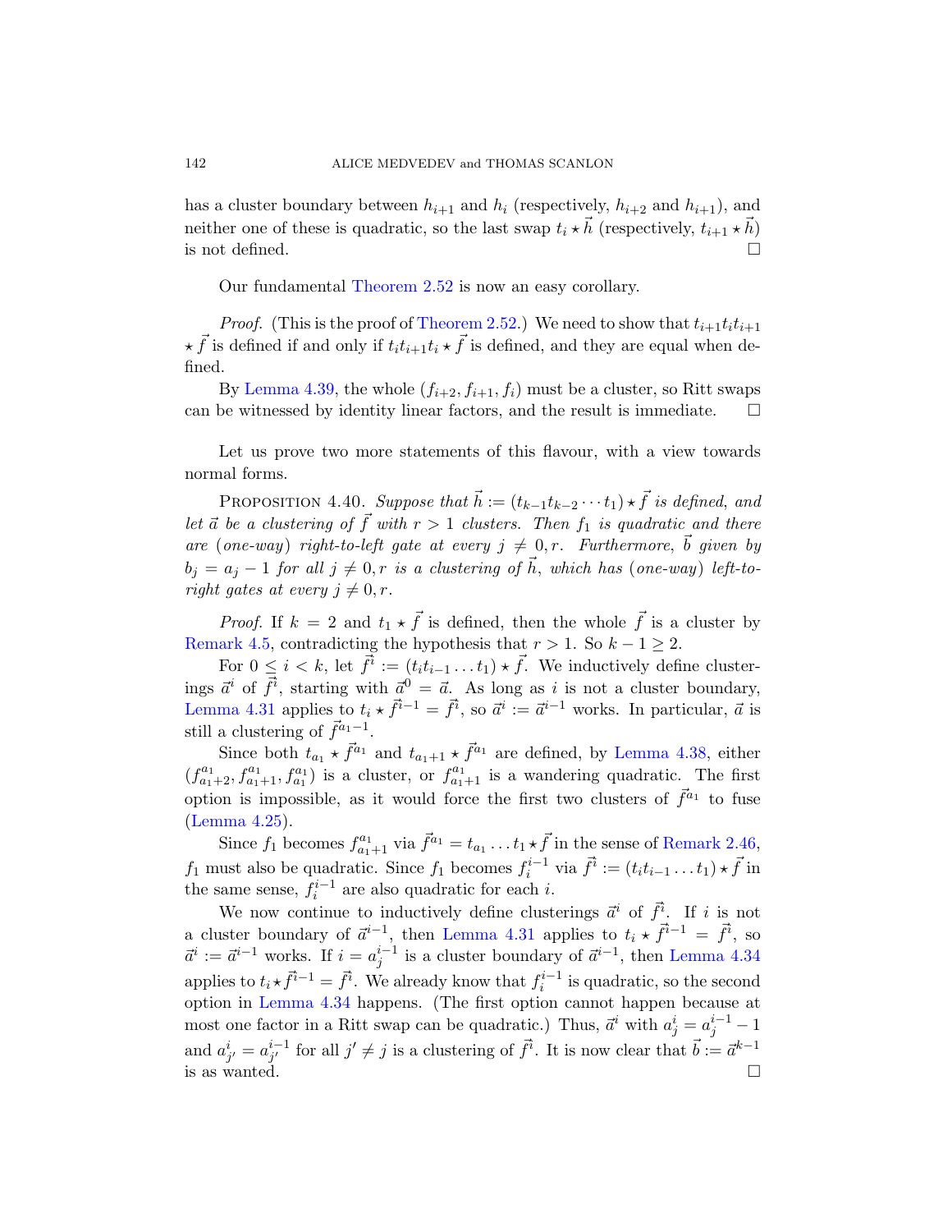has a cluster boundary between $h_{i+1}$ and $h_i$ (respectively, $h_{i+2}$ and $h_{i+1}$), and neither one of these is quadratic, so the last swap $t_i \star \vec{h}$ (respectively, $t_{i+1} \star \vec{h}$) is not defined. □

Our fundamental Theorem 2.52 is now an easy corollary.

*Proof.* (This is the proof of Theorem 2.52.) We need to show that $t_{i+1}t_it_{i+1} \star \vec{f}$ is defined if and only if $t_it_{i+1}t_i \star \vec{f}$ is defined, and they are equal when defined.

By Lemma 4.39, the whole $(f_{i+2}, f_{i+1}, f_i)$ must be a cluster, so Ritt swaps can be witnessed by identity linear factors, and the result is immediate. □

Let us prove two more statements of this flavour, with a view towards normal forms.

Proposition 4.40. *Suppose that $\vec{h} := (t_{k-1}t_{k-2} \cdots t_1) \star \vec{f}$ is defined, and let $\vec{a}$ be a clustering of $\vec{f}$ with $r > 1$ clusters. Then $f_1$ is quadratic and there are (one-way) right-to-left gate at every $j \neq 0, r$. Furthermore, $\vec{b}$ given by $b_j = a_j - 1$ for all $j \neq 0, r$ is a clustering of $\vec{h}$, which has (one-way) left-to-right gates at every $j \neq 0, r$.*

*Proof.* If $k = 2$ and $t_1 \star \vec{f}$ is defined, then the whole $\vec{f}$ is a cluster by Remark 4.5, contradicting the hypothesis that $r > 1$. So $k - 1 \geq 2$.

For $0 \leq i < k$, let $\vec{f}^i := (t_it_{i-1} \ldots t_1) \star \vec{f}$. We inductively define clusterings $\vec{a}^i$ of $\vec{f}^i$, starting with $\vec{a}^0 = \vec{a}$. As long as $i$ is not a cluster boundary, Lemma 4.31 applies to $t_i \star \vec{f}^{i-1} = \vec{f}^i$, so $\vec{a}^i := \vec{a}^{i-1}$ works. In particular, $\vec{a}$ is still a clustering of $\vec{f}^{a_1-1}$.

Since both $t_{a_1} \star \vec{f}^{a_1}$ and $t_{a_1+1} \star \vec{f}^{a_1}$ are defined, by Lemma 4.38, either $(f^{a_1}_{a_1+2}, f^{a_1}_{a_1+1}, f^{a_1}_{a_1})$ is a cluster, or $f^{a_1}_{a_1+1}$ is a wandering quadratic. The first option is impossible, as it would force the first two clusters of $\vec{f}^{a_1}$ to fuse (Lemma 4.25).

Since $f_1$ becomes $f^{a_1}_{a_1+1}$ via $\vec{f}^{a_1} = t_{a_1} \ldots t_1 \star \vec{f}$ in the sense of Remark 2.46, $f_1$ must also be quadratic. Since $f_1$ becomes $f^{i-1}_i$ via $\vec{f}^i := (t_it_{i-1} \ldots t_1) \star \vec{f}$ in the same sense, $f^{i-1}_i$ are also quadratic for each $i$.

We now continue to inductively define clusterings $\vec{a}^i$ of $\vec{f}^i$. If $i$ is not a cluster boundary of $\vec{a}^{i-1}$, then Lemma 4.31 applies to $t_i \star \vec{f}^{i-1} = \vec{f}^i$, so $\vec{a}^i := \vec{a}^{i-1}$ works. If $i = a^{i-1}_j$ is a cluster boundary of $\vec{a}^{i-1}$, then Lemma 4.34 applies to $t_i \star \vec{f}^{i-1} = \vec{f}^i$. We already know that $f^{i-1}_i$ is quadratic, so the second option in Lemma 4.34 happens. (The first option cannot happen because at most one factor in a Ritt swap can be quadratic.) Thus, $\vec{a}^i$ with $a^i_j = a^{i-1}_j - 1$ and $a^i_{j'} = a^{i-1}_{j'}$ for all $j' \neq j$ is a clustering of $\vec{f}^i$. It is now clear that $\vec{b} := \vec{a}^{k-1}$ is as wanted. □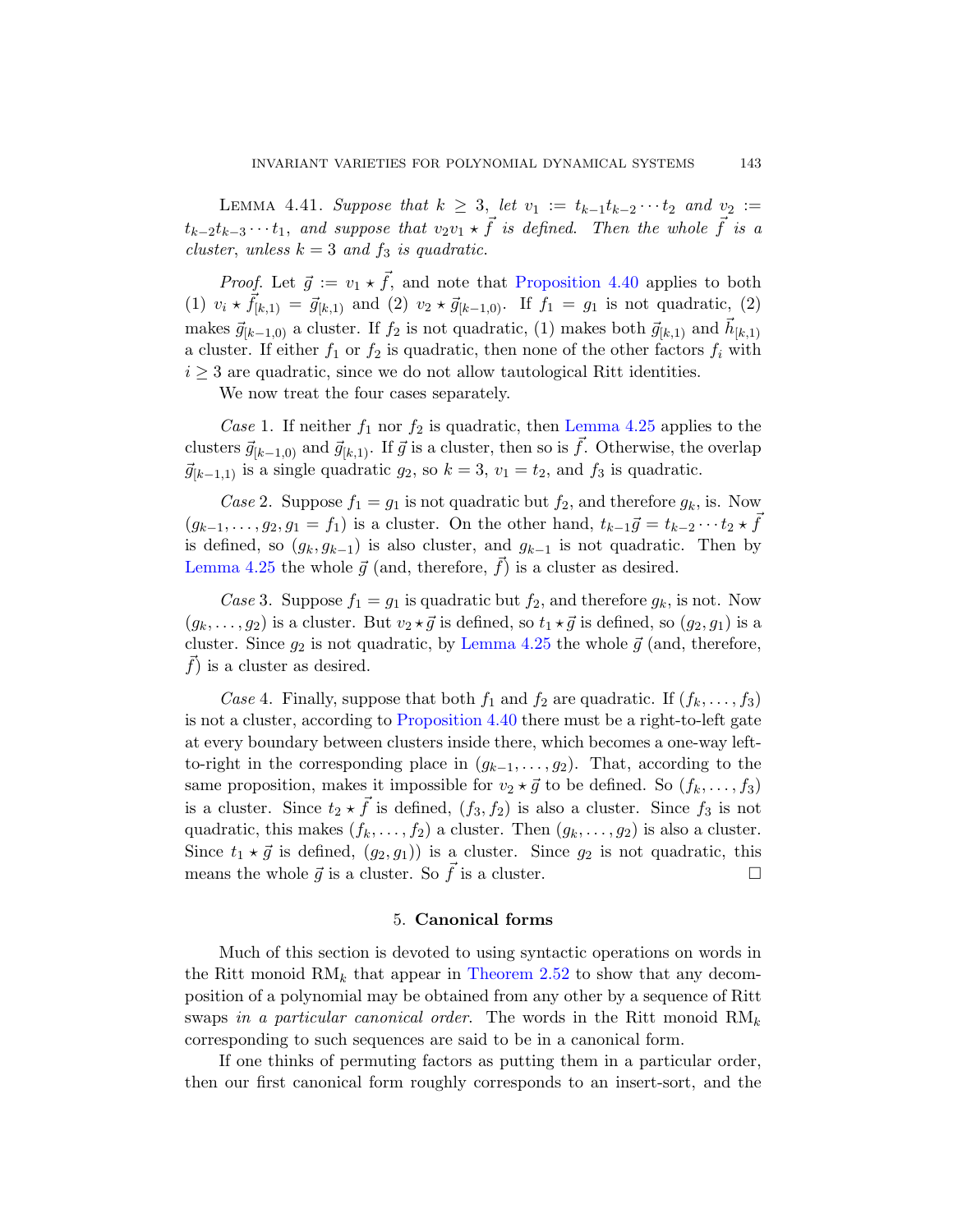LEMMA 4.41. *Suppose that $k \geq 3$, let $v_1 := t_{k-1}t_{k-2}\cdots t_2$ and $v_2 := t_{k-2}t_{k-3}\cdots t_1$, and suppose that $v_2 v_1 \star \vec{f}$ is defined. Then the whole $\vec{f}$ is a cluster, unless $k = 3$ and $f_3$ is quadratic.*

*Proof.* Let $\vec{g} := v_1 \star \vec{f}$, and note that Proposition 4.40 applies to both (1) $v_i \star \vec{f}_{[k,1)} = \vec{g}_{[k,1)}$ and (2) $v_2 \star \vec{g}_{[k-1,0)}$. If $f_1 = g_1$ is not quadratic, (2) makes $\vec{g}_{[k-1,0)}$ a cluster. If $f_2$ is not quadratic, (1) makes both $\vec{g}_{[k,1)}$ and $\vec{h}_{[k,1)}$ a cluster. If either $f_1$ or $f_2$ is quadratic, then none of the other factors $f_i$ with $i \geq 3$ are quadratic, since we do not allow tautological Ritt identities.

We now treat the four cases separately.

*Case* 1. If neither $f_1$ nor $f_2$ is quadratic, then Lemma 4.25 applies to the clusters $\vec{g}_{[k-1,0)}$ and $\vec{g}_{[k,1)}$. If $\vec{g}$ is a cluster, then so is $\vec{f}$. Otherwise, the overlap $\vec{g}_{[k-1,1)}$ is a single quadratic $g_2$, so $k = 3$, $v_1 = t_2$, and $f_3$ is quadratic.

*Case* 2. Suppose $f_1 = g_1$ is not quadratic but $f_2$, and therefore $g_k$, is. Now $(g_{k-1}, \ldots, g_2, g_1 = f_1)$ is a cluster. On the other hand, $t_{k-1}\vec{g} = t_{k-2}\cdots t_2 \star \vec{f}$ is defined, so $(g_k, g_{k-1})$ is also cluster, and $g_{k-1}$ is not quadratic. Then by Lemma 4.25 the whole $\vec{g}$ (and, therefore, $\vec{f}$) is a cluster as desired.

*Case* 3. Suppose $f_1 = g_1$ is quadratic but $f_2$, and therefore $g_k$, is not. Now $(g_k, \ldots, g_2)$ is a cluster. But $v_2 \star \vec{g}$ is defined, so $t_1 \star \vec{g}$ is defined, so $(g_2, g_1)$ is a cluster. Since $g_2$ is not quadratic, by Lemma 4.25 the whole $\vec{g}$ (and, therefore, $\vec{f}$) is a cluster as desired.

*Case* 4. Finally, suppose that both $f_1$ and $f_2$ are quadratic. If $(f_k, \ldots, f_3)$ is not a cluster, according to Proposition 4.40 there must be a right-to-left gate at every boundary between clusters inside there, which becomes a one-way left-to-right in the corresponding place in $(g_{k-1}, \ldots, g_2)$. That, according to the same proposition, makes it impossible for $v_2 \star \vec{g}$ to be defined. So $(f_k, \ldots, f_3)$ is a cluster. Since $t_2 \star \vec{f}$ is defined, $(f_3, f_2)$ is also a cluster. Since $f_3$ is not quadratic, this makes $(f_k, \ldots, f_2)$ a cluster. Then $(g_k, \ldots, g_2)$ is also a cluster. Since $t_1 \star \vec{g}$ is defined, $(g_2, g_1))$ is a cluster. Since $g_2$ is not quadratic, this means the whole $\vec{g}$ is a cluster. So $\vec{f}$ is a cluster. $\square$

## 5. **Canonical forms**

Much of this section is devoted to using syntactic operations on words in the Ritt monoid $\mathrm{RM}_k$ that appear in Theorem 2.52 to show that any decomposition of a polynomial may be obtained from any other by a sequence of Ritt swaps *in a particular canonical order*. The words in the Ritt monoid $\mathrm{RM}_k$ corresponding to such sequences are said to be in a canonical form.

If one thinks of permuting factors as putting them in a particular order, then our first canonical form roughly corresponds to an insert-sort, and the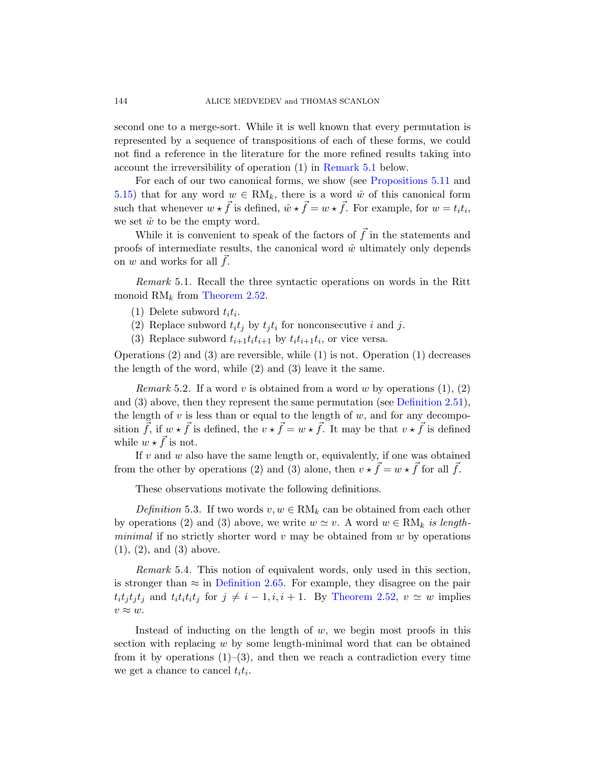second one to a merge-sort. While it is well known that every permutation is represented by a sequence of transpositions of each of these forms, we could not find a reference in the literature for the more refined results taking into account the irreversibility of operation (1) in Remark 5.1 below.

For each of our two canonical forms, we show (see Propositions 5.11 and 5.15) that for any word $w \in \mathrm{RM}_k$, there is a word $\hat{w}$ of this canonical form such that whenever $w \star \vec{f}$ is defined, $\hat{w} \star \vec{f} = w \star \vec{f}$. For example, for $w = t_i t_i$, we set $\hat{w}$ to be the empty word.

While it is convenient to speak of the factors of $\vec{f}$ in the statements and proofs of intermediate results, the canonical word $\hat{w}$ ultimately only depends on $w$ and works for all $\vec{f}$.

*Remark* 5.1. Recall the three syntactic operations on words in the Ritt monoid $\mathrm{RM}_k$ from Theorem 2.52.

(1) Delete subword $t_i t_i$.
(2) Replace subword $t_i t_j$ by $t_j t_i$ for nonconsecutive $i$ and $j$.
(3) Replace subword $t_{i+1} t_i t_{i+1}$ by $t_i t_{i+1} t_i$, or vice versa.

Operations (2) and (3) are reversible, while (1) is not. Operation (1) decreases the length of the word, while (2) and (3) leave it the same.

*Remark* 5.2. If a word $v$ is obtained from a word $w$ by operations (1), (2) and (3) above, then they represent the same permutation (see Definition 2.51), the length of $v$ is less than or equal to the length of $w$, and for any decomposition $\vec{f}$, if $w \star \vec{f}$ is defined, the $v \star \vec{f} = w \star \vec{f}$. It may be that $v \star \vec{f}$ is defined while $w \star \vec{f}$ is not.

If $v$ and $w$ also have the same length or, equivalently, if one was obtained from the other by operations (2) and (3) alone, then $v \star \vec{f} = w \star \vec{f}$ for all $\vec{f}$.

These observations motivate the following definitions.

*Definition* 5.3. If two words $v, w \in \mathrm{RM}_k$ can be obtained from each other by operations (2) and (3) above, we write $w \simeq v$. A word $w \in \mathrm{RM}_k$ *is length-minimal* if no strictly shorter word $v$ may be obtained from $w$ by operations (1), (2), and (3) above.

*Remark* 5.4. This notion of equivalent words, only used in this section, is stronger than $\approx$ in Definition 2.65. For example, they disagree on the pair $t_i t_j t_j t_j$ and $t_i t_i t_i t_j$ for $j \neq i-1, i, i+1$. By Theorem 2.52, $v \simeq w$ implies $v \approx w$.

Instead of inducting on the length of $w$, we begin most proofs in this section with replacing $w$ by some length-minimal word that can be obtained from it by operations (1)–(3), and then we reach a contradiction every time we get a chance to cancel $t_i t_i$.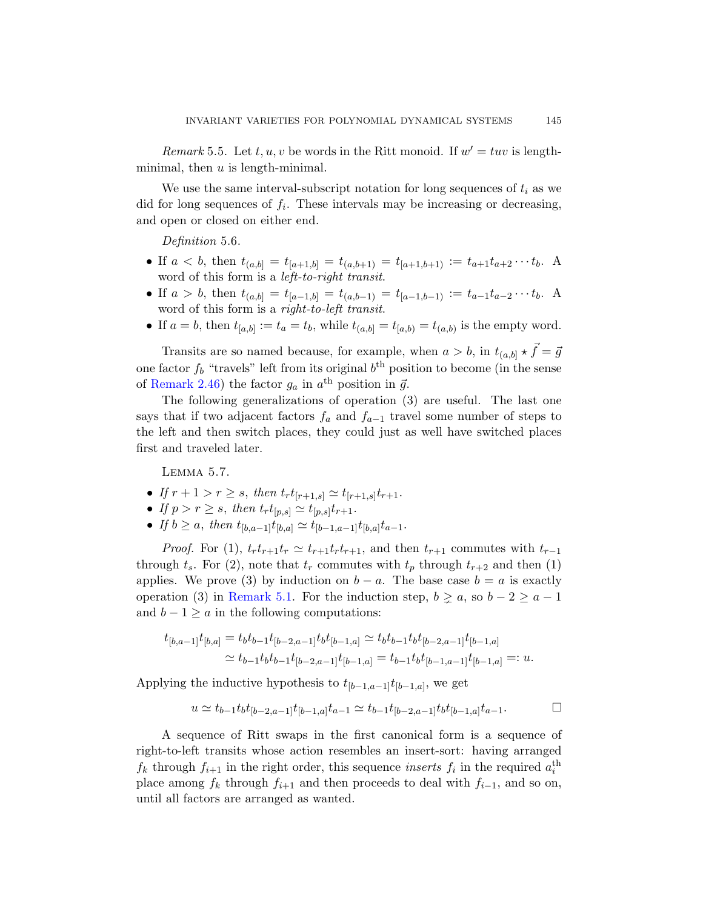*Remark* 5.5. Let $t, u, v$ be words in the Ritt monoid. If $w' = tuv$ is length-minimal, then $u$ is length-minimal.

We use the same interval-subscript notation for long sequences of $t_i$ as we did for long sequences of $f_i$. These intervals may be increasing or decreasing, and open or closed on either end.

*Definition* 5.6.

- If $a < b$, then $t_{(a,b]} = t_{[a+1,b]} = t_{(a,b+1)} = t_{[a+1,b+1)} := t_{a+1}t_{a+2}\cdots t_b$. A word of this form is a *left-to-right transit*.
- If $a > b$, then $t_{(a,b]} = t_{[a-1,b]} = t_{(a,b-1)} = t_{[a-1,b-1)} := t_{a-1}t_{a-2}\cdots t_b$. A word of this form is a *right-to-left transit*.
- If $a = b$, then $t_{[a,b]} := t_a = t_b$, while $t_{(a,b]} = t_{[a,b)} = t_{(a,b)}$ is the empty word.

Transits are so named because, for example, when $a > b$, in $t_{(a,b]} \star \vec{f} = \vec{g}$ one factor $f_b$ "travels" left from its original $b^{\text{th}}$ position to become (in the sense of Remark 2.46) the factor $g_a$ in $a^{\text{th}}$ position in $\vec{g}$.

The following generalizations of operation (3) are useful. The last one says that if two adjacent factors $f_a$ and $f_{a-1}$ travel some number of steps to the left and then switch places, they could just as well have switched places first and traveled later.

Lemma 5.7.

- *If $r + 1 > r \geq s$, then $t_r t_{[r+1,s]} \simeq t_{[r+1,s]} t_{r+1}$.*
- *If $p > r \geq s$, then $t_r t_{[p,s]} \simeq t_{[p,s]} t_{r+1}$.*
- *If $b \geq a$, then $t_{[b,a-1]} t_{[b,a]} \simeq t_{[b-1,a-1]} t_{[b,a]} t_{a-1}$.*

*Proof.* For (1), $t_r t_{r+1} t_r \simeq t_{r+1} t_r t_{r+1}$, and then $t_{r+1}$ commutes with $t_{r-1}$ through $t_s$. For (2), note that $t_r$ commutes with $t_p$ through $t_{r+2}$ and then (1) applies. We prove (3) by induction on $b - a$. The base case $b = a$ is exactly operation (3) in Remark 5.1. For the induction step, $b \gneq a$, so $b - 2 \geq a - 1$ and $b - 1 \geq a$ in the following computations:

$$\begin{aligned} t_{[b,a-1]} t_{[b,a]} &= t_b t_{b-1} t_{[b-2,a-1]} t_b t_{[b-1,a]} \simeq t_b t_{b-1} t_b t_{[b-2,a-1]} t_{[b-1,a]} \\ &\simeq t_{b-1} t_b t_{b-1} t_{[b-2,a-1]} t_{[b-1,a]} = t_{b-1} t_b t_{[b-1,a-1]} t_{[b-1,a]} =: u. \end{aligned}$$

Applying the inductive hypothesis to $t_{[b-1,a-1]} t_{[b-1,a]}$, we get

$$u \simeq t_{b-1} t_b t_{[b-2,a-1]} t_{[b-1,a]} t_{a-1} \simeq t_{b-1} t_{[b-2,a-1]} t_b t_{[b-1,a]} t_{a-1}. \qquad \square$$

A sequence of Ritt swaps in the first canonical form is a sequence of right-to-left transits whose action resembles an insert-sort: having arranged $f_k$ through $f_{i+1}$ in the right order, this sequence *inserts* $f_i$ in the required $a_i^{\text{th}}$ place among $f_k$ through $f_{i+1}$ and then proceeds to deal with $f_{i-1}$, and so on, until all factors are arranged as wanted.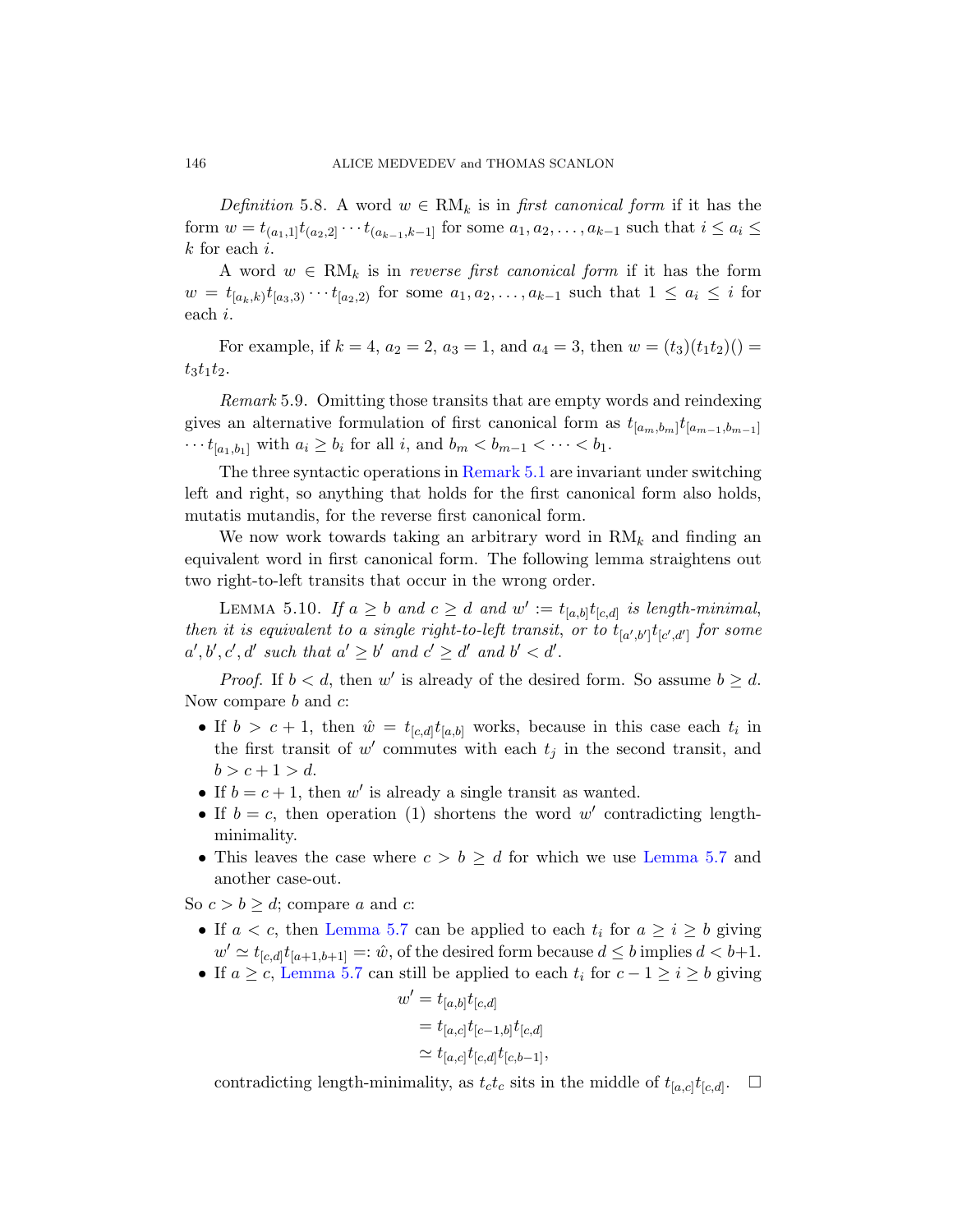*Definition* 5.8. A word $w \in \mathrm{RM}_k$ is in *first canonical form* if it has the form $w = t_{(a_1,1]} t_{(a_2,2]} \cdots t_{(a_{k-1},k-1]}$ for some $a_1, a_2, \ldots, a_{k-1}$ such that $i \leq a_i \leq k$ for each $i$.

A word $w \in \mathrm{RM}_k$ is in *reverse first canonical form* if it has the form $w = t_{[a_k,k)} t_{[a_3,3)} \cdots t_{[a_2,2)}$ for some $a_1, a_2, \ldots, a_{k-1}$ such that $1 \leq a_i \leq i$ for each $i$.

For example, if $k = 4$, $a_2 = 2$, $a_3 = 1$, and $a_4 = 3$, then $w = (t_3)(t_1 t_2)() = t_3 t_1 t_2$.

*Remark* 5.9. Omitting those transits that are empty words and reindexing gives an alternative formulation of first canonical form as $t_{[a_m,b_m]} t_{[a_{m-1},b_{m-1}]} \cdots t_{[a_1,b_1]}$ with $a_i \geq b_i$ for all $i$, and $b_m < b_{m-1} < \cdots < b_1$.

The three syntactic operations in Remark 5.1 are invariant under switching left and right, so anything that holds for the first canonical form also holds, mutatis mutandis, for the reverse first canonical form.

We now work towards taking an arbitrary word in $\mathrm{RM}_k$ and finding an equivalent word in first canonical form. The following lemma straightens out two right-to-left transits that occur in the wrong order.

Lemma 5.10. *If $a \geq b$ and $c \geq d$ and $w' := t_{[a,b]} t_{[c,d]}$ is length-minimal, then it is equivalent to a single right-to-left transit, or to $t_{[a',b']} t_{[c',d']}$ for some $a', b', c', d'$ such that $a' \geq b'$ and $c' \geq d'$ and $b' < d'$.*

*Proof.* If $b < d$, then $w'$ is already of the desired form. So assume $b \geq d$. Now compare $b$ and $c$:

- If $b > c + 1$, then $\hat{w} = t_{[c,d]} t_{[a,b]}$ works, because in this case each $t_i$ in the first transit of $w'$ commutes with each $t_j$ in the second transit, and $b > c + 1 > d$.
- If $b = c + 1$, then $w'$ is already a single transit as wanted.
- If $b = c$, then operation (1) shortens the word $w'$ contradicting length-minimality.
- This leaves the case where $c > b \geq d$ for which we use Lemma 5.7 and another case-out.

So $c > b \geq d$; compare $a$ and $c$:

- If $a < c$, then Lemma 5.7 can be applied to each $t_i$ for $a \geq i \geq b$ giving $w' \simeq t_{[c,d]} t_{[a+1,b+1]} =: \hat{w}$, of the desired form because $d \leq b$ implies $d < b+1$.
- If $a \geq c$, Lemma 5.7 can still be applied to each $t_i$ for $c - 1 \geq i \geq b$ giving
$$
\begin{aligned}
w' &= t_{[a,b]} t_{[c,d]} \\
&= t_{[a,c]} t_{[c-1,b]} t_{[c,d]} \\
&\simeq t_{[a,c]} t_{[c,d]} t_{[c,b-1]},
\end{aligned}
$$
contradicting length-minimality, as $t_c t_c$ sits in the middle of $t_{[a,c]} t_{[c,d]}$. $\square$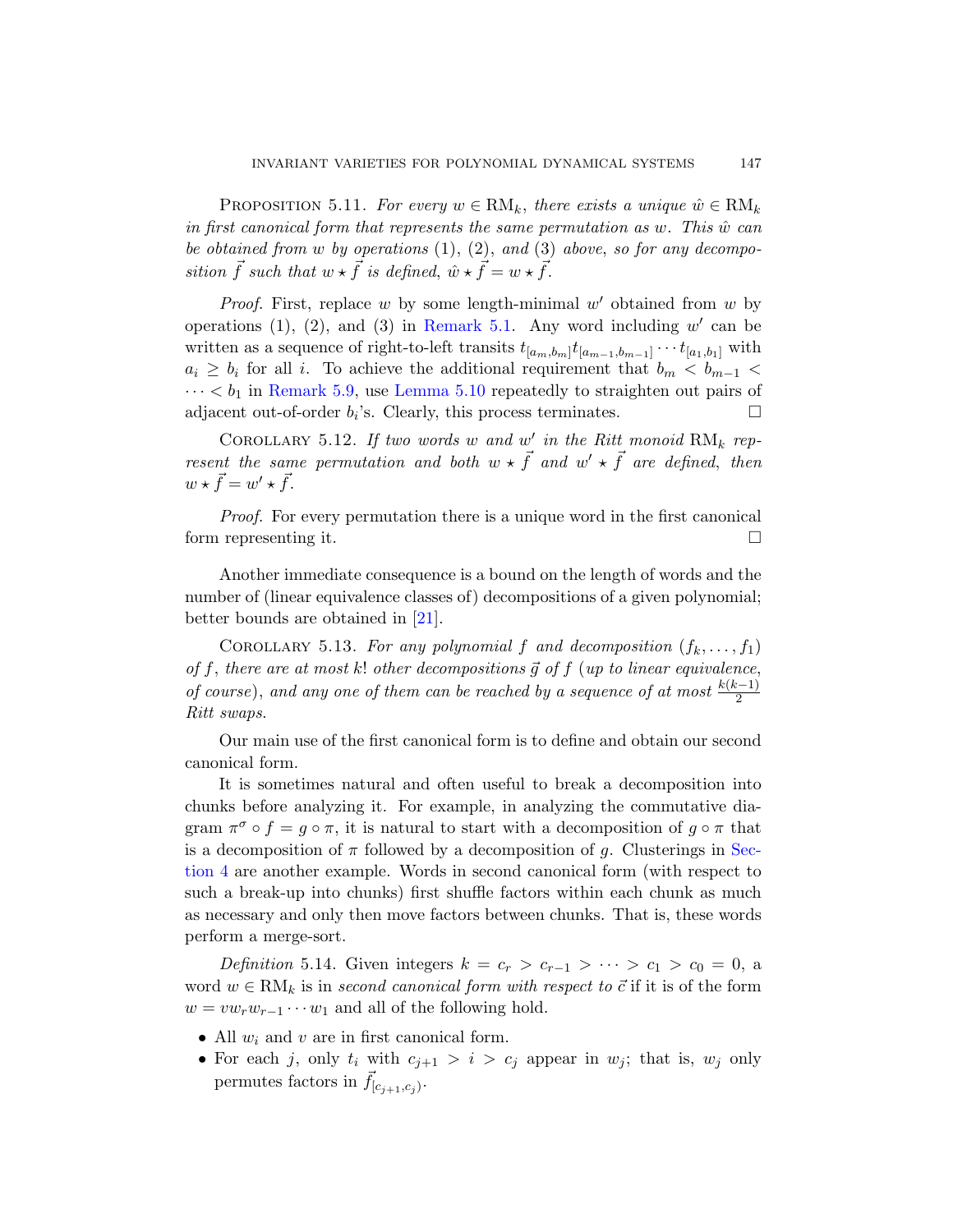Proposition 5.11. *For every $w \in \mathrm{RM}_k$, there exists a unique $\hat{w} \in \mathrm{RM}_k$ in first canonical form that represents the same permutation as $w$. This $\hat{w}$ can be obtained from $w$ by operations* (1), (2), *and* (3) *above, so for any decomposition $\vec{f}$ such that $w \star \vec{f}$ is defined, $\hat{w} \star \vec{f} = w \star \vec{f}$.*

*Proof.* First, replace $w$ by some length-minimal $w'$ obtained from $w$ by operations (1), (2), and (3) in Remark 5.1. Any word including $w'$ can be written as a sequence of right-to-left transits $t_{[a_m,b_m]}t_{[a_{m-1},b_{m-1}]}\cdots t_{[a_1,b_1]}$ with $a_i \geq b_i$ for all $i$. To achieve the additional requirement that $b_m < b_{m-1} < \cdots < b_1$ in Remark 5.9, use Lemma 5.10 repeatedly to straighten out pairs of adjacent out-of-order $b_i$'s. Clearly, this process terminates. □

Corollary 5.12. *If two words $w$ and $w'$ in the Ritt monoid $\mathrm{RM}_k$ represent the same permutation and both $w \star \vec{f}$ and $w' \star \vec{f}$ are defined, then $w \star \vec{f} = w' \star \vec{f}$.*

*Proof.* For every permutation there is a unique word in the first canonical form representing it. □

Another immediate consequence is a bound on the length of words and the number of (linear equivalence classes of) decompositions of a given polynomial; better bounds are obtained in [21].

Corollary 5.13. *For any polynomial $f$ and decomposition $(f_k, \ldots, f_1)$ of $f$, there are at most $k!$ other decompositions $\vec{g}$ of $f$ (up to linear equivalence, of course), and any one of them can be reached by a sequence of at most $\frac{k(k-1)}{2}$ Ritt swaps.*

Our main use of the first canonical form is to define and obtain our second canonical form.

It is sometimes natural and often useful to break a decomposition into chunks before analyzing it. For example, in analyzing the commutative diagram $\pi^\sigma \circ f = g \circ \pi$, it is natural to start with a decomposition of $g \circ \pi$ that is a decomposition of $\pi$ followed by a decomposition of $g$. Clusterings in Section 4 are another example. Words in second canonical form (with respect to such a break-up into chunks) first shuffle factors within each chunk as much as necessary and only then move factors between chunks. That is, these words perform a merge-sort.

*Definition* 5.14. Given integers $k = c_r > c_{r-1} > \cdots > c_1 > c_0 = 0$, a word $w \in \mathrm{RM}_k$ is in *second canonical form with respect to* $\vec{c}$ if it is of the form $w = v w_r w_{r-1} \cdots w_1$ and all of the following hold.

- All $w_i$ and $v$ are in first canonical form.
- For each $j$, only $t_i$ with $c_{j+1} > i > c_j$ appear in $w_j$; that is, $w_j$ only permutes factors in $\vec{f}_{[c_{j+1},c_j)}$.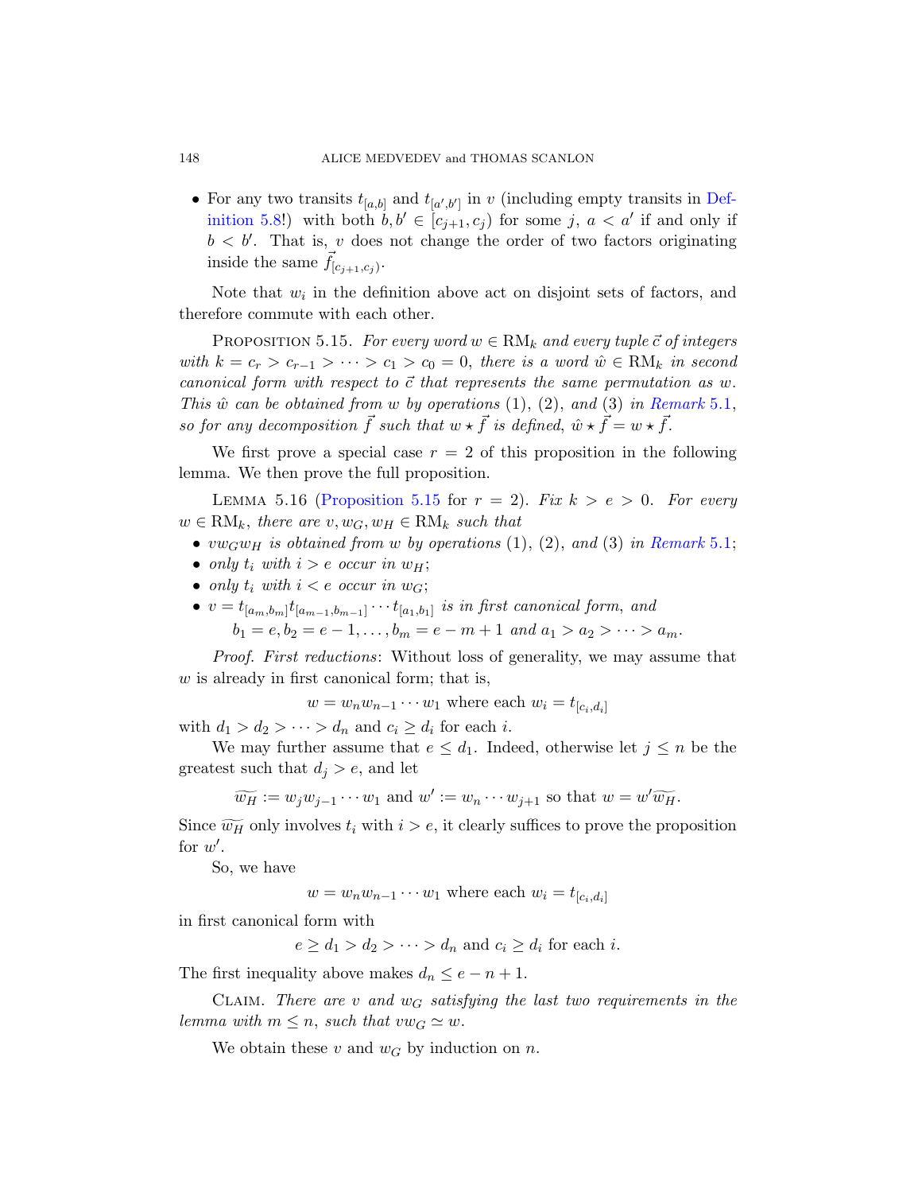- For any two transits $t_{[a,b]}$ and $t_{[a',b']}$ in $v$ (including empty transits in Definition 5.8!) with both $b, b' \in [c_{j+1}, c_j)$ for some $j$, $a < a'$ if and only if $b < b'$. That is, $v$ does not change the order of two factors originating inside the same $\vec{f}_{[c_{j+1},c_j)}$.

Note that $w_i$ in the definition above act on disjoint sets of factors, and therefore commute with each other.

Proposition 5.15. *For every word $w \in \mathrm{RM}_k$ and every tuple $\vec{c}$ of integers with $k = c_r > c_{r-1} > \cdots > c_1 > c_0 = 0$, there is a word $\hat{w} \in \mathrm{RM}_k$ in second canonical form with respect to $\vec{c}$ that represents the same permutation as $w$. This $\hat{w}$ can be obtained from $w$ by operations (1), (2), and (3) in Remark 5.1, so for any decomposition $\vec{f}$ such that $w \star \vec{f}$ is defined, $\hat{w} \star \vec{f} = w \star \vec{f}$.*

We first prove a special case $r = 2$ of this proposition in the following lemma. We then prove the full proposition.

Lemma 5.16 (Proposition 5.15 for $r = 2$). *Fix $k > e > 0$. For every $w \in \mathrm{RM}_k$, there are $v, w_G, w_H \in \mathrm{RM}_k$ such that*

- *$vw_Gw_H$ is obtained from $w$ by operations (1), (2), and (3) in Remark 5.1;*
- *only $t_i$ with $i > e$ occur in $w_H$;*
- *only $t_i$ with $i < e$ occur in $w_G$;*
- *$v = t_{[a_m,b_m]}t_{[a_{m-1},b_{m-1}]} \cdots t_{[a_1,b_1]}$ is in first canonical form, and*
  $b_1 = e, b_2 = e-1, \ldots, b_m = e-m+1$ *and* $a_1 > a_2 > \cdots > a_m$.

*Proof. First reductions*: Without loss of generality, we may assume that $w$ is already in first canonical form; that is,

$$w = w_n w_{n-1} \cdots w_1 \text{ where each } w_i = t_{[c_i,d_i]}$$

with $d_1 > d_2 > \cdots > d_n$ and $c_i \geq d_i$ for each $i$.

We may further assume that $e \leq d_1$. Indeed, otherwise let $j \leq n$ be the greatest such that $d_j > e$, and let

$$\widetilde{w_H} := w_j w_{j-1} \cdots w_1 \text{ and } w' := w_n \cdots w_{j+1} \text{ so that } w = w'\widetilde{w_H}.$$

Since $\widetilde{w_H}$ only involves $t_i$ with $i > e$, it clearly suffices to prove the proposition for $w'$.

So, we have

$$w = w_n w_{n-1} \cdots w_1 \text{ where each } w_i = t_{[c_i,d_i]}$$

in first canonical form with

$$e \geq d_1 > d_2 > \cdots > d_n \text{ and } c_i \geq d_i \text{ for each } i.$$

The first inequality above makes $d_n \leq e - n + 1$.

Claim. *There are $v$ and $w_G$ satisfying the last two requirements in the lemma with $m \leq n$, such that $vw_G \simeq w$.*

We obtain these $v$ and $w_G$ by induction on $n$.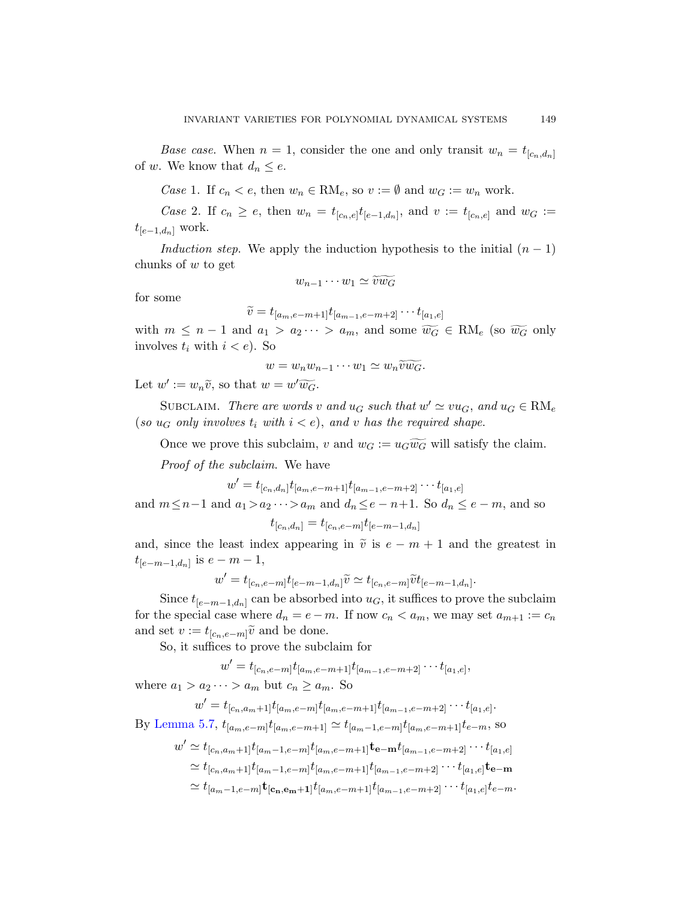*Base case.* When $n = 1$, consider the one and only transit $w_n = t_{[c_n,d_n]}$ of $w$. We know that $d_n \leq e$.

*Case* 1. If $c_n < e$, then $w_n \in \mathrm{RM}_e$, so $v := \emptyset$ and $w_G := w_n$ work.

*Case* 2. If $c_n \geq e$, then $w_n = t_{[c_n,e]}t_{[e-1,d_n]}$, and $v := t_{[c_n,e]}$ and $w_G := t_{[e-1,d_n]}$ work.

*Induction step.* We apply the induction hypothesis to the initial $(n-1)$ chunks of $w$ to get

$$w_{n-1}\cdots w_1 \simeq \widetilde{v}\widetilde{w_G}$$

for some

$$\widetilde{v} = t_{[a_m,e-m+1]}t_{[a_{m-1},e-m+2]}\cdots t_{[a_1,e]}$$

with $m \leq n-1$ and $a_1 > a_2 \cdots > a_m$, and some $\widetilde{w_G} \in \mathrm{RM}_e$ (so $\widetilde{w_G}$ only involves $t_i$ with $i < e$). So

$$w = w_n w_{n-1}\cdots w_1 \simeq w_n\widetilde{v}\widetilde{w_G}.$$

Let $w' := w_n\widetilde{v}$, so that $w = w'\widetilde{w_G}$.

Subclaim. *There are words $v$ and $u_G$ such that $w' \simeq vu_G$, and $u_G \in \mathrm{RM}_e$ (so $u_G$ only involves $t_i$ with $i < e$), and $v$ has the required shape.*

Once we prove this subclaim, $v$ and $w_G := u_G\widetilde{w_G}$ will satisfy the claim.

*Proof of the subclaim.* We have

$$w' = t_{[c_n,d_n]}t_{[a_m,e-m+1]}t_{[a_{m-1},e-m+2]}\cdots t_{[a_1,e]}$$

and $m \leq n-1$ and $a_1 > a_2 \cdots > a_m$ and $d_n \leq e-n+1$. So $d_n \leq e-m$, and so

$$t_{[c_n,d_n]} = t_{[c_n,e-m]}t_{[e-m-1,d_n]}$$

and, since the least index appearing in $\widetilde{v}$ is $e-m+1$ and the greatest in $t_{[e-m-1,d_n]}$ is $e-m-1$,

$$w' = t_{[c_n,e-m]}t_{[e-m-1,d_n]}\widetilde{v} \simeq t_{[c_n,e-m]}\widetilde{v}t_{[e-m-1,d_n]}.$$

Since $t_{[e-m-1,d_n]}$ can be absorbed into $u_G$, it suffices to prove the subclaim for the special case where $d_n = e-m$. If now $c_n < a_m$, we may set $a_{m+1} := c_n$ and set $v := t_{[c_n,e-m]}\widetilde{v}$ and be done.

So, it suffices to prove the subclaim for

$$w' = t_{[c_n,e-m]}t_{[a_m,e-m+1]}t_{[a_{m-1},e-m+2]}\cdots t_{[a_1,e]},$$

where $a_1 > a_2 \cdots > a_m$ but $c_n \geq a_m$. So

$$w' = t_{[c_n,a_m+1]}t_{[a_m,e-m]}t_{[a_m,e-m+1]}t_{[a_{m-1},e-m+2]}\cdots t_{[a_1,e]}.$$

By Lemma 5.7, $t_{[a_m,e-m]}t_{[a_m,e-m+1]} \simeq t_{[a_m-1,e-m]}t_{[a_m,e-m+1]}t_{e-m}$, so

$$\begin{aligned}
w' &\simeq t_{[c_n,a_m+1]}t_{[a_m-1,e-m]}t_{[a_m,e-m+1]}\mathbf{t_{e-m}}t_{[a_{m-1},e-m+2]}\cdots t_{[a_1,e]}\\
&\simeq t_{[c_n,a_m+1]}t_{[a_m-1,e-m]}t_{[a_m,e-m+1]}t_{[a_{m-1},e-m+2]}\cdots t_{[a_1,e]}\mathbf{t_{e-m}}\\
&\simeq t_{[a_m-1,e-m]}\mathbf{t_{[c_n,e_m+1]}}t_{[a_m,e-m+1]}t_{[a_{m-1},e-m+2]}\cdots t_{[a_1,e]}t_{e-m}.
\end{aligned}$$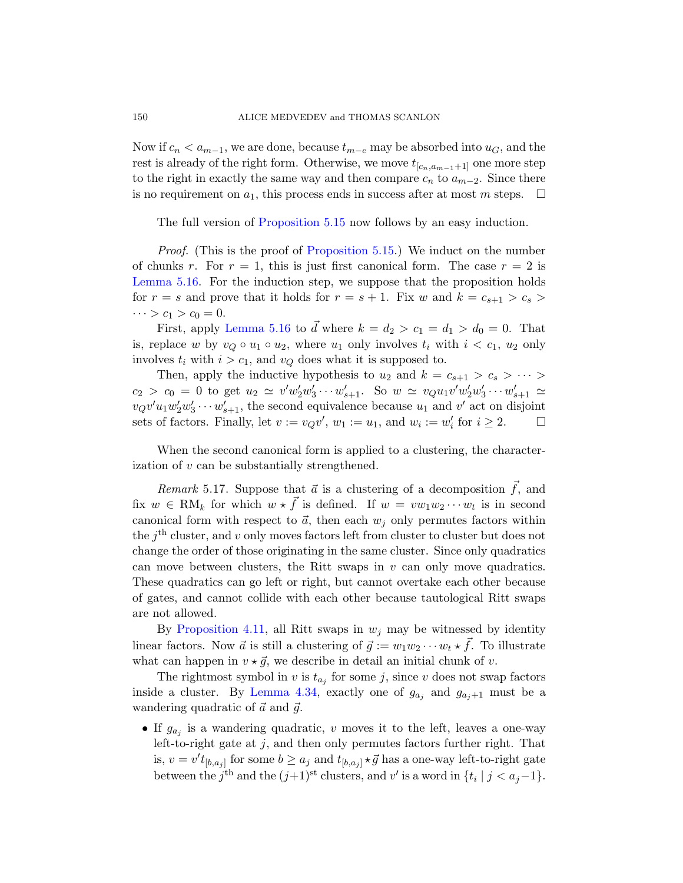Now if $c_n < a_{m-1}$, we are done, because $t_{m-e}$ may be absorbed into $u_G$, and the rest is already of the right form. Otherwise, we move $t_{[c_n, a_{m-1}+1]}$ one more step to the right in exactly the same way and then compare $c_n$ to $a_{m-2}$. Since there is no requirement on $a_1$, this process ends in success after at most $m$ steps. $\square$

The full version of Proposition 5.15 now follows by an easy induction.

*Proof.* (This is the proof of Proposition 5.15.) We induct on the number of chunks $r$. For $r = 1$, this is just first canonical form. The case $r = 2$ is Lemma 5.16. For the induction step, we suppose that the proposition holds for $r = s$ and prove that it holds for $r = s+1$. Fix $w$ and $k = c_{s+1} > c_s > \cdots > c_1 > c_0 = 0$.

First, apply Lemma 5.16 to $\vec{d}$ where $k = d_2 > c_1 = d_1 > d_0 = 0$. That is, replace $w$ by $v_Q \circ u_1 \circ u_2$, where $u_1$ only involves $t_i$ with $i < c_1$, $u_2$ only involves $t_i$ with $i > c_1$, and $v_Q$ does what it is supposed to.

Then, apply the inductive hypothesis to $u_2$ and $k = c_{s+1} > c_s > \cdots > c_2 > c_0 = 0$ to get $u_2 \simeq v' w'_2 w'_3 \cdots w'_{s+1}$. So $w \simeq v_Q u_1 v' w'_2 w'_3 \cdots w'_{s+1} \simeq v_Q v' u_1 w'_2 w'_3 \cdots w'_{s+1}$, the second equivalence because $u_1$ and $v'$ act on disjoint sets of factors. Finally, let $v := v_Q v'$, $w_1 := u_1$, and $w_i := w'_i$ for $i \geq 2$. $\square$

When the second canonical form is applied to a clustering, the characterization of $v$ can be substantially strengthened.

*Remark* 5.17. Suppose that $\vec{a}$ is a clustering of a decomposition $\vec{f}$, and fix $w \in \mathrm{RM}_k$ for which $w \star \vec{f}$ is defined. If $w = v w_1 w_2 \cdots w_t$ is in second canonical form with respect to $\vec{a}$, then each $w_j$ only permutes factors within the $j^{\text{th}}$ cluster, and $v$ only moves factors left from cluster to cluster but does not change the order of those originating in the same cluster. Since only quadratics can move between clusters, the Ritt swaps in $v$ can only move quadratics. These quadratics can go left or right, but cannot overtake each other because of gates, and cannot collide with each other because tautological Ritt swaps are not allowed.

By Proposition 4.11, all Ritt swaps in $w_j$ may be witnessed by identity linear factors. Now $\vec{a}$ is still a clustering of $\vec{g} := w_1 w_2 \cdots w_t \star \vec{f}$. To illustrate what can happen in $v \star \vec{g}$, we describe in detail an initial chunk of $v$.

The rightmost symbol in $v$ is $t_{a_j}$ for some $j$, since $v$ does not swap factors inside a cluster. By Lemma 4.34, exactly one of $g_{a_j}$ and $g_{a_j+1}$ must be a wandering quadratic of $\vec{a}$ and $\vec{g}$.

- If $g_{a_j}$ is a wandering quadratic, $v$ moves it to the left, leaves a one-way left-to-right gate at $j$, and then only permutes factors further right. That is, $v = v' t_{[b, a_j]}$ for some $b \geq a_j$ and $t_{[b,a_j]} \star \vec{g}$ has a one-way left-to-right gate between the $j^{\text{th}}$ and the $(j+1)^{\text{st}}$ clusters, and $v'$ is a word in $\{t_i \mid j < a_j - 1\}$.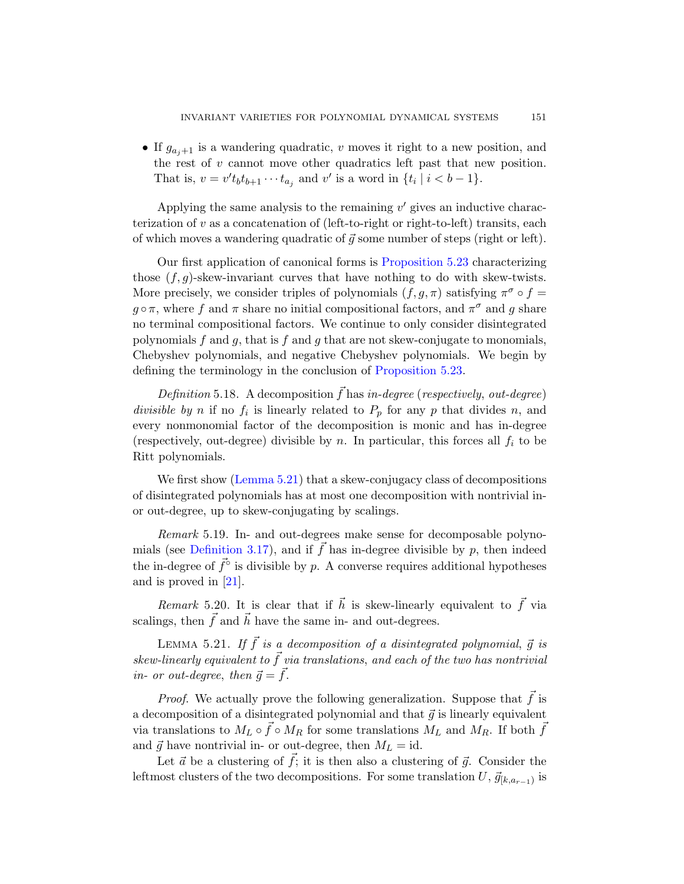- If $g_{a_j+1}$ is a wandering quadratic, $v$ moves it right to a new position, and the rest of $v$ cannot move other quadratics left past that new position. That is, $v = v' t_b t_{b+1} \cdots t_{a_j}$ and $v'$ is a word in $\{t_i \mid i < b-1\}$.

Applying the same analysis to the remaining $v'$ gives an inductive characterization of $v$ as a concatenation of (left-to-right or right-to-left) transits, each of which moves a wandering quadratic of $\vec{g}$ some number of steps (right or left).

Our first application of canonical forms is Proposition 5.23 characterizing those $(f, g)$-skew-invariant curves that have nothing to do with skew-twists. More precisely, we consider triples of polynomials $(f, g, \pi)$ satisfying $\pi^\sigma \circ f = g \circ \pi$, where $f$ and $\pi$ share no initial compositional factors, and $\pi^\sigma$ and $g$ share no terminal compositional factors. We continue to only consider disintegrated polynomials $f$ and $g$, that is $f$ and $g$ that are not skew-conjugate to monomials, Chebyshev polynomials, and negative Chebyshev polynomials. We begin by defining the terminology in the conclusion of Proposition 5.23.

*Definition* 5.18. A decomposition $\vec{f}$ has *in-degree* (*respectively*, *out-degree*) *divisible by* $n$ if no $f_i$ is linearly related to $P_p$ for any $p$ that divides $n$, and every nonmonomial factor of the decomposition is monic and has in-degree (respectively, out-degree) divisible by $n$. In particular, this forces all $f_i$ to be Ritt polynomials.

We first show (Lemma 5.21) that a skew-conjugacy class of decompositions of disintegrated polynomials has at most one decomposition with nontrivial in- or out-degree, up to skew-conjugating by scalings.

*Remark* 5.19. In- and out-degrees make sense for decomposable polynomials (see Definition 3.17), and if $\vec{f}$ has in-degree divisible by $p$, then indeed the in-degree of $\vec{f}^\circ$ is divisible by $p$. A converse requires additional hypotheses and is proved in [21].

*Remark* 5.20. It is clear that if $\vec{h}$ is skew-linearly equivalent to $\vec{f}$ via scalings, then $\vec{f}$ and $\vec{h}$ have the same in- and out-degrees.

LEMMA 5.21. *If $\vec{f}$ is a decomposition of a disintegrated polynomial, $\vec{g}$ is skew-linearly equivalent to $\vec{f}$ via translations, and each of the two has nontrivial in- or out-degree, then $\vec{g} = \vec{f}$.*

*Proof.* We actually prove the following generalization. Suppose that $\vec{f}$ is a decomposition of a disintegrated polynomial and that $\vec{g}$ is linearly equivalent via translations to $M_L \circ \vec{f} \circ M_R$ for some translations $M_L$ and $M_R$. If both $\vec{f}$ and $\vec{g}$ have nontrivial in- or out-degree, then $M_L = \mathrm{id}$.

Let $\vec{a}$ be a clustering of $\vec{f}$; it is then also a clustering of $\vec{g}$. Consider the leftmost clusters of the two decompositions. For some translation $U$, $\vec{g}_{[k,a_{r-1})}$ is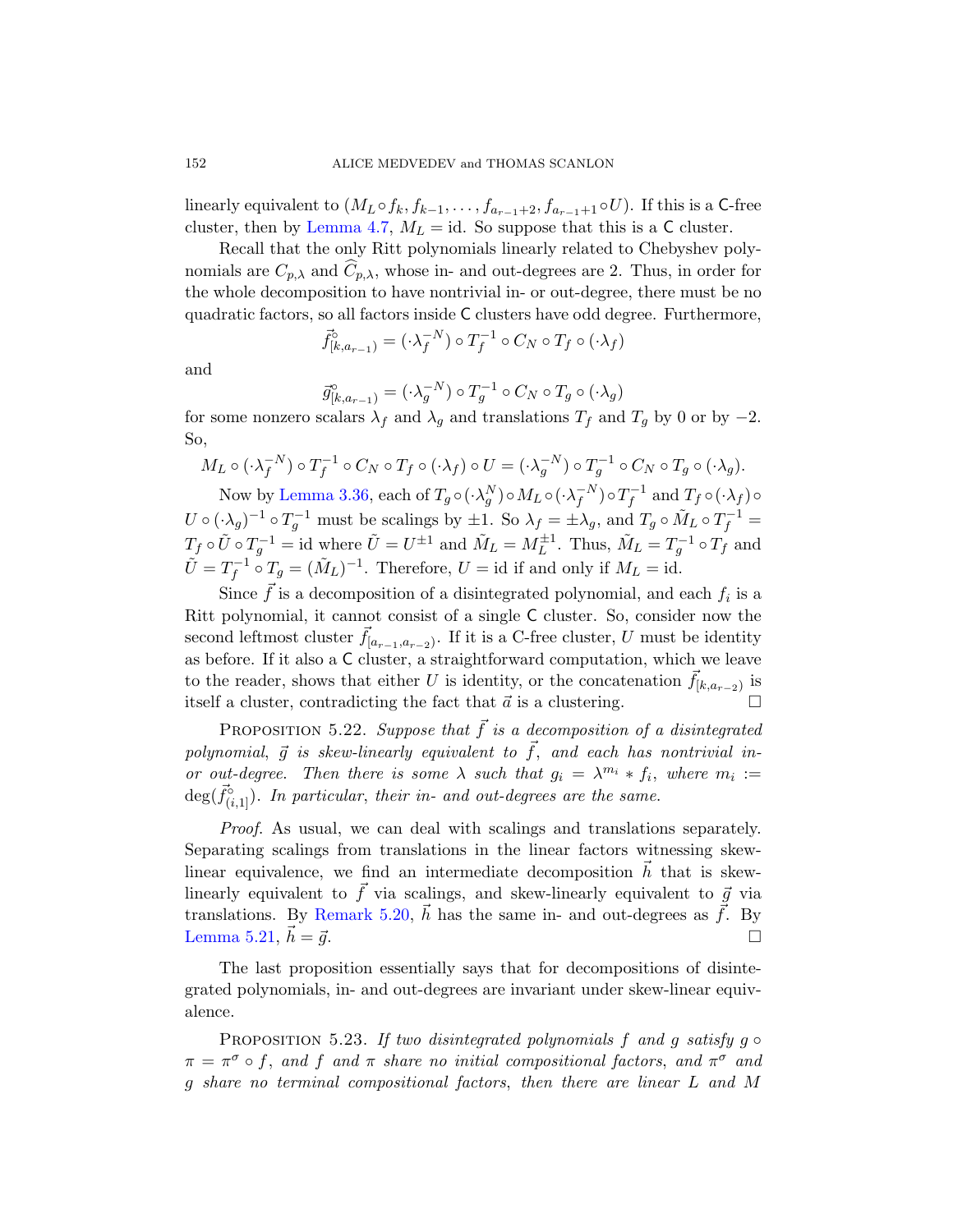linearly equivalent to $(M_L \circ f_k, f_{k-1}, \ldots, f_{a_{r-1}+2}, f_{a_{r-1}+1} \circ U)$. If this is a $\mathsf{C}$-free cluster, then by Lemma 4.7, $M_L = \mathrm{id}$. So suppose that this is a $\mathsf{C}$ cluster.

Recall that the only Ritt polynomials linearly related to Chebyshev polynomials are $C_{p,\lambda}$ and $\widehat{C}_{p,\lambda}$, whose in- and out-degrees are 2. Thus, in order for the whole decomposition to have nontrivial in- or out-degree, there must be no quadratic factors, so all factors inside $\mathsf{C}$ clusters have odd degree. Furthermore,

$$\vec{f}^{\circ}_{[k,a_{r-1})} = (\cdot \lambda_f^{-N}) \circ T_f^{-1} \circ C_N \circ T_f \circ (\cdot \lambda_f)$$

and

$$\vec{g}^{\circ}_{[k,a_{r-1})} = (\cdot \lambda_g^{-N}) \circ T_g^{-1} \circ C_N \circ T_g \circ (\cdot \lambda_g)$$

for some nonzero scalars $\lambda_f$ and $\lambda_g$ and translations $T_f$ and $T_g$ by 0 or by $-2$. So,

$$M_L \circ (\cdot \lambda_f^{-N}) \circ T_f^{-1} \circ C_N \circ T_f \circ (\cdot \lambda_f) \circ U = (\cdot \lambda_g^{-N}) \circ T_g^{-1} \circ C_N \circ T_g \circ (\cdot \lambda_g).$$

Now by Lemma 3.36, each of $T_g \circ (\cdot \lambda_g^N) \circ M_L \circ (\cdot \lambda_f^{-N}) \circ T_f^{-1}$ and $T_f \circ (\cdot \lambda_f) \circ U \circ (\cdot \lambda_g)^{-1} \circ T_g^{-1}$ must be scalings by $\pm 1$. So $\lambda_f = \pm \lambda_g$, and $T_g \circ \tilde{M}_L \circ T_f^{-1} = T_f \circ \tilde{U} \circ T_g^{-1} = \mathrm{id}$ where $\tilde{U} = U^{\pm 1}$ and $\tilde{M}_L = M_L^{\pm 1}$. Thus, $\tilde{M}_L = T_g^{-1} \circ T_f$ and $\tilde{U} = T_f^{-1} \circ T_g = (\tilde{M}_L)^{-1}$. Therefore, $U = \mathrm{id}$ if and only if $M_L = \mathrm{id}$.

Since $\vec{f}$ is a decomposition of a disintegrated polynomial, and each $f_i$ is a Ritt polynomial, it cannot consist of a single $\mathsf{C}$ cluster. So, consider now the second leftmost cluster $\vec{f}_{[a_{r-1},a_{r-2})}$. If it is a C-free cluster, $U$ must be identity as before. If it also a $\mathsf{C}$ cluster, a straightforward computation, which we leave to the reader, shows that either $U$ is identity, or the concatenation $\vec{f}_{[k,a_{r-2})}$ is itself a cluster, contradicting the fact that $\vec{a}$ is a clustering. ☐

Proposition 5.22. *Suppose that $\vec{f}$ is a decomposition of a disintegrated polynomial, $\vec{g}$ is skew-linearly equivalent to $\vec{f}$, and each has nontrivial in- or out-degree. Then there is some $\lambda$ such that $g_i = \lambda^{m_i} * f_i$, where $m_i := \deg(\vec{f}^{\circ}_{(i,1]})$. In particular, their in- and out-degrees are the same.*

*Proof.* As usual, we can deal with scalings and translations separately. Separating scalings from translations in the linear factors witnessing skew-linear equivalence, we find an intermediate decomposition $\vec{h}$ that is skew-linearly equivalent to $\vec{f}$ via scalings, and skew-linearly equivalent to $\vec{g}$ via translations. By Remark 5.20, $\vec{h}$ has the same in- and out-degrees as $\vec{f}$. By Lemma 5.21, $\vec{h} = \vec{g}$. ☐

The last proposition essentially says that for decompositions of disintegrated polynomials, in- and out-degrees are invariant under skew-linear equivalence.

Proposition 5.23. *If two disintegrated polynomials $f$ and $g$ satisfy $g \circ \pi = \pi^{\sigma} \circ f$, and $f$ and $\pi$ share no initial compositional factors, and $\pi^{\sigma}$ and $g$ share no terminal compositional factors, then there are linear $L$ and $M$*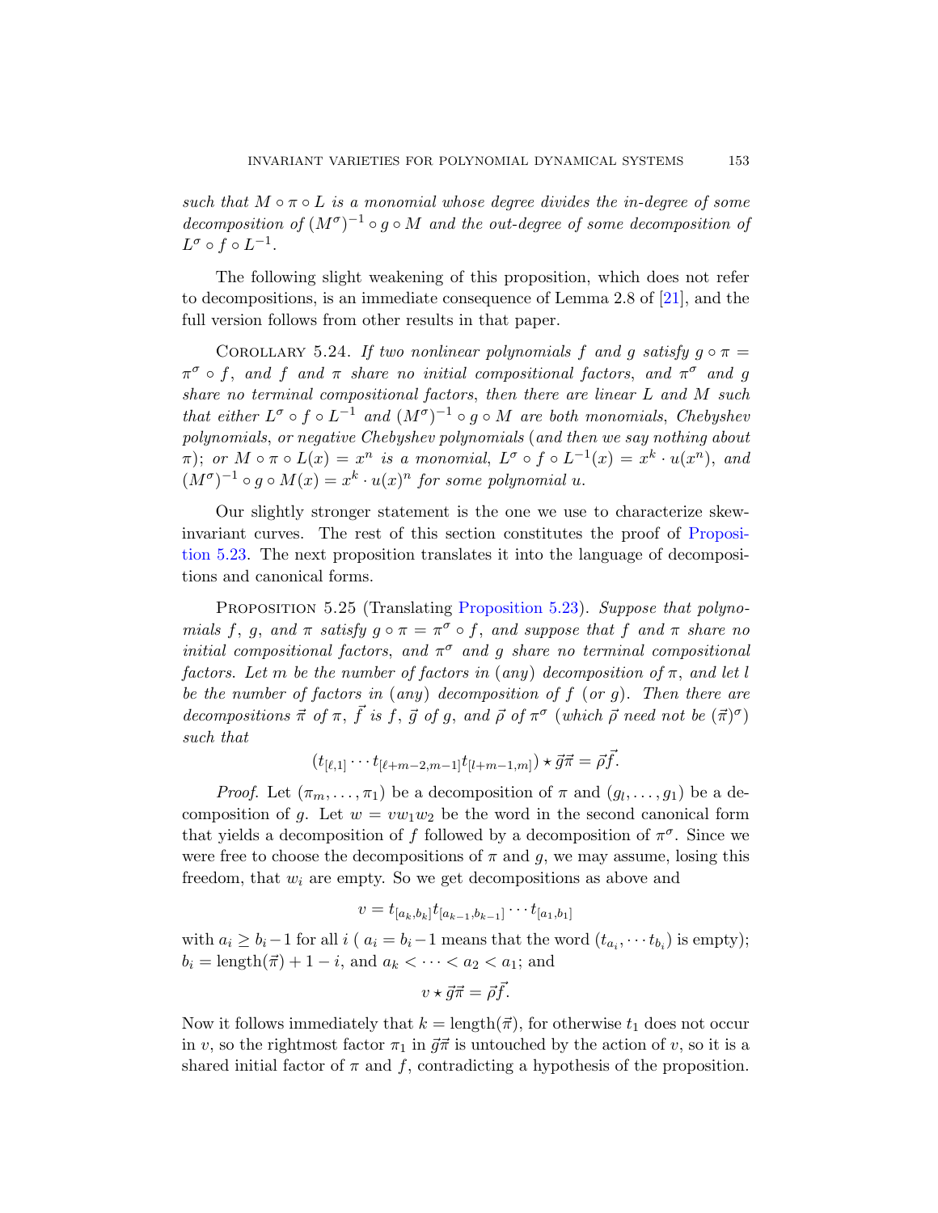*such that $M \circ \pi \circ L$ is a monomial whose degree divides the in-degree of some decomposition of $(M^\sigma)^{-1} \circ g \circ M$ and the out-degree of some decomposition of $L^\sigma \circ f \circ L^{-1}$.*

The following slight weakening of this proposition, which does not refer to decompositions, is an immediate consequence of Lemma 2.8 of [21], and the full version follows from other results in that paper.

Corollary 5.24. *If two nonlinear polynomials $f$ and $g$ satisfy $g \circ \pi = \pi^\sigma \circ f$, and $f$ and $\pi$ share no initial compositional factors, and $\pi^\sigma$ and $g$ share no terminal compositional factors, then there are linear $L$ and $M$ such that either $L^\sigma \circ f \circ L^{-1}$ and $(M^\sigma)^{-1} \circ g \circ M$ are both monomials, Chebyshev polynomials, or negative Chebyshev polynomials (and then we say nothing about $\pi$); or $M \circ \pi \circ L(x) = x^n$ is a monomial, $L^\sigma \circ f \circ L^{-1}(x) = x^k \cdot u(x^n)$, and $(M^\sigma)^{-1} \circ g \circ M(x) = x^k \cdot u(x)^n$ for some polynomial $u$.*

Our slightly stronger statement is the one we use to characterize skew-invariant curves. The rest of this section constitutes the proof of Proposition 5.23. The next proposition translates it into the language of decompositions and canonical forms.

Proposition 5.25 (Translating Proposition 5.23). *Suppose that polynomials $f$, $g$, and $\pi$ satisfy $g \circ \pi = \pi^\sigma \circ f$, and suppose that $f$ and $\pi$ share no initial compositional factors, and $\pi^\sigma$ and $g$ share no terminal compositional factors. Let $m$ be the number of factors in (any) decomposition of $\pi$, and let $l$ be the number of factors in (any) decomposition of $f$ (or $g$). Then there are decompositions $\vec{\pi}$ of $\pi$, $\vec{f}$ is $f$, $\vec{g}$ of $g$, and $\vec{\rho}$ of $\pi^\sigma$ (which $\vec{\rho}$ need not be $(\vec{\pi})^\sigma$) such that*

$$(t_{[\ell,1]} \cdots t_{[\ell+m-2,m-1]} t_{[l+m-1,m]}) \star \vec{g}\vec{\pi} = \vec{\rho}\vec{f}.$$

*Proof.* Let $(\pi_m, \dots, \pi_1)$ be a decomposition of $\pi$ and $(g_l, \dots, g_1)$ be a decomposition of $g$. Let $w = v w_1 w_2$ be the word in the second canonical form that yields a decomposition of $f$ followed by a decomposition of $\pi^\sigma$. Since we were free to choose the decompositions of $\pi$ and $g$, we may assume, losing this freedom, that $w_i$ are empty. So we get decompositions as above and

$$v = t_{[a_k,b_k]} t_{[a_{k-1},b_{k-1}]} \cdots t_{[a_1,b_1]}$$

with $a_i \geq b_i - 1$ for all $i$ ( $a_i = b_i - 1$ means that the word $(t_{a_i}, \cdots t_{b_i})$ is empty); $b_i = \text{length}(\vec{\pi}) + 1 - i$, and $a_k < \cdots < a_2 < a_1$; and

$$v \star \vec{g}\vec{\pi} = \vec{\rho}\vec{f}.$$

Now it follows immediately that $k = \text{length}(\vec{\pi})$, for otherwise $t_1$ does not occur in $v$, so the rightmost factor $\pi_1$ in $\vec{g}\vec{\pi}$ is untouched by the action of $v$, so it is a shared initial factor of $\pi$ and $f$, contradicting a hypothesis of the proposition.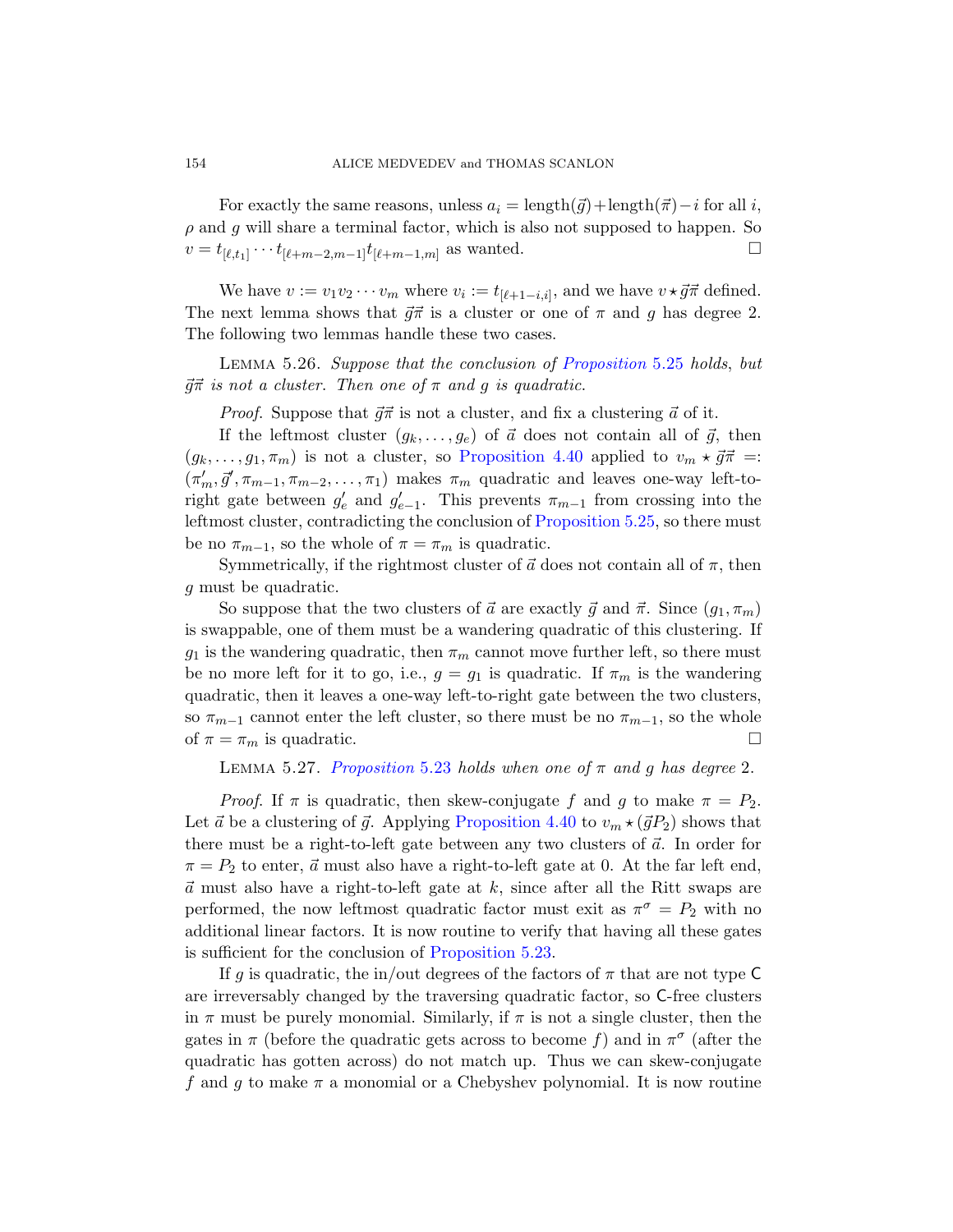For exactly the same reasons, unless $a_i = \text{length}(\vec{g}) + \text{length}(\vec{\pi}) - i$ for all $i$, $\rho$ and $g$ will share a terminal factor, which is also not supposed to happen. So $v = t_{[\ell,t_1]} \cdots t_{[\ell+m-2,m-1]} t_{[\ell+m-1,m]}$ as wanted. □

We have $v := v_1 v_2 \cdots v_m$ where $v_i := t_{[\ell+1-i,i]}$, and we have $v \star \vec{g}\vec{\pi}$ defined. The next lemma shows that $\vec{g}\vec{\pi}$ is a cluster or one of $\pi$ and $g$ has degree 2. The following two lemmas handle these two cases.

Lemma 5.26. *Suppose that the conclusion of Proposition 5.25 holds, but $\vec{g}\vec{\pi}$ is not a cluster. Then one of $\pi$ and $g$ is quadratic.*

*Proof.* Suppose that $\vec{g}\vec{\pi}$ is not a cluster, and fix a clustering $\vec{a}$ of it.

If the leftmost cluster $(g_k, \ldots, g_e)$ of $\vec{a}$ does not contain all of $\vec{g}$, then $(g_k, \ldots, g_1, \pi_m)$ is not a cluster, so Proposition 4.40 applied to $v_m \star \vec{g}\vec{\pi} =: (\pi'_m, \vec{g}', \pi_{m-1}, \pi_{m-2}, \ldots, \pi_1)$ makes $\pi_m$ quadratic and leaves one-way left-to-right gate between $g'_e$ and $g'_{e-1}$. This prevents $\pi_{m-1}$ from crossing into the leftmost cluster, contradicting the conclusion of Proposition 5.25, so there must be no $\pi_{m-1}$, so the whole of $\pi = \pi_m$ is quadratic.

Symmetrically, if the rightmost cluster of $\vec{a}$ does not contain all of $\pi$, then $g$ must be quadratic.

So suppose that the two clusters of $\vec{a}$ are exactly $\vec{g}$ and $\vec{\pi}$. Since $(g_1, \pi_m)$ is swappable, one of them must be a wandering quadratic of this clustering. If $g_1$ is the wandering quadratic, then $\pi_m$ cannot move further left, so there must be no more left for it to go, i.e., $g = g_1$ is quadratic. If $\pi_m$ is the wandering quadratic, then it leaves a one-way left-to-right gate between the two clusters, so $\pi_{m-1}$ cannot enter the left cluster, so there must be no $\pi_{m-1}$, so the whole of $\pi = \pi_m$ is quadratic. □

Lemma 5.27. *Proposition 5.23 holds when one of $\pi$ and $g$ has degree 2.*

*Proof.* If $\pi$ is quadratic, then skew-conjugate $f$ and $g$ to make $\pi = P_2$. Let $\vec{a}$ be a clustering of $\vec{g}$. Applying Proposition 4.40 to $v_m \star (\vec{g}P_2)$ shows that there must be a right-to-left gate between any two clusters of $\vec{a}$. In order for $\pi = P_2$ to enter, $\vec{a}$ must also have a right-to-left gate at 0. At the far left end, $\vec{a}$ must also have a right-to-left gate at $k$, since after all the Ritt swaps are performed, the now leftmost quadratic factor must exit as $\pi^\sigma = P_2$ with no additional linear factors. It is now routine to verify that having all these gates is sufficient for the conclusion of Proposition 5.23.

If $g$ is quadratic, the in/out degrees of the factors of $\pi$ that are not type C are irreversably changed by the traversing quadratic factor, so C-free clusters in $\pi$ must be purely monomial. Similarly, if $\pi$ is not a single cluster, then the gates in $\pi$ (before the quadratic factor gets across to become $f$) and in $\pi^\sigma$ (after the quadratic has gotten across) do not match up. Thus we can skew-conjugate $f$ and $g$ to make $\pi$ a monomial or a Chebyshev polynomial. It is now routine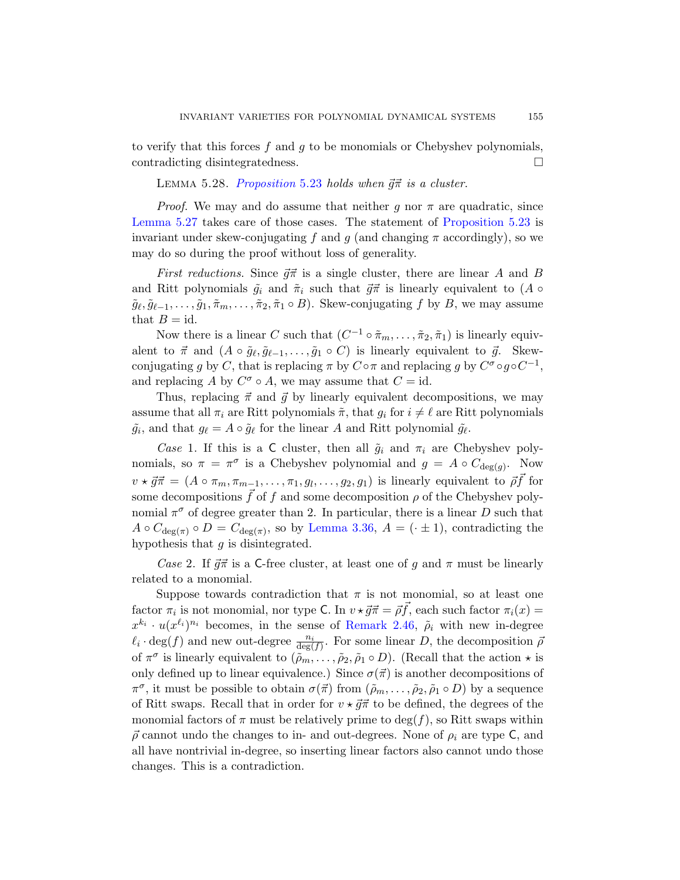to verify that this forces $f$ and $g$ to be monomials or Chebyshev polynomials, contradicting disintegratedness. $\square$

Lemma 5.28. *Proposition 5.23 holds when $\vec{g}\vec{\pi}$ is a cluster.*

*Proof.* We may and do assume that neither $g$ nor $\pi$ are quadratic, since Lemma 5.27 takes care of those cases. The statement of Proposition 5.23 is invariant under skew-conjugating $f$ and $g$ (and changing $\pi$ accordingly), so we may do so during the proof without loss of generality.

*First reductions.* Since $\vec{g}\vec{\pi}$ is a single cluster, there are linear $A$ and $B$ and Ritt polynomials $\tilde{g}_i$ and $\tilde{\pi}_i$ such that $\vec{g}\vec{\pi}$ is linearly equivalent to $(A \circ \tilde{g}_\ell, \tilde{g}_{\ell-1}, \dots, \tilde{g}_1, \tilde{\pi}_m, \dots, \tilde{\pi}_2, \tilde{\pi}_1 \circ B)$. Skew-conjugating $f$ by $B$, we may assume that $B = \mathrm{id}$.

Now there is a linear $C$ such that $(C^{-1} \circ \tilde{\pi}_m, \dots, \tilde{\pi}_2, \tilde{\pi}_1)$ is linearly equivalent to $\vec{\pi}$ and $(A \circ \tilde{g}_\ell, \tilde{g}_{\ell-1}, \dots, \tilde{g}_1 \circ C)$ is linearly equivalent to $\vec{g}$. Skew-conjugating $g$ by $C$, that is replacing $\pi$ by $C \circ \pi$ and replacing $g$ by $C^\sigma \circ g \circ C^{-1}$, and replacing $A$ by $C^\sigma \circ A$, we may assume that $C = \mathrm{id}$.

Thus, replacing $\vec{\pi}$ and $\vec{g}$ by linearly equivalent decompositions, we may assume that all $\pi_i$ are Ritt polynomials $\tilde{\pi}$, that $g_i$ for $i \neq \ell$ are Ritt polynomials $\tilde{g}_i$, and that $g_\ell = A \circ \tilde{g}_\ell$ for the linear $A$ and Ritt polynomial $\tilde{g}_\ell$.

*Case* 1. If this is a $\mathsf{C}$ cluster, then all $\tilde{g}_i$ and $\pi_i$ are Chebyshev polynomials, so $\pi = \pi^\sigma$ is a Chebyshev polynomial and $g = A \circ C_{\deg(g)}$. Now $v \star \vec{g}\vec{\pi} = (A \circ \pi_m, \pi_{m-1}, \dots, \pi_1, g_l, \dots, g_2, g_1)$ is linearly equivalent to $\vec{\rho}\vec{f}$ for some decompositions $\vec{f}$ of $f$ and some decomposition $\rho$ of the Chebyshev polynomial $\pi^\sigma$ of degree greater than 2. In particular, there is a linear $D$ such that $A \circ C_{\deg(\pi)} \circ D = C_{\deg(\pi)}$, so by Lemma 3.36, $A = (\cdot \pm 1)$, contradicting the hypothesis that $g$ is disintegrated.

*Case* 2. If $\vec{g}\vec{\pi}$ is a $\mathsf{C}$-free cluster, at least one of $g$ and $\pi$ must be linearly related to a monomial.

Suppose towards contradiction that $\pi$ is not monomial, so at least one factor $\pi_i$ is not monomial, nor type $\mathsf{C}$. In $v \star \vec{g}\vec{\pi} = \vec{\rho}\vec{f}$, each such factor $\pi_i(x) = x^{k_i} \cdot u(x^{\ell_i})^{n_i}$ becomes, in the sense of Remark 2.46, $\tilde{\rho}_i$ with new in-degree $\ell_i \cdot \deg(f)$ and new out-degree $\frac{n_i}{\deg(f)}$. For some linear $D$, the decomposition $\vec{\rho}$ of $\pi^\sigma$ is linearly equivalent to $(\tilde{\rho}_m, \dots, \tilde{\rho}_2, \tilde{\rho}_1 \circ D)$. (Recall that the action $\star$ is only defined up to linear equivalence.) Since $\sigma(\vec{\pi})$ is another decompositions of $\pi^\sigma$, it must be possible to obtain $\sigma(\vec{\pi})$ from $(\tilde{\rho}_m, \dots, \tilde{\rho}_2, \tilde{\rho}_1 \circ D)$ by a sequence of Ritt swaps. Recall that in order for $v \star \vec{g}\vec{\pi}$ to be defined, the degrees of the monomial factors of $\pi$ must be relatively prime to $\deg(f)$, so Ritt swaps within $\vec{\rho}$ cannot undo the changes to in- and out-degrees. None of $\rho_i$ are type $\mathsf{C}$, and all have nontrivial in-degree, so inserting linear factors also cannot undo those changes. This is a contradiction.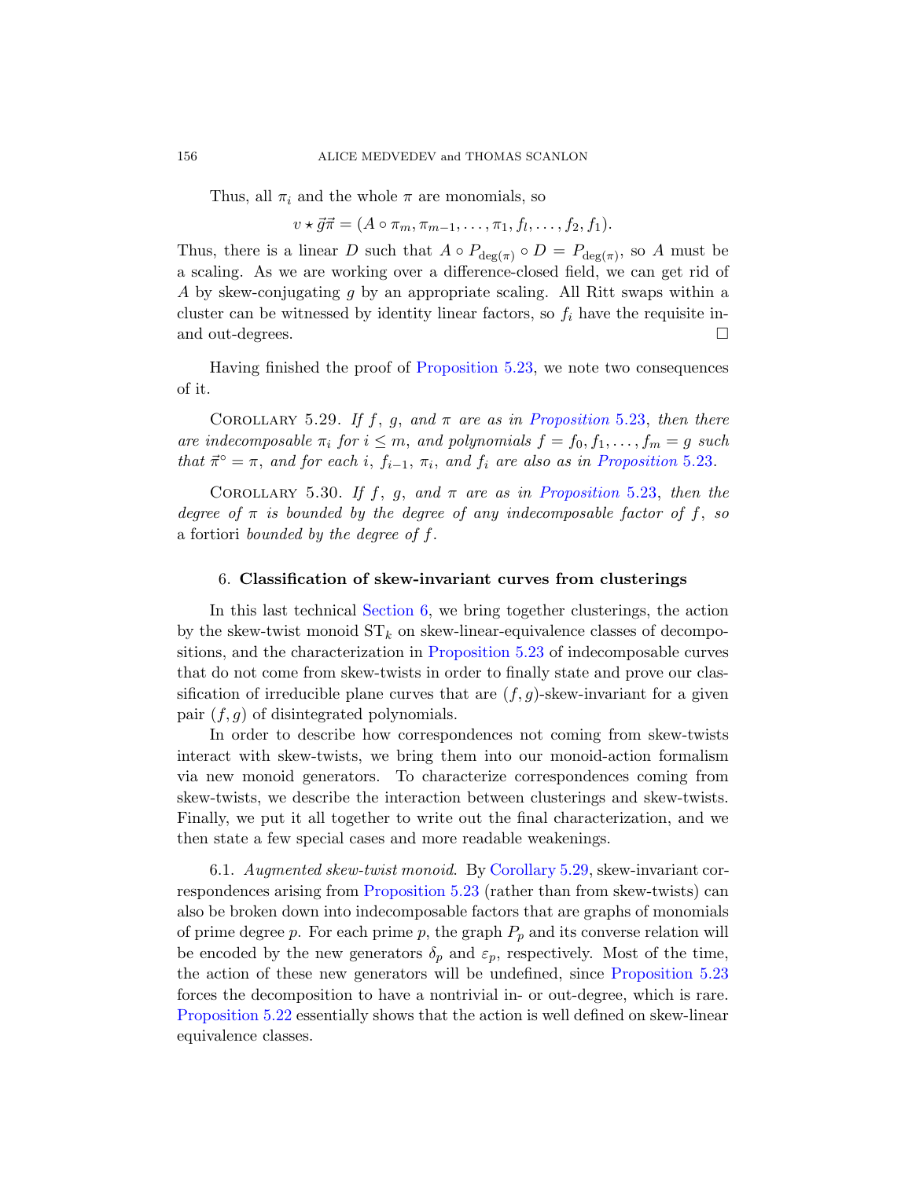Thus, all $\pi_i$ and the whole $\pi$ are monomials, so

$$v \star \vec{g}\vec{\pi} = (A \circ \pi_m, \pi_{m-1}, \ldots, \pi_1, f_l, \ldots, f_2, f_1).$$

Thus, there is a linear $D$ such that $A \circ P_{\deg(\pi)} \circ D = P_{\deg(\pi)}$, so $A$ must be a scaling. As we are working over a difference-closed field, we can get rid of $A$ by skew-conjugating $g$ by an appropriate scaling. All Ritt swaps within a cluster can be witnessed by identity linear factors, so $f_i$ have the requisite in- and out-degrees. □

Having finished the proof of Proposition 5.23, we note two consequences of it.

COROLLARY 5.29. *If $f$, $g$, and $\pi$ are as in Proposition 5.23, then there are indecomposable $\pi_i$ for $i \leq m$, and polynomials $f = f_0, f_1, \ldots, f_m = g$ such that $\vec{\pi}^\circ = \pi$, and for each $i$, $f_{i-1}$, $\pi_i$, and $f_i$ are also as in Proposition 5.23.*

COROLLARY 5.30. *If $f$, $g$, and $\pi$ are as in Proposition 5.23, then the degree of $\pi$ is bounded by the degree of any indecomposable factor of $f$, so* a fortiori *bounded by the degree of $f$.*

## 6. Classification of skew-invariant curves from clusterings

In this last technical Section 6, we bring together clusterings, the action by the skew-twist monoid $\mathrm{ST}_k$ on skew-linear-equivalence classes of decompositions, and the characterization in Proposition 5.23 of indecomposable curves that do not come from skew-twists in order to finally state and prove our classification of irreducible plane curves that are $(f, g)$-skew-invariant for a given pair $(f, g)$ of disintegrated polynomials.

In order to describe how correspondences not coming from skew-twists interact with skew-twists, we bring them into our monoid-action formalism via new monoid generators. To characterize correspondences coming from skew-twists, we describe the interaction between clusterings and skew-twists. Finally, we put it all together to write out the final characterization, and we then state a few special cases and more readable weakenings.

6.1. *Augmented skew-twist monoid.* By Corollary 5.29, skew-invariant correspondences arising from Proposition 5.23 (rather than from skew-twists) can also be broken down into indecomposable factors that are graphs of monomials of prime degree $p$. For each prime $p$, the graph $P_p$ and its converse relation will be encoded by the new generators $\delta_p$ and $\varepsilon_p$, respectively. Most of the time, the action of these new generators will be undefined, since Proposition 5.23 forces the decomposition to have a nontrivial in- or out-degree, which is rare. Proposition 5.22 essentially shows that the action is well defined on skew-linear equivalence classes.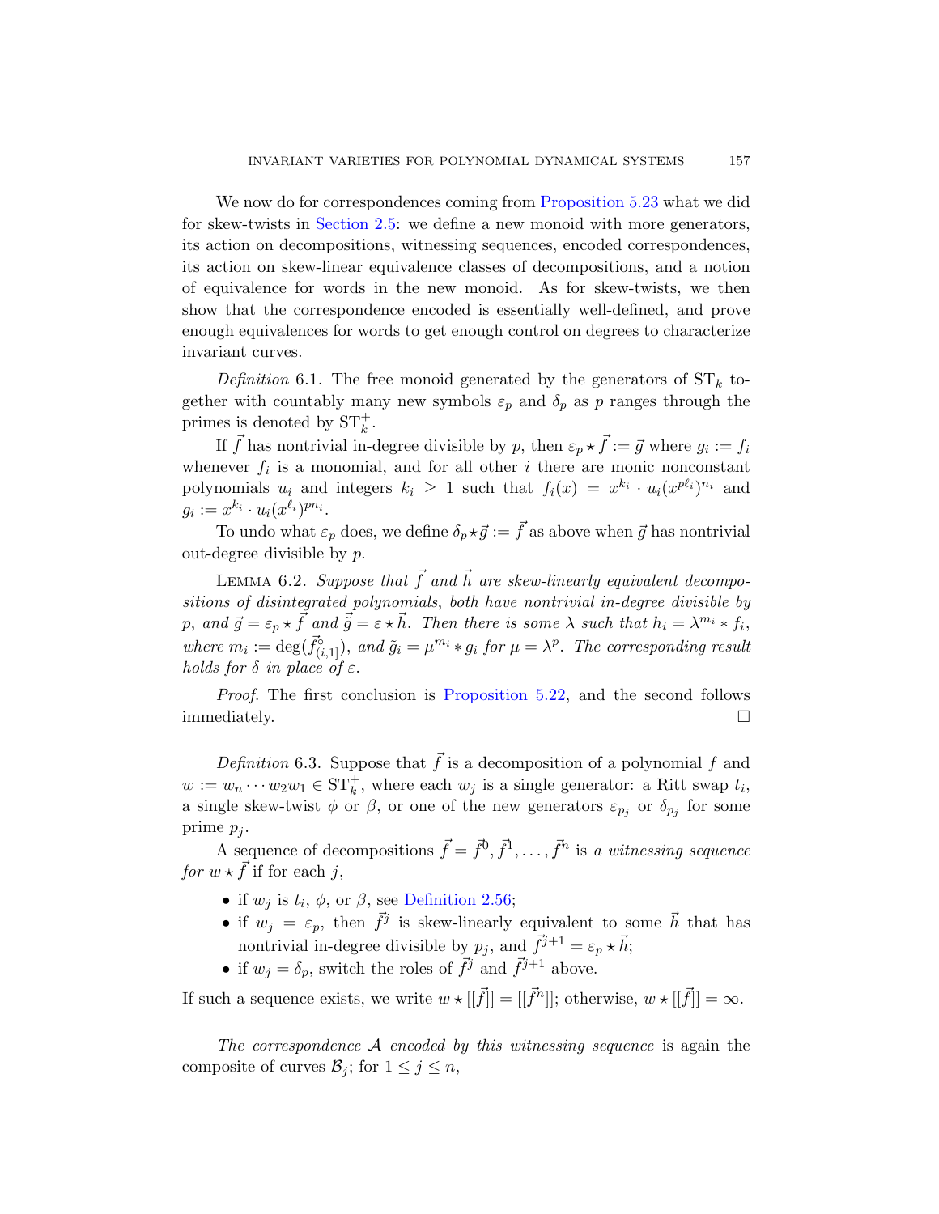We now do for correspondences coming from Proposition 5.23 what we did for skew-twists in Section 2.5: we define a new monoid with more generators, its action on decompositions, witnessing sequences, encoded correspondences, its action on skew-linear equivalence classes of decompositions, and a notion of equivalence for words in the new monoid. As for skew-twists, we then show that the correspondence encoded is essentially well-defined, and prove enough equivalences for words to get enough control on degrees to characterize invariant curves.

*Definition* 6.1. The free monoid generated by the generators of $\mathrm{ST}_k$ together with countably many new symbols $\varepsilon_p$ and $\delta_p$ as $p$ ranges through the primes is denoted by $\mathrm{ST}_k^+$.

If $\vec{f}$ has nontrivial in-degree divisible by $p$, then $\varepsilon_p \star \vec{f} := \vec{g}$ where $g_i := f_i$ whenever $f_i$ is a monomial, and for all other $i$ there are monic nonconstant polynomials $u_i$ and integers $k_i \geq 1$ such that $f_i(x) = x^{k_i} \cdot u_i(x^{p\ell_i})^{n_i}$ and $g_i := x^{k_i} \cdot u_i(x^{\ell_i})^{pn_i}$.

To undo what $\varepsilon_p$ does, we define $\delta_p \star \vec{g} := \vec{f}$ as above when $\vec{g}$ has nontrivial out-degree divisible by $p$.

LEMMA 6.2. *Suppose that $\vec{f}$ and $\vec{h}$ are skew-linearly equivalent decompositions of disintegrated polynomials, both have nontrivial in-degree divisible by $p$, and $\vec{g} = \varepsilon_p \star \vec{f}$ and $\tilde{\vec{g}} = \varepsilon \star \vec{h}$. Then there is some $\lambda$ such that $h_i = \lambda^{m_i} * f_i$, where $m_i := \deg(\vec{f}^{\circ}_{(i,1]})$, and $\tilde{g}_i = \mu^{m_i} * g_i$ for $\mu = \lambda^p$. The corresponding result holds for $\delta$ in place of $\varepsilon$.*

*Proof.* The first conclusion is Proposition 5.22, and the second follows immediately. $\square$

*Definition* 6.3. Suppose that $\vec{f}$ is a decomposition of a polynomial $f$ and $w := w_n \cdots w_2 w_1 \in \mathrm{ST}_k^+$, where each $w_j$ is a single generator: a Ritt swap $t_i$, a single skew-twist $\phi$ or $\beta$, or one of the new generators $\varepsilon_{p_j}$ or $\delta_{p_j}$ for some prime $p_j$.

A sequence of decompositions $\vec{f} = \vec{f}^0, \vec{f}^1, \ldots, \vec{f}^n$ is *a witnessing sequence for $w \star \vec{f}$* if for each $j$,

- if $w_j$ is $t_i$, $\phi$, or $\beta$, see Definition 2.56;
- if $w_j = \varepsilon_p$, then $\vec{f}^j$ is skew-linearly equivalent to some $\vec{h}$ that has nontrivial in-degree divisible by $p_j$, and $\vec{f}^{j+1} = \varepsilon_p \star \vec{h}$;
- if $w_j = \delta_p$, switch the roles of $\vec{f}^j$ and $\vec{f}^{j+1}$ above.

If such a sequence exists, we write $w \star [[\vec{f}]] = [[\vec{f}^n]]$; otherwise, $w \star [[\vec{f}]] = \infty$.

*The correspondence $\mathcal{A}$ encoded by this witnessing sequence* is again the composite of curves $\mathcal{B}_j$; for $1 \leq j \leq n$,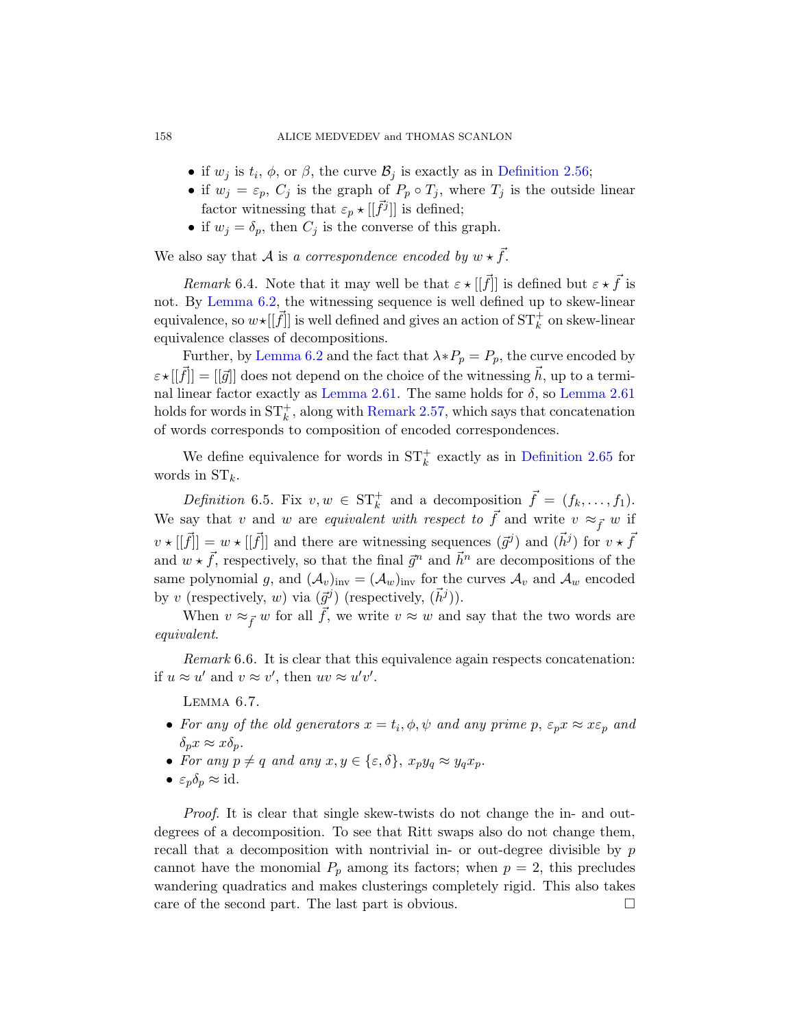- if $w_j$ is $t_i$, $\phi$, or $\beta$, the curve $\mathcal{B}_j$ is exactly as in Definition 2.56;
- if $w_j = \varepsilon_p$, $C_j$ is the graph of $P_p \circ T_j$, where $T_j$ is the outside linear factor witnessing that $\varepsilon_p \star [[\vec{f}^j]]$ is defined;
- if $w_j = \delta_p$, then $C_j$ is the converse of this graph.

We also say that $\mathcal{A}$ is *a correspondence encoded by* $w \star \vec{f}$.

*Remark* 6.4. Note that it may well be that $\varepsilon \star [[\vec{f}]]$ is defined but $\varepsilon \star \vec{f}$ is not. By Lemma 6.2, the witnessing sequence is well defined up to skew-linear equivalence, so $w\star[[\vec{f}]]$ is well defined and gives an action of $\mathrm{ST}_k^+$ on skew-linear equivalence classes of decompositions.

Further, by Lemma 6.2 and the fact that $\lambda * P_p = P_p$, the curve encoded by $\varepsilon\star[[\vec{f}]] = [[\vec{g}]]$ does not depend on the choice of the witnessing $\vec{h}$, up to a terminal linear factor exactly as Lemma 2.61. The same holds for $\delta$, so Lemma 2.61 holds for words in $\mathrm{ST}_k^+$, along with Remark 2.57, which says that concatenation of words corresponds to composition of encoded correspondences.

We define equivalence for words in $\mathrm{ST}_k^+$ exactly as in Definition 2.65 for words in $\mathrm{ST}_k$.

*Definition* 6.5. Fix $v, w \in \mathrm{ST}_k^+$ and a decomposition $\vec{f} = (f_k, \dots, f_1)$. We say that $v$ and $w$ are *equivalent with respect to* $\vec{f}$ and write $v \approx_{\vec{f}} w$ if $v \star [[\vec{f}]] = w \star [[\vec{f}]]$ and there are witnessing sequences $(\vec{g}^j)$ and $(\vec{h}^j)$ for $v \star \vec{f}$ and $w \star \vec{f}$, respectively, so that the final $\vec{g}^n$ and $\vec{h}^n$ are decompositions of the same polynomial $g$, and $(\mathcal{A}_v)_{\mathrm{inv}} = (\mathcal{A}_w)_{\mathrm{inv}}$ for the curves $\mathcal{A}_v$ and $\mathcal{A}_w$ encoded by $v$ (respectively, $w$) via $(\vec{g}^j)$ (respectively, $(\vec{h}^j)$).

When $v \approx_{\vec{f}} w$ for all $\vec{f}$, we write $v \approx w$ and say that the two words are *equivalent*.

*Remark* 6.6. It is clear that this equivalence again respects concatenation: if $u \approx u'$ and $v \approx v'$, then $uv \approx u'v'$.

LEMMA 6.7.

- *For any of the old generators $x = t_i, \phi, \psi$ and any prime $p$, $\varepsilon_p x \approx x\varepsilon_p$ and $\delta_p x \approx x\delta_p$.*
- *For any $p \neq q$ and any $x, y \in \{\varepsilon, \delta\}$, $x_p y_q \approx y_q x_p$.*
- *$\varepsilon_p\delta_p \approx \mathrm{id}$.*

*Proof.* It is clear that single skew-twists do not change the in- and out-degrees of a decomposition. To see that Ritt swaps also do not change them, recall that a decomposition with nontrivial in- or out-degree divisible by $p$ cannot have the monomial $P_p$ among its factors; when $p = 2$, this precludes wandering quadratics and makes clusterings completely rigid. This also takes care of the second part. The last part is obvious. □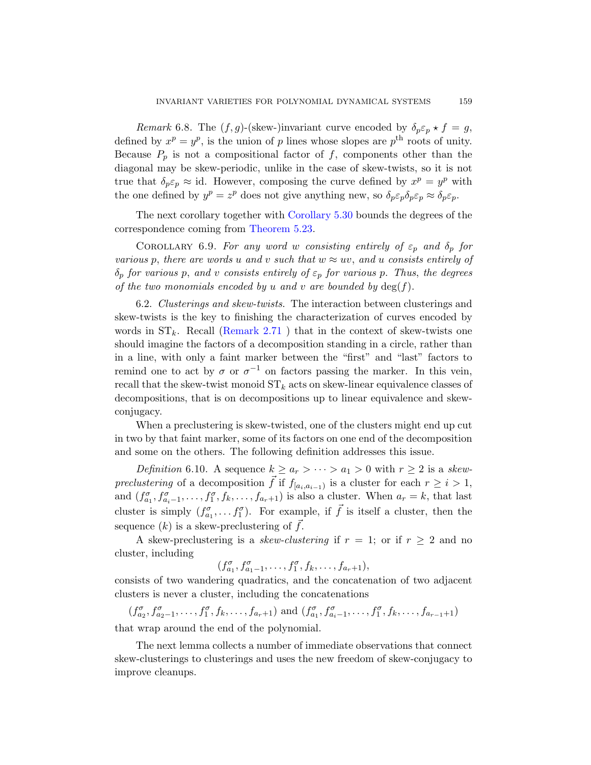*Remark* 6.8. The $(f, g)$-(skew-)invariant curve encoded by $\delta_p\varepsilon_p \star f = g$, defined by $x^p = y^p$, is the union of $p$ lines whose slopes are $p^{\text{th}}$ roots of unity. Because $P_p$ is not a compositional factor of $f$, components other than the diagonal may be skew-periodic, unlike in the case of skew-twists, so it is not true that $\delta_p\varepsilon_p \approx \text{id}$. However, composing the curve defined by $x^p = y^p$ with the one defined by $y^p = z^p$ does not give anything new, so $\delta_p\varepsilon_p\delta_p\varepsilon_p \approx \delta_p\varepsilon_p$.

The next corollary together with Corollary 5.30 bounds the degrees of the correspondence coming from Theorem 5.23.

COROLLARY 6.9. *For any word $w$ consisting entirely of $\varepsilon_p$ and $\delta_p$ for various $p$, there are words $u$ and $v$ such that $w \approx uv$, and $u$ consists entirely of $\delta_p$ for various $p$, and $v$ consists entirely of $\varepsilon_p$ for various $p$. Thus, the degrees of the two monomials encoded by $u$ and $v$ are bounded by $\deg(f)$.*

6.2. *Clusterings and skew-twists.* The interaction between clusterings and skew-twists is the key to finishing the characterization of curves encoded by words in $\text{ST}_k$. Recall (Remark 2.71 ) that in the context of skew-twists one should imagine the factors of a decomposition standing in a circle, rather than in a line, with only a faint marker between the "first" and "last" factors to remind one to act by $\sigma$ or $\sigma^{-1}$ on factors passing the marker. In this vein, recall that the skew-twist monoid $\text{ST}_k$ acts on skew-linear equivalence classes of decompositions, that is on decompositions up to linear equivalence and skew-conjugacy.

When a preclustering is skew-twisted, one of the clusters might end up cut in two by that faint marker, some of its factors on one end of the decomposition and some on the others. The following definition addresses this issue.

*Definition* 6.10. A sequence $k \geq a_r > \cdots > a_1 > 0$ with $r \geq 2$ is a *skew-preclustering* of a decomposition $\vec{f}$ if $f_{[a_i, a_{i-1})}$ is a cluster for each $r \geq i > 1$, and $(f^\sigma_{a_1}, f^\sigma_{a_i - 1}, \ldots, f^\sigma_1, f_k, \ldots, f_{a_r+1})$ is also a cluster. When $a_r = k$, that last cluster is simply $(f^\sigma_{a_1}, \ldots f^\sigma_1)$. For example, if $\vec{f}$ is itself a cluster, then the sequence $(k)$ is a skew-preclustering of $\vec{f}$.

A skew-preclustering is a *skew-clustering* if $r = 1$; or if $r \geq 2$ and no cluster, including

$$(f^\sigma_{a_1}, f^\sigma_{a_1 - 1}, \ldots, f^\sigma_1, f_k, \ldots, f_{a_r+1}),$$

consists of two wandering quadratics, and the concatenation of two adjacent clusters is never a cluster, including the concatenations

$$(f^\sigma_{a_2}, f^\sigma_{a_2 - 1}, \ldots, f^\sigma_1, f_k, \ldots, f_{a_r+1}) \text{ and } (f^\sigma_{a_1}, f^\sigma_{a_i - 1}, \ldots, f^\sigma_1, f_k, \ldots, f_{a_{r-1}+1})$$

that wrap around the end of the polynomial.

The next lemma collects a number of immediate observations that connect skew-clusterings to clusterings and uses the new freedom of skew-conjugacy to improve cleanups.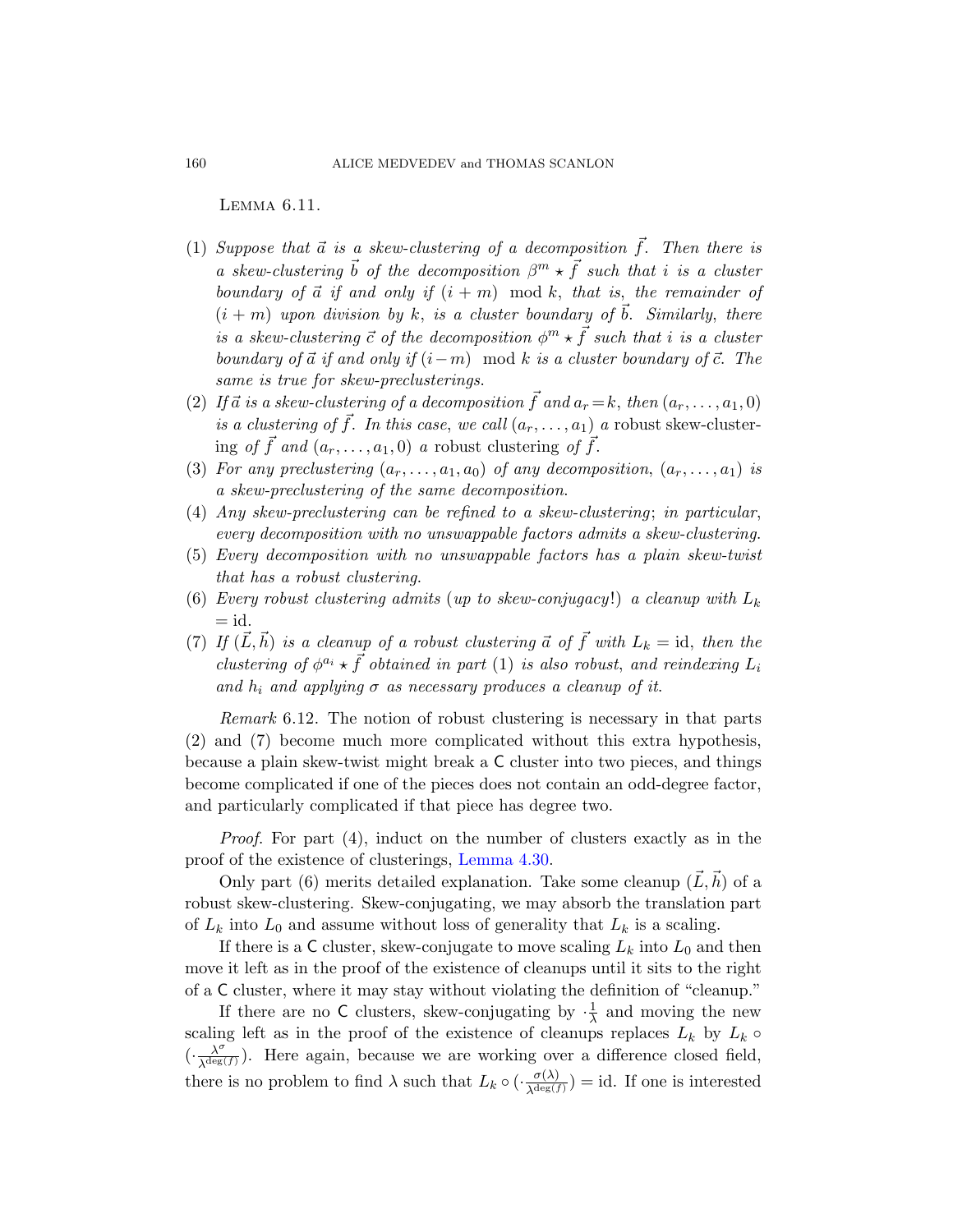Lemma 6.11.

1. *Suppose that $\vec{a}$ is a skew-clustering of a decomposition $\vec{f}$. Then there is a skew-clustering $\vec{b}$ of the decomposition $\beta^m \star \vec{f}$ such that $i$ is a cluster boundary of $\vec{a}$ if and only if $(i+m) \mod k$, that is, the remainder of $(i+m)$ upon division by $k$, is a cluster boundary of $\vec{b}$. Similarly, there is a skew-clustering $\vec{c}$ of the decomposition $\phi^m \star \vec{f}$ such that $i$ is a cluster boundary of $\vec{a}$ if and only if $(i-m) \mod k$ is a cluster boundary of $\vec{c}$. The same is true for skew-preclusterings.*
2. *If $\vec{a}$ is a skew-clustering of a decomposition $\vec{f}$ and $a_r = k$, then $(a_r, \ldots, a_1, 0)$ is a clustering of $\vec{f}$. In this case, we call $(a_r, \ldots, a_1)$ a* robust skew-clustering *of $\vec{f}$ and $(a_r, \ldots, a_1, 0)$ a* robust clustering *of $\vec{f}$.*
3. *For any preclustering $(a_r, \ldots, a_1, a_0)$ of any decomposition, $(a_r, \ldots, a_1)$ is a skew-preclustering of the same decomposition.*
4. *Any skew-preclustering can be refined to a skew-clustering; in particular, every decomposition with no unswappable factors admits a skew-clustering.*
5. *Every decomposition with no unswappable factors has a plain skew-twist that has a robust clustering.*
6. *Every robust clustering admits (up to skew-conjugacy!) a cleanup with $L_k = \mathrm{id}$.*
7. *If $(\vec{L}, \vec{h})$ is a cleanup of a robust clustering $\vec{a}$ of $\vec{f}$ with $L_k = \mathrm{id}$, then the clustering of $\phi^{a_i} \star \vec{f}$ obtained in part (1) is also robust, and reindexing $L_i$ and $h_i$ and applying $\sigma$ as necessary produces a cleanup of it.*

*Remark* 6.12. The notion of robust clustering is necessary in that parts (2) and (7) become much more complicated without this extra hypothesis, because a plain skew-twist might break a $\mathsf{C}$ cluster into two pieces, and things become complicated if one of the pieces does not contain an odd-degree factor, and particularly complicated if that piece has degree two.

*Proof.* For part (4), induct on the number of clusters exactly as in the proof of the existence of clusterings, Lemma 4.30.

Only part (6) merits detailed explanation. Take some cleanup $(\vec{L}, \vec{h})$ of a robust skew-clustering. Skew-conjugating, we may absorb the translation part of $L_k$ into $L_0$ and assume without loss of generality that $L_k$ is a scaling.

If there is a $\mathsf{C}$ cluster, skew-conjugate to move scaling $L_k$ into $L_0$ and then move it left as in the proof of the existence of cleanups until it sits to the right of a $\mathsf{C}$ cluster, where it may stay without violating the definition of "cleanup."

If there are no $\mathsf{C}$ clusters, skew-conjugating by $\cdot\frac{1}{\lambda}$ and moving the new scaling left as in the proof of the existence of cleanups replaces $L_k$ by $L_k \circ (\cdot\frac{\lambda^\sigma}{\lambda^{\deg(f)}})$. Here again, because we are working over a difference closed field, there is no problem to find $\lambda$ such that $L_k \circ (\cdot\frac{\sigma(\lambda)}{\lambda^{\deg(f)}}) = \mathrm{id}$. If one is interested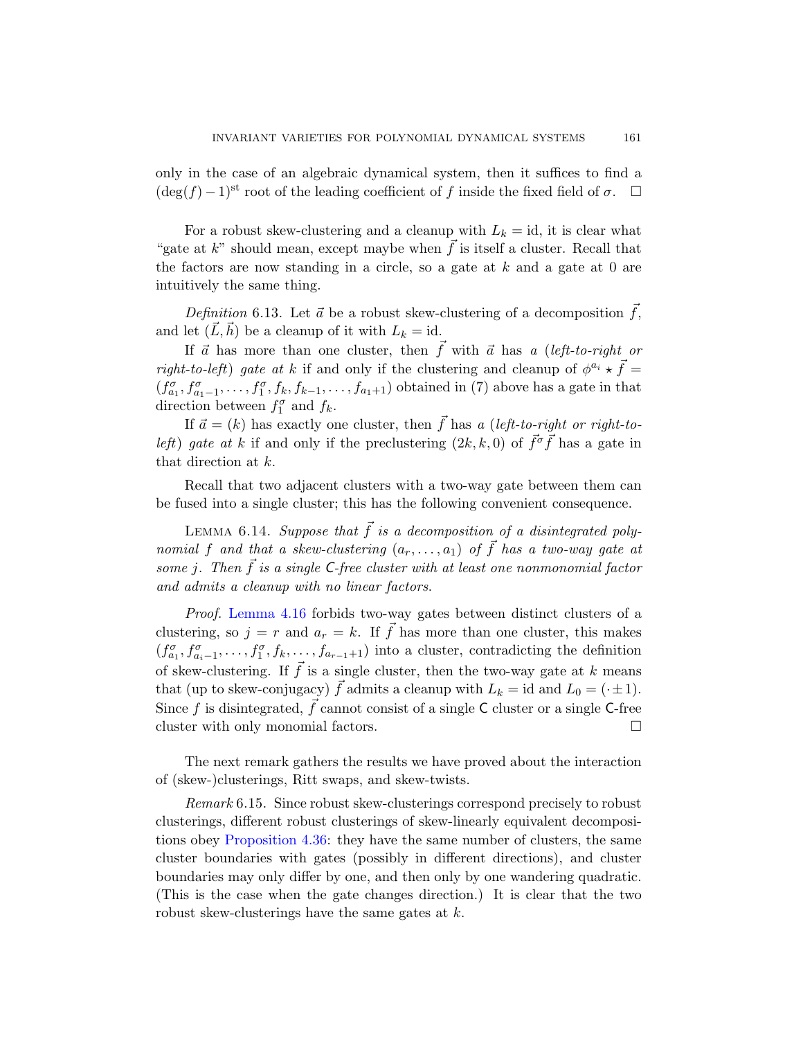only in the case of an algebraic dynamical system, then it suffices to find a $(\deg(f)-1)^{\text{st}}$ root of the leading coefficient of $f$ inside the fixed field of $\sigma$. □

For a robust skew-clustering and a cleanup with $L_k = \text{id}$, it is clear what "gate at $k$" should mean, except maybe when $\vec{f}$ is itself a cluster. Recall that the factors are now standing in a circle, so a gate at $k$ and a gate at 0 are intuitively the same thing.

*Definition* 6.13. Let $\vec{a}$ be a robust skew-clustering of a decomposition $\vec{f}$, and let $(\vec{L}, \vec{h})$ be a cleanup of it with $L_k = \text{id}$.

If $\vec{a}$ has more than one cluster, then $\vec{f}$ with $\vec{a}$ has *a (left-to-right or right-to-left) gate at* $k$ if and only if the clustering and cleanup of $\phi^{a_i} \star \vec{f} = (f^\sigma_{a_1}, f^\sigma_{a_1-1}, \ldots, f^\sigma_1, f_k, f_{k-1}, \ldots, f_{a_1+1})$ obtained in (7) above has a gate in that direction between $f^\sigma_1$ and $f_k$.

If $\vec{a} = (k)$ has exactly one cluster, then $\vec{f}$ has *a (left-to-right or right-to-left) gate at* $k$ if and only if the preclustering $(2k, k, 0)$ of $\vec{f}^\sigma \vec{f}$ has a gate in that direction at $k$.

Recall that two adjacent clusters with a two-way gate between them can be fused into a single cluster; this has the following convenient consequence.

Lemma 6.14. *Suppose that $\vec{f}$ is a decomposition of a disintegrated polynomial $f$ and that a skew-clustering $(a_r, \ldots, a_1)$ of $\vec{f}$ has a two-way gate at some $j$. Then $\vec{f}$ is a single $\mathsf{C}$-free cluster with at least one nonmonomial factor and admits a cleanup with no linear factors.*

*Proof.* Lemma 4.16 forbids two-way gates between distinct clusters of a clustering, so $j = r$ and $a_r = k$. If $\vec{f}$ has more than one cluster, this makes $(f^\sigma_{a_1}, f^\sigma_{a_i-1}, \ldots, f^\sigma_1, f_k, \ldots, f_{a_{r-1}+1})$ into a cluster, contradicting the definition of skew-clustering. If $\vec{f}$ is a single cluster, then the two-way gate at $k$ means that (up to skew-conjugacy) $\vec{f}$ admits a cleanup with $L_k = \text{id}$ and $L_0 = (\cdot \pm 1)$. Since $f$ is disintegrated, $\vec{f}$ cannot consist of a single $\mathsf{C}$ cluster or a single $\mathsf{C}$-free cluster with only monomial factors. □

The next remark gathers the results we have proved about the interaction of (skew-)clusterings, Ritt swaps, and skew-twists.

*Remark* 6.15. Since robust skew-clusterings correspond precisely to robust clusterings, different robust clusterings of skew-linearly equivalent decompositions obey Proposition 4.36: they have the same number of clusters, the same cluster boundaries with gates (possibly in different directions), and cluster boundaries may only differ by one, and then only by one wandering quadratic. (This is the case when the gate changes direction.) It is clear that the two robust skew-clusterings have the same gates at $k$.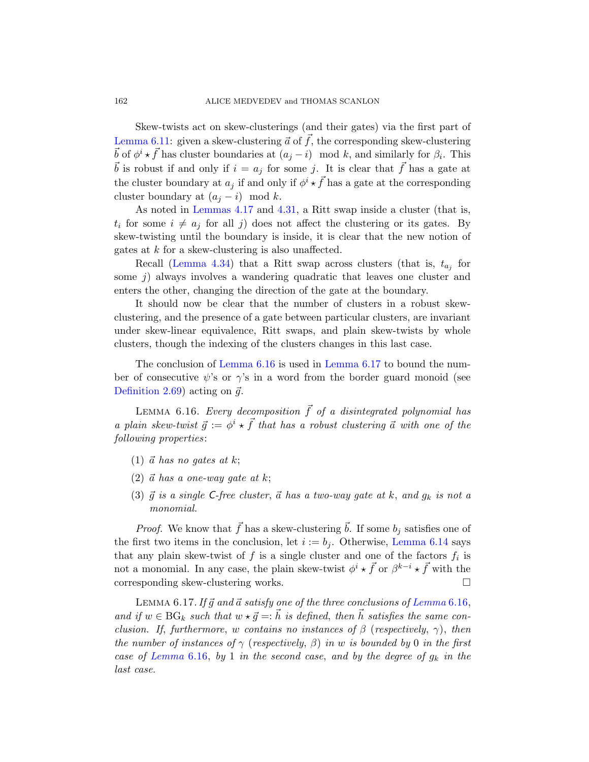Skew-twists act on skew-clusterings (and their gates) via the first part of Lemma 6.11: given a skew-clustering $\vec{a}$ of $\vec{f}$, the corresponding skew-clustering $\vec{b}$ of $\phi^i \star \vec{f}$ has cluster boundaries at $(a_j - i) \mod k$, and similarly for $\beta_i$. This $\vec{b}$ is robust if and only if $i = a_j$ for some $j$. It is clear that $\vec{f}$ has a gate at the cluster boundary at $a_j$ if and only if $\phi^i \star \vec{f}$ has a gate at the corresponding cluster boundary at $(a_j - i) \mod k$.

As noted in Lemmas 4.17 and 4.31, a Ritt swap inside a cluster (that is, $t_i$ for some $i \neq a_j$ for all $j$) does not affect the clustering or its gates. By skew-twisting until the boundary is inside, it is clear that the new notion of gates at $k$ for a skew-clustering is also unaffected.

Recall (Lemma 4.34) that a Ritt swap across clusters (that is, $t_{a_j}$ for some $j$) always involves a wandering quadratic that leaves one cluster and enters the other, changing the direction of the gate at the boundary.

It should now be clear that the number of clusters in a robust skew-clustering, and the presence of a gate between particular clusters, are invariant under skew-linear equivalence, Ritt swaps, and plain skew-twists by whole clusters, though the indexing of the clusters changes in this last case.

The conclusion of Lemma 6.16 is used in Lemma 6.17 to bound the number of consecutive $\psi$'s or $\gamma$'s in a word from the border guard monoid (see Definition 2.69) acting on $\vec{g}$.

LEMMA 6.16. *Every decomposition $\vec{f}$ of a disintegrated polynomial has a plain skew-twist $\vec{g} := \phi^i \star \vec{f}$ that has a robust clustering $\vec{a}$ with one of the following properties*:

1. *$\vec{a}$ has no gates at $k$;*
2. *$\vec{a}$ has a one-way gate at $k$;*
3. *$\vec{g}$ is a single $\mathsf{C}$-free cluster, $\vec{a}$ has a two-way gate at $k$, and $g_k$ is not a monomial.*

*Proof.* We know that $\vec{f}$ has a skew-clustering $\vec{b}$. If some $b_j$ satisfies one of the first two items in the conclusion, let $i := b_j$. Otherwise, Lemma 6.14 says that any plain skew-twist of $f$ is a single cluster and one of the factors $f_i$ is not a monomial. In any case, the plain skew-twist $\phi^i \star \vec{f}$ or $\beta^{k-i} \star \vec{f}$ with the corresponding skew-clustering works. $\square$

LEMMA 6.17. *If $\vec{g}$ and $\vec{a}$ satisfy one of the three conclusions of Lemma 6.16, and if $w \in \mathrm{BG}_k$ such that $w \star \vec{g} =: \vec{h}$ is defined, then $\vec{h}$ satisfies the same conclusion. If, furthermore, $w$ contains no instances of $\beta$ (respectively, $\gamma$), then the number of instances of $\gamma$ (respectively, $\beta$) in $w$ is bounded by $0$ in the first case of Lemma 6.16, by $1$ in the second case, and by the degree of $g_k$ in the last case.*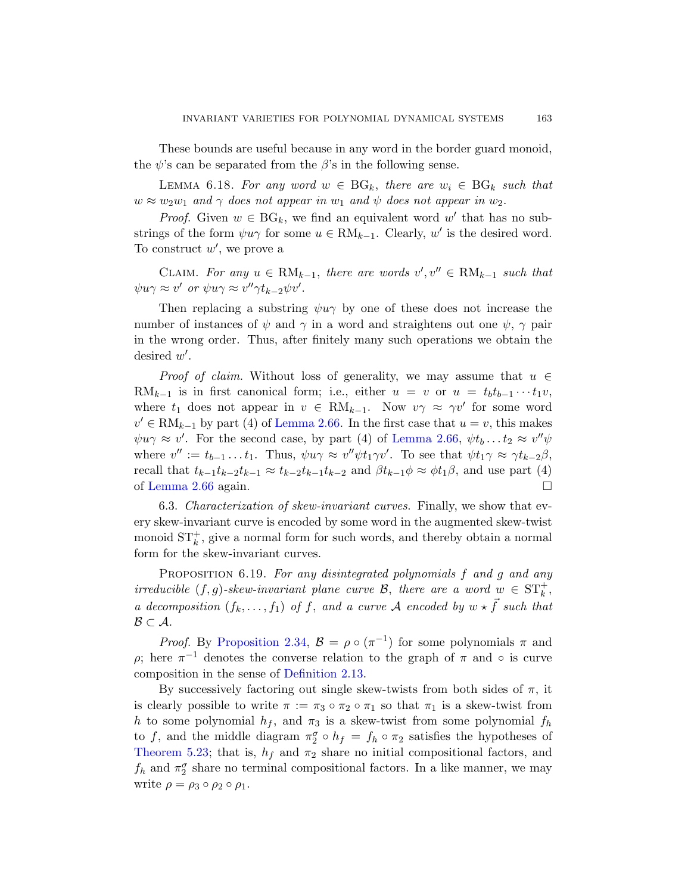These bounds are useful because in any word in the border guard monoid, the $\psi$'s can be separated from the $\beta$'s in the following sense.

LEMMA 6.18. *For any word $w \in \mathrm{BG}_k$, there are $w_i \in \mathrm{BG}_k$ such that $w \approx w_2 w_1$ and $\gamma$ does not appear in $w_1$ and $\psi$ does not appear in $w_2$.*

*Proof.* Given $w \in \mathrm{BG}_k$, we find an equivalent word $w'$ that has no substrings of the form $\psi u \gamma$ for some $u \in \mathrm{RM}_{k-1}$. Clearly, $w'$ is the desired word. To construct $w'$, we prove a

CLAIM. *For any $u \in \mathrm{RM}_{k-1}$, there are words $v', v'' \in \mathrm{RM}_{k-1}$ such that $\psi u \gamma \approx v'$ or $\psi u \gamma \approx v'' \gamma t_{k-2} \psi v'$.*

Then replacing a substring $\psi u \gamma$ by one of these does not increase the number of instances of $\psi$ and $\gamma$ in a word and straightens out one $\psi$, $\gamma$ pair in the wrong order. Thus, after finitely many such operations we obtain the desired $w'$.

*Proof of claim.* Without loss of generality, we may assume that $u \in \mathrm{RM}_{k-1}$ is in first canonical form; i.e., either $u = v$ or $u = t_b t_{b-1} \cdots t_1 v$, where $t_1$ does not appear in $v \in \mathrm{RM}_{k-1}$. Now $v\gamma \approx \gamma v'$ for some word $v' \in \mathrm{RM}_{k-1}$ by part (4) of Lemma 2.66. In the first case that $u = v$, this makes $\psi u \gamma \approx v'$. For the second case, by part (4) of Lemma 2.66, $\psi t_b \ldots t_2 \approx v'' \psi$ where $v'' := t_{b-1} \ldots t_1$. Thus, $\psi u \gamma \approx v'' \psi t_1 \gamma v'$. To see that $\psi t_1 \gamma \approx \gamma t_{k-2} \beta$, recall that $t_{k-1} t_{k-2} t_{k-1} \approx t_{k-2} t_{k-1} t_{k-2}$ and $\beta t_{k-1} \phi \approx \phi t_1 \beta$, and use part (4) of Lemma 2.66 again. □

6.3. *Characterization of skew-invariant curves.* Finally, we show that every skew-invariant curve is encoded by some word in the augmented skew-twist monoid $\mathrm{ST}_k^+$, give a normal form for such words, and thereby obtain a normal form for the skew-invariant curves.

PROPOSITION 6.19. *For any disintegrated polynomials $f$ and $g$ and any irreducible $(f, g)$-skew-invariant plane curve $\mathcal{B}$, there are a word $w \in \mathrm{ST}_k^+$, a decomposition $(f_k, \ldots, f_1)$ of $f$, and a curve $\mathcal{A}$ encoded by $w \star \vec{f}$ such that $\mathcal{B} \subset \mathcal{A}$.*

*Proof.* By Proposition 2.34, $\mathcal{B} = \rho \circ (\pi^{-1})$ for some polynomials $\pi$ and $\rho$; here $\pi^{-1}$ denotes the converse relation to the graph of $\pi$ and $\circ$ is curve composition in the sense of Definition 2.13.

By successively factoring out single skew-twists from both sides of $\pi$, it is clearly possible to write $\pi := \pi_3 \circ \pi_2 \circ \pi_1$ so that $\pi_1$ is a skew-twist from $h$ to some polynomial $h_f$, and $\pi_3$ is a skew-twist from some polynomial $f_h$ to $f$, and the middle diagram $\pi_2^\sigma \circ h_f = f_h \circ \pi_2$ satisfies the hypotheses of Theorem 5.23; that is, $h_f$ and $\pi_2$ share no initial compositional factors, and $f_h$ and $\pi_2^\sigma$ share no terminal compositional factors. In a like manner, we may write $\rho = \rho_3 \circ \rho_2 \circ \rho_1$.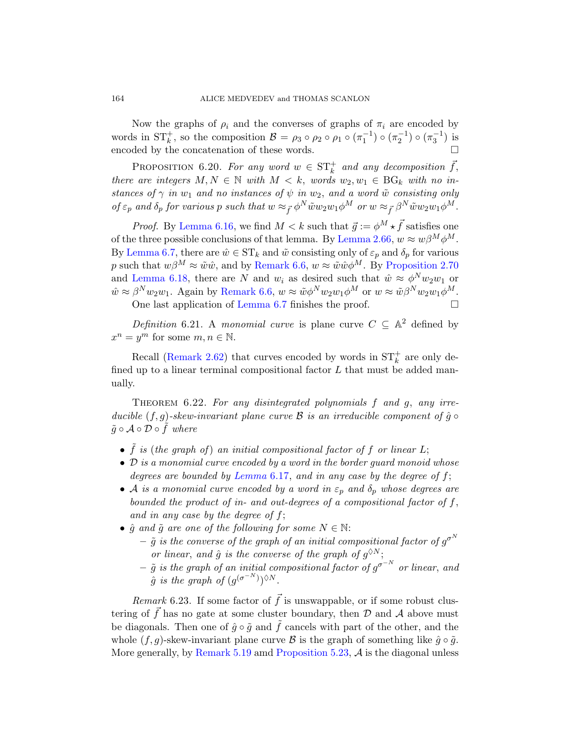Now the graphs of $\rho_i$ and the converses of graphs of $\pi_i$ are encoded by words in $\mathrm{ST}_k^+$, so the composition $\mathcal{B} = \rho_3 \circ \rho_2 \circ \rho_1 \circ (\pi_1^{-1}) \circ (\pi_2^{-1}) \circ (\pi_3^{-1})$ is encoded by the concatenation of these words. $\square$

Proposition 6.20. *For any word $w \in \mathrm{ST}_k^+$ and any decomposition $\vec{f}$, there are integers $M, N \in \mathbb{N}$ with $M < k$, words $w_2, w_1 \in \mathrm{BG}_k$ with no instances of $\gamma$ in $w_1$ and no instances of $\psi$ in $w_2$, and a word $\tilde{w}$ consisting only of $\varepsilon_p$ and $\delta_p$ for various $p$ such that $w \approx_{\vec{f}} \phi^N \tilde{w} w_2 w_1 \phi^M$ or $w \approx_{\vec{f}} \beta^N \tilde{w} w_2 w_1 \phi^M$.*

*Proof.* By Lemma 6.16, we find $M < k$ such that $\vec{g} := \phi^M \star \vec{f}$ satisfies one of the three possible conclusions of that lemma. By Lemma 2.66, $w \approx w\beta^M \phi^M$. By Lemma 6.7, there are $\hat{w} \in \mathrm{ST}_k$ and $\tilde{w}$ consisting only of $\varepsilon_p$ and $\delta_p$ for various $p$ such that $w\beta^M \approx \tilde{w}\hat{w}$, and by Remark 6.6, $w \approx \tilde{w}\hat{w}\phi^M$. By Proposition 2.70 and Lemma 6.18, there are $N$ and $w_i$ as desired such that $\hat{w} \approx \phi^N w_2 w_1$ or $\hat{w} \approx \beta^N w_2 w_1$. Again by Remark 6.6, $w \approx \tilde{w}\phi^N w_2 w_1 \phi^M$ or $w \approx \tilde{w}\beta^N w_2 w_1 \phi^M$.

One last application of Lemma 6.7 finishes the proof. $\square$

*Definition* 6.21. A *monomial curve* is plane curve $C \subseteq \mathbb{A}^2$ defined by $x^n = y^m$ for some $m, n \in \mathbb{N}$.

Recall (Remark 2.62) that curves encoded by words in $\mathrm{ST}_k^+$ are only defined up to a linear terminal compositional factor $L$ that must be added manually.

Theorem 6.22. *For any disintegrated polynomials $f$ and $g$, any irreducible $(f, g)$-skew-invariant plane curve $\mathcal{B}$ is an irreducible component of $\hat{g} \circ \tilde{g} \circ \mathcal{A} \circ \mathcal{D} \circ \tilde{f}$ where*

- *$\tilde{f}$ is (the graph of) an initial compositional factor of $f$ or linear $L$;*
- *$\mathcal{D}$ is a monomial curve encoded by a word in the border guard monoid whose degrees are bounded by Lemma 6.17, and in any case by the degree of $f$;*
- *$\mathcal{A}$ is a monomial curve encoded by a word in $\varepsilon_p$ and $\delta_p$ whose degrees are bounded the product of in- and out-degrees of a compositional factor of $f$, and in any case by the degree of $f$;*
- *$\hat{g}$ and $\tilde{g}$ are one of the following for some $N \in \mathbb{N}$:*
  - *$\tilde{g}$ is the converse of the graph of an initial compositional factor of $g^{\sigma^N}$ or linear, and $\hat{g}$ is the converse of the graph of $g^{\lozenge N}$;*
  - *$\tilde{g}$ is the graph of an initial compositional factor of $g^{\sigma^{-N}}$ or linear, and $\hat{g}$ is the graph of $(g^{(\sigma^{-N})})^{\lozenge N}$.*

*Remark* 6.23. If some factor of $\vec{f}$ is unswappable, or if some robust clustering of $\vec{f}$ has no gate at some cluster boundary, then $\mathcal{D}$ and $\mathcal{A}$ above must be diagonals. Then one of $\hat{g} \circ \tilde{g}$ and $\tilde{f}$ cancels with part of the other, and the whole $(f, g)$-skew-invariant plane curve $\mathcal{B}$ is the graph of something like $\hat{g} \circ \tilde{g}$. More generally, by Remark 5.19 amd Proposition 5.23, $\mathcal{A}$ is the diagonal unless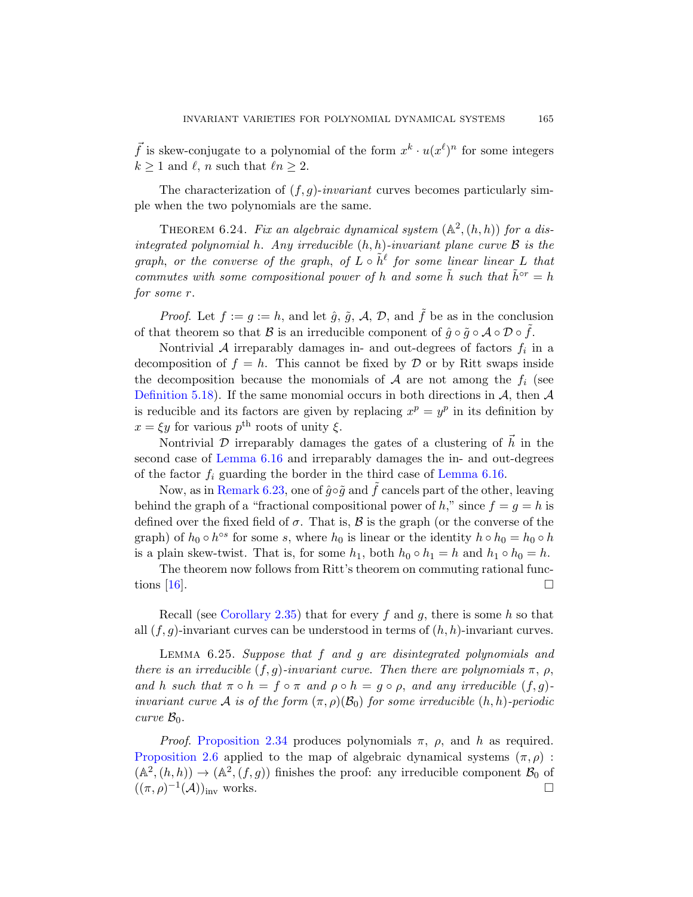$\vec{f}$ is skew-conjugate to a polynomial of the form $x^k \cdot u(x^\ell)^n$ for some integers $k \geq 1$ and $\ell$, $n$ such that $\ell n \geq 2$.

The characterization of $(f,g)$-*invariant* curves becomes particularly simple when the two polynomials are the same.

Theorem 6.24. *Fix an algebraic dynamical system $(\mathbb{A}^2, (h,h))$ for a disintegrated polynomial $h$. Any irreducible $(h,h)$-invariant plane curve $\mathcal{B}$ is the graph, or the converse of the graph, of $L \circ \tilde{h}^\ell$ for some linear linear $L$ that commutes with some compositional power of $h$ and some $\tilde{h}$ such that $\tilde{h}^{\circ r} = h$ for some $r$.*

*Proof.* Let $f := g := h$, and let $\hat{g}$, $\tilde{g}$, $\mathcal{A}$, $\mathcal{D}$, and $\tilde{f}$ be as in the conclusion of that theorem so that $\mathcal{B}$ is an irreducible component of $\hat{g} \circ \tilde{g} \circ \mathcal{A} \circ \mathcal{D} \circ \tilde{f}$.

Nontrivial $\mathcal{A}$ irreparably damages in- and out-degrees of factors $f_i$ in a decomposition of $f = h$. This cannot be fixed by $\mathcal{D}$ or by Ritt swaps inside the decomposition because the monomials of $\mathcal{A}$ are not among the $f_i$ (see Definition 5.18). If the same monomial occurs in both directions in $\mathcal{A}$, then $\mathcal{A}$ is reducible and its factors are given by replacing $x^p = y^p$ in its definition by $x = \xi y$ for various $p^{\text{th}}$ roots of unity $\xi$.

Nontrivial $\mathcal{D}$ irreparably damages the gates of a clustering of $\vec{h}$ in the second case of Lemma 6.16 and irreparably damages the in- and out-degrees of the factor $f_i$ guarding the border in the third case of Lemma 6.16.

Now, as in Remark 6.23, one of $\hat{g} \circ \tilde{g}$ and $\tilde{f}$ cancels part of the other, leaving behind the graph of a "fractional compositional power of $h$," since $f = g = h$ is defined over the fixed field of $\sigma$. That is, $\mathcal{B}$ is the graph (or the converse of the graph) of $h_0 \circ h^{\circ s}$ for some $s$, where $h_0$ is linear or the identity $h \circ h_0 = h_0 \circ h$ is a plain skew-twist. That is, for some $h_1$, both $h_0 \circ h_1 = h$ and $h_1 \circ h_0 = h$.

The theorem now follows from Ritt's theorem on commuting rational functions [16]. $\square$

Recall (see Corollary 2.35) that for every $f$ and $g$, there is some $h$ so that all $(f,g)$-invariant curves can be understood in terms of $(h,h)$-invariant curves.

Lemma 6.25. *Suppose that $f$ and $g$ are disintegrated polynomials and there is an irreducible $(f,g)$-invariant curve. Then there are polynomials $\pi$, $\rho$, and $h$ such that $\pi \circ h = f \circ \pi$ and $\rho \circ h = g \circ \rho$, and any irreducible $(f,g)$-invariant curve $\mathcal{A}$ is of the form $(\pi, \rho)(\mathcal{B}_0)$ for some irreducible $(h,h)$-periodic curve $\mathcal{B}_0$.*

*Proof.* Proposition 2.34 produces polynomials $\pi$, $\rho$, and $h$ as required. Proposition 2.6 applied to the map of algebraic dynamical systems $(\pi, \rho) : (\mathbb{A}^2, (h,h)) \to (\mathbb{A}^2, (f,g))$ finishes the proof: any irreducible component $\mathcal{B}_0$ of $((\pi,\rho)^{-1}(\mathcal{A}))_{\text{inv}}$ works. $\square$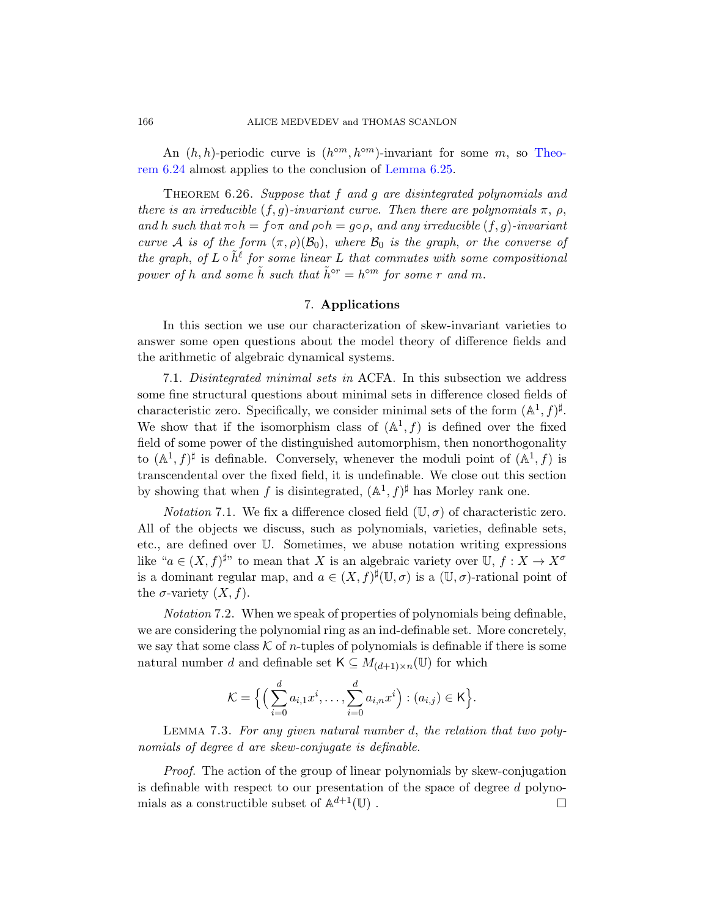An $(h, h)$-periodic curve is $(h^{\circ m}, h^{\circ m})$-invariant for some $m$, so Theorem 6.24 almost applies to the conclusion of Lemma 6.25.

THEOREM 6.26. *Suppose that $f$ and $g$ are disintegrated polynomials and there is an irreducible $(f, g)$-invariant curve. Then there are polynomials $\pi$, $\rho$, and $h$ such that $\pi \circ h = f \circ \pi$ and $\rho \circ h = g \circ \rho$, and any irreducible $(f, g)$-invariant curve $\mathcal{A}$ is of the form $(\pi, \rho)(\mathcal{B}_0)$, where $\mathcal{B}_0$ is the graph, or the converse of the graph, of $L \circ \tilde{h}^{\ell}$ for some linear $L$ that commutes with some compositional power of $h$ and some $\tilde{h}$ such that $\tilde{h}^{\circ r} = h^{\circ m}$ for some $r$ and $m$.*

## 7. Applications

In this section we use our characterization of skew-invariant varieties to answer some open questions about the model theory of difference fields and the arithmetic of algebraic dynamical systems.

7.1. *Disintegrated minimal sets in* ACFA. In this subsection we address some fine structural questions about minimal sets in difference closed fields of characteristic zero. Specifically, we consider minimal sets of the form $(\mathbb{A}^1, f)^{\sharp}$. We show that if the isomorphism class of $(\mathbb{A}^1, f)$ is defined over the fixed field of some power of the distinguished automorphism, then nonorthogonality to $(\mathbb{A}^1, f)^{\sharp}$ is definable. Conversely, whenever the moduli point of $(\mathbb{A}^1, f)$ is transcendental over the fixed field, it is undefinable. We close out this section by showing that when $f$ is disintegrated, $(\mathbb{A}^1, f)^{\sharp}$ has Morley rank one.

*Notation* 7.1. We fix a difference closed field $(\mathbb{U}, \sigma)$ of characteristic zero. All of the objects we discuss, such as polynomials, varieties, definable sets, etc., are defined over $\mathbb{U}$. Sometimes, we abuse notation writing expressions like "$a \in (X, f)^{\sharp}$" to mean that $X$ is an algebraic variety over $\mathbb{U}$, $f : X \to X^{\sigma}$ is a dominant regular map, and $a \in (X, f)^{\sharp}(\mathbb{U}, \sigma)$ is a $(\mathbb{U}, \sigma)$-rational point of the $\sigma$-variety $(X, f)$.

*Notation* 7.2. When we speak of properties of polynomials being definable, we are considering the polynomial ring as an ind-definable set. More concretely, we say that some class $\mathcal{K}$ of $n$-tuples of polynomials is definable if there is some natural number $d$ and definable set $\mathsf{K} \subseteq M_{(d+1)\times n}(\mathbb{U})$ for which

$$\mathcal{K} = \Big\{ \Big( \sum_{i=0}^{d} a_{i,1} x^i, \ldots, \sum_{i=0}^{d} a_{i,n} x^i \Big) : (a_{i,j}) \in \mathsf{K} \Big\}.$$

LEMMA 7.3. *For any given natural number $d$, the relation that two polynomials of degree $d$ are skew-conjugate is definable.*

*Proof.* The action of the group of linear polynomials by skew-conjugation is definable with respect to our presentation of the space of degree $d$ polynomials as a constructible subset of $\mathbb{A}^{d+1}(\mathbb{U})$ . ∎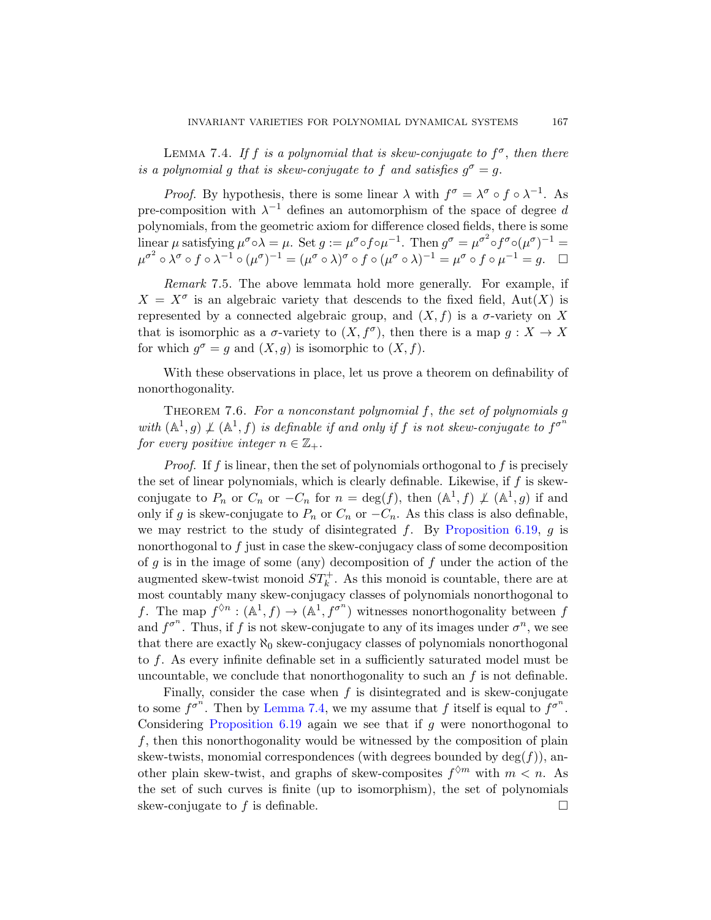**Lemma 7.4.** *If $f$ is a polynomial that is skew-conjugate to $f^\sigma$, then there is a polynomial $g$ that is skew-conjugate to $f$ and satisfies $g^\sigma = g$.*

*Proof.* By hypothesis, there is some linear $\lambda$ with $f^\sigma = \lambda^\sigma \circ f \circ \lambda^{-1}$. As pre-composition with $\lambda^{-1}$ defines an automorphism of the space of degree $d$ polynomials, from the geometric axiom for difference closed fields, there is some linear $\mu$ satisfying $\mu^\sigma \circ \lambda = \mu$. Set $g := \mu^\sigma \circ f \circ \mu^{-1}$. Then $g^\sigma = \mu^{\sigma^2} \circ f^\sigma \circ (\mu^\sigma)^{-1} = \mu^{\sigma^2} \circ \lambda^\sigma \circ f \circ \lambda^{-1} \circ (\mu^\sigma)^{-1} = (\mu^\sigma \circ \lambda)^\sigma \circ f \circ (\mu^\sigma \circ \lambda)^{-1} = \mu^\sigma \circ f \circ \mu^{-1} = g$. $\square$

*Remark* 7.5. The above lemmata hold more generally. For example, if $X = X^\sigma$ is an algebraic variety that descends to the fixed field, $\mathrm{Aut}(X)$ is represented by a connected algebraic group, and $(X, f)$ is a $\sigma$-variety on $X$ that is isomorphic as a $\sigma$-variety to $(X, f^\sigma)$, then there is a map $g : X \to X$ for which $g^\sigma = g$ and $(X, g)$ is isomorphic to $(X, f)$.

With these observations in place, let us prove a theorem on definability of nonorthogonality.

**Theorem 7.6.** *For a nonconstant polynomial $f$, the set of polynomials $g$ with $(\mathbb{A}^1, g) \not\perp (\mathbb{A}^1, f)$ is definable if and only if $f$ is not skew-conjugate to $f^{\sigma^n}$ for every positive integer $n \in \mathbb{Z}_+$.*

*Proof.* If $f$ is linear, then the set of polynomials orthogonal to $f$ is precisely the set of linear polynomials, which is clearly definable. Likewise, if $f$ is skew-conjugate to $P_n$ or $C_n$ or $-C_n$ for $n = \deg(f)$, then $(\mathbb{A}^1, f) \not\perp (\mathbb{A}^1, g)$ if and only if $g$ is skew-conjugate to $P_n$ or $C_n$ or $-C_n$. As this class is also definable, we may restrict to the study of disintegrated $f$. By Proposition 6.19, $g$ is nonorthogonal to $f$ just in case the skew-conjugacy class of some decomposition of $g$ is in the image of some (any) decomposition of $f$ under the action of the augmented skew-twist monoid $ST_k^+$. As this monoid is countable, there are at most countably many skew-conjugacy classes of polynomials nonorthogonal to $f$. The map $f^{\lozenge n} : (\mathbb{A}^1, f) \to (\mathbb{A}^1, f^{\sigma^n})$ witnesses nonorthogonality between $f$ and $f^{\sigma^n}$. Thus, if $f$ is not skew-conjugate to any of its images under $\sigma^n$, we see that there are exactly $\aleph_0$ skew-conjugacy classes of polynomials nonorthogonal to $f$. As every infinite definable set in a sufficiently saturated model must be uncountable, we conclude that nonorthogonality to such an $f$ is not definable.

Finally, consider the case when $f$ is disintegrated and is skew-conjugate to some $f^{\sigma^n}$. Then by Lemma 7.4, we my assume that $f$ itself is equal to $f^{\sigma^n}$. Considering Proposition 6.19 again we see that if $g$ were nonorthogonal to $f$, then this nonorthogonality would be witnessed by the composition of plain skew-twists, monomial correspondences (with degrees bounded by $\deg(f)$), another plain skew-twist, and graphs of skew-composites $f^{\lozenge m}$ with $m < n$. As the set of such curves is finite (up to isomorphism), the set of polynomials skew-conjugate to $f$ is definable. $\square$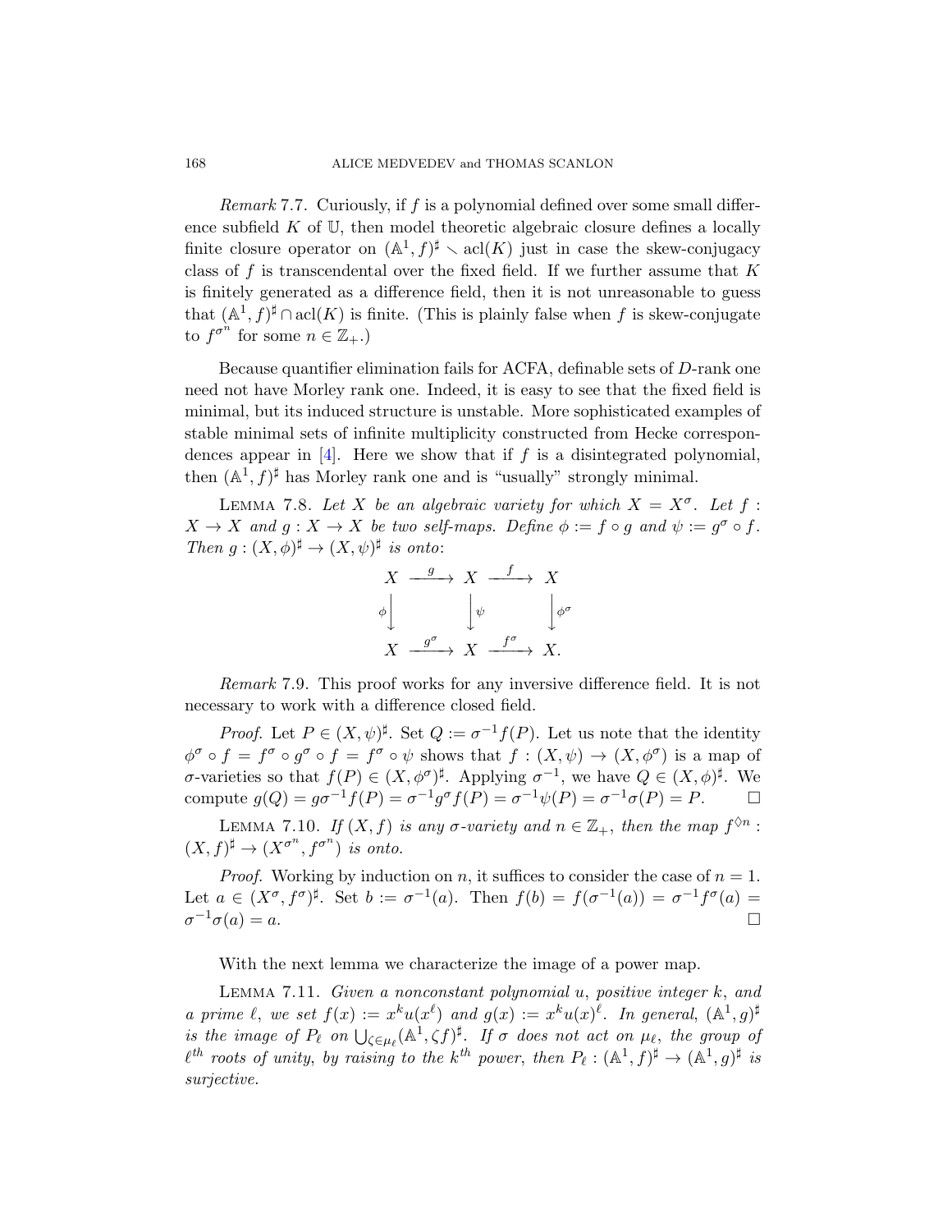*Remark* 7.7. Curiously, if $f$ is a polynomial defined over some small difference subfield $K$ of $\mathbb{U}$, then model theoretic algebraic closure defines a locally finite closure operator on $(\mathbb{A}^1, f)^\sharp \smallsetminus \mathrm{acl}(K)$ just in case the skew-conjugacy class of $f$ is transcendental over the fixed field. If we further assume that $K$ is finitely generated as a difference field, then it is not unreasonable to guess that $(\mathbb{A}^1, f)^\sharp \cap \mathrm{acl}(K)$ is finite. (This is plainly false when $f$ is skew-conjugate to $f^{\sigma^n}$ for some $n \in \mathbb{Z}_+$.)

Because quantifier elimination fails for ACFA, definable sets of $D$-rank one need not have Morley rank one. Indeed, it is easy to see that the fixed field is minimal, but its induced structure is unstable. More sophisticated examples of stable minimal sets of infinite multiplicity constructed from Hecke correspondences appear in [4]. Here we show that if $f$ is a disintegrated polynomial, then $(\mathbb{A}^1, f)^\sharp$ has Morley rank one and is "usually" strongly minimal.

LEMMA 7.8. *Let $X$ be an algebraic variety for which $X = X^\sigma$. Let $f : X \to X$ and $g : X \to X$ be two self-maps. Define $\phi := f \circ g$ and $\psi := g^\sigma \circ f$. Then $g : (X, \phi)^\sharp \to (X, \psi)^\sharp$ is onto*:

$$\begin{array}{ccccc} X & \xrightarrow{g} & X & \xrightarrow{f} & X \\ \phi\downarrow & & \downarrow\psi & & \downarrow\phi^\sigma \\ X & \xrightarrow{g^\sigma} & X & \xrightarrow{f^\sigma} & X. \end{array}$$

*Remark* 7.9. This proof works for any inversive difference field. It is not necessary to work with a difference closed field.

*Proof.* Let $P \in (X, \psi)^\sharp$. Set $Q := \sigma^{-1} f(P)$. Let us note that the identity $\phi^\sigma \circ f = f^\sigma \circ g^\sigma \circ f = f^\sigma \circ \psi$ shows that $f : (X, \psi) \to (X, \phi^\sigma)$ is a map of $\sigma$-varieties so that $f(P) \in (X, \phi^\sigma)^\sharp$. Applying $\sigma^{-1}$, we have $Q \in (X, \phi)^\sharp$. We compute $g(Q) = g\sigma^{-1} f(P) = \sigma^{-1} g^\sigma f(P) = \sigma^{-1}\psi(P) = \sigma^{-1}\sigma(P) = P$. $\square$

LEMMA 7.10. *If $(X, f)$ is any $\sigma$-variety and $n \in \mathbb{Z}_+$, then the map $f^{\lozenge n} : (X, f)^\sharp \to (X^{\sigma^n}, f^{\sigma^n})$ is onto.*

*Proof.* Working by induction on $n$, it suffices to consider the case of $n = 1$. Let $a \in (X^\sigma, f^\sigma)^\sharp$. Set $b := \sigma^{-1}(a)$. Then $f(b) = f(\sigma^{-1}(a)) = \sigma^{-1} f^\sigma(a) = \sigma^{-1}\sigma(a) = a$. $\square$

With the next lemma we characterize the image of a power map.

LEMMA 7.11. *Given a nonconstant polynomial $u$, positive integer $k$, and a prime $\ell$, we set $f(x) := x^k u(x^\ell)$ and $g(x) := x^k u(x)^\ell$. In general, $(\mathbb{A}^1, g)^\sharp$ is the image of $P_\ell$ on $\bigcup_{\zeta \in \mu_\ell} (\mathbb{A}^1, \zeta f)^\sharp$. If $\sigma$ does not act on $\mu_\ell$, the group of $\ell^{th}$ roots of unity, by raising to the $k^{th}$ power, then $P_\ell : (\mathbb{A}^1, f)^\sharp \to (\mathbb{A}^1, g)^\sharp$ is surjective.*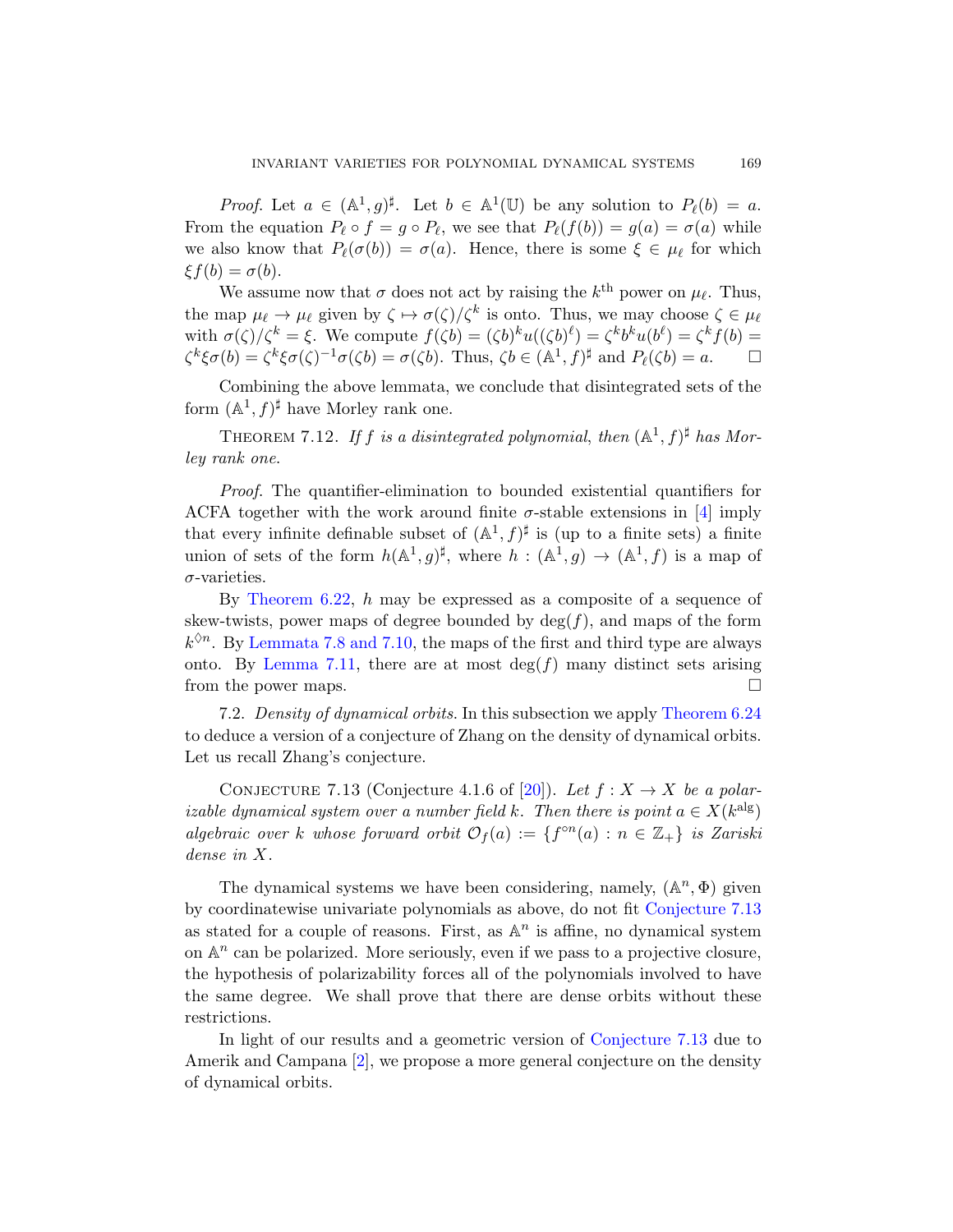*Proof.* Let $a \in (\mathbb{A}^1, g)^\sharp$. Let $b \in \mathbb{A}^1(\mathbb{U})$ be any solution to $P_\ell(b) = a$. From the equation $P_\ell \circ f = g \circ P_\ell$, we see that $P_\ell(f(b)) = g(a) = \sigma(a)$ while we also know that $P_\ell(\sigma(b)) = \sigma(a)$. Hence, there is some $\xi \in \mu_\ell$ for which $\xi f(b) = \sigma(b)$.

We assume now that $\sigma$ does not act by raising the $k^{\text{th}}$ power on $\mu_\ell$. Thus, the map $\mu_\ell \to \mu_\ell$ given by $\zeta \mapsto \sigma(\zeta)/\zeta^k$ is onto. Thus, we may choose $\zeta \in \mu_\ell$ with $\sigma(\zeta)/\zeta^k = \xi$. We compute $f(\zeta b) = (\zeta b)^k u((\zeta b)^\ell) = \zeta^k b^k u(b^\ell) = \zeta^k f(b) = \zeta^k \xi \sigma(b) = \zeta^k \xi \sigma(\zeta)^{-1} \sigma(\zeta b) = \sigma(\zeta b)$. Thus, $\zeta b \in (\mathbb{A}^1, f)^\sharp$ and $P_\ell(\zeta b) = a$. $\square$

Combining the above lemmata, we conclude that disintegrated sets of the form $(\mathbb{A}^1, f)^\sharp$ have Morley rank one.

THEOREM 7.12. *If $f$ is a disintegrated polynomial, then $(\mathbb{A}^1, f)^\sharp$ has Morley rank one.*

*Proof.* The quantifier-elimination to bounded existential quantifiers for ACFA together with the work around finite $\sigma$-stable extensions in [4] imply that every infinite definable subset of $(\mathbb{A}^1, f)^\sharp$ is (up to a finite sets) a finite union of sets of the form $h(\mathbb{A}^1, g)^\sharp$, where $h : (\mathbb{A}^1, g) \to (\mathbb{A}^1, f)$ is a map of $\sigma$-varieties.

By Theorem 6.22, $h$ may be expressed as a composite of a sequence of skew-twists, power maps of degree bounded by $\deg(f)$, and maps of the form $k^{\Diamond n}$. By Lemmata 7.8 and 7.10, the maps of the first and third type are always onto. By Lemma 7.11, there are at most $\deg(f)$ many distinct sets arising from the power maps. $\square$

7.2. *Density of dynamical orbits.* In this subsection we apply Theorem 6.24 to deduce a version of a conjecture of Zhang on the density of dynamical orbits. Let us recall Zhang's conjecture.

CONJECTURE 7.13 (Conjecture 4.1.6 of [20]). *Let $f : X \to X$ be a polarizable dynamical system over a number field $k$. Then there is point $a \in X(k^{\text{alg}})$ algebraic over $k$ whose forward orbit $\mathcal{O}_f(a) := \{f^{\circ n}(a) : n \in \mathbb{Z}_+\}$ is Zariski dense in $X$.*

The dynamical systems we have been considering, namely, $(\mathbb{A}^n, \Phi)$ given by coordinatewise univariate polynomials as above, do not fit Conjecture 7.13 as stated for a couple of reasons. First, as $\mathbb{A}^n$ is affine, no dynamical system on $\mathbb{A}^n$ can be polarized. More seriously, even if we pass to a projective closure, the hypothesis of polarizability forces all of the polynomials involved to have the same degree. We shall prove that there are dense orbits without these restrictions.

In light of our results and a geometric version of Conjecture 7.13 due to Amerik and Campana [2], we propose a more general conjecture on the density of dynamical orbits.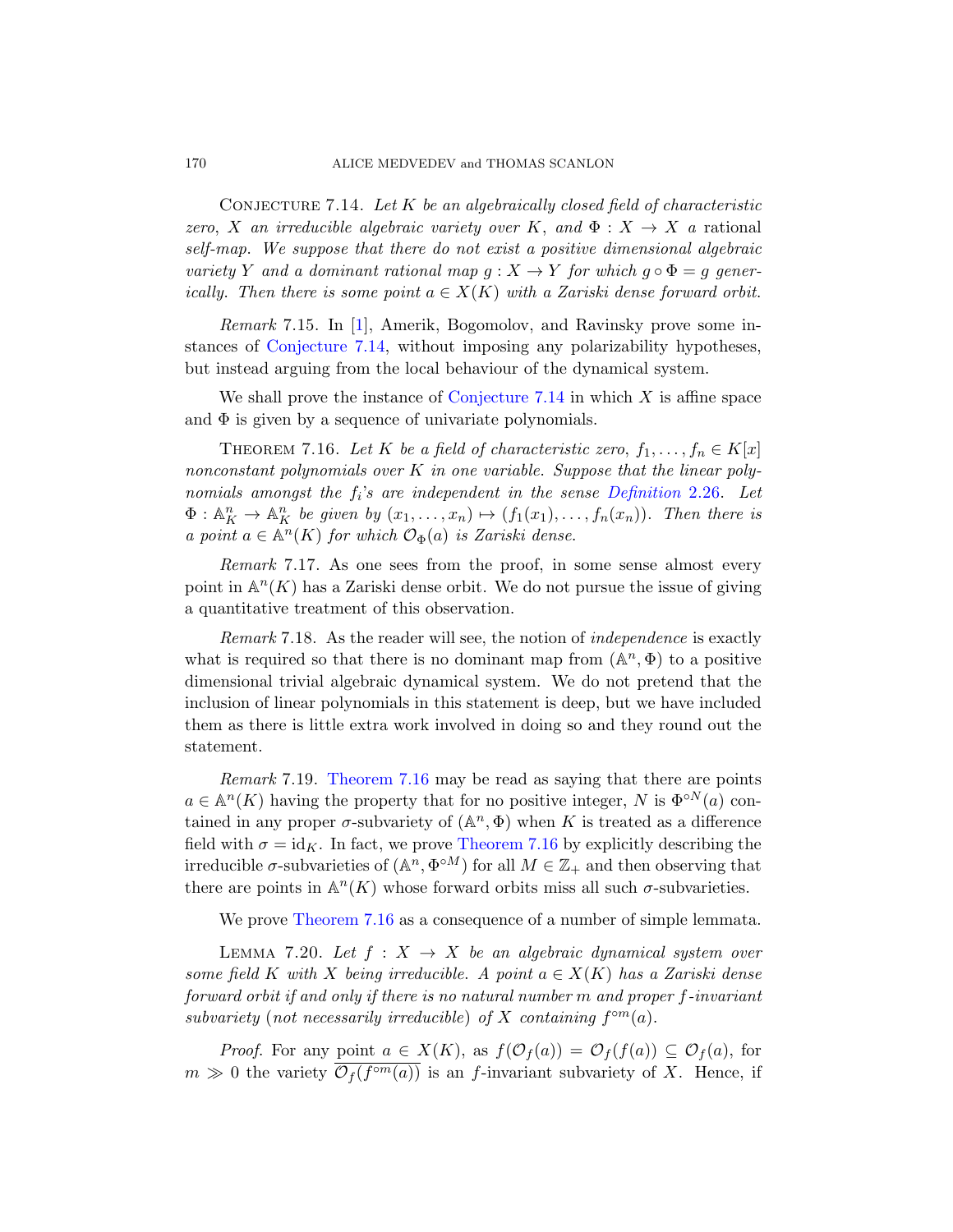Conjecture 7.14. *Let $K$ be an algebraically closed field of characteristic zero, $X$ an irreducible algebraic variety over $K$, and $\Phi : X \to X$ a* rational *self-map. We suppose that there do not exist a positive dimensional algebraic variety $Y$ and a dominant rational map $g : X \to Y$ for which $g \circ \Phi = g$ generically. Then there is some point $a \in X(K)$ with a Zariski dense forward orbit.*

*Remark* 7.15. In [1], Amerik, Bogomolov, and Ravinsky prove some instances of Conjecture 7.14, without imposing any polarizability hypotheses, but instead arguing from the local behaviour of the dynamical system.

We shall prove the instance of Conjecture 7.14 in which $X$ is affine space and $\Phi$ is given by a sequence of univariate polynomials.

Theorem 7.16. *Let $K$ be a field of characteristic zero, $f_1, \ldots, f_n \in K[x]$ nonconstant polynomials over $K$ in one variable. Suppose that the linear polynomials amongst the $f_i$'s are independent in the sense Definition 2.26. Let $\Phi : \mathbb{A}^n_K \to \mathbb{A}^n_K$ be given by $(x_1, \ldots, x_n) \mapsto (f_1(x_1), \ldots, f_n(x_n))$. Then there is a point $a \in \mathbb{A}^n(K)$ for which $\mathcal{O}_\Phi(a)$ is Zariski dense.*

*Remark* 7.17. As one sees from the proof, in some sense almost every point in $\mathbb{A}^n(K)$ has a Zariski dense orbit. We do not pursue the issue of giving a quantitative treatment of this observation.

*Remark* 7.18. As the reader will see, the notion of *independence* is exactly what is required so that there is no dominant map from $(\mathbb{A}^n, \Phi)$ to a positive dimensional trivial algebraic dynamical system. We do not pretend that the inclusion of linear polynomials in this statement is deep, but we have included them as there is little extra work involved in doing so and they round out the statement.

*Remark* 7.19. Theorem 7.16 may be read as saying that there are points $a \in \mathbb{A}^n(K)$ having the property that for no positive integer, $N$ is $\Phi^{\circ N}(a)$ contained in any proper $\sigma$-subvariety of $(\mathbb{A}^n, \Phi)$ when $K$ is treated as a difference field with $\sigma = \mathrm{id}_K$. In fact, we prove Theorem 7.16 by explicitly describing the irreducible $\sigma$-subvarieties of $(\mathbb{A}^n, \Phi^{\circ M})$ for all $M \in \mathbb{Z}_+$ and then observing that there are points in $\mathbb{A}^n(K)$ whose forward orbits miss all such $\sigma$-subvarieties.

We prove Theorem 7.16 as a consequence of a number of simple lemmata.

Lemma 7.20. *Let $f : X \to X$ be an algebraic dynamical system over some field $K$ with $X$ being irreducible. A point $a \in X(K)$ has a Zariski dense forward orbit if and only if there is no natural number $m$ and proper $f$-invariant subvariety (not necessarily irreducible) of $X$ containing $f^{\circ m}(a)$.*

*Proof.* For any point $a \in X(K)$, as $f(\mathcal{O}_f(a)) = \mathcal{O}_f(f(a)) \subseteq \mathcal{O}_f(a)$, for $m \gg 0$ the variety $\overline{\mathcal{O}_f(f^{\circ m}(a))}$ is an $f$-invariant subvariety of $X$. Hence, if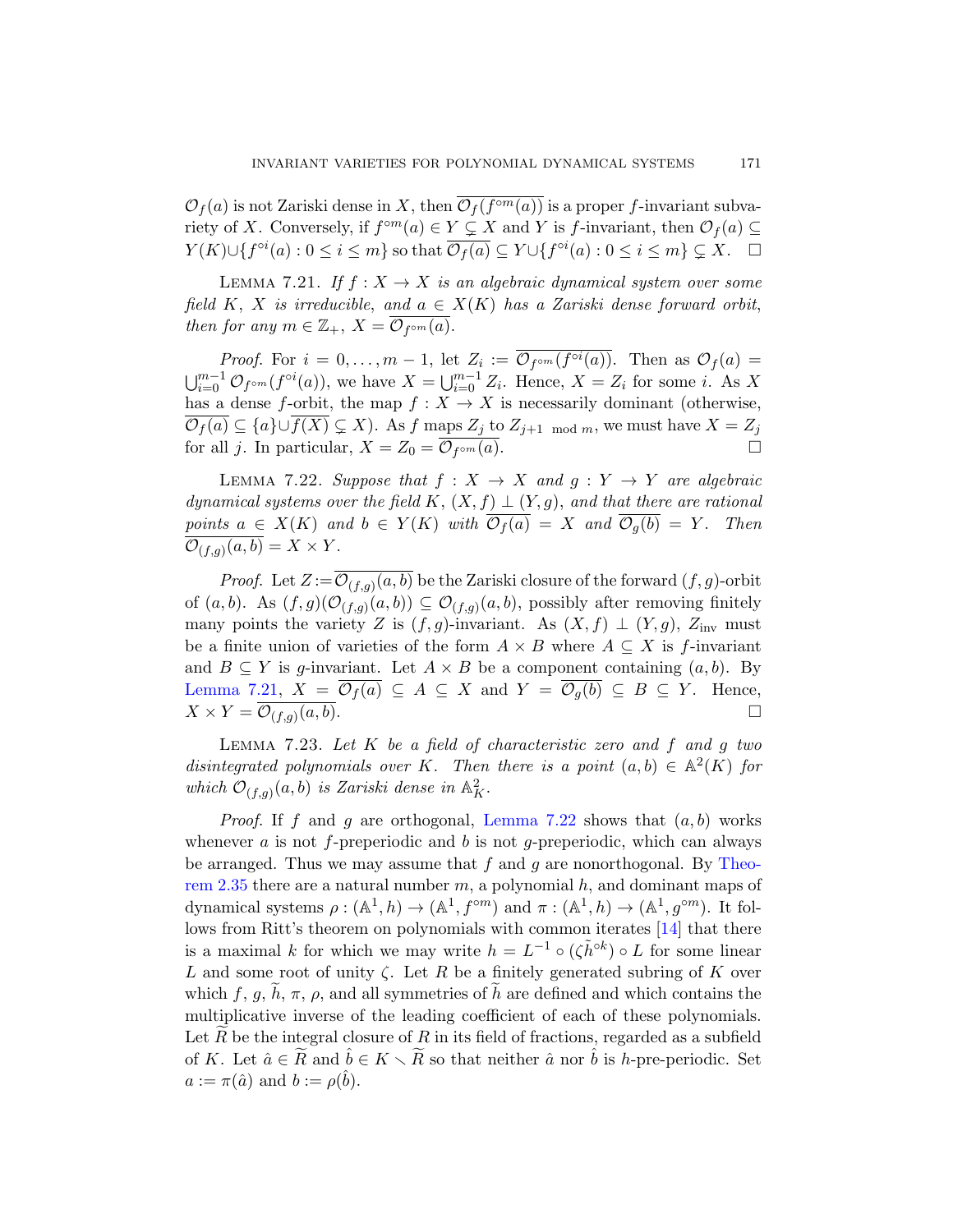$\mathcal{O}_f(a)$ is not Zariski dense in $X$, then $\overline{\mathcal{O}_f(f^{\circ m}(a))}$ is a proper $f$-invariant subvariety of $X$. Conversely, if $f^{\circ m}(a) \in Y \subsetneq X$ and $Y$ is $f$-invariant, then $\mathcal{O}_f(a) \subseteq Y(K) \cup \{f^{\circ i}(a) : 0 \leq i \leq m\}$ so that $\overline{\mathcal{O}_f(a)} \subseteq Y \cup \{f^{\circ i}(a) : 0 \leq i \leq m\} \subsetneq X$. $\square$

Lemma 7.21. *If $f : X \to X$ is an algebraic dynamical system over some field $K$, $X$ is irreducible, and $a \in X(K)$ has a Zariski dense forward orbit, then for any $m \in \mathbb{Z}_+$, $X = \overline{\mathcal{O}_{f^{\circ m}}(a)}$.*

*Proof.* For $i = 0, \ldots, m-1$, let $Z_i := \overline{\mathcal{O}_{f^{\circ m}}(f^{\circ i}(a))}$. Then as $\mathcal{O}_f(a) = \bigcup_{i=0}^{m-1} \mathcal{O}_{f^{\circ m}}(f^{\circ i}(a))$, we have $X = \bigcup_{i=0}^{m-1} Z_i$. Hence, $X = Z_i$ for some $i$. As $X$ has a dense $f$-orbit, the map $f : X \to X$ is necessarily dominant (otherwise, $\overline{\mathcal{O}_f(a)} \subseteq \{a\} \cup \overline{f(X)} \subsetneq X$). As $f$ maps $Z_j$ to $Z_{j+1 \mod m}$, we must have $X = Z_j$ for all $j$. In particular, $X = Z_0 = \overline{\mathcal{O}_{f^{\circ m}}(a)}$. $\square$

Lemma 7.22. *Suppose that $f : X \to X$ and $g : Y \to Y$ are algebraic dynamical systems over the field $K$, $(X, f) \perp (Y, g)$, and that there are rational points $a \in X(K)$ and $b \in Y(K)$ with $\overline{\mathcal{O}_f(a)} = X$ and $\overline{\mathcal{O}_g(b)} = Y$. Then $\overline{\mathcal{O}_{(f,g)}(a, b)} = X \times Y$.*

*Proof.* Let $Z := \overline{\mathcal{O}_{(f,g)}(a, b)}$ be the Zariski closure of the forward $(f, g)$-orbit of $(a, b)$. As $(f, g)(\mathcal{O}_{(f,g)}(a, b)) \subseteq \mathcal{O}_{(f,g)}(a, b)$, possibly after removing finitely many points the variety $Z$ is $(f, g)$-invariant. As $(X, f) \perp (Y, g)$, $Z_{\text{inv}}$ must be a finite union of varieties of the form $A \times B$ where $A \subseteq X$ is $f$-invariant and $B \subseteq Y$ is $g$-invariant. Let $A \times B$ be a component containing $(a, b)$. By Lemma 7.21, $X = \overline{\mathcal{O}_f(a)} \subseteq A \subseteq X$ and $Y = \overline{\mathcal{O}_g(b)} \subseteq B \subseteq Y$. Hence, $X \times Y = \overline{\mathcal{O}_{(f,g)}(a, b)}$. $\square$

Lemma 7.23. *Let $K$ be a field of characteristic zero and $f$ and $g$ two disintegrated polynomials over $K$. Then there is a point $(a, b) \in \mathbb{A}^2(K)$ for which $\mathcal{O}_{(f,g)}(a, b)$ is Zariski dense in $\mathbb{A}^2_K$.*

*Proof.* If $f$ and $g$ are orthogonal, Lemma 7.22 shows that $(a, b)$ works whenever $a$ is not $f$-preperiodic and $b$ is not $g$-preperiodic, which can always be arranged. Thus we may assume that $f$ and $g$ are nonorthogonal. By Theorem 2.35 there are a natural number $m$, a polynomial $h$, and dominant maps of dynamical systems $\rho : (\mathbb{A}^1, h) \to (\mathbb{A}^1, f^{\circ m})$ and $\pi : (\mathbb{A}^1, h) \to (\mathbb{A}^1, g^{\circ m})$. It follows from Ritt's theorem on polynomials with common iterates [14] that there is a maximal $k$ for which we may write $h = L^{-1} \circ (\zeta \tilde{h}^{\circ k}) \circ L$ for some linear $L$ and some root of unity $\zeta$. Let $R$ be a finitely generated subring of $K$ over which $f$, $g$, $\widetilde{h}$, $\pi$, $\rho$, and all symmetries of $\widetilde{h}$ are defined and which contains the multiplicative inverse of the leading coefficient of each of these polynomials. Let $\widetilde{R}$ be the integral closure of $R$ in its field of fractions, regarded as a subfield of $K$. Let $\hat{a} \in \widetilde{R}$ and $\hat{b} \in K \smallsetminus \widetilde{R}$ so that neither $\hat{a}$ nor $\hat{b}$ is $h$-pre-periodic. Set $a := \pi(\hat{a})$ and $b := \rho(\hat{b})$.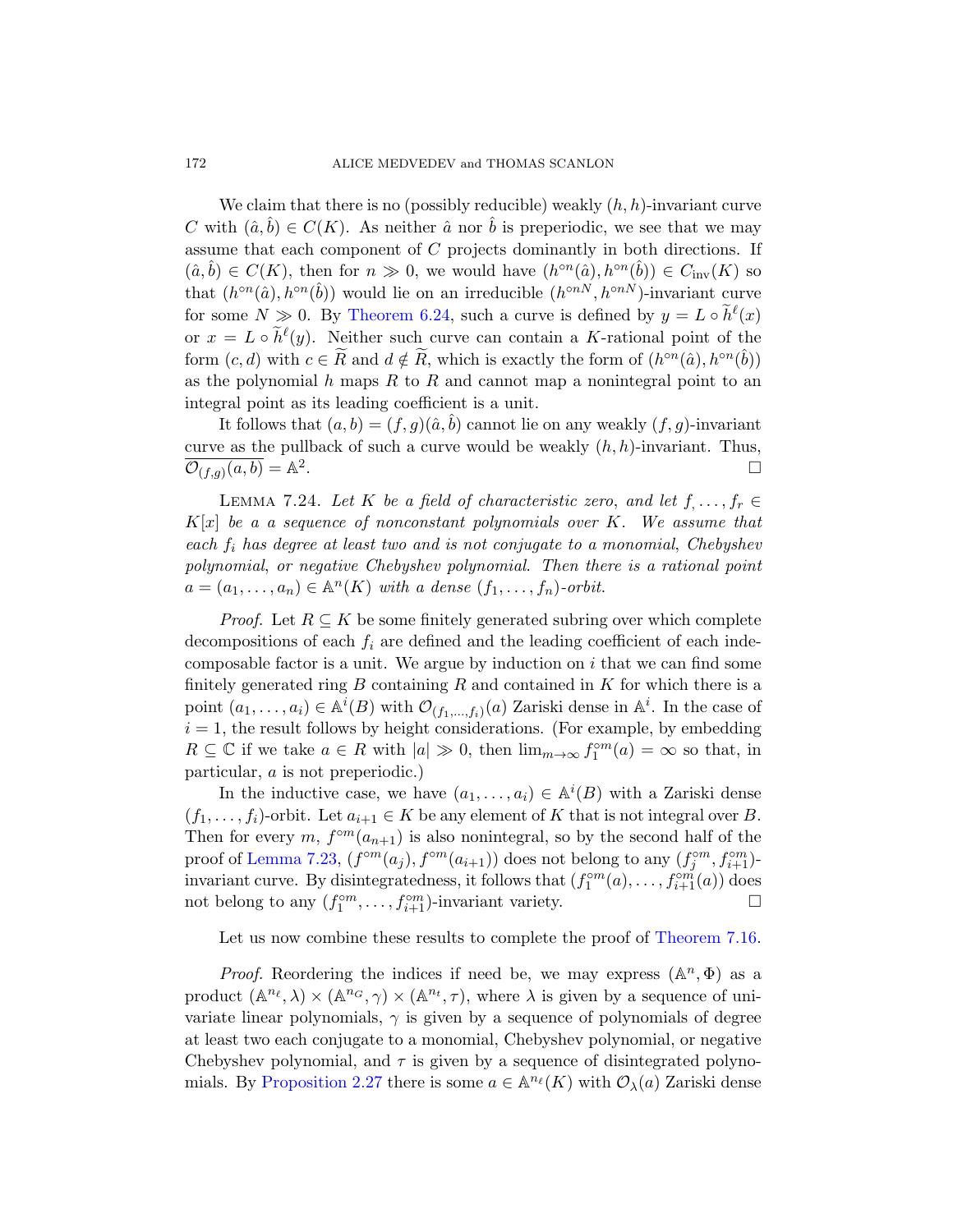We claim that there is no (possibly reducible) weakly $(h, h)$-invariant curve $C$ with $(\hat{a}, \hat{b}) \in C(K)$. As neither $\hat{a}$ nor $\hat{b}$ is preperiodic, we see that we may assume that each component of $C$ projects dominantly in both directions. If $(\hat{a}, \hat{b}) \in C(K)$, then for $n \gg 0$, we would have $(h^{\circ n}(\hat{a}), h^{\circ n}(\hat{b})) \in C_{\text{inv}}(K)$ so that $(h^{\circ n}(\hat{a}), h^{\circ n}(\hat{b}))$ would lie on an irreducible $(h^{\circ nN}, h^{\circ nN})$-invariant curve for some $N \gg 0$. By Theorem 6.24, such a curve is defined by $y = L \circ \widetilde{h}^{\ell}(x)$ or $x = L \circ \widetilde{h}^{\ell}(y)$. Neither such curve can contain a $K$-rational point of the form $(c, d)$ with $c \in \widetilde{R}$ and $d \notin \widetilde{R}$, which is exactly the form of $(h^{\circ n}(\hat{a}), h^{\circ n}(\hat{b}))$ as the polynomial $h$ maps $R$ to $R$ and cannot map a nonintegral point to an integral point as its leading coefficient is a unit.

It follows that $(a, b) = (f, g)(\hat{a}, \hat{b})$ cannot lie on any weakly $(f, g)$-invariant curve as the pullback of such a curve would be weakly $(h, h)$-invariant. Thus, $\overline{\mathcal{O}_{(f,g)}(a, b)} = \mathbb{A}^2$. $\square$

LEMMA 7.24. *Let $K$ be a field of characteristic zero, and let $f_, \ldots, f_r \in K[x]$ be a a sequence of nonconstant polynomials over $K$. We assume that each $f_i$ has degree at least two and is not conjugate to a monomial, Chebyshev polynomial, or negative Chebyshev polynomial. Then there is a rational point $a = (a_1, \ldots, a_n) \in \mathbb{A}^n(K)$ with a dense $(f_1, \ldots, f_n)$-orbit.*

*Proof.* Let $R \subseteq K$ be some finitely generated subring over which complete decompositions of each $f_i$ are defined and the leading coefficient of each indecomposable factor is a unit. We argue by induction on $i$ that we can find some finitely generated ring $B$ containing $R$ and contained in $K$ for which there is a point $(a_1, \ldots, a_i) \in \mathbb{A}^i(B)$ with $\mathcal{O}_{(f_1,\ldots,f_i)}(a)$ Zariski dense in $\mathbb{A}^i$. In the case of $i = 1$, the result follows by height considerations. (For example, by embedding $R \subseteq \mathbb{C}$ if we take $a \in R$ with $|a| \gg 0$, then $\lim_{m\to\infty} f_1^{\circ m}(a) = \infty$ so that, in particular, $a$ is not preperiodic.)

In the inductive case, we have $(a_1, \ldots, a_i) \in \mathbb{A}^i(B)$ with a Zariski dense $(f_1, \ldots, f_i)$-orbit. Let $a_{i+1} \in K$ be any element of $K$ that is not integral over $B$. Then for every $m$, $f^{\circ m}(a_{n+1})$ is also nonintegral, so by the second half of the proof of Lemma 7.23, $(f^{\circ m}(a_j), f^{\circ m}(a_{i+1}))$ does not belong to any $(f_j^{\circ m}, f_{i+1}^{\circ m})$-invariant curve. By disintegratedness, it follows that $(f_1^{\circ m}(a), \ldots, f_{i+1}^{\circ m}(a))$ does not belong to any $(f_1^{\circ m}, \ldots, f_{i+1}^{\circ m})$-invariant variety. $\square$

Let us now combine these results to complete the proof of Theorem 7.16.

*Proof.* Reordering the indices if need be, we may express $(\mathbb{A}^n, \Phi)$ as a product $(\mathbb{A}^{n_\ell}, \lambda) \times (\mathbb{A}^{n_G}, \gamma) \times (\mathbb{A}^{n_t}, \tau)$, where $\lambda$ is given by a sequence of univariate linear polynomials, $\gamma$ is given by a sequence of polynomials of degree at least two each conjugate to a monomial, Chebyshev polynomial, or negative Chebyshev polynomial, and $\tau$ is given by a sequence of disintegrated polynomials. By Proposition 2.27 there is some $a \in \mathbb{A}^{n_\ell}(K)$ with $\mathcal{O}_\lambda(a)$ Zariski dense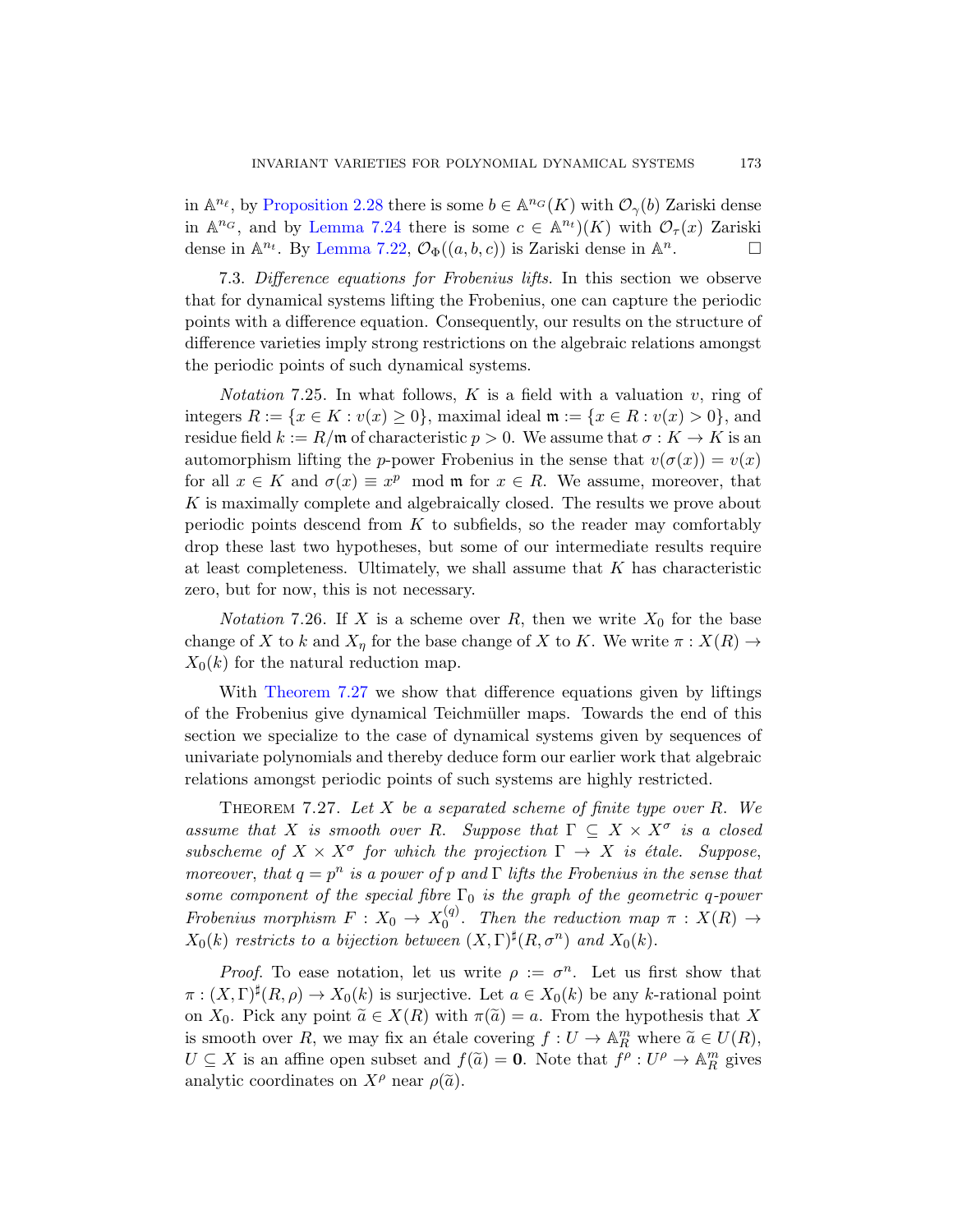in $\mathbb{A}^{n_\ell}$, by Proposition 2.28 there is some $b \in \mathbb{A}^{n_G}(K)$ with $\mathcal{O}_\gamma(b)$ Zariski dense in $\mathbb{A}^{n_G}$, and by Lemma 7.24 there is some $c \in \mathbb{A}^{n_t})(K)$ with $\mathcal{O}_\tau(x)$ Zariski dense in $\mathbb{A}^{n_t}$. By Lemma 7.22, $\mathcal{O}_\Phi((a, b, c))$ is Zariski dense in $\mathbb{A}^n$. □

7.3. *Difference equations for Frobenius lifts.* In this section we observe that for dynamical systems lifting the Frobenius, one can capture the periodic points with a difference equation. Consequently, our results on the structure of difference varieties imply strong restrictions on the algebraic relations amongst the periodic points of such dynamical systems.

*Notation* 7.25. In what follows, $K$ is a field with a valuation $v$, ring of integers $R := \{x \in K : v(x) \geq 0\}$, maximal ideal $\mathfrak{m} := \{x \in R : v(x) > 0\}$, and residue field $k := R/\mathfrak{m}$ of characteristic $p > 0$. We assume that $\sigma : K \to K$ is an automorphism lifting the $p$-power Frobenius in the sense that $v(\sigma(x)) = v(x)$ for all $x \in K$ and $\sigma(x) \equiv x^p \mod \mathfrak{m}$ for $x \in R$. We assume, moreover, that $K$ is maximally complete and algebraically closed. The results we prove about periodic points descend from $K$ to subfields, so the reader may comfortably drop these last two hypotheses, but some of our intermediate results require at least completeness. Ultimately, we shall assume that $K$ has characteristic zero, but for now, this is not necessary.

*Notation* 7.26. If $X$ is a scheme over $R$, then we write $X_0$ for the base change of $X$ to $k$ and $X_\eta$ for the base change of $X$ to $K$. We write $\pi : X(R) \to X_0(k)$ for the natural reduction map.

With Theorem 7.27 we show that difference equations given by liftings of the Frobenius give dynamical Teichmüller maps. Towards the end of this section we specialize to the case of dynamical systems given by sequences of univariate polynomials and thereby deduce form our earlier work that algebraic relations amongst periodic points of such systems are highly restricted.

Theorem 7.27. *Let $X$ be a separated scheme of finite type over $R$. We assume that $X$ is smooth over $R$. Suppose that $\Gamma \subseteq X \times X^\sigma$ is a closed subscheme of $X \times X^\sigma$ for which the projection $\Gamma \to X$ is étale. Suppose, moreover, that $q = p^n$ is a power of $p$ and $\Gamma$ lifts the Frobenius in the sense that some component of the special fibre $\Gamma_0$ is the graph of the geometric $q$-power Frobenius morphism $F : X_0 \to X_0^{(q)}$. Then the reduction map $\pi : X(R) \to X_0(k)$ restricts to a bijection between $(X, \Gamma)^\sharp(R, \sigma^n)$ and $X_0(k)$.*

*Proof.* To ease notation, let us write $\rho := \sigma^n$. Let us first show that $\pi : (X, \Gamma)^\sharp(R, \rho) \to X_0(k)$ is surjective. Let $a \in X_0(k)$ be any $k$-rational point on $X_0$. Pick any point $\widetilde{a} \in X(R)$ with $\pi(\widetilde{a}) = a$. From the hypothesis that $X$ is smooth over $R$, we may fix an étale covering $f : U \to \mathbb{A}^m_R$ where $\widetilde{a} \in U(R)$, $U \subseteq X$ is an affine open subset and $f(\widetilde{a}) = \mathbf{0}$. Note that $f^\rho : U^\rho \to \mathbb{A}^m_R$ gives analytic coordinates on $X^\rho$ near $\rho(\widetilde{a})$.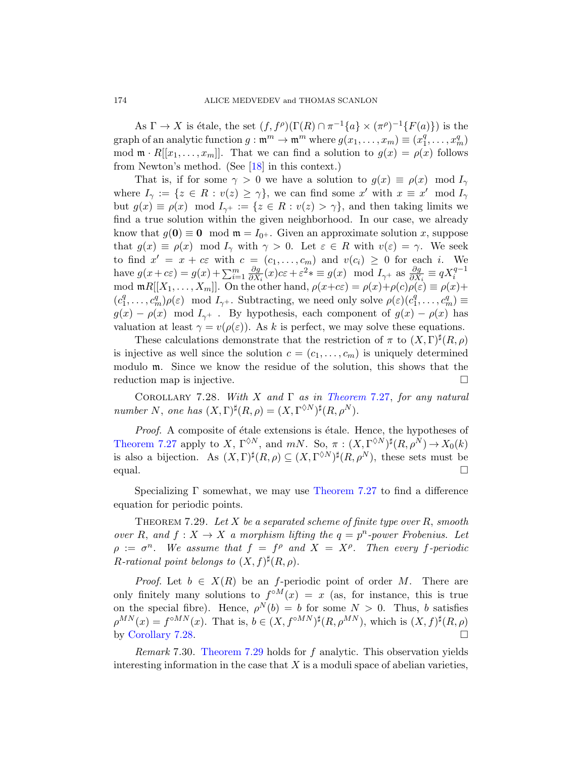As $\Gamma \to X$ is étale, the set $(f, f^\rho)(\Gamma(R) \cap \pi^{-1}\{a\} \times (\pi^\rho)^{-1}\{F(a)\})$ is the graph of an analytic function $g : \mathfrak{m}^m \to \mathfrak{m}^m$ where $g(x_1, \ldots, x_m) \equiv (x_1^q, \ldots, x_m^q)$ mod $\mathfrak{m} \cdot R[[x_1, \ldots, x_m]]$. That we can find a solution to $g(x) = \rho(x)$ follows from Newton's method. (See [18] in this context.)

That is, if for some $\gamma > 0$ we have a solution to $g(x) \equiv \rho(x) \mod I_\gamma$ where $I_\gamma := \{z \in R : v(z) \geq \gamma\}$, we can find some $x'$ with $x \equiv x' \mod I_\gamma$ but $g(x) \equiv \rho(x) \mod I_{\gamma^+} := \{z \in R : v(z) > \gamma\}$, and then taking limits we find a true solution within the given neighborhood. In our case, we already know that $g(\mathbf{0}) \equiv \mathbf{0} \mod \mathfrak{m} = I_{0^+}$. Given an approximate solution $x$, suppose that $g(x) \equiv \rho(x) \mod I_\gamma$ with $\gamma > 0$. Let $\varepsilon \in R$ with $v(\varepsilon) = \gamma$. We seek to find $x' = x + c\varepsilon$ with $c = (c_1, \ldots, c_m)$ and $v(c_i) \geq 0$ for each $i$. We have $g(x + c\varepsilon) = g(x) + \sum_{i=1}^m \frac{\partial g}{\partial X_i}(x)c\varepsilon + \varepsilon^2 * \equiv g(x) \mod I_{\gamma^+}$ as $\frac{\partial g}{\partial X_i} \equiv qX_i^{q-1}$ mod $\mathfrak{m}R[[X_1, \ldots, X_m]]$. On the other hand, $\rho(x + c\varepsilon) = \rho(x) + \rho(c)\rho(\varepsilon) \equiv \rho(x) + (c_1^q, \ldots, c_m^q)\rho(\varepsilon) \mod I_{\gamma^+}$. Subtracting, we need only solve $\rho(\varepsilon)(c_1^q, \ldots, c_m^q) \equiv g(x) - \rho(x) \mod I_{\gamma^+}$ . By hypothesis, each component of $g(x) - \rho(x)$ has valuation at least $\gamma = v(\rho(\varepsilon))$. As $k$ is perfect, we may solve these equations.

These calculations demonstrate that the restriction of $\pi$ to $(X, \Gamma)^\sharp(R, \rho)$ is injective as well since the solution $c = (c_1, \ldots, c_m)$ is uniquely determined modulo $\mathfrak{m}$. Since we know the residue of the solution, this shows that the reduction map is injective. □

Corollary 7.28. *With $X$ and $\Gamma$ as in Theorem 7.27, for any natural number $N$, one has $(X, \Gamma)^\sharp(R, \rho) = (X, \Gamma^{\Diamond N})^\sharp(R, \rho^N)$.*

*Proof.* A composite of étale extensions is étale. Hence, the hypotheses of Theorem 7.27 apply to $X$, $\Gamma^{\Diamond N}$, and $mN$. So, $\pi : (X, \Gamma^{\Diamond N})^\sharp(R, \rho^N) \to X_0(k)$ is also a bijection. As $(X, \Gamma)^\sharp(R, \rho) \subseteq (X, \Gamma^{\Diamond N})^\sharp(R, \rho^N)$, these sets must be equal. □

Specializing $\Gamma$ somewhat, we may use Theorem 7.27 to find a difference equation for periodic points.

Theorem 7.29. *Let $X$ be a separated scheme of finite type over $R$, smooth over $R$, and $f : X \to X$ a morphism lifting the $q = p^n$-power Frobenius. Let $\rho := \sigma^n$. We assume that $f = f^\rho$ and $X = X^\rho$. Then every $f$-periodic $R$-rational point belongs to $(X, f)^\sharp(R, \rho)$.*

*Proof.* Let $b \in X(R)$ be an $f$-periodic point of order $M$. There are only finitely many solutions to $f^{\circ M}(x) = x$ (as, for instance, this is true on the special fibre). Hence, $\rho^N(b) = b$ for some $N > 0$. Thus, $b$ satisfies $\rho^{MN}(x) = f^{\circ MN}(x)$. That is, $b \in (X, f^{\circ MN})^\sharp(R, \rho^{MN})$, which is $(X, f)^\sharp(R, \rho)$ by Corollary 7.28. □

*Remark* 7.30. Theorem 7.29 holds for $f$ analytic. This observation yields interesting information in the case that $X$ is a moduli space of abelian varieties,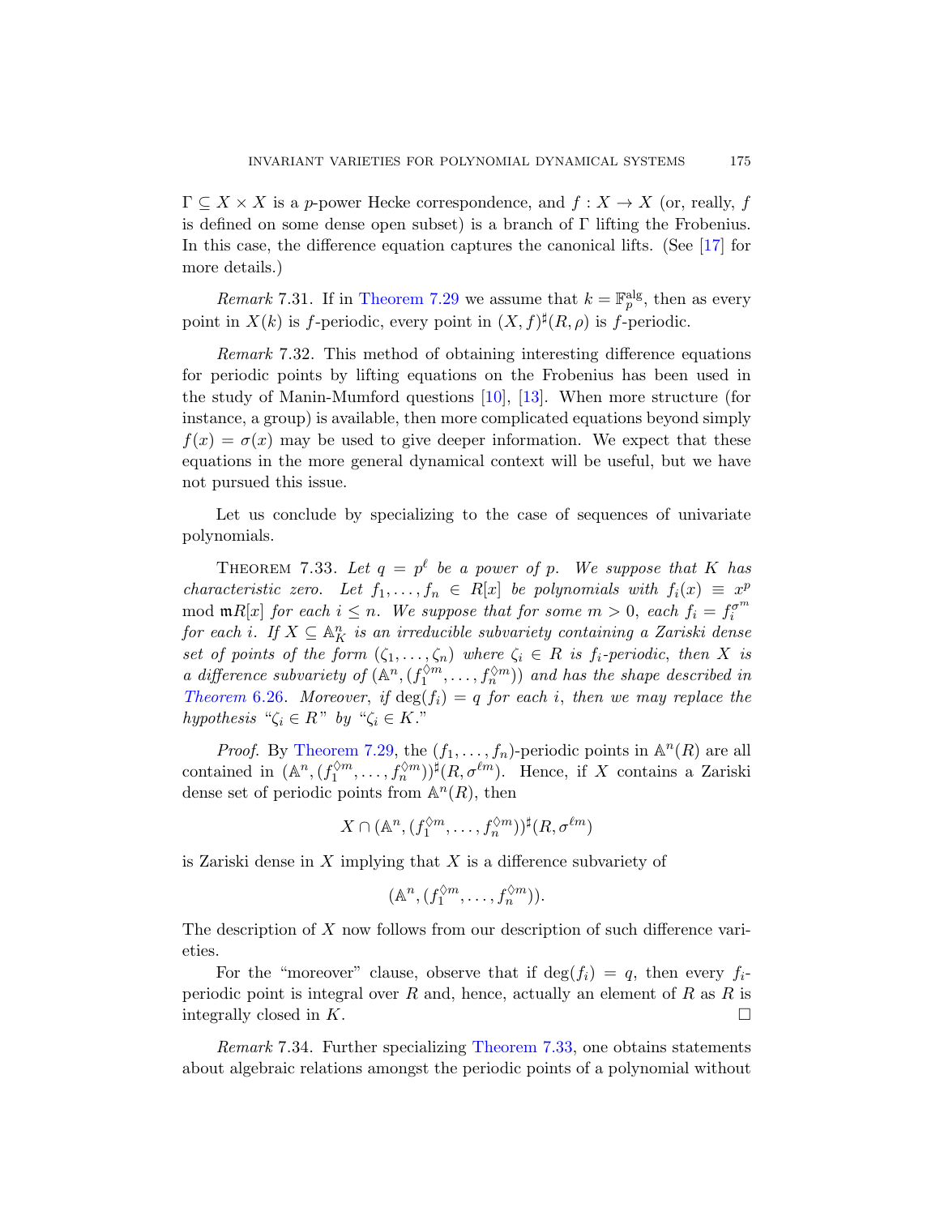$\Gamma \subseteq X \times X$ is a $p$-power Hecke correspondence, and $f : X \to X$ (or, really, $f$ is defined on some dense open subset) is a branch of $\Gamma$ lifting the Frobenius. In this case, the difference equation captures the canonical lifts. (See [17] for more details.)

*Remark* 7.31. If in Theorem 7.29 we assume that $k = \mathbb{F}_p^{\text{alg}}$, then as every point in $X(k)$ is $f$-periodic, every point in $(X, f)^\sharp(R, \rho)$ is $f$-periodic.

*Remark* 7.32. This method of obtaining interesting difference equations for periodic points by lifting equations on the Frobenius has been used in the study of Manin-Mumford questions [10], [13]. When more structure (for instance, a group) is available, then more complicated equations beyond simply $f(x) = \sigma(x)$ may be used to give deeper information. We expect that these equations in the more general dynamical context will be useful, but we have not pursued this issue.

Let us conclude by specializing to the case of sequences of univariate polynomials.

THEOREM 7.33. *Let $q = p^\ell$ be a power of $p$. We suppose that $K$ has characteristic zero. Let $f_1, \ldots, f_n \in R[x]$ be polynomials with $f_i(x) \equiv x^p \mod \mathfrak{m}R[x]$ for each $i \leq n$. We suppose that for some $m > 0$, each $f_i = f_i^{\sigma^m}$ for each $i$. If $X \subseteq \mathbb{A}^n_K$ is an irreducible subvariety containing a Zariski dense set of points of the form $(\zeta_1, \ldots, \zeta_n)$ where $\zeta_i \in R$ is $f_i$-periodic, then $X$ is a difference subvariety of $(\mathbb{A}^n, (f_1^{\lozenge m}, \ldots, f_n^{\lozenge m}))$ and has the shape described in Theorem 6.26. Moreover, if $\deg(f_i) = q$ for each $i$, then we may replace the hypothesis "$\zeta_i \in R$" by "$\zeta_i \in K$."*

*Proof.* By Theorem 7.29, the $(f_1, \ldots, f_n)$-periodic points in $\mathbb{A}^n(R)$ are all contained in $(\mathbb{A}^n, (f_1^{\lozenge m}, \ldots, f_n^{\lozenge m}))^\sharp(R, \sigma^{\ell m})$. Hence, if $X$ contains a Zariski dense set of periodic points from $\mathbb{A}^n(R)$, then

$$X \cap (\mathbb{A}^n, (f_1^{\lozenge m}, \ldots, f_n^{\lozenge m}))^\sharp(R, \sigma^{\ell m})$$

is Zariski dense in $X$ implying that $X$ is a difference subvariety of

$$(\mathbb{A}^n, (f_1^{\lozenge m}, \ldots, f_n^{\lozenge m})).$$

The description of $X$ now follows from our description of such difference varieties.

For the "moreover" clause, observe that if $\deg(f_i) = q$, then every $f_i$-periodic point is integral over $R$ and, hence, actually an element of $R$ as $R$ is integrally closed in $K$. $\square$

*Remark* 7.34. Further specializing Theorem 7.33, one obtains statements about algebraic relations amongst the periodic points of a polynomial without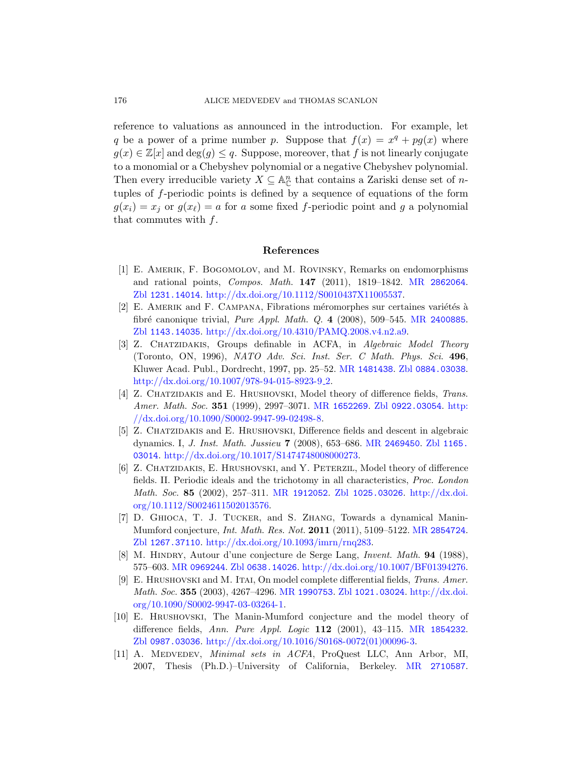reference to valuations as announced in the introduction. For example, let $q$ be a power of a prime number $p$. Suppose that $f(x) = x^q + pg(x)$ where $g(x) \in \mathbb{Z}[x]$ and $\deg(g) \leq q$. Suppose, moreover, that $f$ is not linearly conjugate to a monomial or a Chebyshev polynomial or a negative Chebyshev polynomial. Then every irreducible variety $X \subseteq \mathbb{A}^n_{\mathbb{C}}$ that contains a Zariski dense set of $n$-tuples of $f$-periodic points is defined by a sequence of equations of the form $g(x_i) = x_j$ or $g(x_\ell) = a$ for $a$ some fixed $f$-periodic point and $g$ a polynomial that commutes with $f$.

## References

[1] E. Amerik, F. Bogomolov, and M. Rovinsky, Remarks on endomorphisms and rational points, *Compos. Math.* **147** (2011), 1819–1842. MR 2862064. Zbl 1231.14014. http://dx.doi.org/10.1112/S0010437X11005537.

[2] E. Amerik and F. Campana, Fibrations méromorphes sur certaines variétés à fibré canonique trivial, *Pure Appl. Math. Q.* **4** (2008), 509–545. MR 2400885. Zbl 1143.14035. http://dx.doi.org/10.4310/PAMQ.2008.v4.n2.a9.

[3] Z. Chatzidakis, Groups definable in ACFA, in *Algebraic Model Theory* (Toronto, ON, 1996), *NATO Adv. Sci. Inst. Ser. C Math. Phys. Sci.* **496**, Kluwer Acad. Publ., Dordrecht, 1997, pp. 25–52. MR 1481438. Zbl 0884.03038. http://dx.doi.org/10.1007/978-94-015-8923-9_2.

[4] Z. Chatzidakis and E. Hrushovski, Model theory of difference fields, *Trans. Amer. Math. Soc.* **351** (1999), 2997–3071. MR 1652269. Zbl 0922.03054. http://dx.doi.org/10.1090/S0002-9947-99-02498-8.

[5] Z. Chatzidakis and E. Hrushovski, Difference fields and descent in algebraic dynamics. I, *J. Inst. Math. Jussieu* **7** (2008), 653–686. MR 2469450. Zbl 1165.03014. http://dx.doi.org/10.1017/S1474748008000273.

[6] Z. Chatzidakis, E. Hrushovski, and Y. Peterzil, Model theory of difference fields. II. Periodic ideals and the trichotomy in all characteristics, *Proc. London Math. Soc.* **85** (2002), 257–311. MR 1912052. Zbl 1025.03026. http://dx.doi.org/10.1112/S0024611502013576.

[7] D. Ghioca, T. J. Tucker, and S. Zhang, Towards a dynamical Manin-Mumford conjecture, *Int. Math. Res. Not.* **2011** (2011), 5109–5122. MR 2854724. Zbl 1267.37110. http://dx.doi.org/10.1093/imrn/rnq283.

[8] M. Hindry, Autour d'une conjecture de Serge Lang, *Invent. Math.* **94** (1988), 575–603. MR 0969244. Zbl 0638.14026. http://dx.doi.org/10.1007/BF01394276.

[9] E. Hrushovski and M. Itai, On model complete differential fields, *Trans. Amer. Math. Soc.* **355** (2003), 4267–4296. MR 1990753. Zbl 1021.03024. http://dx.doi.org/10.1090/S0002-9947-03-03264-1.

[10] E. Hrushovski, The Manin-Mumford conjecture and the model theory of difference fields, *Ann. Pure Appl. Logic* **112** (2001), 43–115. MR 1854232. Zbl 0987.03036. http://dx.doi.org/10.1016/S0168-0072(01)00096-3.

[11] A. Medvedev, *Minimal sets in ACFA*, ProQuest LLC, Ann Arbor, MI, 2007, Thesis (Ph.D.)–University of California, Berkeley. MR 2710587.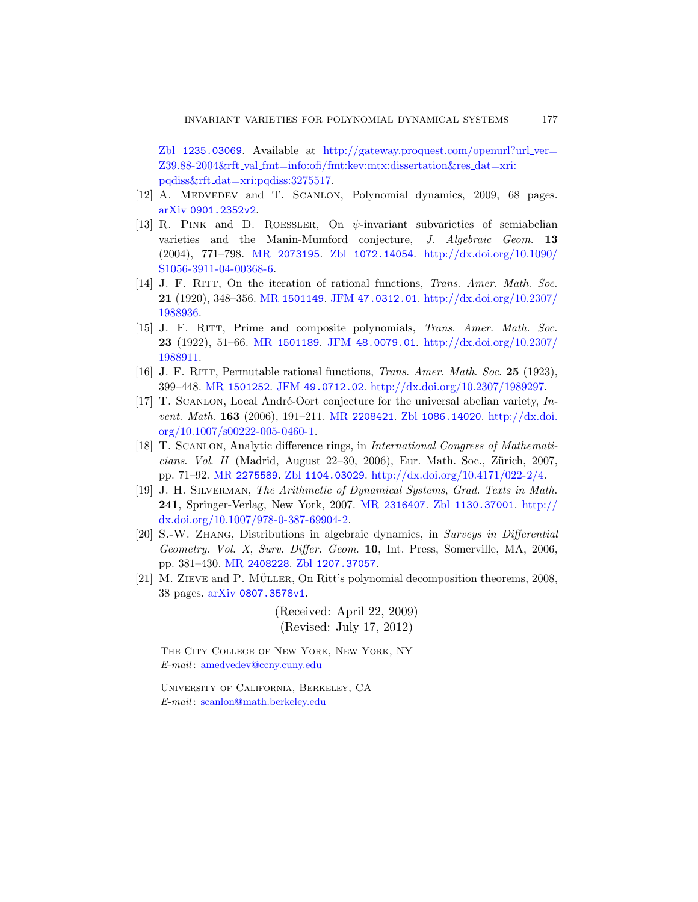Zbl 1235.03069. Available at http://gateway.proquest.com/openurl?url_ver=Z39.88-2004&rft_val_fmt=info:ofi/fmt:kev:mtx:dissertation&res_dat=xri:pqdiss&rft_dat=xri:pqdiss:3275517.

[12] A. Medvedev and T. Scanlon, Polynomial dynamics, 2009, 68 pages. arXiv 0901.2352v2.

[13] R. Pink and D. Roessler, On $\psi$-invariant subvarieties of semiabelian varieties and the Manin-Mumford conjecture, *J. Algebraic Geom.* **13** (2004), 771–798. MR 2073195. Zbl 1072.14054. http://dx.doi.org/10.1090/S1056-3911-04-00368-6.

[14] J. F. Ritt, On the iteration of rational functions, *Trans. Amer. Math. Soc.* **21** (1920), 348–356. MR 1501149. JFM 47.0312.01. http://dx.doi.org/10.2307/1988936.

[15] J. F. Ritt, Prime and composite polynomials, *Trans. Amer. Math. Soc.* **23** (1922), 51–66. MR 1501189. JFM 48.0079.01. http://dx.doi.org/10.2307/1988911.

[16] J. F. Ritt, Permutable rational functions, *Trans. Amer. Math. Soc.* **25** (1923), 399–448. MR 1501252. JFM 49.0712.02. http://dx.doi.org/10.2307/1989297.

[17] T. Scanlon, Local André-Oort conjecture for the universal abelian variety, *Invent. Math.* **163** (2006), 191–211. MR 2208421. Zbl 1086.14020. http://dx.doi.org/10.1007/s00222-005-0460-1.

[18] T. Scanlon, Analytic difference rings, in *International Congress of Mathematicians. Vol. II* (Madrid, August 22–30, 2006), Eur. Math. Soc., Zürich, 2007, pp. 71–92. MR 2275589. Zbl 1104.03029. http://dx.doi.org/10.4171/022-2/4.

[19] J. H. Silverman, *The Arithmetic of Dynamical Systems*, *Grad. Texts in Math.* **241**, Springer-Verlag, New York, 2007. MR 2316407. Zbl 1130.37001. http://dx.doi.org/10.1007/978-0-387-69904-2.

[20] S.-W. Zhang, Distributions in algebraic dynamics, in *Surveys in Differential Geometry. Vol. X*, *Surv. Differ. Geom.* **10**, Int. Press, Somerville, MA, 2006, pp. 381–430. MR 2408228. Zbl 1207.37057.

[21] M. Zieve and P. Müller, On Ritt's polynomial decomposition theorems, 2008, 38 pages. arXiv 0807.3578v1.

(Received: April 22, 2009)
(Revised: July 17, 2012)

The City College of New York, New York, NY
*E-mail*: amedvedev@ccny.cuny.edu

University of California, Berkeley, CA
*E-mail*: scanlon@math.berkeley.edu